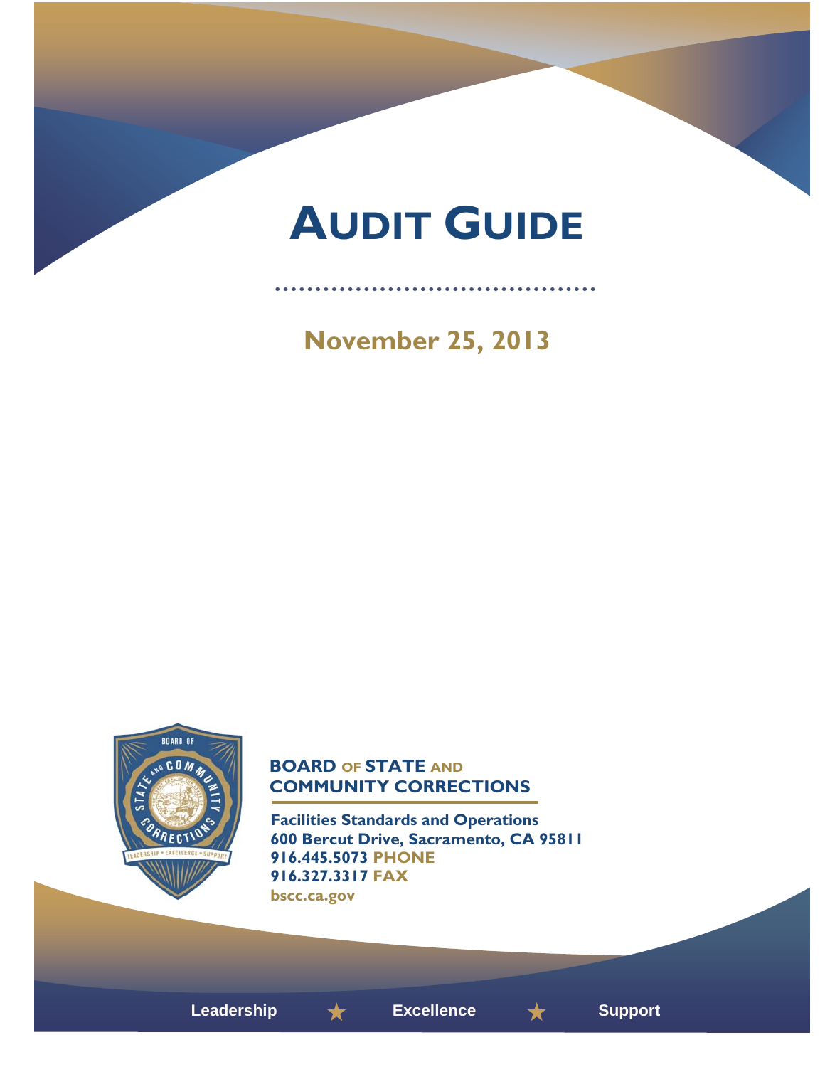# AUDIT GUIDE

**November 25, 2013**

**BOARD OF STATE AND COMMUNITY CORRECTIONS**

**Facilities Standards and Operations**
**600 Bercut Drive, Sacramento, CA 95811**
**916.445.5073 PHONE**
**916.327.3317 FAX**
**bscc.ca.gov**

Leadership ★ Excellence ★ Support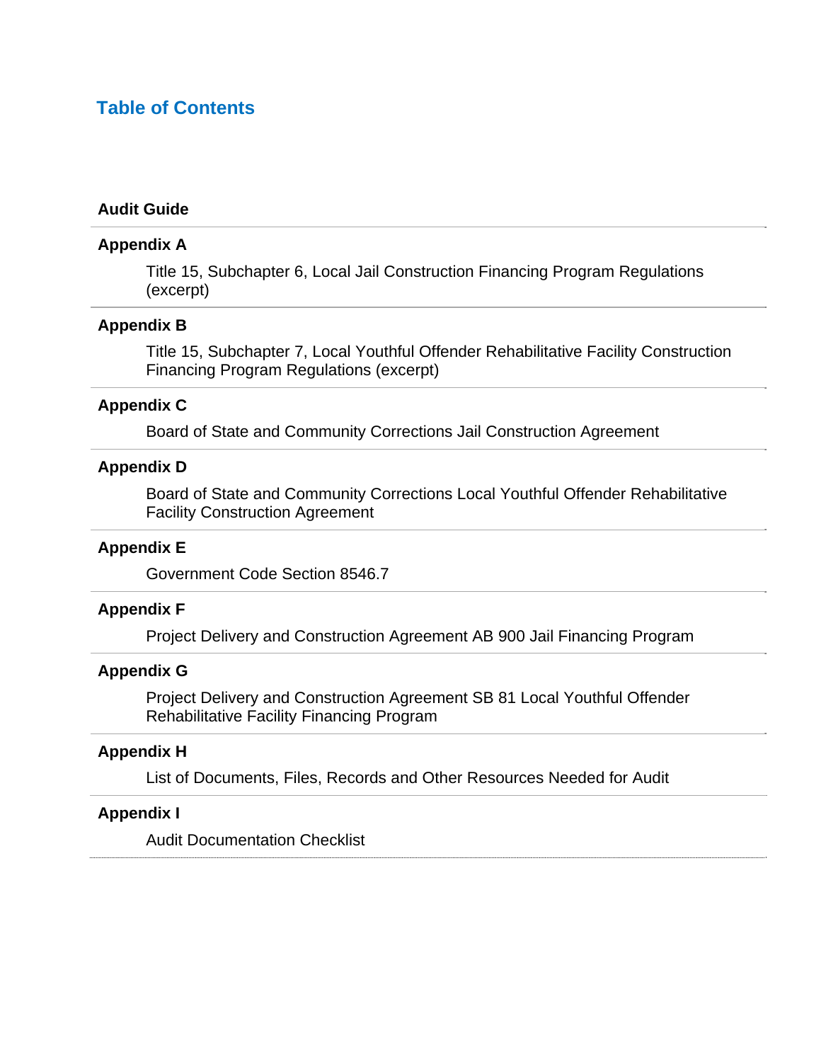# Table of Contents

**Audit Guide**

**Appendix A**

Title 15, Subchapter 6, Local Jail Construction Financing Program Regulations (excerpt)

**Appendix B**

Title 15, Subchapter 7, Local Youthful Offender Rehabilitative Facility Construction Financing Program Regulations (excerpt)

**Appendix C**

Board of State and Community Corrections Jail Construction Agreement

**Appendix D**

Board of State and Community Corrections Local Youthful Offender Rehabilitative Facility Construction Agreement

**Appendix E**

Government Code Section 8546.7

**Appendix F**

Project Delivery and Construction Agreement AB 900 Jail Financing Program

**Appendix G**

Project Delivery and Construction Agreement SB 81 Local Youthful Offender Rehabilitative Facility Financing Program

**Appendix H**

List of Documents, Files, Records and Other Resources Needed for Audit

**Appendix I**

Audit Documentation Checklist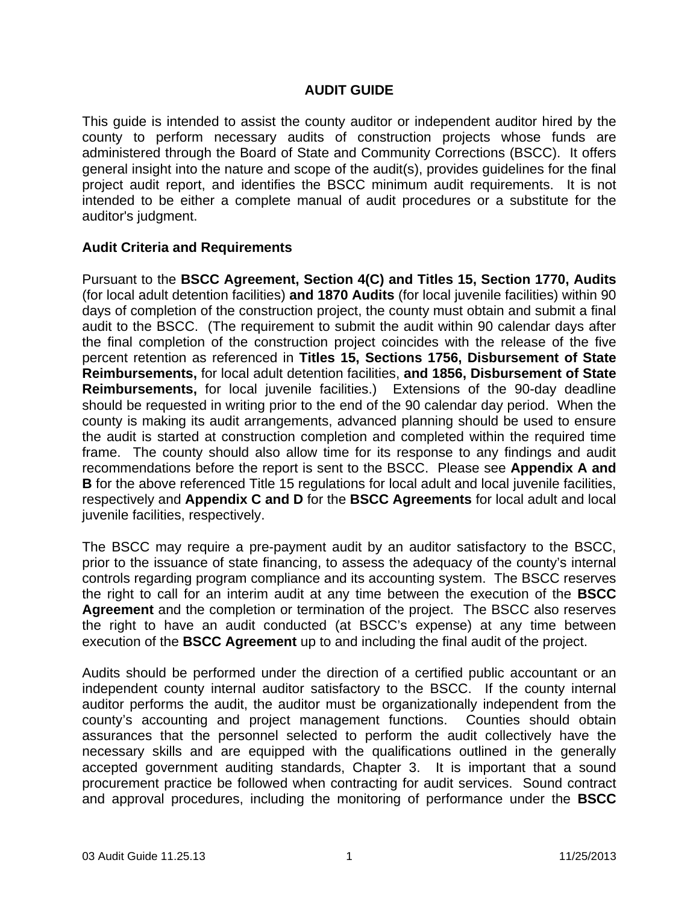# AUDIT GUIDE

This guide is intended to assist the county auditor or independent auditor hired by the county to perform necessary audits of construction projects whose funds are administered through the Board of State and Community Corrections (BSCC). It offers general insight into the nature and scope of the audit(s), provides guidelines for the final project audit report, and identifies the BSCC minimum audit requirements. It is not intended to be either a complete manual of audit procedures or a substitute for the auditor's judgment.

## Audit Criteria and Requirements

Pursuant to the **BSCC Agreement, Section 4(C) and Titles 15, Section 1770, Audits** (for local adult detention facilities) **and 1870 Audits** (for local juvenile facilities) within 90 days of completion of the construction project, the county must obtain and submit a final audit to the BSCC. (The requirement to submit the audit within 90 calendar days after the final completion of the construction project coincides with the release of the five percent retention as referenced in **Titles 15, Sections 1756, Disbursement of State Reimbursements,** for local adult detention facilities, **and 1856, Disbursement of State Reimbursements,** for local juvenile facilities.) Extensions of the 90-day deadline should be requested in writing prior to the end of the 90 calendar day period. When the county is making its audit arrangements, advanced planning should be used to ensure the audit is started at construction completion and completed within the required time frame. The county should also allow time for its response to any findings and audit recommendations before the report is sent to the BSCC. Please see **Appendix A and B** for the above referenced Title 15 regulations for local adult and local juvenile facilities, respectively and **Appendix C and D** for the **BSCC Agreements** for local adult and local juvenile facilities, respectively.

The BSCC may require a pre-payment audit by an auditor satisfactory to the BSCC, prior to the issuance of state financing, to assess the adequacy of the county's internal controls regarding program compliance and its accounting system. The BSCC reserves the right to call for an interim audit at any time between the execution of the **BSCC Agreement** and the completion or termination of the project. The BSCC also reserves the right to have an audit conducted (at BSCC's expense) at any time between execution of the **BSCC Agreement** up to and including the final audit of the project.

Audits should be performed under the direction of a certified public accountant or an independent county internal auditor satisfactory to the BSCC. If the county internal auditor performs the audit, the auditor must be organizationally independent from the county's accounting and project management functions. Counties should obtain assurances that the personnel selected to perform the audit collectively have the necessary skills and are equipped with the qualifications outlined in the generally accepted government auditing standards, Chapter 3. It is important that a sound procurement practice be followed when contracting for audit services. Sound contract and approval procedures, including the monitoring of performance under the **BSCC**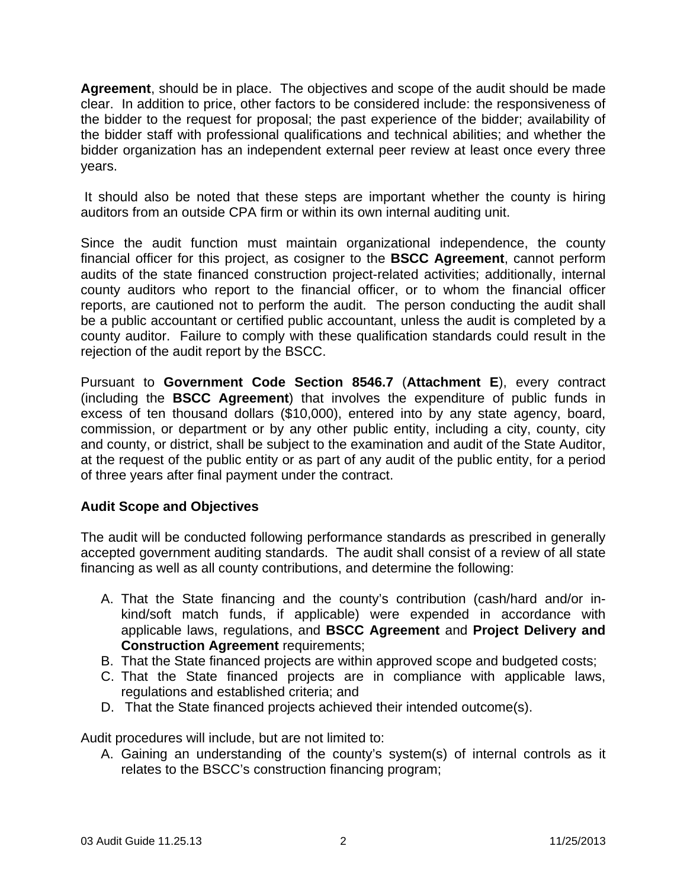**Agreement**, should be in place. The objectives and scope of the audit should be made clear. In addition to price, other factors to be considered include: the responsiveness of the bidder to the request for proposal; the past experience of the bidder; availability of the bidder staff with professional qualifications and technical abilities; and whether the bidder organization has an independent external peer review at least once every three years.

It should also be noted that these steps are important whether the county is hiring auditors from an outside CPA firm or within its own internal auditing unit.

Since the audit function must maintain organizational independence, the county financial officer for this project, as cosigner to the **BSCC Agreement**, cannot perform audits of the state financed construction project-related activities; additionally, internal county auditors who report to the financial officer, or to whom the financial officer reports, are cautioned not to perform the audit. The person conducting the audit shall be a public accountant or certified public accountant, unless the audit is completed by a county auditor. Failure to comply with these qualification standards could result in the rejection of the audit report by the BSCC.

Pursuant to **Government Code Section 8546.7** (**Attachment E**), every contract (including the **BSCC Agreement**) that involves the expenditure of public funds in excess of ten thousand dollars ($10,000), entered into by any state agency, board, commission, or department or by any other public entity, including a city, county, city and county, or district, shall be subject to the examination and audit of the State Auditor, at the request of the public entity or as part of any audit of the public entity, for a period of three years after final payment under the contract.

**Audit Scope and Objectives**

The audit will be conducted following performance standards as prescribed in generally accepted government auditing standards. The audit shall consist of a review of all state financing as well as all county contributions, and determine the following:

A. That the State financing and the county's contribution (cash/hard and/or in-kind/soft match funds, if applicable) were expended in accordance with applicable laws, regulations, and **BSCC Agreement** and **Project Delivery and Construction Agreement** requirements;
B. That the State financed projects are within approved scope and budgeted costs;
C. That the State financed projects are in compliance with applicable laws, regulations and established criteria; and
D. That the State financed projects achieved their intended outcome(s).

Audit procedures will include, but are not limited to:

A. Gaining an understanding of the county's system(s) of internal controls as it relates to the BSCC's construction financing program;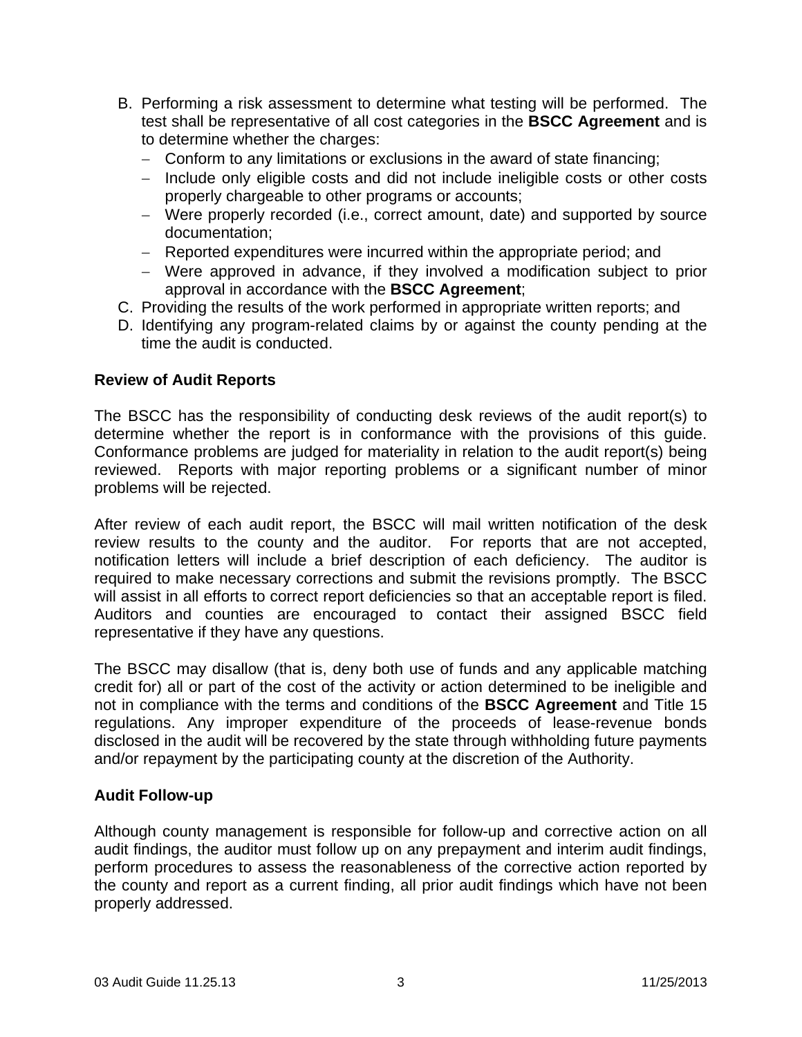B. Performing a risk assessment to determine what testing will be performed. The test shall be representative of all cost categories in the **BSCC Agreement** and is to determine whether the charges:
   - Conform to any limitations or exclusions in the award of state financing;
   - Include only eligible costs and did not include ineligible costs or other costs properly chargeable to other programs or accounts;
   - Were properly recorded (i.e., correct amount, date) and supported by source documentation;
   - Reported expenditures were incurred within the appropriate period; and
   - Were approved in advance, if they involved a modification subject to prior approval in accordance with the **BSCC Agreement**;
C. Providing the results of the work performed in appropriate written reports; and
D. Identifying any program-related claims by or against the county pending at the time the audit is conducted.

**Review of Audit Reports**

The BSCC has the responsibility of conducting desk reviews of the audit report(s) to determine whether the report is in conformance with the provisions of this guide. Conformance problems are judged for materiality in relation to the audit report(s) being reviewed. Reports with major reporting problems or a significant number of minor problems will be rejected.

After review of each audit report, the BSCC will mail written notification of the desk review results to the county and the auditor. For reports that are not accepted, notification letters will include a brief description of each deficiency. The auditor is required to make necessary corrections and submit the revisions promptly. The BSCC will assist in all efforts to correct report deficiencies so that an acceptable report is filed. Auditors and counties are encouraged to contact their assigned BSCC field representative if they have any questions.

The BSCC may disallow (that is, deny both use of funds and any applicable matching credit for) all or part of the cost of the activity or action determined to be ineligible and not in compliance with the terms and conditions of the **BSCC Agreement** and Title 15 regulations. Any improper expenditure of the proceeds of lease-revenue bonds disclosed in the audit will be recovered by the state through withholding future payments and/or repayment by the participating county at the discretion of the Authority.

**Audit Follow-up**

Although county management is responsible for follow-up and corrective action on all audit findings, the auditor must follow up on any prepayment and interim audit findings, perform procedures to assess the reasonableness of the corrective action reported by the county and report as a current finding, all prior audit findings which have not been properly addressed.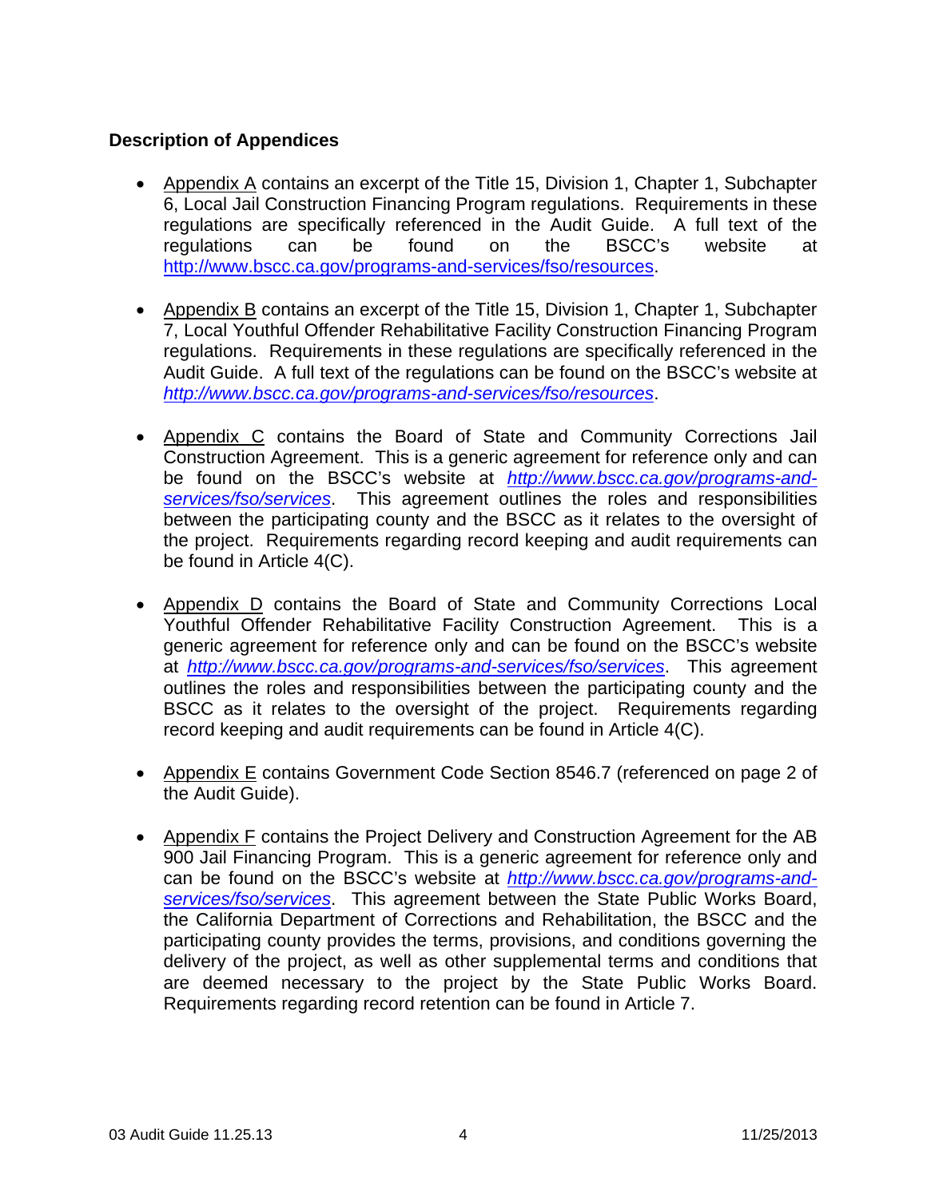**Description of Appendices**

- Appendix A contains an excerpt of the Title 15, Division 1, Chapter 1, Subchapter 6, Local Jail Construction Financing Program regulations. Requirements in these regulations are specifically referenced in the Audit Guide. A full text of the regulations can be found on the BSCC's website at http://www.bscc.ca.gov/programs-and-services/fso/resources.

- Appendix B contains an excerpt of the Title 15, Division 1, Chapter 1, Subchapter 7, Local Youthful Offender Rehabilitative Facility Construction Financing Program regulations. Requirements in these regulations are specifically referenced in the Audit Guide. A full text of the regulations can be found on the BSCC's website at *http://www.bscc.ca.gov/programs-and-services/fso/resources*.

- Appendix C contains the Board of State and Community Corrections Jail Construction Agreement. This is a generic agreement for reference only and can be found on the BSCC's website at *http://www.bscc.ca.gov/programs-and-services/fso/services*. This agreement outlines the roles and responsibilities between the participating county and the BSCC as it relates to the oversight of the project. Requirements regarding record keeping and audit requirements can be found in Article 4(C).

- Appendix D contains the Board of State and Community Corrections Local Youthful Offender Rehabilitative Facility Construction Agreement. This is a generic agreement for reference only and can be found on the BSCC's website at *http://www.bscc.ca.gov/programs-and-services/fso/services*. This agreement outlines the roles and responsibilities between the participating county and the BSCC as it relates to the oversight of the project. Requirements regarding record keeping and audit requirements can be found in Article 4(C).

- Appendix E contains Government Code Section 8546.7 (referenced on page 2 of the Audit Guide).

- Appendix F contains the Project Delivery and Construction Agreement for the AB 900 Jail Financing Program. This is a generic agreement for reference only and can be found on the BSCC's website at *http://www.bscc.ca.gov/programs-and-services/fso/services*. This agreement between the State Public Works Board, the California Department of Corrections and Rehabilitation, the BSCC and the participating county provides the terms, provisions, and conditions governing the delivery of the project, as well as other supplemental terms and conditions that are deemed necessary to the project by the State Public Works Board. Requirements regarding record retention can be found in Article 7.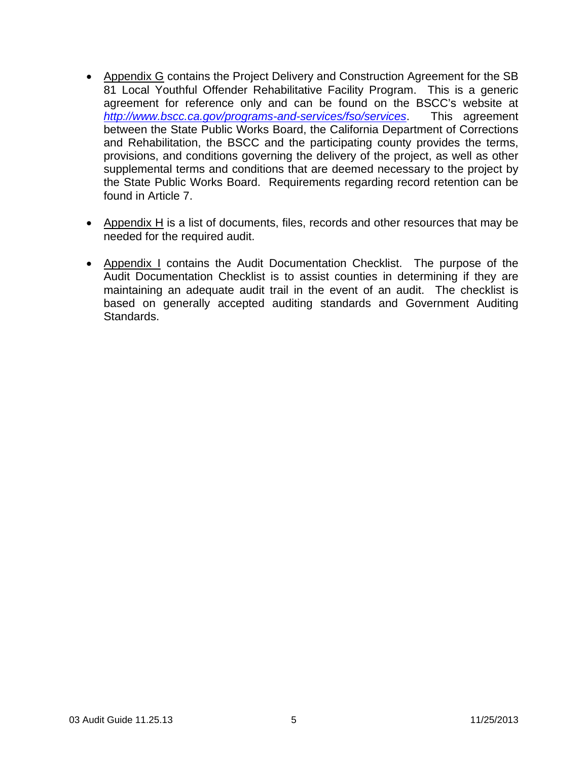- Appendix G contains the Project Delivery and Construction Agreement for the SB 81 Local Youthful Offender Rehabilitative Facility Program. This is a generic agreement for reference only and can be found on the BSCC's website at *http://www.bscc.ca.gov/programs-and-services/fso/services*. This agreement between the State Public Works Board, the California Department of Corrections and Rehabilitation, the BSCC and the participating county provides the terms, provisions, and conditions governing the delivery of the project, as well as other supplemental terms and conditions that are deemed necessary to the project by the State Public Works Board. Requirements regarding record retention can be found in Article 7.

- Appendix H is a list of documents, files, records and other resources that may be needed for the required audit.

- Appendix I contains the Audit Documentation Checklist. The purpose of the Audit Documentation Checklist is to assist counties in determining if they are maintaining an adequate audit trail in the event of an audit. The checklist is based on generally accepted auditing standards and Government Auditing Standards.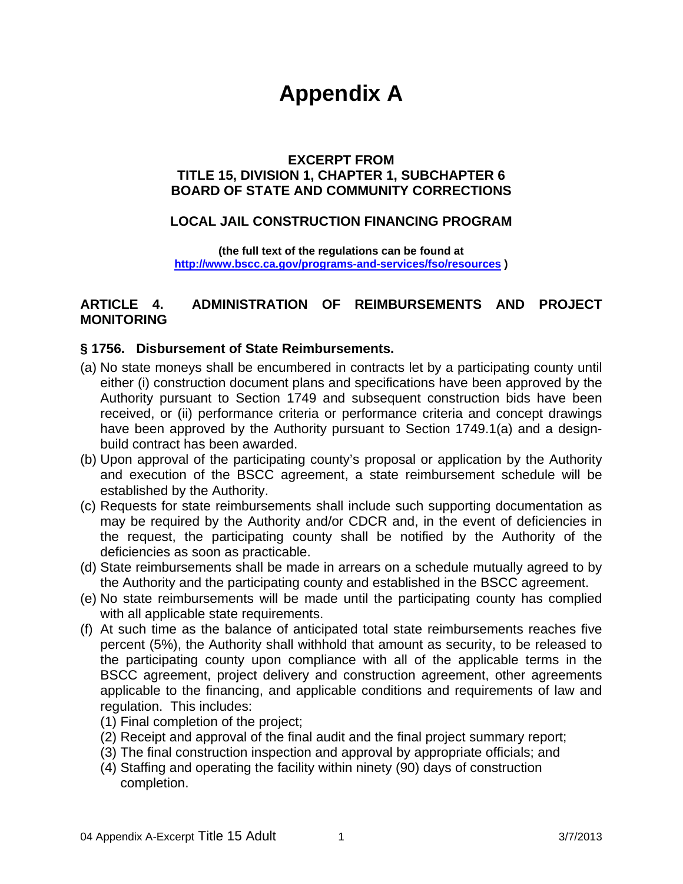# Appendix A

**EXCERPT FROM**
**TITLE 15, DIVISION 1, CHAPTER 1, SUBCHAPTER 6**
**BOARD OF STATE AND COMMUNITY CORRECTIONS**

**LOCAL JAIL CONSTRUCTION FINANCING PROGRAM**

**(the full text of the regulations can be found at [http://www.bscc.ca.gov/programs-and-services/fso/resources](http://www.bscc.ca.gov/programs-and-services/fso/resources) )**

## ARTICLE 4. ADMINISTRATION OF REIMBURSEMENTS AND PROJECT MONITORING

### § 1756. Disbursement of State Reimbursements.

(a) No state moneys shall be encumbered in contracts let by a participating county until either (i) construction document plans and specifications have been approved by the Authority pursuant to Section 1749 and subsequent construction bids have been received, or (ii) performance criteria or performance criteria and concept drawings have been approved by the Authority pursuant to Section 1749.1(a) and a design-build contract has been awarded.

(b) Upon approval of the participating county's proposal or application by the Authority and execution of the BSCC agreement, a state reimbursement schedule will be established by the Authority.

(c) Requests for state reimbursements shall include such supporting documentation as may be required by the Authority and/or CDCR and, in the event of deficiencies in the request, the participating county shall be notified by the Authority of the deficiencies as soon as practicable.

(d) State reimbursements shall be made in arrears on a schedule mutually agreed to by the Authority and the participating county and established in the BSCC agreement.

(e) No state reimbursements will be made until the participating county has complied with all applicable state requirements.

(f) At such time as the balance of anticipated total state reimbursements reaches five percent (5%), the Authority shall withhold that amount as security, to be released to the participating county upon compliance with all of the applicable terms in the BSCC agreement, project delivery and construction agreement, other agreements applicable to the financing, and applicable conditions and requirements of law and regulation. This includes:

  (1) Final completion of the project;
  (2) Receipt and approval of the final audit and the final project summary report;
  (3) The final construction inspection and approval by appropriate officials; and
  (4) Staffing and operating the facility within ninety (90) days of construction completion.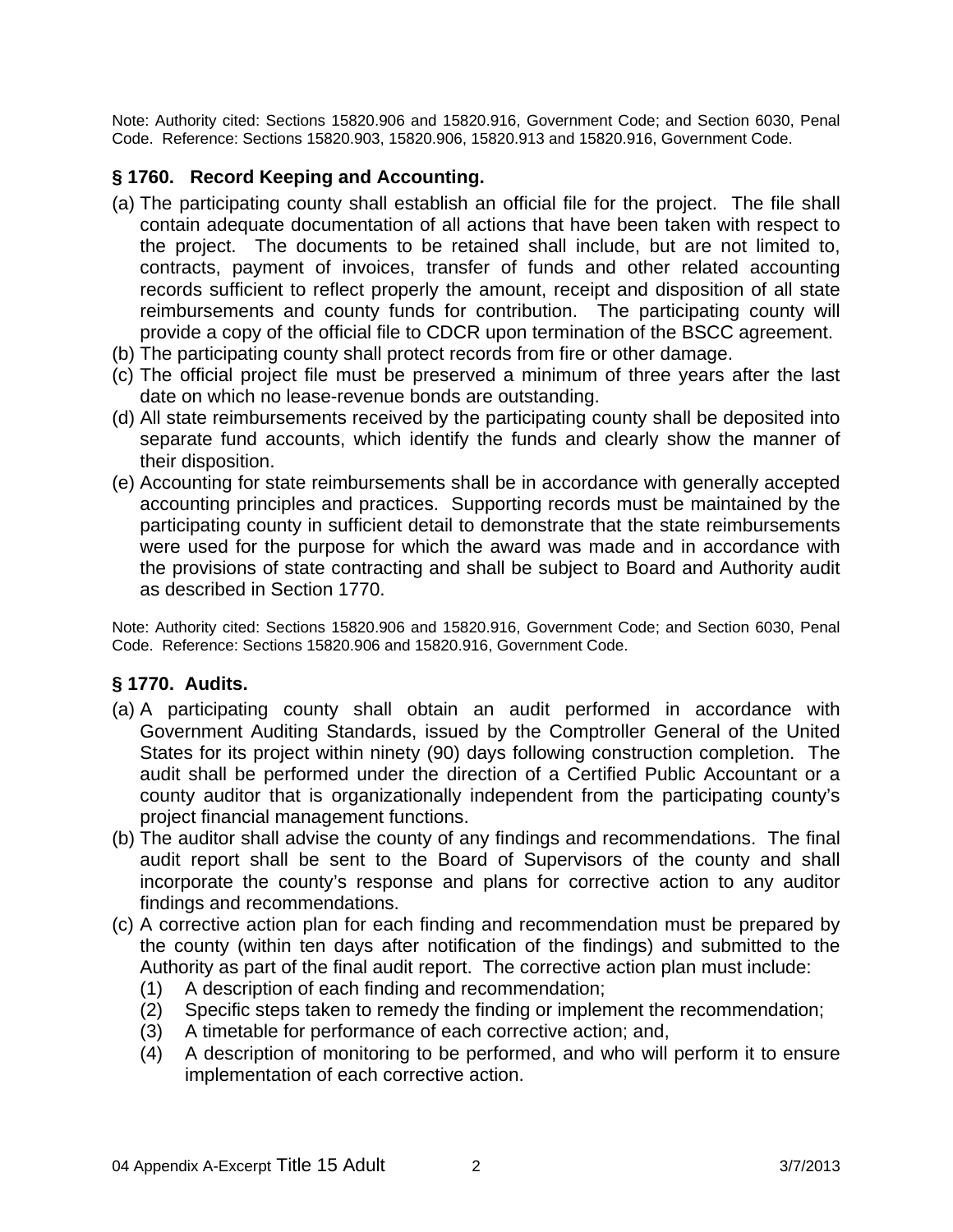Note: Authority cited: Sections 15820.906 and 15820.916, Government Code; and Section 6030, Penal Code. Reference: Sections 15820.903, 15820.906, 15820.913 and 15820.916, Government Code.

**§ 1760. Record Keeping and Accounting.**

(a) The participating county shall establish an official file for the project. The file shall contain adequate documentation of all actions that have been taken with respect to the project. The documents to be retained shall include, but are not limited to, contracts, payment of invoices, transfer of funds and other related accounting records sufficient to reflect properly the amount, receipt and disposition of all state reimbursements and county funds for contribution. The participating county will provide a copy of the official file to CDCR upon termination of the BSCC agreement.

(b) The participating county shall protect records from fire or other damage.

(c) The official project file must be preserved a minimum of three years after the last date on which no lease-revenue bonds are outstanding.

(d) All state reimbursements received by the participating county shall be deposited into separate fund accounts, which identify the funds and clearly show the manner of their disposition.

(e) Accounting for state reimbursements shall be in accordance with generally accepted accounting principles and practices. Supporting records must be maintained by the participating county in sufficient detail to demonstrate that the state reimbursements were used for the purpose for which the award was made and in accordance with the provisions of state contracting and shall be subject to Board and Authority audit as described in Section 1770.

Note: Authority cited: Sections 15820.906 and 15820.916, Government Code; and Section 6030, Penal Code. Reference: Sections 15820.906 and 15820.916, Government Code.

**§ 1770. Audits.**

(a) A participating county shall obtain an audit performed in accordance with Government Auditing Standards, issued by the Comptroller General of the United States for its project within ninety (90) days following construction completion. The audit shall be performed under the direction of a Certified Public Accountant or a county auditor that is organizationally independent from the participating county's project financial management functions.

(b) The auditor shall advise the county of any findings and recommendations. The final audit report shall be sent to the Board of Supervisors of the county and shall incorporate the county's response and plans for corrective action to any auditor findings and recommendations.

(c) A corrective action plan for each finding and recommendation must be prepared by the county (within ten days after notification of the findings) and submitted to the Authority as part of the final audit report. The corrective action plan must include:

  (1) A description of each finding and recommendation;

  (2) Specific steps taken to remedy the finding or implement the recommendation;

  (3) A timetable for performance of each corrective action; and,

  (4) A description of monitoring to be performed, and who will perform it to ensure implementation of each corrective action.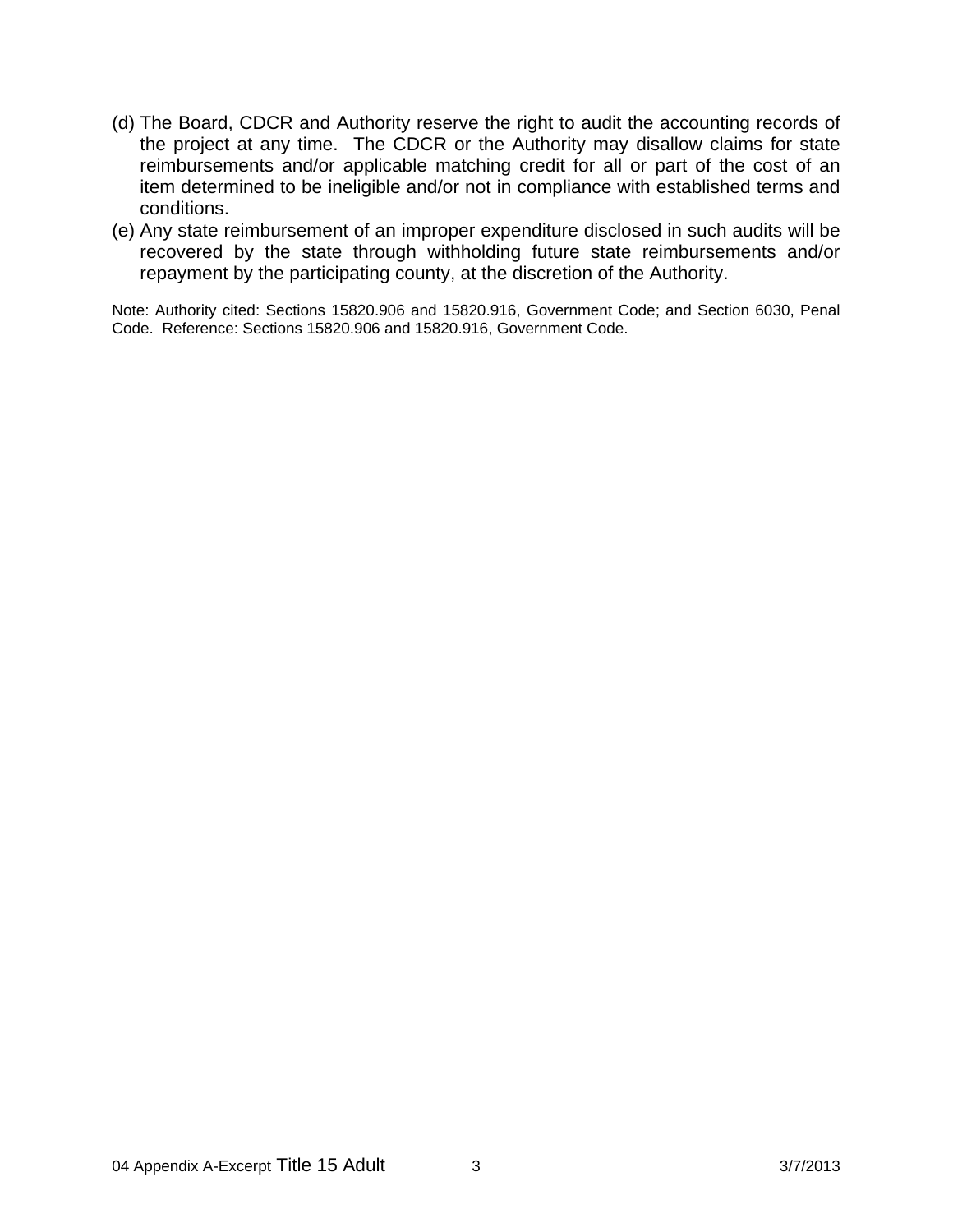(d) The Board, CDCR and Authority reserve the right to audit the accounting records of the project at any time. The CDCR or the Authority may disallow claims for state reimbursements and/or applicable matching credit for all or part of the cost of an item determined to be ineligible and/or not in compliance with established terms and conditions.

(e) Any state reimbursement of an improper expenditure disclosed in such audits will be recovered by the state through withholding future state reimbursements and/or repayment by the participating county, at the discretion of the Authority.

Note: Authority cited: Sections 15820.906 and 15820.916, Government Code; and Section 6030, Penal Code. Reference: Sections 15820.906 and 15820.916, Government Code.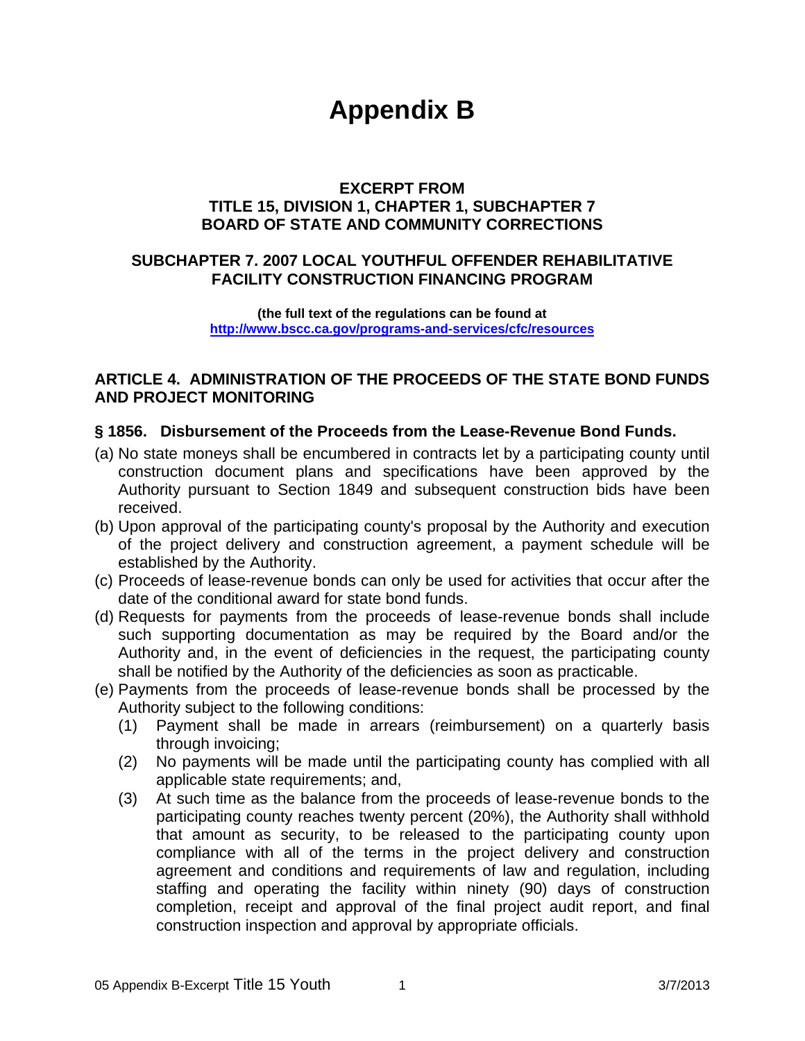# Appendix B

**EXCERPT FROM**
**TITLE 15, DIVISION 1, CHAPTER 1, SUBCHAPTER 7**
**BOARD OF STATE AND COMMUNITY CORRECTIONS**

**SUBCHAPTER 7. 2007 LOCAL YOUTHFUL OFFENDER REHABILITATIVE FACILITY CONSTRUCTION FINANCING PROGRAM**

**(the full text of the regulations can be found at [http://www.bscc.ca.gov/programs-and-services/cfc/resources](http://www.bscc.ca.gov/programs-and-services/cfc/resources))**

## ARTICLE 4. ADMINISTRATION OF THE PROCEEDS OF THE STATE BOND FUNDS AND PROJECT MONITORING

### § 1856. Disbursement of the Proceeds from the Lease-Revenue Bond Funds.

(a) No state moneys shall be encumbered in contracts let by a participating county until construction document plans and specifications have been approved by the Authority pursuant to Section 1849 and subsequent construction bids have been received.

(b) Upon approval of the participating county's proposal by the Authority and execution of the project delivery and construction agreement, a payment schedule will be established by the Authority.

(c) Proceeds of lease-revenue bonds can only be used for activities that occur after the date of the conditional award for state bond funds.

(d) Requests for payments from the proceeds of lease-revenue bonds shall include such supporting documentation as may be required by the Board and/or the Authority and, in the event of deficiencies in the request, the participating county shall be notified by the Authority of the deficiencies as soon as practicable.

(e) Payments from the proceeds of lease-revenue bonds shall be processed by the Authority subject to the following conditions:

   (1) Payment shall be made in arrears (reimbursement) on a quarterly basis through invoicing;

   (2) No payments will be made until the participating county has complied with all applicable state requirements; and,

   (3) At such time as the balance from the proceeds of lease-revenue bonds to the participating county reaches twenty percent (20%), the Authority shall withhold that amount as security, to be released to the participating county upon compliance with all of the terms in the project delivery and construction agreement and conditions and requirements of law and regulation, including staffing and operating the facility within ninety (90) days of construction completion, receipt and approval of the final project audit report, and final construction inspection and approval by appropriate officials.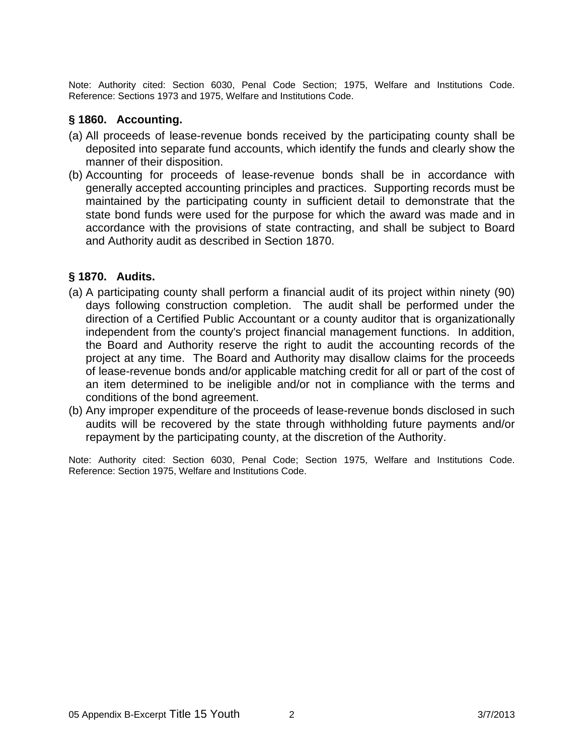Note: Authority cited: Section 6030, Penal Code Section; 1975, Welfare and Institutions Code. Reference: Sections 1973 and 1975, Welfare and Institutions Code.

### § 1860. Accounting.

(a) All proceeds of lease-revenue bonds received by the participating county shall be deposited into separate fund accounts, which identify the funds and clearly show the manner of their disposition.

(b) Accounting for proceeds of lease-revenue bonds shall be in accordance with generally accepted accounting principles and practices. Supporting records must be maintained by the participating county in sufficient detail to demonstrate that the state bond funds were used for the purpose for which the award was made and in accordance with the provisions of state contracting, and shall be subject to Board and Authority audit as described in Section 1870.

### § 1870. Audits.

(a) A participating county shall perform a financial audit of its project within ninety (90) days following construction completion. The audit shall be performed under the direction of a Certified Public Accountant or a county auditor that is organizationally independent from the county's project financial management functions. In addition, the Board and Authority reserve the right to audit the accounting records of the project at any time. The Board and Authority may disallow claims for the proceeds of lease-revenue bonds and/or applicable matching credit for all or part of the cost of an item determined to be ineligible and/or not in compliance with the terms and conditions of the bond agreement.

(b) Any improper expenditure of the proceeds of lease-revenue bonds disclosed in such audits will be recovered by the state through withholding future payments and/or repayment by the participating county, at the discretion of the Authority.

Note: Authority cited: Section 6030, Penal Code; Section 1975, Welfare and Institutions Code. Reference: Section 1975, Welfare and Institutions Code.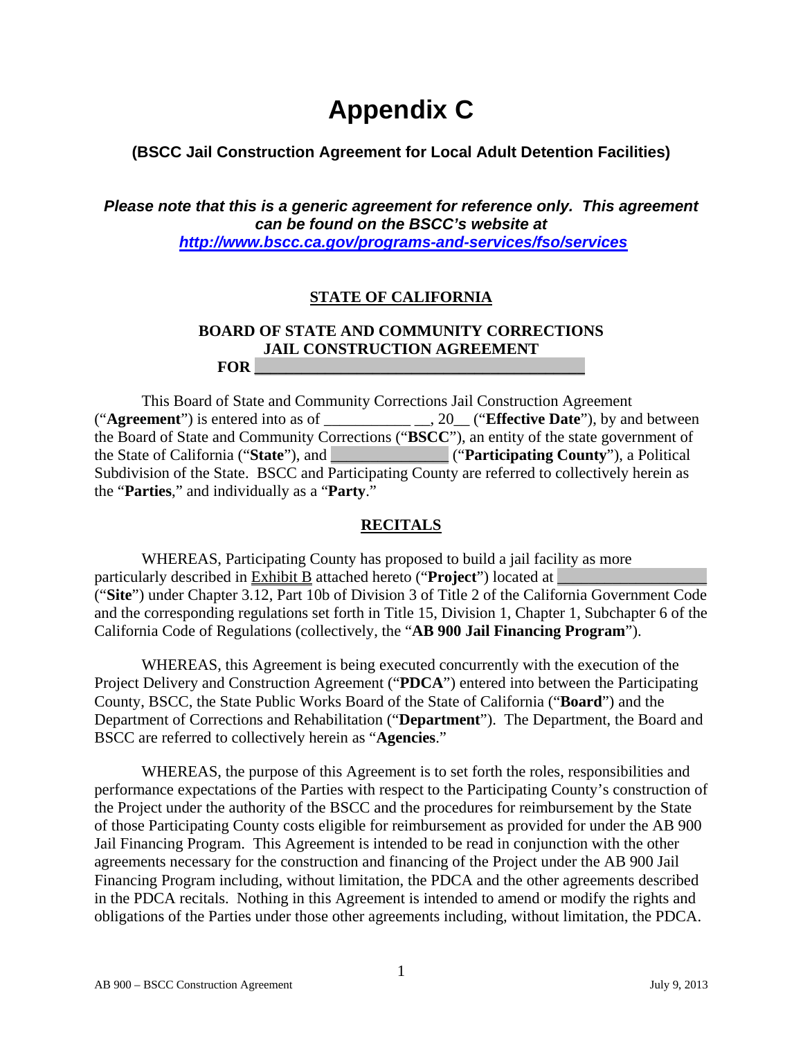# Appendix C

### (BSCC Jail Construction Agreement for Local Adult Detention Facilities)

***Please note that this is a generic agreement for reference only. This agreement can be found on the BSCC's website at [http://www.bscc.ca.gov/programs-and-services/fso/services](http://www.bscc.ca.gov/programs-and-services/fso/services)***

**STATE OF CALIFORNIA**

**BOARD OF STATE AND COMMUNITY CORRECTIONS**
**JAIL CONSTRUCTION AGREEMENT**
**FOR ______________________________________**

This Board of State and Community Corrections Jail Construction Agreement ("**Agreement**") is entered into as of ___________ __, 20__ ("**Effective Date**"), by and between the Board of State and Community Corrections ("**BSCC**"), an entity of the state government of the State of California ("**State**"), and ______________ ("**Participating County**"), a Political Subdivision of the State. BSCC and Participating County are referred to collectively herein as the "**Parties**," and individually as a "**Party**."

**RECITALS**

WHEREAS, Participating County has proposed to build a jail facility as more particularly described in Exhibit B attached hereto ("**Project**") located at ________________ ("**Site**") under Chapter 3.12, Part 10b of Division 3 of Title 2 of the California Government Code and the corresponding regulations set forth in Title 15, Division 1, Chapter 1, Subchapter 6 of the California Code of Regulations (collectively, the "**AB 900 Jail Financing Program**").

WHEREAS, this Agreement is being executed concurrently with the execution of the Project Delivery and Construction Agreement ("**PDCA**") entered into between the Participating County, BSCC, the State Public Works Board of the State of California ("**Board**") and the Department of Corrections and Rehabilitation ("**Department**"). The Department, the Board and BSCC are referred to collectively herein as "**Agencies**."

WHEREAS, the purpose of this Agreement is to set forth the roles, responsibilities and performance expectations of the Parties with respect to the Participating County's construction of the Project under the authority of the BSCC and the procedures for reimbursement by the State of those Participating County costs eligible for reimbursement as provided for under the AB 900 Jail Financing Program. This Agreement is intended to be read in conjunction with the other agreements necessary for the construction and financing of the Project under the AB 900 Jail Financing Program including, without limitation, the PDCA and the other agreements described in the PDCA recitals. Nothing in this Agreement is intended to amend or modify the rights and obligations of the Parties under those other agreements including, without limitation, the PDCA.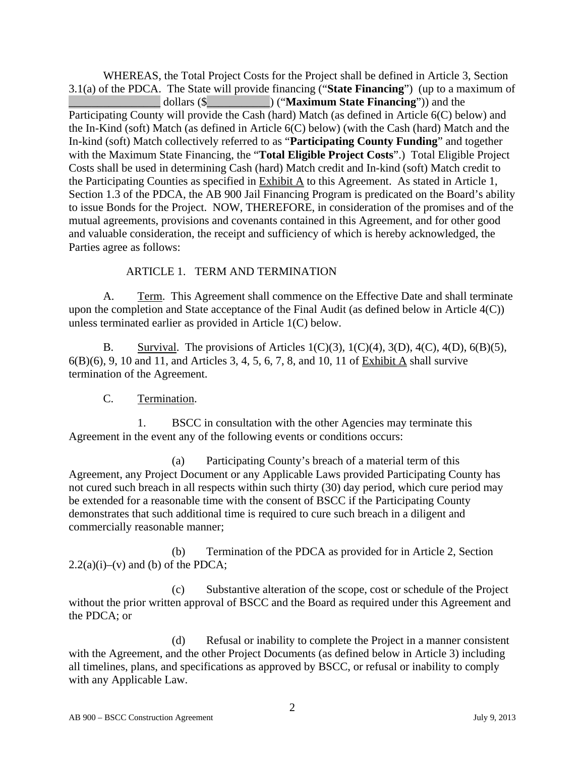WHEREAS, the Total Project Costs for the Project shall be defined in Article 3, Section 3.1(a) of the PDCA. The State will provide financing ("**State Financing**") (up to a maximum of _______________ dollars ($__________) ("**Maximum State Financing**")) and the Participating County will provide the Cash (hard) Match (as defined in Article 6(C) below) and the In-Kind (soft) Match (as defined in Article 6(C) below) (with the Cash (hard) Match and the In-kind (soft) Match collectively referred to as "**Participating County Funding**" and together with the Maximum State Financing, the "**Total Eligible Project Costs**".) Total Eligible Project Costs shall be used in determining Cash (hard) Match credit and In-kind (soft) Match credit to the Participating Counties as specified in Exhibit A to this Agreement. As stated in Article 1, Section 1.3 of the PDCA, the AB 900 Jail Financing Program is predicated on the Board's ability to issue Bonds for the Project. NOW, THEREFORE, in consideration of the promises and of the mutual agreements, provisions and covenants contained in this Agreement, and for other good and valuable consideration, the receipt and sufficiency of which is hereby acknowledged, the Parties agree as follows:

## ARTICLE 1. TERM AND TERMINATION

A. Term. This Agreement shall commence on the Effective Date and shall terminate upon the completion and State acceptance of the Final Audit (as defined below in Article 4(C)) unless terminated earlier as provided in Article 1(C) below.

B. Survival. The provisions of Articles 1(C)(3), 1(C)(4), 3(D), 4(C), 4(D), 6(B)(5), 6(B)(6), 9, 10 and 11, and Articles 3, 4, 5, 6, 7, 8, and 10, 11 of Exhibit A shall survive termination of the Agreement.

C. Termination.

1. BSCC in consultation with the other Agencies may terminate this Agreement in the event any of the following events or conditions occurs:

(a) Participating County's breach of a material term of this Agreement, any Project Document or any Applicable Laws provided Participating County has not cured such breach in all respects within such thirty (30) day period, which cure period may be extended for a reasonable time with the consent of BSCC if the Participating County demonstrates that such additional time is required to cure such breach in a diligent and commercially reasonable manner;

(b) Termination of the PDCA as provided for in Article 2, Section 2.2(a)(i)–(v) and (b) of the PDCA;

(c) Substantive alteration of the scope, cost or schedule of the Project without the prior written approval of BSCC and the Board as required under this Agreement and the PDCA; or

(d) Refusal or inability to complete the Project in a manner consistent with the Agreement, and the other Project Documents (as defined below in Article 3) including all timelines, plans, and specifications as approved by BSCC, or refusal or inability to comply with any Applicable Law.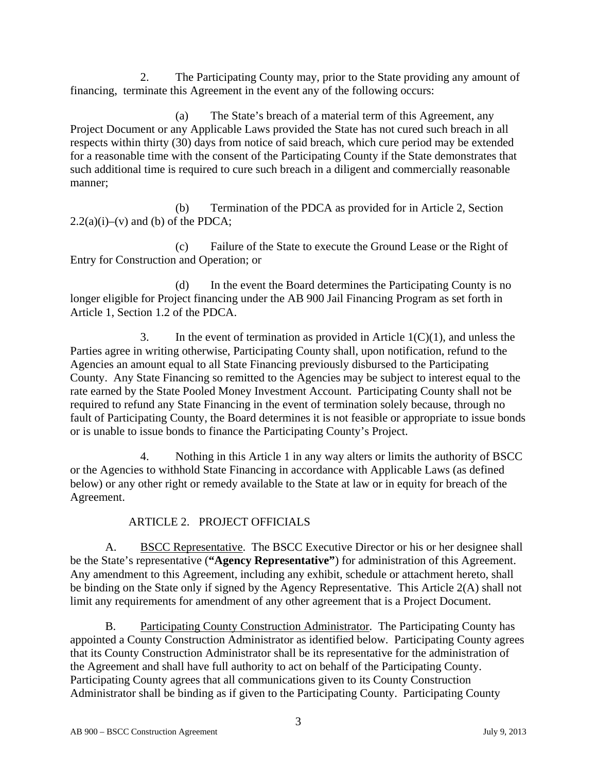2. The Participating County may, prior to the State providing any amount of financing, terminate this Agreement in the event any of the following occurs:

(a) The State's breach of a material term of this Agreement, any Project Document or any Applicable Laws provided the State has not cured such breach in all respects within thirty (30) days from notice of said breach, which cure period may be extended for a reasonable time with the consent of the Participating County if the State demonstrates that such additional time is required to cure such breach in a diligent and commercially reasonable manner;

(b) Termination of the PDCA as provided for in Article 2, Section 2.2(a)(i)–(v) and (b) of the PDCA;

(c) Failure of the State to execute the Ground Lease or the Right of Entry for Construction and Operation; or

(d) In the event the Board determines the Participating County is no longer eligible for Project financing under the AB 900 Jail Financing Program as set forth in Article 1, Section 1.2 of the PDCA.

3. In the event of termination as provided in Article 1(C)(1), and unless the Parties agree in writing otherwise, Participating County shall, upon notification, refund to the Agencies an amount equal to all State Financing previously disbursed to the Participating County. Any State Financing so remitted to the Agencies may be subject to interest equal to the rate earned by the State Pooled Money Investment Account. Participating County shall not be required to refund any State Financing in the event of termination solely because, through no fault of Participating County, the Board determines it is not feasible or appropriate to issue bonds or is unable to issue bonds to finance the Participating County's Project.

4. Nothing in this Article 1 in any way alters or limits the authority of BSCC or the Agencies to withhold State Financing in accordance with Applicable Laws (as defined below) or any other right or remedy available to the State at law or in equity for breach of the Agreement.

## ARTICLE 2. PROJECT OFFICIALS

A. BSCC Representative. The BSCC Executive Director or his or her designee shall be the State's representative (**"Agency Representative"**) for administration of this Agreement. Any amendment to this Agreement, including any exhibit, schedule or attachment hereto, shall be binding on the State only if signed by the Agency Representative. This Article 2(A) shall not limit any requirements for amendment of any other agreement that is a Project Document.

B. Participating County Construction Administrator. The Participating County has appointed a County Construction Administrator as identified below. Participating County agrees that its County Construction Administrator shall be its representative for the administration of the Agreement and shall have full authority to act on behalf of the Participating County. Participating County agrees that all communications given to its County Construction Administrator shall be binding as if given to the Participating County. Participating County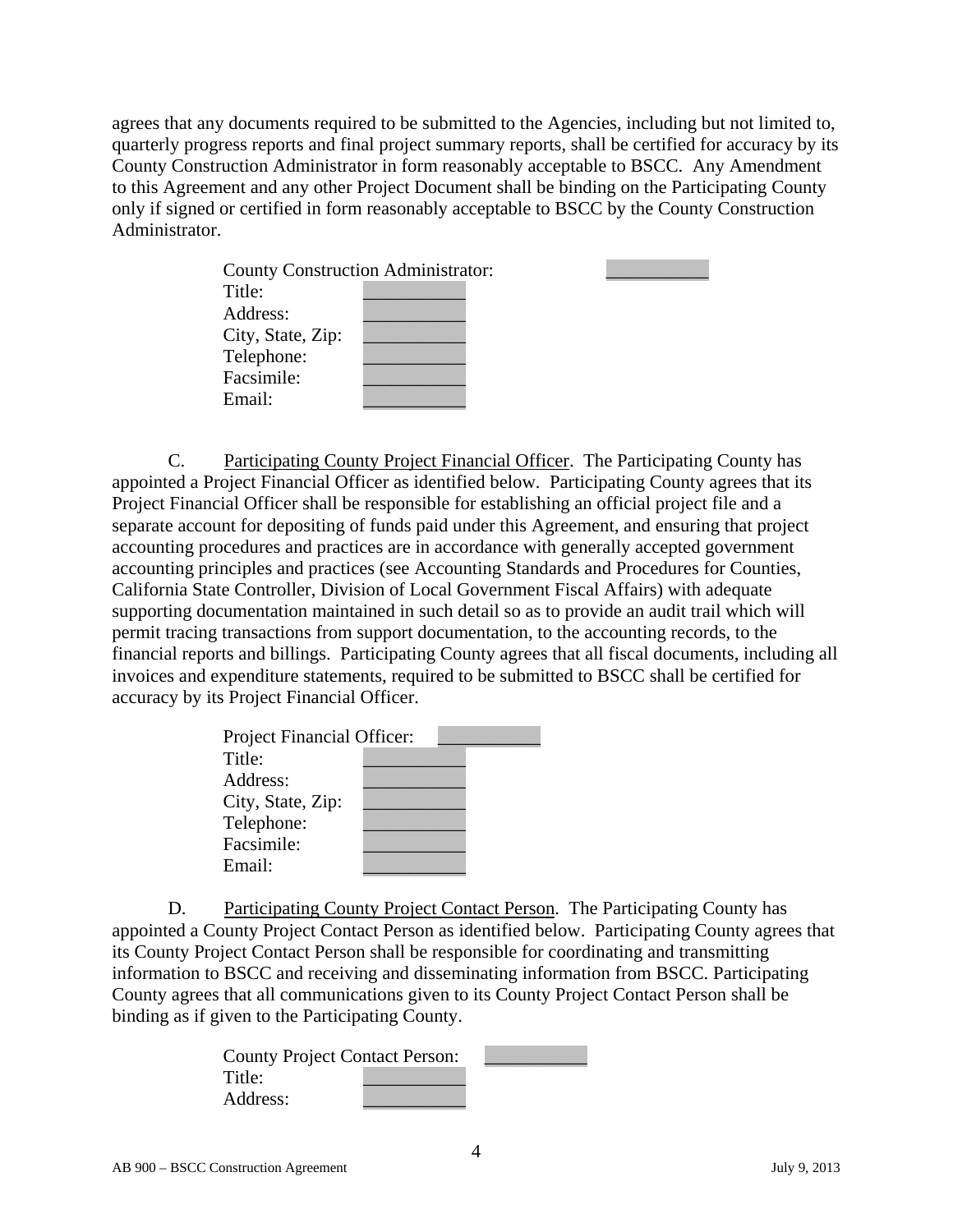agrees that any documents required to be submitted to the Agencies, including but not limited to, quarterly progress reports and final project summary reports, shall be certified for accuracy by its County Construction Administrator in form reasonably acceptable to BSCC. Any Amendment to this Agreement and any other Project Document shall be binding on the Participating County only if signed or certified in form reasonably acceptable to BSCC by the County Construction Administrator.

County Construction Administrator: ___________
Title: ___________
Address: ___________
City, State, Zip: ___________
Telephone: ___________
Facsimile: ___________
Email: ___________

C. Participating County Project Financial Officer. The Participating County has appointed a Project Financial Officer as identified below. Participating County agrees that its Project Financial Officer shall be responsible for establishing an official project file and a separate account for depositing of funds paid under this Agreement, and ensuring that project accounting procedures and practices are in accordance with generally accepted government accounting principles and practices (see Accounting Standards and Procedures for Counties, California State Controller, Division of Local Government Fiscal Affairs) with adequate supporting documentation maintained in such detail so as to provide an audit trail which will permit tracing transactions from support documentation, to the accounting records, to the financial reports and billings. Participating County agrees that all fiscal documents, including all invoices and expenditure statements, required to be submitted to BSCC shall be certified for accuracy by its Project Financial Officer.

Project Financial Officer: ___________
Title: ___________
Address: ___________
City, State, Zip: ___________
Telephone: ___________
Facsimile: ___________
Email: ___________

D. Participating County Project Contact Person. The Participating County has appointed a County Project Contact Person as identified below. Participating County agrees that its County Project Contact Person shall be responsible for coordinating and transmitting information to BSCC and receiving and disseminating information from BSCC. Participating County agrees that all communications given to its County Project Contact Person shall be binding as if given to the Participating County.

County Project Contact Person: ___________
Title: ___________
Address: ___________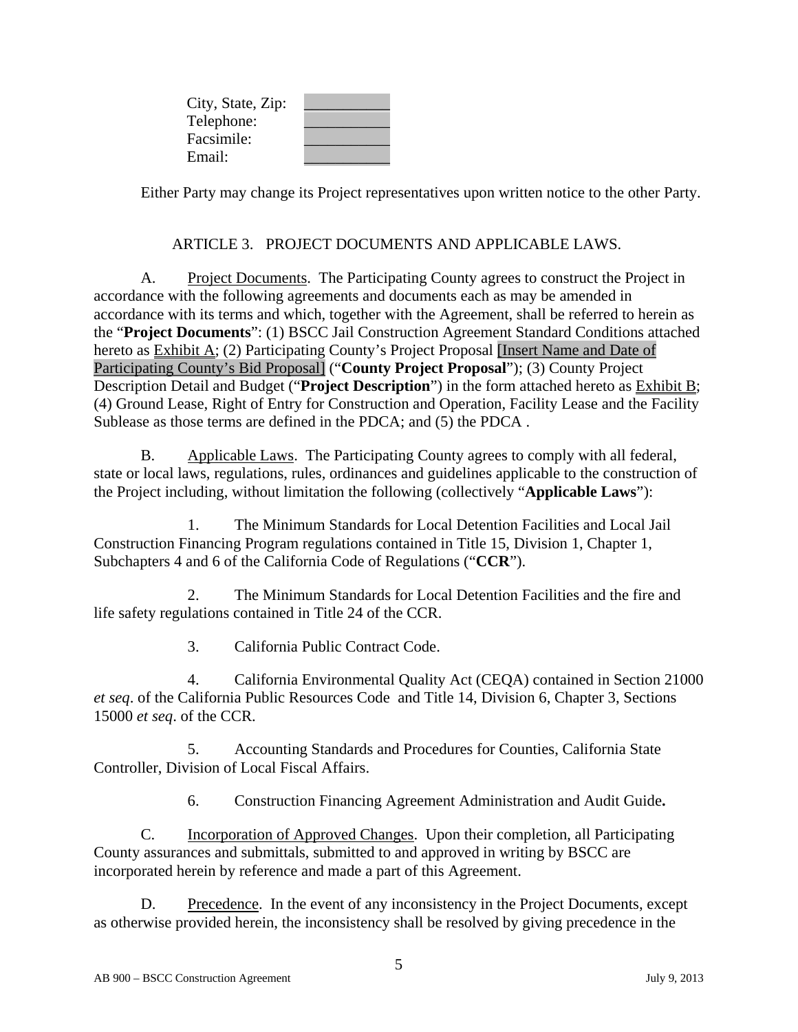City, State, Zip: ____________
Telephone: ____________
Facsimile: ____________
Email: ____________

Either Party may change its Project representatives upon written notice to the other Party.

## ARTICLE 3. PROJECT DOCUMENTS AND APPLICABLE LAWS.

A. Project Documents. The Participating County agrees to construct the Project in accordance with the following agreements and documents each as may be amended in accordance with its terms and which, together with the Agreement, shall be referred to herein as the "**Project Documents**": (1) BSCC Jail Construction Agreement Standard Conditions attached hereto as Exhibit A; (2) Participating County's Project Proposal [Insert Name and Date of Participating County's Bid Proposal] ("**County Project Proposal**"); (3) County Project Description Detail and Budget ("**Project Description**") in the form attached hereto as Exhibit B; (4) Ground Lease, Right of Entry for Construction and Operation, Facility Lease and the Facility Sublease as those terms are defined in the PDCA; and (5) the PDCA .

B. Applicable Laws. The Participating County agrees to comply with all federal, state or local laws, regulations, rules, ordinances and guidelines applicable to the construction of the Project including, without limitation the following (collectively "**Applicable Laws**"):

1. The Minimum Standards for Local Detention Facilities and Local Jail Construction Financing Program regulations contained in Title 15, Division 1, Chapter 1, Subchapters 4 and 6 of the California Code of Regulations ("**CCR**").

2. The Minimum Standards for Local Detention Facilities and the fire and life safety regulations contained in Title 24 of the CCR.

3. California Public Contract Code.

4. California Environmental Quality Act (CEQA) contained in Section 21000 *et seq*. of the California Public Resources Code and Title 14, Division 6, Chapter 3, Sections 15000 *et seq*. of the CCR.

5. Accounting Standards and Procedures for Counties, California State Controller, Division of Local Fiscal Affairs.

6. Construction Financing Agreement Administration and Audit Guide**.**

C. Incorporation of Approved Changes. Upon their completion, all Participating County assurances and submittals, submitted to and approved in writing by BSCC are incorporated herein by reference and made a part of this Agreement.

D. Precedence. In the event of any inconsistency in the Project Documents, except as otherwise provided herein, the inconsistency shall be resolved by giving precedence in the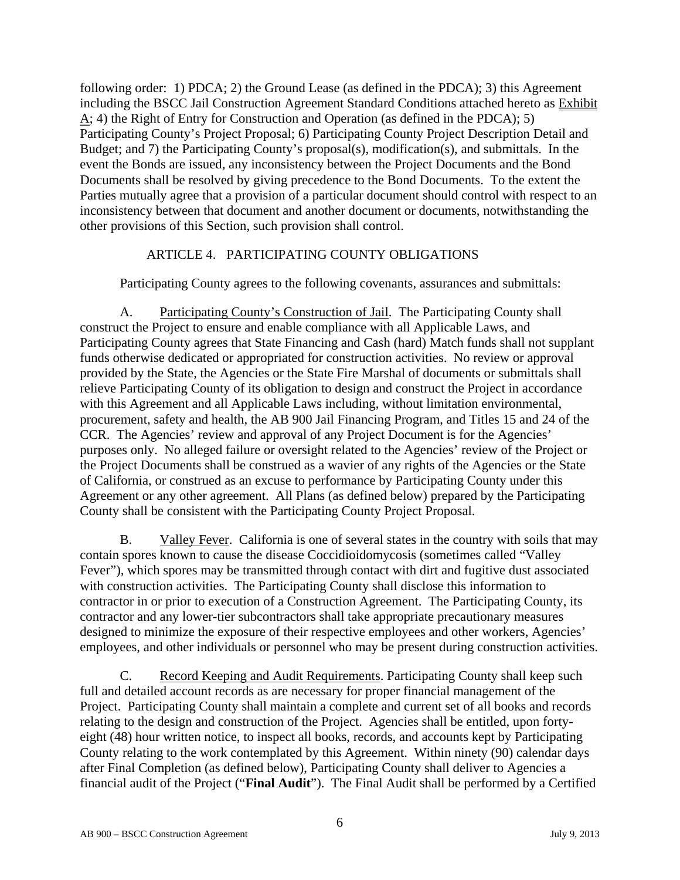following order: 1) PDCA; 2) the Ground Lease (as defined in the PDCA); 3) this Agreement including the BSCC Jail Construction Agreement Standard Conditions attached hereto as Exhibit A; 4) the Right of Entry for Construction and Operation (as defined in the PDCA); 5) Participating County's Project Proposal; 6) Participating County Project Description Detail and Budget; and 7) the Participating County's proposal(s), modification(s), and submittals. In the event the Bonds are issued, any inconsistency between the Project Documents and the Bond Documents shall be resolved by giving precedence to the Bond Documents. To the extent the Parties mutually agree that a provision of a particular document should control with respect to an inconsistency between that document and another document or documents, notwithstanding the other provisions of this Section, such provision shall control.

## ARTICLE 4. PARTICIPATING COUNTY OBLIGATIONS

Participating County agrees to the following covenants, assurances and submittals:

A. Participating County's Construction of Jail. The Participating County shall construct the Project to ensure and enable compliance with all Applicable Laws, and Participating County agrees that State Financing and Cash (hard) Match funds shall not supplant funds otherwise dedicated or appropriated for construction activities. No review or approval provided by the State, the Agencies or the State Fire Marshal of documents or submittals shall relieve Participating County of its obligation to design and construct the Project in accordance with this Agreement and all Applicable Laws including, without limitation environmental, procurement, safety and health, the AB 900 Jail Financing Program, and Titles 15 and 24 of the CCR. The Agencies' review and approval of any Project Document is for the Agencies' purposes only. No alleged failure or oversight related to the Agencies' review of the Project or the Project Documents shall be construed as a wavier of any rights of the Agencies or the State of California, or construed as an excuse to performance by Participating County under this Agreement or any other agreement. All Plans (as defined below) prepared by the Participating County shall be consistent with the Participating County Project Proposal.

B. Valley Fever. California is one of several states in the country with soils that may contain spores known to cause the disease Coccidioidomycosis (sometimes called "Valley Fever"), which spores may be transmitted through contact with dirt and fugitive dust associated with construction activities. The Participating County shall disclose this information to contractor in or prior to execution of a Construction Agreement. The Participating County, its contractor and any lower-tier subcontractors shall take appropriate precautionary measures designed to minimize the exposure of their respective employees and other workers, Agencies' employees, and other individuals or personnel who may be present during construction activities.

C. Record Keeping and Audit Requirements. Participating County shall keep such full and detailed account records as are necessary for proper financial management of the Project. Participating County shall maintain a complete and current set of all books and records relating to the design and construction of the Project. Agencies shall be entitled, upon forty-eight (48) hour written notice, to inspect all books, records, and accounts kept by Participating County relating to the work contemplated by this Agreement. Within ninety (90) calendar days after Final Completion (as defined below), Participating County shall deliver to Agencies a financial audit of the Project ("**Final Audit**"). The Final Audit shall be performed by a Certified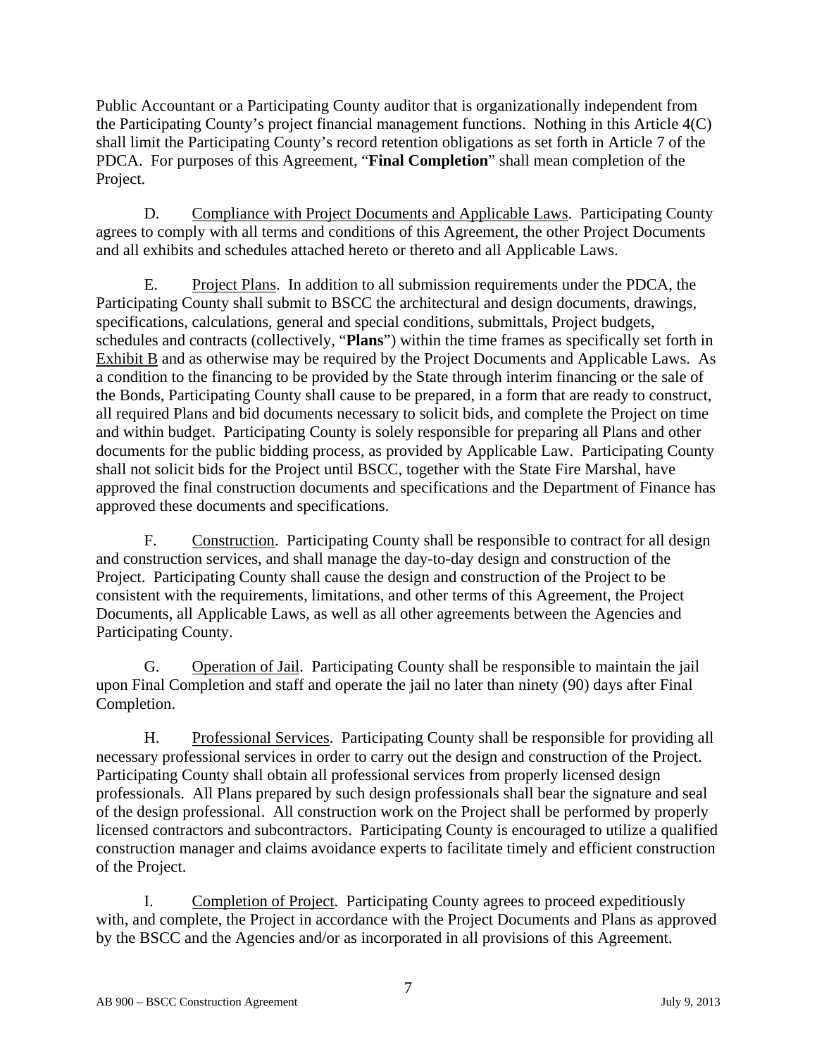Public Accountant or a Participating County auditor that is organizationally independent from the Participating County's project financial management functions. Nothing in this Article 4(C) shall limit the Participating County's record retention obligations as set forth in Article 7 of the PDCA. For purposes of this Agreement, "**Final Completion**" shall mean completion of the Project.

D. Compliance with Project Documents and Applicable Laws. Participating County agrees to comply with all terms and conditions of this Agreement, the other Project Documents and all exhibits and schedules attached hereto or thereto and all Applicable Laws.

E. Project Plans. In addition to all submission requirements under the PDCA, the Participating County shall submit to BSCC the architectural and design documents, drawings, specifications, calculations, general and special conditions, submittals, Project budgets, schedules and contracts (collectively, "**Plans**") within the time frames as specifically set forth in Exhibit B and as otherwise may be required by the Project Documents and Applicable Laws. As a condition to the financing to be provided by the State through interim financing or the sale of the Bonds, Participating County shall cause to be prepared, in a form that are ready to construct, all required Plans and bid documents necessary to solicit bids, and complete the Project on time and within budget. Participating County is solely responsible for preparing all Plans and other documents for the public bidding process, as provided by Applicable Law. Participating County shall not solicit bids for the Project until BSCC, together with the State Fire Marshal, have approved the final construction documents and specifications and the Department of Finance has approved these documents and specifications.

F. Construction. Participating County shall be responsible to contract for all design and construction services, and shall manage the day-to-day design and construction of the Project. Participating County shall cause the design and construction of the Project to be consistent with the requirements, limitations, and other terms of this Agreement, the Project Documents, all Applicable Laws, as well as all other agreements between the Agencies and Participating County.

G. Operation of Jail. Participating County shall be responsible to maintain the jail upon Final Completion and staff and operate the jail no later than ninety (90) days after Final Completion.

H. Professional Services. Participating County shall be responsible for providing all necessary professional services in order to carry out the design and construction of the Project. Participating County shall obtain all professional services from properly licensed design professionals. All Plans prepared by such design professionals shall bear the signature and seal of the design professional. All construction work on the Project shall be performed by properly licensed contractors and subcontractors. Participating County is encouraged to utilize a qualified construction manager and claims avoidance experts to facilitate timely and efficient construction of the Project.

I. Completion of Project. Participating County agrees to proceed expeditiously with, and complete, the Project in accordance with the Project Documents and Plans as approved by the BSCC and the Agencies and/or as incorporated in all provisions of this Agreement.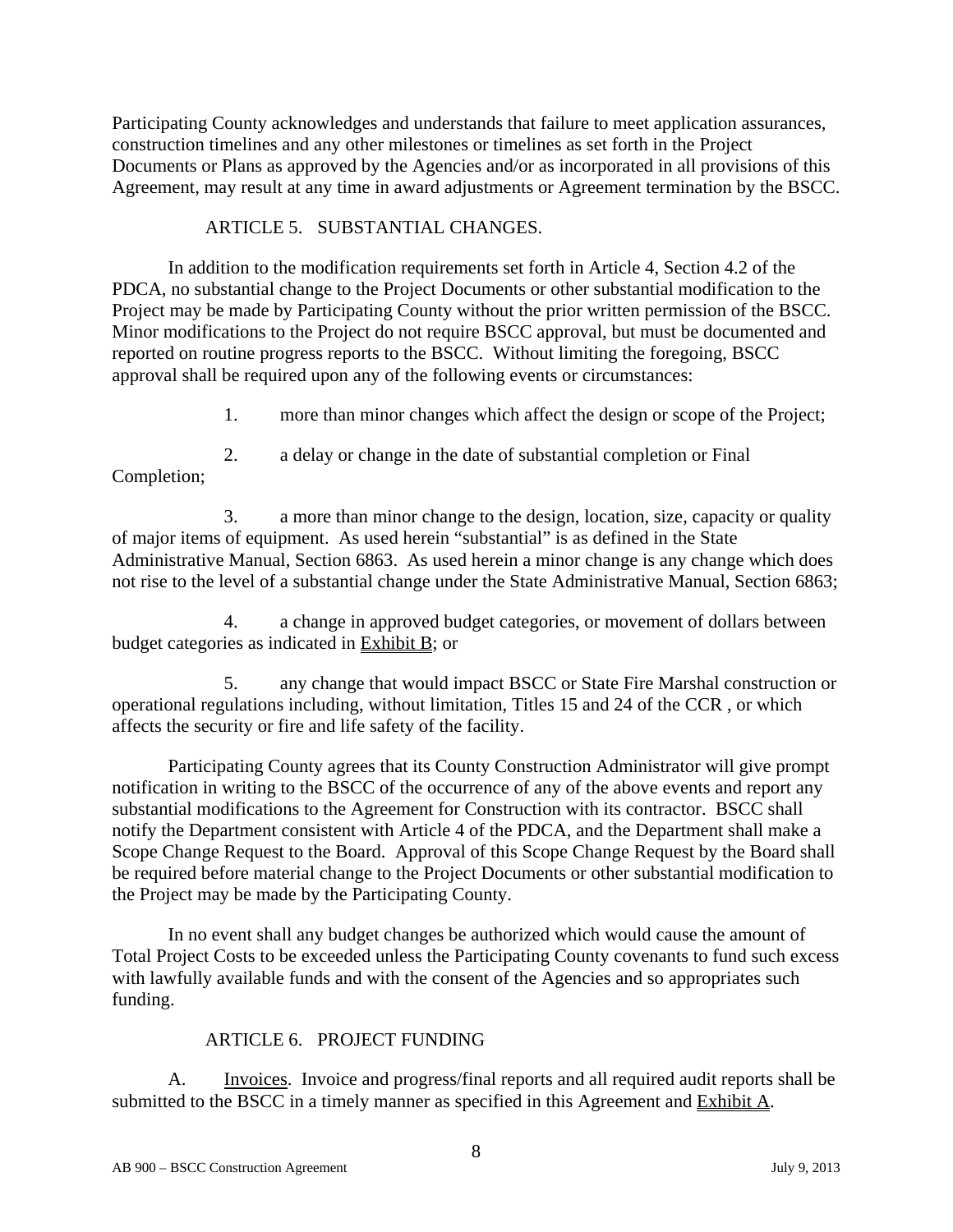Participating County acknowledges and understands that failure to meet application assurances, construction timelines and any other milestones or timelines as set forth in the Project Documents or Plans as approved by the Agencies and/or as incorporated in all provisions of this Agreement, may result at any time in award adjustments or Agreement termination by the BSCC.

## ARTICLE 5. SUBSTANTIAL CHANGES.

In addition to the modification requirements set forth in Article 4, Section 4.2 of the PDCA, no substantial change to the Project Documents or other substantial modification to the Project may be made by Participating County without the prior written permission of the BSCC. Minor modifications to the Project do not require BSCC approval, but must be documented and reported on routine progress reports to the BSCC. Without limiting the foregoing, BSCC approval shall be required upon any of the following events or circumstances:

1. more than minor changes which affect the design or scope of the Project;
2. a delay or change in the date of substantial completion or Final Completion;
3. a more than minor change to the design, location, size, capacity or quality of major items of equipment. As used herein "substantial" is as defined in the State Administrative Manual, Section 6863. As used herein a minor change is any change which does not rise to the level of a substantial change under the State Administrative Manual, Section 6863;
4. a change in approved budget categories, or movement of dollars between budget categories as indicated in Exhibit B; or
5. any change that would impact BSCC or State Fire Marshal construction or operational regulations including, without limitation, Titles 15 and 24 of the CCR , or which affects the security or fire and life safety of the facility.

Participating County agrees that its County Construction Administrator will give prompt notification in writing to the BSCC of the occurrence of any of the above events and report any substantial modifications to the Agreement for Construction with its contractor. BSCC shall notify the Department consistent with Article 4 of the PDCA, and the Department shall make a Scope Change Request to the Board. Approval of this Scope Change Request by the Board shall be required before material change to the Project Documents or other substantial modification to the Project may be made by the Participating County.

In no event shall any budget changes be authorized which would cause the amount of Total Project Costs to be exceeded unless the Participating County covenants to fund such excess with lawfully available funds and with the consent of the Agencies and so appropriates such funding.

## ARTICLE 6. PROJECT FUNDING

A. Invoices. Invoice and progress/final reports and all required audit reports shall be submitted to the BSCC in a timely manner as specified in this Agreement and Exhibit A.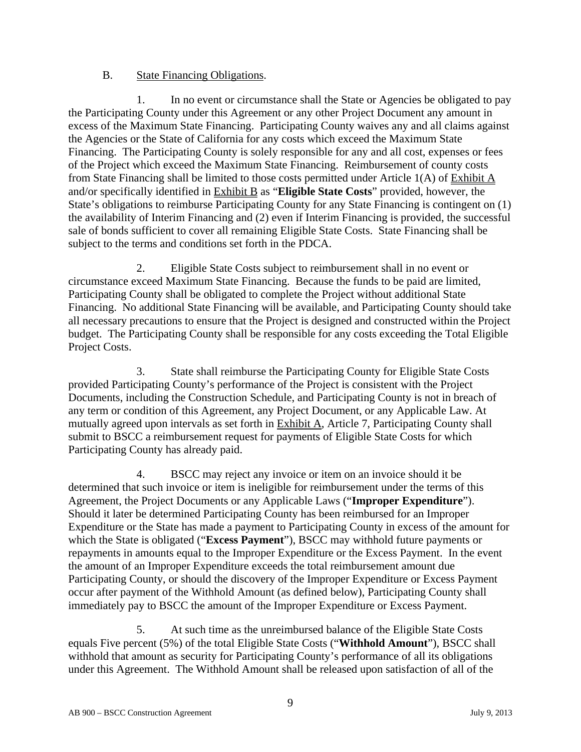B. State Financing Obligations.

1. In no event or circumstance shall the State or Agencies be obligated to pay the Participating County under this Agreement or any other Project Document any amount in excess of the Maximum State Financing. Participating County waives any and all claims against the Agencies or the State of California for any costs which exceed the Maximum State Financing. The Participating County is solely responsible for any and all cost, expenses or fees of the Project which exceed the Maximum State Financing. Reimbursement of county costs from State Financing shall be limited to those costs permitted under Article 1(A) of Exhibit A and/or specifically identified in Exhibit B as "**Eligible State Costs**" provided, however, the State's obligations to reimburse Participating County for any State Financing is contingent on (1) the availability of Interim Financing and (2) even if Interim Financing is provided, the successful sale of bonds sufficient to cover all remaining Eligible State Costs. State Financing shall be subject to the terms and conditions set forth in the PDCA.

2. Eligible State Costs subject to reimbursement shall in no event or circumstance exceed Maximum State Financing. Because the funds to be paid are limited, Participating County shall be obligated to complete the Project without additional State Financing. No additional State Financing will be available, and Participating County should take all necessary precautions to ensure that the Project is designed and constructed within the Project budget. The Participating County shall be responsible for any costs exceeding the Total Eligible Project Costs.

3. State shall reimburse the Participating County for Eligible State Costs provided Participating County's performance of the Project is consistent with the Project Documents, including the Construction Schedule, and Participating County is not in breach of any term or condition of this Agreement, any Project Document, or any Applicable Law. At mutually agreed upon intervals as set forth in Exhibit A, Article 7, Participating County shall submit to BSCC a reimbursement request for payments of Eligible State Costs for which Participating County has already paid.

4. BSCC may reject any invoice or item on an invoice should it be determined that such invoice or item is ineligible for reimbursement under the terms of this Agreement, the Project Documents or any Applicable Laws ("**Improper Expenditure**"). Should it later be determined Participating County has been reimbursed for an Improper Expenditure or the State has made a payment to Participating County in excess of the amount for which the State is obligated ("**Excess Payment**"), BSCC may withhold future payments or repayments in amounts equal to the Improper Expenditure or the Excess Payment. In the event the amount of an Improper Expenditure exceeds the total reimbursement amount due Participating County, or should the discovery of the Improper Expenditure or Excess Payment occur after payment of the Withhold Amount (as defined below), Participating County shall immediately pay to BSCC the amount of the Improper Expenditure or Excess Payment.

5. At such time as the unreimbursed balance of the Eligible State Costs equals Five percent (5%) of the total Eligible State Costs ("**Withhold Amount**"), BSCC shall withhold that amount as security for Participating County's performance of all its obligations under this Agreement. The Withhold Amount shall be released upon satisfaction of all of the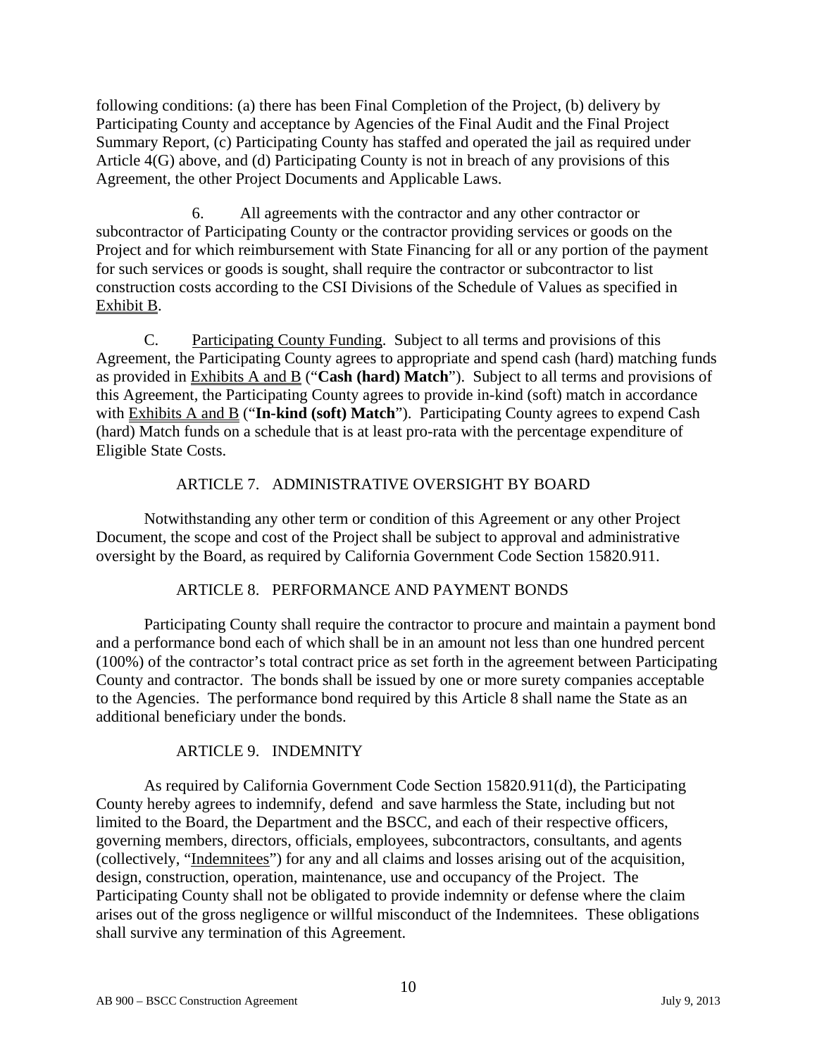following conditions: (a) there has been Final Completion of the Project, (b) delivery by Participating County and acceptance by Agencies of the Final Audit and the Final Project Summary Report, (c) Participating County has staffed and operated the jail as required under Article 4(G) above, and (d) Participating County is not in breach of any provisions of this Agreement, the other Project Documents and Applicable Laws.

6. All agreements with the contractor and any other contractor or subcontractor of Participating County or the contractor providing services or goods on the Project and for which reimbursement with State Financing for all or any portion of the payment for such services or goods is sought, shall require the contractor or subcontractor to list construction costs according to the CSI Divisions of the Schedule of Values as specified in Exhibit B.

C. Participating County Funding. Subject to all terms and provisions of this Agreement, the Participating County agrees to appropriate and spend cash (hard) matching funds as provided in Exhibits A and B ("**Cash (hard) Match**"). Subject to all terms and provisions of this Agreement, the Participating County agrees to provide in-kind (soft) match in accordance with Exhibits A and B ("**In-kind (soft) Match**"). Participating County agrees to expend Cash (hard) Match funds on a schedule that is at least pro-rata with the percentage expenditure of Eligible State Costs.

## ARTICLE 7. ADMINISTRATIVE OVERSIGHT BY BOARD

Notwithstanding any other term or condition of this Agreement or any other Project Document, the scope and cost of the Project shall be subject to approval and administrative oversight by the Board, as required by California Government Code Section 15820.911.

## ARTICLE 8. PERFORMANCE AND PAYMENT BONDS

Participating County shall require the contractor to procure and maintain a payment bond and a performance bond each of which shall be in an amount not less than one hundred percent (100%) of the contractor's total contract price as set forth in the agreement between Participating County and contractor. The bonds shall be issued by one or more surety companies acceptable to the Agencies. The performance bond required by this Article 8 shall name the State as an additional beneficiary under the bonds.

## ARTICLE 9. INDEMNITY

As required by California Government Code Section 15820.911(d), the Participating County hereby agrees to indemnify, defend and save harmless the State, including but not limited to the Board, the Department and the BSCC, and each of their respective officers, governing members, directors, officials, employees, subcontractors, consultants, and agents (collectively, "Indemnitees") for any and all claims and losses arising out of the acquisition, design, construction, operation, maintenance, use and occupancy of the Project. The Participating County shall not be obligated to provide indemnity or defense where the claim arises out of the gross negligence or willful misconduct of the Indemnitees. These obligations shall survive any termination of this Agreement.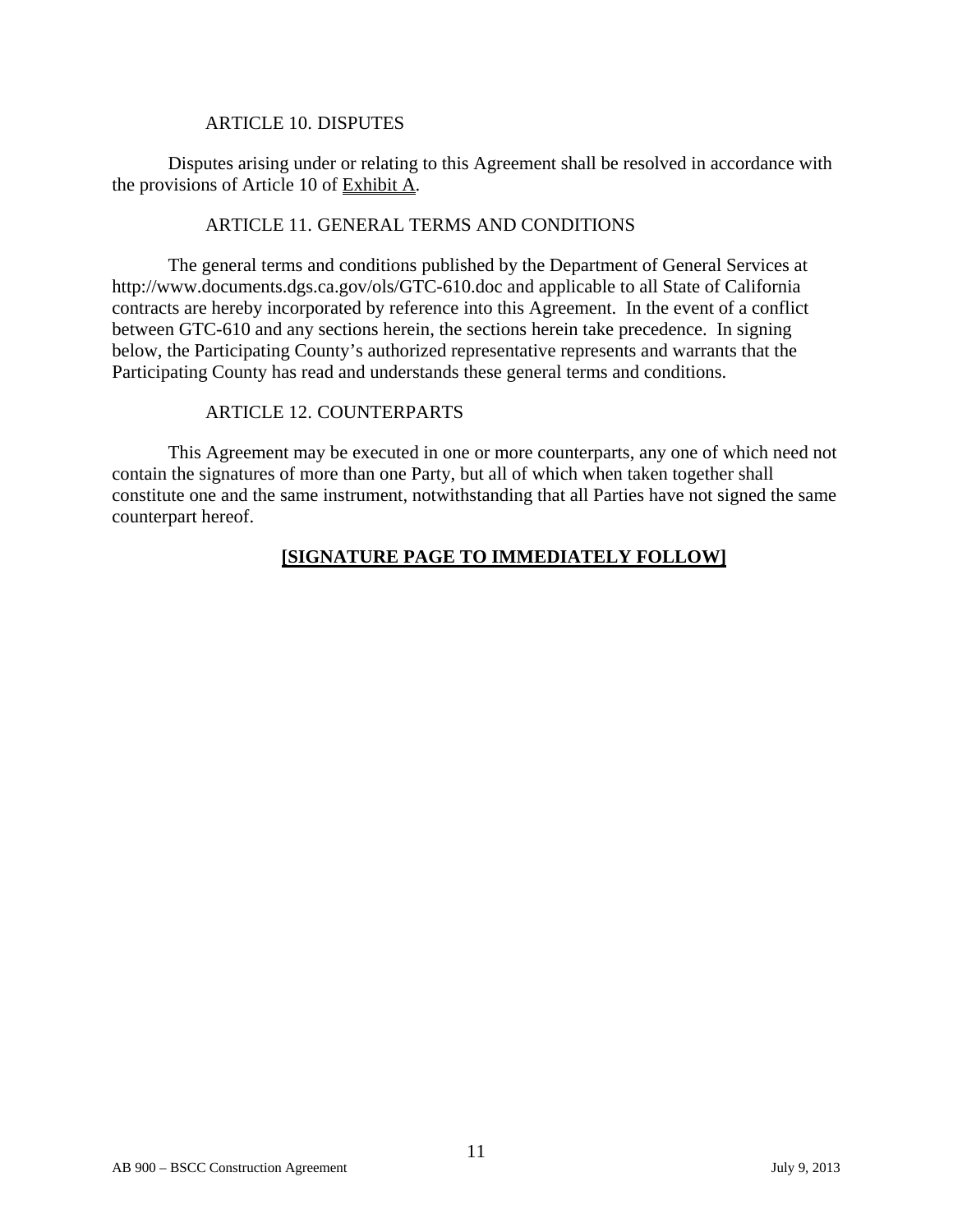### ARTICLE 10. DISPUTES

Disputes arising under or relating to this Agreement shall be resolved in accordance with the provisions of Article 10 of Exhibit A.

### ARTICLE 11. GENERAL TERMS AND CONDITIONS

The general terms and conditions published by the Department of General Services at http://www.documents.dgs.ca.gov/ols/GTC-610.doc and applicable to all State of California contracts are hereby incorporated by reference into this Agreement. In the event of a conflict between GTC-610 and any sections herein, the sections herein take precedence. In signing below, the Participating County's authorized representative represents and warrants that the Participating County has read and understands these general terms and conditions.

### ARTICLE 12. COUNTERPARTS

This Agreement may be executed in one or more counterparts, any one of which need not contain the signatures of more than one Party, but all of which when taken together shall constitute one and the same instrument, notwithstanding that all Parties have not signed the same counterpart hereof.

**[SIGNATURE PAGE TO IMMEDIATELY FOLLOW]**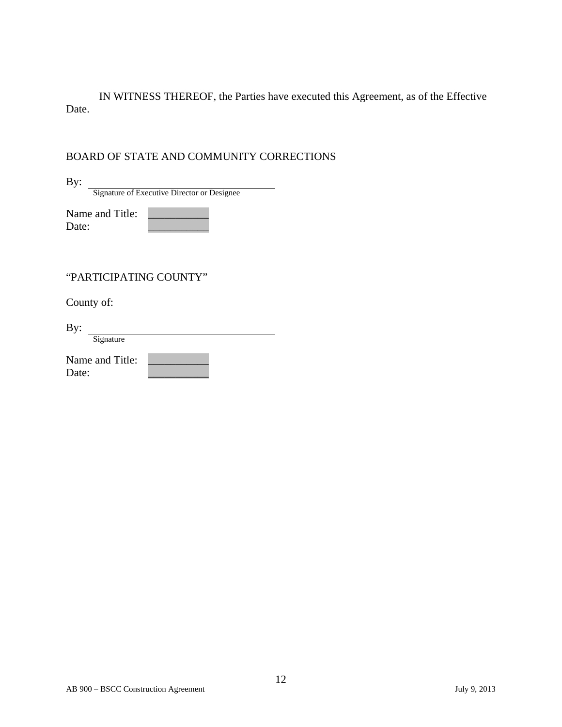IN WITNESS THEREOF, the Parties have executed this Agreement, as of the Effective Date.

BOARD OF STATE AND COMMUNITY CORRECTIONS

By: ______________________________________
Signature of Executive Director or Designee

Name and Title: __________
Date: __________

"PARTICIPATING COUNTY"

County of:

By: ______________________________________
Signature

Name and Title: __________
Date: __________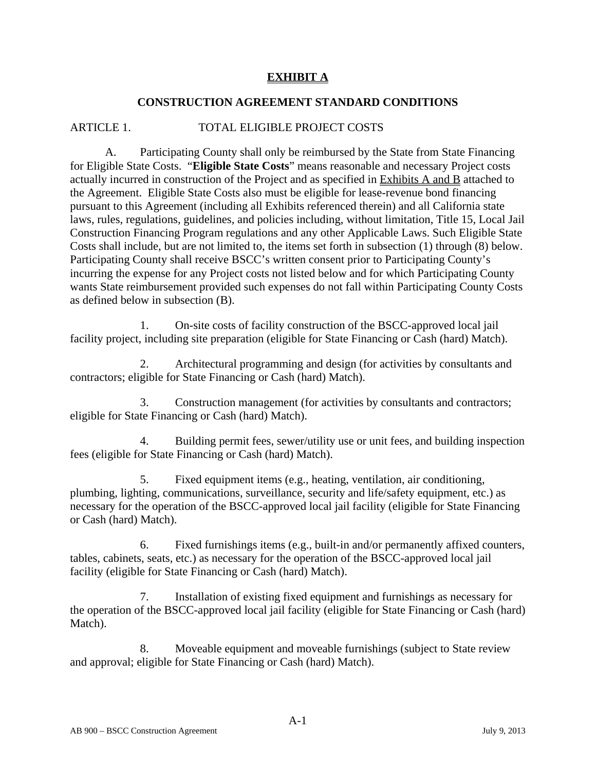# EXHIBIT A

## CONSTRUCTION AGREEMENT STANDARD CONDITIONS

### ARTICLE 1. TOTAL ELIGIBLE PROJECT COSTS

A. Participating County shall only be reimbursed by the State from State Financing for Eligible State Costs. "**Eligible State Costs**" means reasonable and necessary Project costs actually incurred in construction of the Project and as specified in Exhibits A and B attached to the Agreement. Eligible State Costs also must be eligible for lease-revenue bond financing pursuant to this Agreement (including all Exhibits referenced therein) and all California state laws, rules, regulations, guidelines, and policies including, without limitation, Title 15, Local Jail Construction Financing Program regulations and any other Applicable Laws. Such Eligible State Costs shall include, but are not limited to, the items set forth in subsection (1) through (8) below. Participating County shall receive BSCC's written consent prior to Participating County's incurring the expense for any Project costs not listed below and for which Participating County wants State reimbursement provided such expenses do not fall within Participating County Costs as defined below in subsection (B).

1. On-site costs of facility construction of the BSCC-approved local jail facility project, including site preparation (eligible for State Financing or Cash (hard) Match).

2. Architectural programming and design (for activities by consultants and contractors; eligible for State Financing or Cash (hard) Match).

3. Construction management (for activities by consultants and contractors; eligible for State Financing or Cash (hard) Match).

4. Building permit fees, sewer/utility use or unit fees, and building inspection fees (eligible for State Financing or Cash (hard) Match).

5. Fixed equipment items (e.g., heating, ventilation, air conditioning, plumbing, lighting, communications, surveillance, security and life/safety equipment, etc.) as necessary for the operation of the BSCC-approved local jail facility (eligible for State Financing or Cash (hard) Match).

6. Fixed furnishings items (e.g., built-in and/or permanently affixed counters, tables, cabinets, seats, etc.) as necessary for the operation of the BSCC-approved local jail facility (eligible for State Financing or Cash (hard) Match).

7. Installation of existing fixed equipment and furnishings as necessary for the operation of the BSCC-approved local jail facility (eligible for State Financing or Cash (hard) Match).

8. Moveable equipment and moveable furnishings (subject to State review and approval; eligible for State Financing or Cash (hard) Match).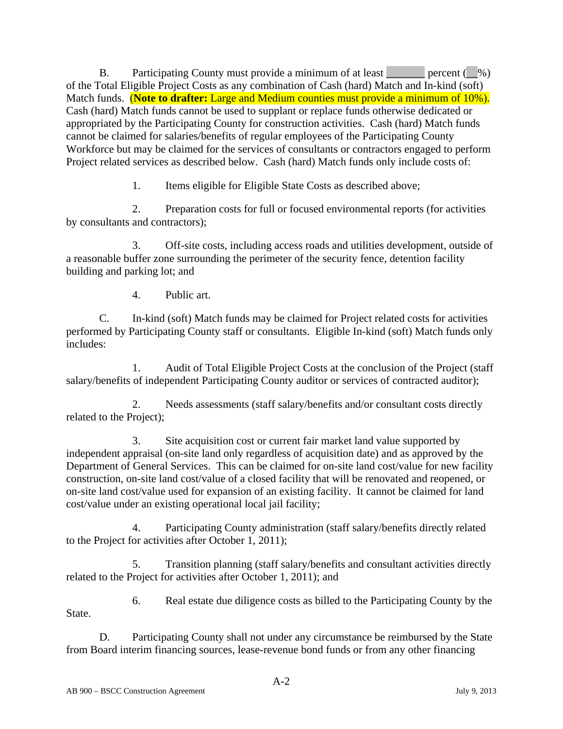B. Participating County must provide a minimum of at least _______ percent (__%) of the Total Eligible Project Costs as any combination of Cash (hard) Match and In-kind (soft) Match funds. (**Note to drafter:** Large and Medium counties must provide a minimum of 10%). Cash (hard) Match funds cannot be used to supplant or replace funds otherwise dedicated or appropriated by the Participating County for construction activities. Cash (hard) Match funds cannot be claimed for salaries/benefits of regular employees of the Participating County Workforce but may be claimed for the services of consultants or contractors engaged to perform Project related services as described below. Cash (hard) Match funds only include costs of:

1. Items eligible for Eligible State Costs as described above;

2. Preparation costs for full or focused environmental reports (for activities by consultants and contractors);

3. Off-site costs, including access roads and utilities development, outside of a reasonable buffer zone surrounding the perimeter of the security fence, detention facility building and parking lot; and

4. Public art.

C. In-kind (soft) Match funds may be claimed for Project related costs for activities performed by Participating County staff or consultants. Eligible In-kind (soft) Match funds only includes:

1. Audit of Total Eligible Project Costs at the conclusion of the Project (staff salary/benefits of independent Participating County auditor or services of contracted auditor);

2. Needs assessments (staff salary/benefits and/or consultant costs directly related to the Project);

3. Site acquisition cost or current fair market land value supported by independent appraisal (on-site land only regardless of acquisition date) and as approved by the Department of General Services. This can be claimed for on-site land cost/value for new facility construction, on-site land cost/value of a closed facility that will be renovated and reopened, or on-site land cost/value used for expansion of an existing facility. It cannot be claimed for land cost/value under an existing operational local jail facility;

4. Participating County administration (staff salary/benefits directly related to the Project for activities after October 1, 2011);

5. Transition planning (staff salary/benefits and consultant activities directly related to the Project for activities after October 1, 2011); and

6. Real estate due diligence costs as billed to the Participating County by the State.

D. Participating County shall not under any circumstance be reimbursed by the State from Board interim financing sources, lease-revenue bond funds or from any other financing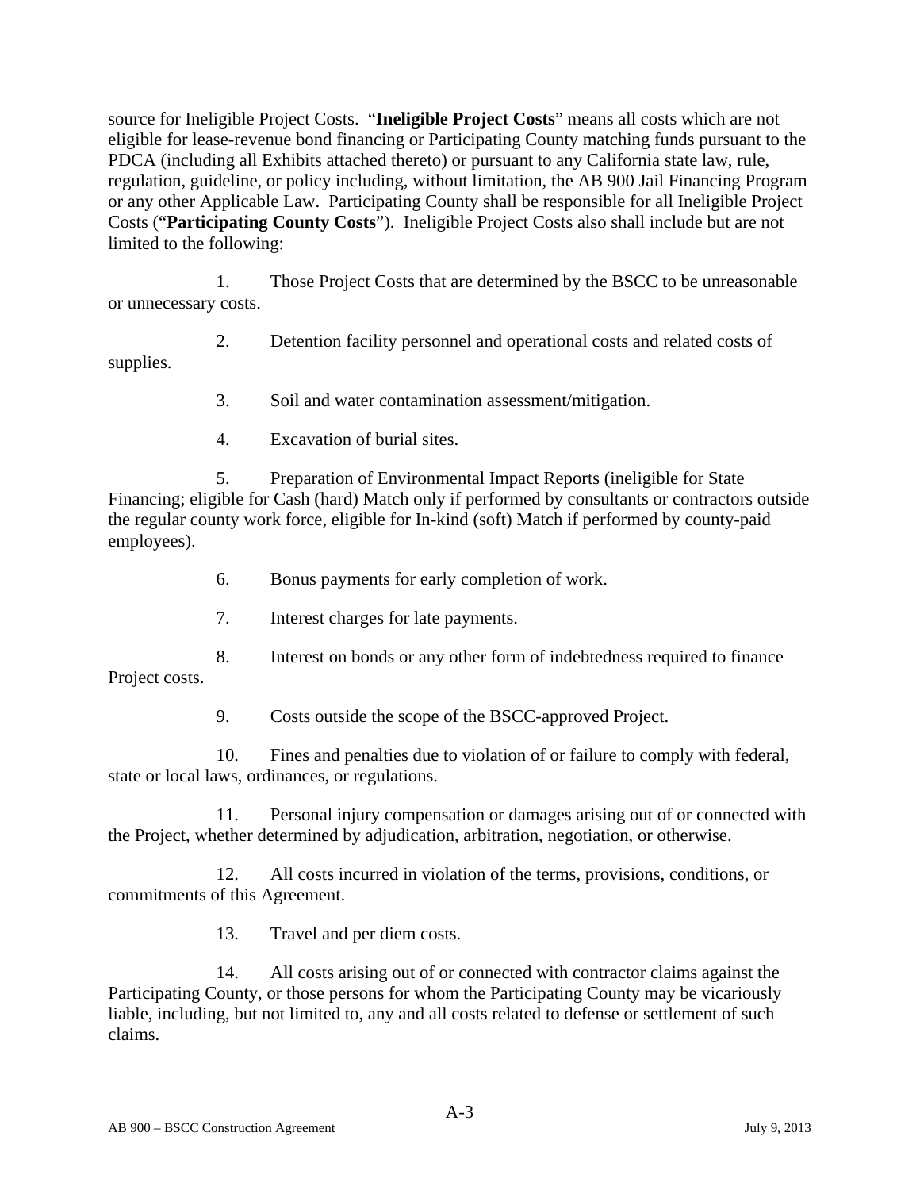source for Ineligible Project Costs. "**Ineligible Project Costs**" means all costs which are not eligible for lease-revenue bond financing or Participating County matching funds pursuant to the PDCA (including all Exhibits attached thereto) or pursuant to any California state law, rule, regulation, guideline, or policy including, without limitation, the AB 900 Jail Financing Program or any other Applicable Law. Participating County shall be responsible for all Ineligible Project Costs ("**Participating County Costs**"). Ineligible Project Costs also shall include but are not limited to the following:

1. Those Project Costs that are determined by the BSCC to be unreasonable or unnecessary costs.

2. Detention facility personnel and operational costs and related costs of supplies.

3. Soil and water contamination assessment/mitigation.

4. Excavation of burial sites.

5. Preparation of Environmental Impact Reports (ineligible for State Financing; eligible for Cash (hard) Match only if performed by consultants or contractors outside the regular county work force, eligible for In-kind (soft) Match if performed by county-paid employees).

6. Bonus payments for early completion of work.

7. Interest charges for late payments.

8. Interest on bonds or any other form of indebtedness required to finance Project costs.

9. Costs outside the scope of the BSCC-approved Project.

10. Fines and penalties due to violation of or failure to comply with federal, state or local laws, ordinances, or regulations.

11. Personal injury compensation or damages arising out of or connected with the Project, whether determined by adjudication, arbitration, negotiation, or otherwise.

12. All costs incurred in violation of the terms, provisions, conditions, or commitments of this Agreement.

13. Travel and per diem costs.

14. All costs arising out of or connected with contractor claims against the Participating County, or those persons for whom the Participating County may be vicariously liable, including, but not limited to, any and all costs related to defense or settlement of such claims.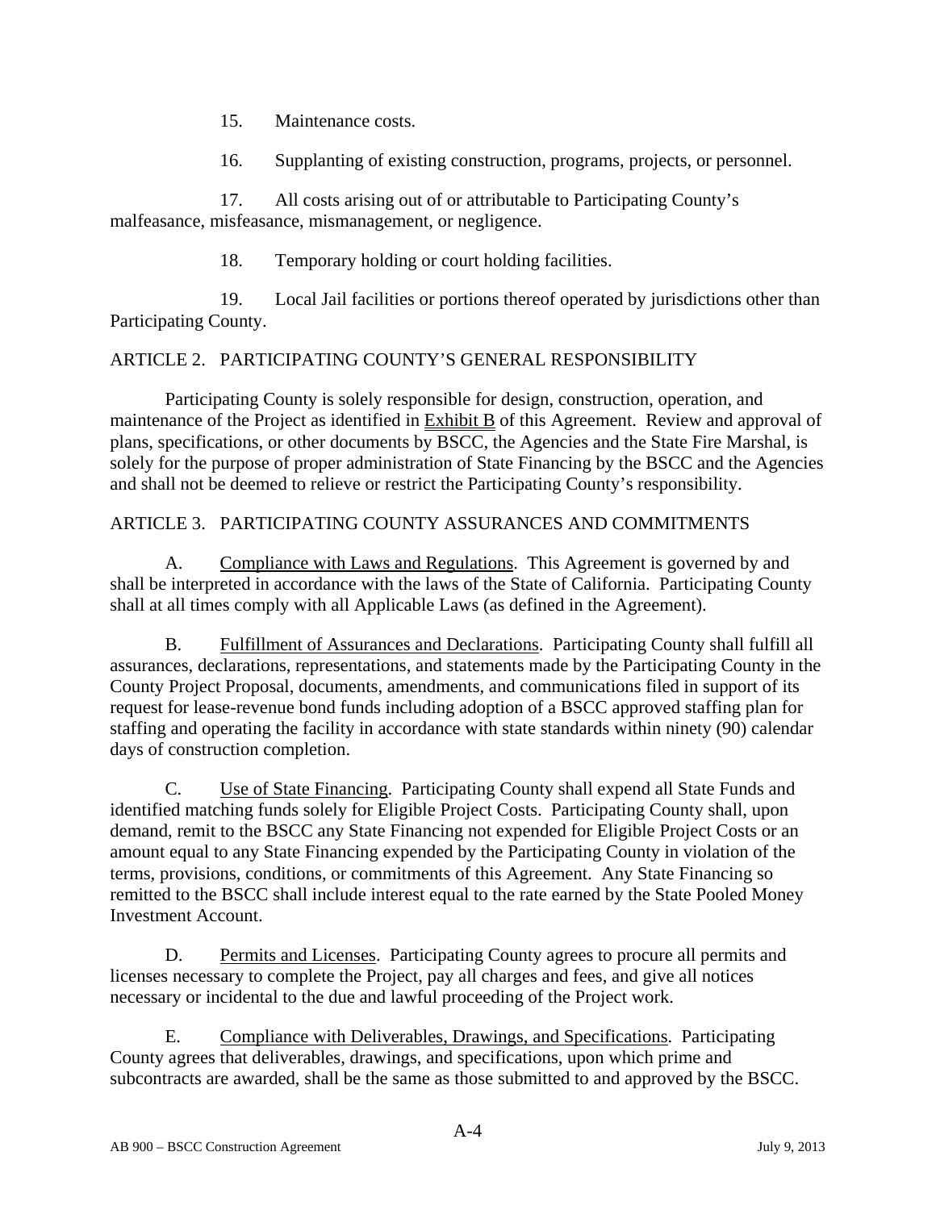15. Maintenance costs.

16. Supplanting of existing construction, programs, projects, or personnel.

17. All costs arising out of or attributable to Participating County's malfeasance, misfeasance, mismanagement, or negligence.

18. Temporary holding or court holding facilities.

19. Local Jail facilities or portions thereof operated by jurisdictions other than Participating County.

## ARTICLE 2. PARTICIPATING COUNTY'S GENERAL RESPONSIBILITY

Participating County is solely responsible for design, construction, operation, and maintenance of the Project as identified in Exhibit B of this Agreement. Review and approval of plans, specifications, or other documents by BSCC, the Agencies and the State Fire Marshal, is solely for the purpose of proper administration of State Financing by the BSCC and the Agencies and shall not be deemed to relieve or restrict the Participating County's responsibility.

## ARTICLE 3. PARTICIPATING COUNTY ASSURANCES AND COMMITMENTS

A. Compliance with Laws and Regulations. This Agreement is governed by and shall be interpreted in accordance with the laws of the State of California. Participating County shall at all times comply with all Applicable Laws (as defined in the Agreement).

B. Fulfillment of Assurances and Declarations. Participating County shall fulfill all assurances, declarations, representations, and statements made by the Participating County in the County Project Proposal, documents, amendments, and communications filed in support of its request for lease-revenue bond funds including adoption of a BSCC approved staffing plan for staffing and operating the facility in accordance with state standards within ninety (90) calendar days of construction completion.

C. Use of State Financing. Participating County shall expend all State Funds and identified matching funds solely for Eligible Project Costs. Participating County shall, upon demand, remit to the BSCC any State Financing not expended for Eligible Project Costs or an amount equal to any State Financing expended by the Participating County in violation of the terms, provisions, conditions, or commitments of this Agreement. Any State Financing so remitted to the BSCC shall include interest equal to the rate earned by the State Pooled Money Investment Account.

D. Permits and Licenses. Participating County agrees to procure all permits and licenses necessary to complete the Project, pay all charges and fees, and give all notices necessary or incidental to the due and lawful proceeding of the Project work.

E. Compliance with Deliverables, Drawings, and Specifications. Participating County agrees that deliverables, drawings, and specifications, upon which prime and subcontracts are awarded, shall be the same as those submitted to and approved by the BSCC.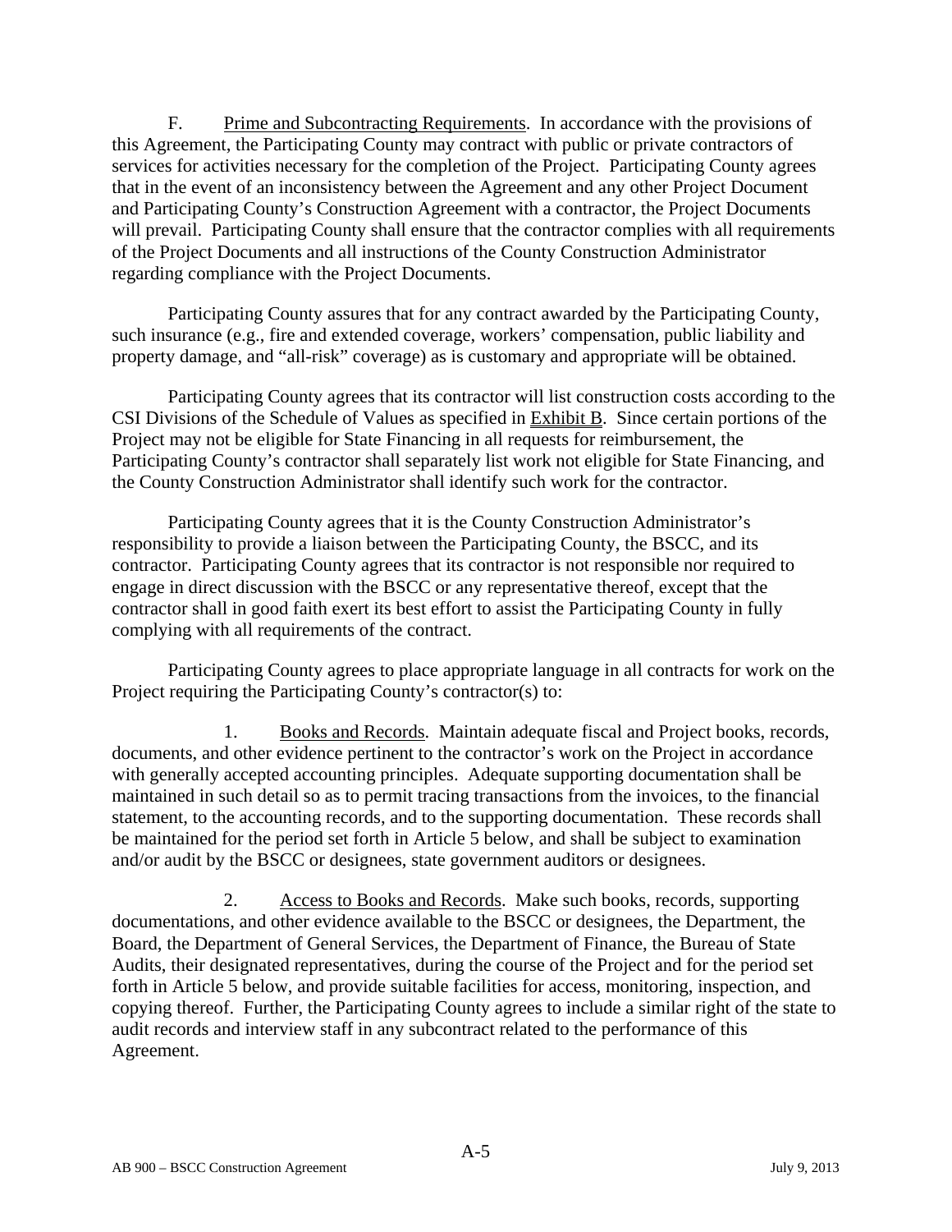F. Prime and Subcontracting Requirements. In accordance with the provisions of this Agreement, the Participating County may contract with public or private contractors of services for activities necessary for the completion of the Project. Participating County agrees that in the event of an inconsistency between the Agreement and any other Project Document and Participating County's Construction Agreement with a contractor, the Project Documents will prevail. Participating County shall ensure that the contractor complies with all requirements of the Project Documents and all instructions of the County Construction Administrator regarding compliance with the Project Documents.

Participating County assures that for any contract awarded by the Participating County, such insurance (e.g., fire and extended coverage, workers' compensation, public liability and property damage, and "all-risk" coverage) as is customary and appropriate will be obtained.

Participating County agrees that its contractor will list construction costs according to the CSI Divisions of the Schedule of Values as specified in Exhibit B. Since certain portions of the Project may not be eligible for State Financing in all requests for reimbursement, the Participating County's contractor shall separately list work not eligible for State Financing, and the County Construction Administrator shall identify such work for the contractor.

Participating County agrees that it is the County Construction Administrator's responsibility to provide a liaison between the Participating County, the BSCC, and its contractor. Participating County agrees that its contractor is not responsible nor required to engage in direct discussion with the BSCC or any representative thereof, except that the contractor shall in good faith exert its best effort to assist the Participating County in fully complying with all requirements of the contract.

Participating County agrees to place appropriate language in all contracts for work on the Project requiring the Participating County's contractor(s) to:

1. Books and Records. Maintain adequate fiscal and Project books, records, documents, and other evidence pertinent to the contractor's work on the Project in accordance with generally accepted accounting principles. Adequate supporting documentation shall be maintained in such detail so as to permit tracing transactions from the invoices, to the financial statement, to the accounting records, and to the supporting documentation. These records shall be maintained for the period set forth in Article 5 below, and shall be subject to examination and/or audit by the BSCC or designees, state government auditors or designees.

2. Access to Books and Records. Make such books, records, supporting documentations, and other evidence available to the BSCC or designees, the Department, the Board, the Department of General Services, the Department of Finance, the Bureau of State Audits, their designated representatives, during the course of the Project and for the period set forth in Article 5 below, and provide suitable facilities for access, monitoring, inspection, and copying thereof. Further, the Participating County agrees to include a similar right of the state to audit records and interview staff in any subcontract related to the performance of this Agreement.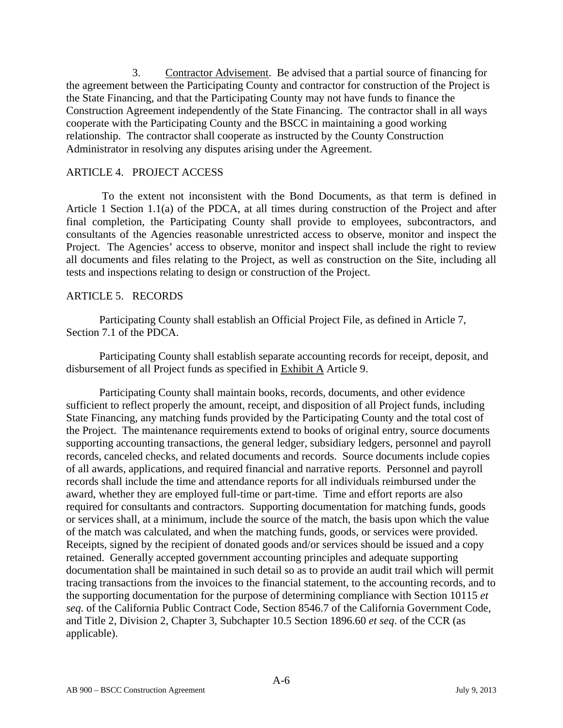3. Contractor Advisement. Be advised that a partial source of financing for the agreement between the Participating County and contractor for construction of the Project is the State Financing, and that the Participating County may not have funds to finance the Construction Agreement independently of the State Financing. The contractor shall in all ways cooperate with the Participating County and the BSCC in maintaining a good working relationship. The contractor shall cooperate as instructed by the County Construction Administrator in resolving any disputes arising under the Agreement.

## ARTICLE 4. PROJECT ACCESS

To the extent not inconsistent with the Bond Documents, as that term is defined in Article 1 Section 1.1(a) of the PDCA, at all times during construction of the Project and after final completion, the Participating County shall provide to employees, subcontractors, and consultants of the Agencies reasonable unrestricted access to observe, monitor and inspect the Project. The Agencies' access to observe, monitor and inspect shall include the right to review all documents and files relating to the Project, as well as construction on the Site, including all tests and inspections relating to design or construction of the Project.

## ARTICLE 5. RECORDS

Participating County shall establish an Official Project File, as defined in Article 7, Section 7.1 of the PDCA.

Participating County shall establish separate accounting records for receipt, deposit, and disbursement of all Project funds as specified in Exhibit A Article 9.

Participating County shall maintain books, records, documents, and other evidence sufficient to reflect properly the amount, receipt, and disposition of all Project funds, including State Financing, any matching funds provided by the Participating County and the total cost of the Project. The maintenance requirements extend to books of original entry, source documents supporting accounting transactions, the general ledger, subsidiary ledgers, personnel and payroll records, canceled checks, and related documents and records. Source documents include copies of all awards, applications, and required financial and narrative reports. Personnel and payroll records shall include the time and attendance reports for all individuals reimbursed under the award, whether they are employed full-time or part-time. Time and effort reports are also required for consultants and contractors. Supporting documentation for matching funds, goods or services shall, at a minimum, include the source of the match, the basis upon which the value of the match was calculated, and when the matching funds, goods, or services were provided. Receipts, signed by the recipient of donated goods and/or services should be issued and a copy retained. Generally accepted government accounting principles and adequate supporting documentation shall be maintained in such detail so as to provide an audit trail which will permit tracing transactions from the invoices to the financial statement, to the accounting records, and to the supporting documentation for the purpose of determining compliance with Section 10115 *et seq.* of the California Public Contract Code, Section 8546.7 of the California Government Code, and Title 2, Division 2, Chapter 3, Subchapter 10.5 Section 1896.60 *et seq.* of the CCR (as applicable).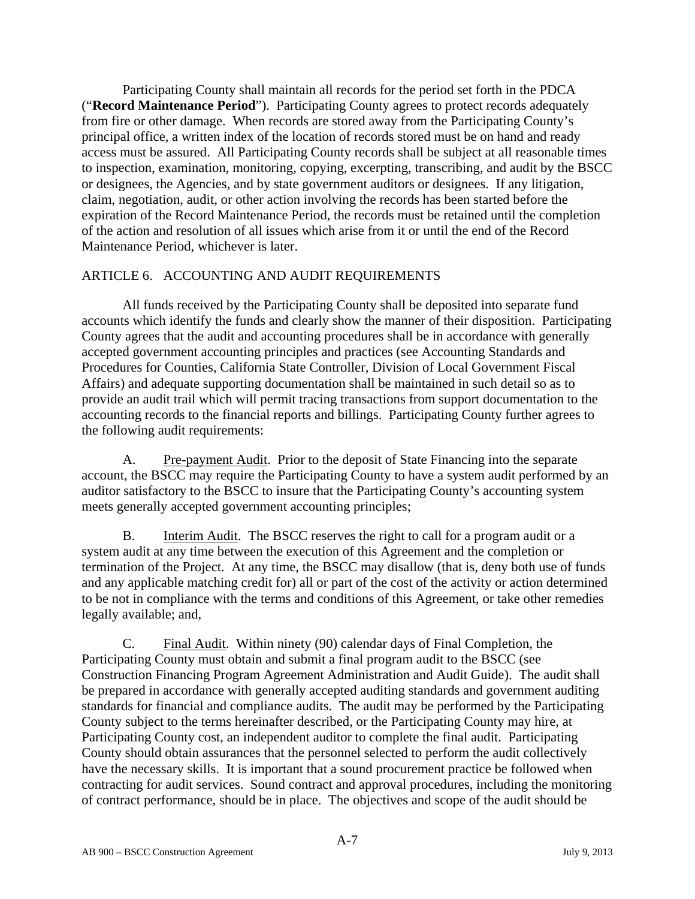Participating County shall maintain all records for the period set forth in the PDCA ("**Record Maintenance Period**"). Participating County agrees to protect records adequately from fire or other damage. When records are stored away from the Participating County's principal office, a written index of the location of records stored must be on hand and ready access must be assured. All Participating County records shall be subject at all reasonable times to inspection, examination, monitoring, copying, excerpting, transcribing, and audit by the BSCC or designees, the Agencies, and by state government auditors or designees. If any litigation, claim, negotiation, audit, or other action involving the records has been started before the expiration of the Record Maintenance Period, the records must be retained until the completion of the action and resolution of all issues which arise from it or until the end of the Record Maintenance Period, whichever is later.

## ARTICLE 6. ACCOUNTING AND AUDIT REQUIREMENTS

All funds received by the Participating County shall be deposited into separate fund accounts which identify the funds and clearly show the manner of their disposition. Participating County agrees that the audit and accounting procedures shall be in accordance with generally accepted government accounting principles and practices (see Accounting Standards and Procedures for Counties, California State Controller, Division of Local Government Fiscal Affairs) and adequate supporting documentation shall be maintained in such detail so as to provide an audit trail which will permit tracing transactions from support documentation to the accounting records to the financial reports and billings. Participating County further agrees to the following audit requirements:

A. Pre-payment Audit. Prior to the deposit of State Financing into the separate account, the BSCC may require the Participating County to have a system audit performed by an auditor satisfactory to the BSCC to insure that the Participating County's accounting system meets generally accepted government accounting principles;

B. Interim Audit. The BSCC reserves the right to call for a program audit or a system audit at any time between the execution of this Agreement and the completion or termination of the Project. At any time, the BSCC may disallow (that is, deny both use of funds and any applicable matching credit for) all or part of the cost of the activity or action determined to be not in compliance with the terms and conditions of this Agreement, or take other remedies legally available; and,

C. Final Audit. Within ninety (90) calendar days of Final Completion, the Participating County must obtain and submit a final program audit to the BSCC (see Construction Financing Program Agreement Administration and Audit Guide). The audit shall be prepared in accordance with generally accepted auditing standards and government auditing standards for financial and compliance audits. The audit may be performed by the Participating County subject to the terms hereinafter described, or the Participating County may hire, at Participating County cost, an independent auditor to complete the final audit. Participating County should obtain assurances that the personnel selected to perform the audit collectively have the necessary skills. It is important that a sound procurement practice be followed when contracting for audit services. Sound contract and approval procedures, including the monitoring of contract performance, should be in place. The objectives and scope of the audit should be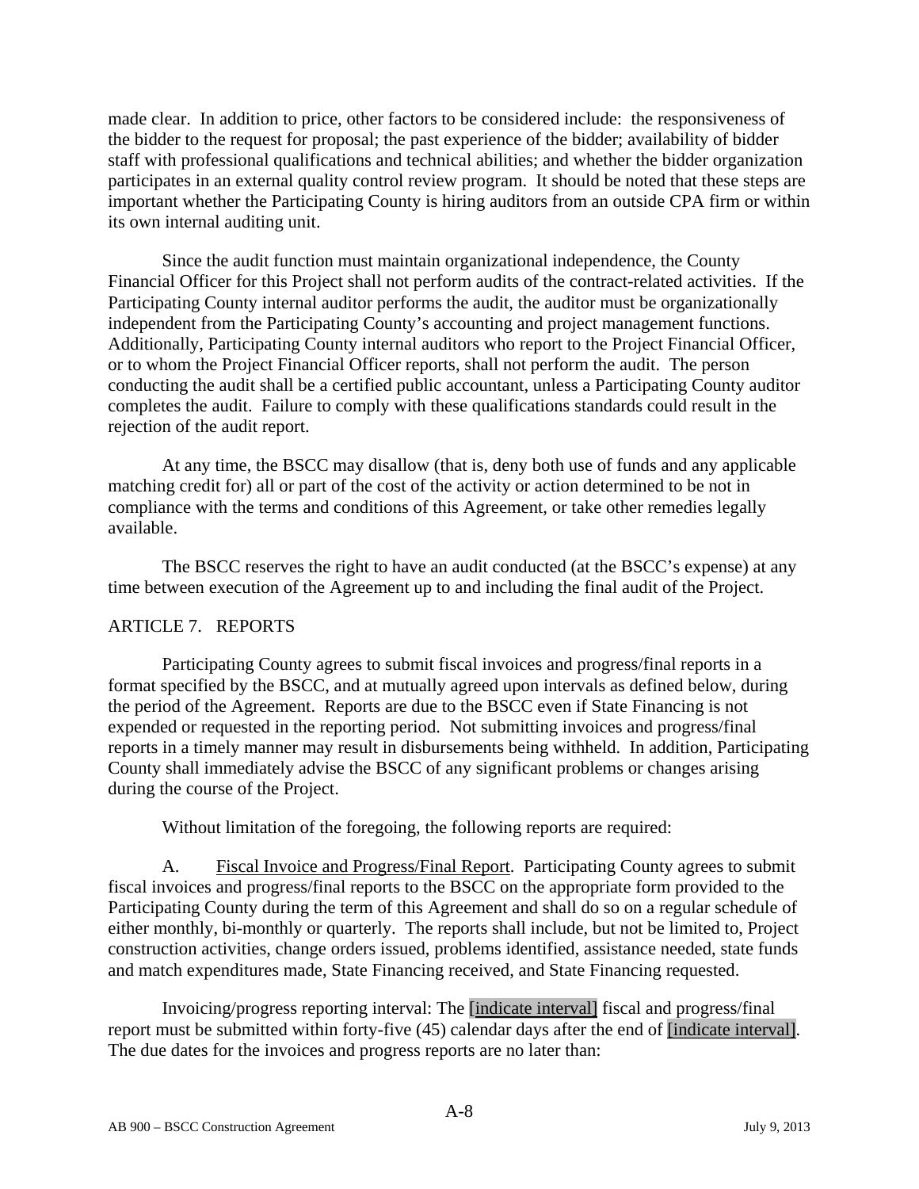made clear. In addition to price, other factors to be considered include: the responsiveness of the bidder to the request for proposal; the past experience of the bidder; availability of bidder staff with professional qualifications and technical abilities; and whether the bidder organization participates in an external quality control review program. It should be noted that these steps are important whether the Participating County is hiring auditors from an outside CPA firm or within its own internal auditing unit.

Since the audit function must maintain organizational independence, the County Financial Officer for this Project shall not perform audits of the contract-related activities. If the Participating County internal auditor performs the audit, the auditor must be organizationally independent from the Participating County's accounting and project management functions. Additionally, Participating County internal auditors who report to the Project Financial Officer, or to whom the Project Financial Officer reports, shall not perform the audit. The person conducting the audit shall be a certified public accountant, unless a Participating County auditor completes the audit. Failure to comply with these qualifications standards could result in the rejection of the audit report.

At any time, the BSCC may disallow (that is, deny both use of funds and any applicable matching credit for) all or part of the cost of the activity or action determined to be not in compliance with the terms and conditions of this Agreement, or take other remedies legally available.

The BSCC reserves the right to have an audit conducted (at the BSCC's expense) at any time between execution of the Agreement up to and including the final audit of the Project.

## ARTICLE 7. REPORTS

Participating County agrees to submit fiscal invoices and progress/final reports in a format specified by the BSCC, and at mutually agreed upon intervals as defined below, during the period of the Agreement. Reports are due to the BSCC even if State Financing is not expended or requested in the reporting period. Not submitting invoices and progress/final reports in a timely manner may result in disbursements being withheld. In addition, Participating County shall immediately advise the BSCC of any significant problems or changes arising during the course of the Project.

Without limitation of the foregoing, the following reports are required:

A. Fiscal Invoice and Progress/Final Report. Participating County agrees to submit fiscal invoices and progress/final reports to the BSCC on the appropriate form provided to the Participating County during the term of this Agreement and shall do so on a regular schedule of either monthly, bi-monthly or quarterly. The reports shall include, but not be limited to, Project construction activities, change orders issued, problems identified, assistance needed, state funds and match expenditures made, State Financing received, and State Financing requested.

Invoicing/progress reporting interval: The [indicate interval] fiscal and progress/final report must be submitted within forty-five (45) calendar days after the end of [indicate interval]. The due dates for the invoices and progress reports are no later than: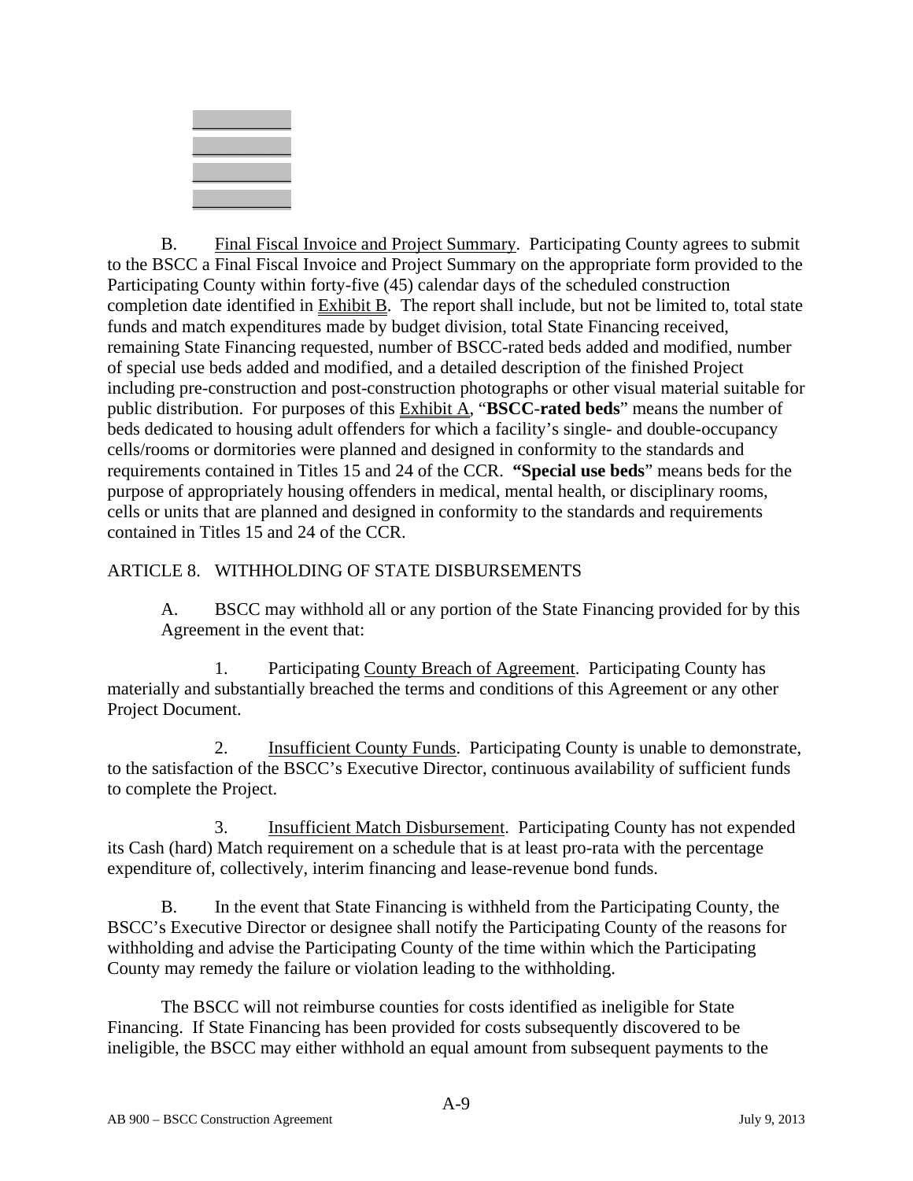\_\_\_\_\_\_\_\_\_\_
\_\_\_\_\_\_\_\_\_\_
\_\_\_\_\_\_\_\_\_\_
\_\_\_\_\_\_\_\_\_\_

B. Final Fiscal Invoice and Project Summary. Participating County agrees to submit to the BSCC a Final Fiscal Invoice and Project Summary on the appropriate form provided to the Participating County within forty-five (45) calendar days of the scheduled construction completion date identified in Exhibit B. The report shall include, but not be limited to, total state funds and match expenditures made by budget division, total State Financing received, remaining State Financing requested, number of BSCC-rated beds added and modified, number of special use beds added and modified, and a detailed description of the finished Project including pre-construction and post-construction photographs or other visual material suitable for public distribution. For purposes of this Exhibit A, "**BSCC-rated beds**" means the number of beds dedicated to housing adult offenders for which a facility's single- and double-occupancy cells/rooms or dormitories were planned and designed in conformity to the standards and requirements contained in Titles 15 and 24 of the CCR. "**Special use beds**" means beds for the purpose of appropriately housing offenders in medical, mental health, or disciplinary rooms, cells or units that are planned and designed in conformity to the standards and requirements contained in Titles 15 and 24 of the CCR.

ARTICLE 8. WITHHOLDING OF STATE DISBURSEMENTS

A. BSCC may withhold all or any portion of the State Financing provided for by this Agreement in the event that:

1. Participating County Breach of Agreement. Participating County has materially and substantially breached the terms and conditions of this Agreement or any other Project Document.

2. Insufficient County Funds. Participating County is unable to demonstrate, to the satisfaction of the BSCC's Executive Director, continuous availability of sufficient funds to complete the Project.

3. Insufficient Match Disbursement. Participating County has not expended its Cash (hard) Match requirement on a schedule that is at least pro-rata with the percentage expenditure of, collectively, interim financing and lease-revenue bond funds.

B. In the event that State Financing is withheld from the Participating County, the BSCC's Executive Director or designee shall notify the Participating County of the reasons for withholding and advise the Participating County of the time within which the Participating County may remedy the failure or violation leading to the withholding.

The BSCC will not reimburse counties for costs identified as ineligible for State Financing. If State Financing has been provided for costs subsequently discovered to be ineligible, the BSCC may either withhold an equal amount from subsequent payments to the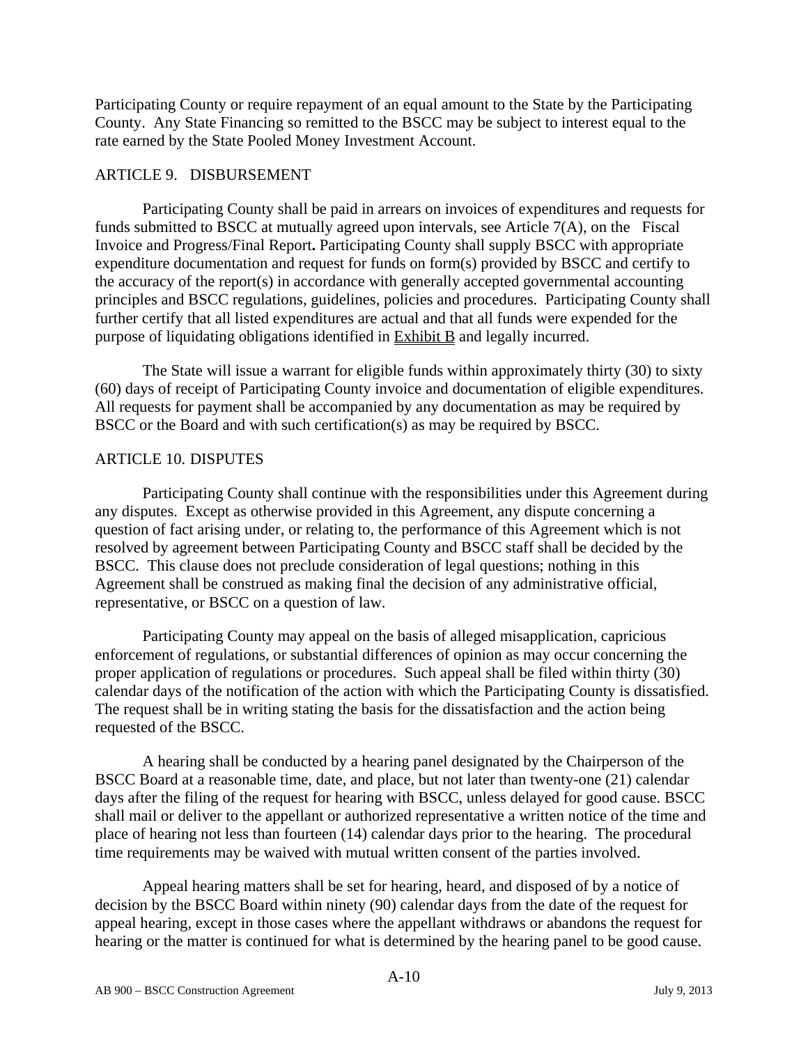Participating County or require repayment of an equal amount to the State by the Participating County. Any State Financing so remitted to the BSCC may be subject to interest equal to the rate earned by the State Pooled Money Investment Account.

## ARTICLE 9. DISBURSEMENT

Participating County shall be paid in arrears on invoices of expenditures and requests for funds submitted to BSCC at mutually agreed upon intervals, see Article 7(A), on the Fiscal Invoice and Progress/Final Report**.** Participating County shall supply BSCC with appropriate expenditure documentation and request for funds on form(s) provided by BSCC and certify to the accuracy of the report(s) in accordance with generally accepted governmental accounting principles and BSCC regulations, guidelines, policies and procedures. Participating County shall further certify that all listed expenditures are actual and that all funds were expended for the purpose of liquidating obligations identified in Exhibit B and legally incurred.

The State will issue a warrant for eligible funds within approximately thirty (30) to sixty (60) days of receipt of Participating County invoice and documentation of eligible expenditures. All requests for payment shall be accompanied by any documentation as may be required by BSCC or the Board and with such certification(s) as may be required by BSCC.

## ARTICLE 10. DISPUTES

Participating County shall continue with the responsibilities under this Agreement during any disputes. Except as otherwise provided in this Agreement, any dispute concerning a question of fact arising under, or relating to, the performance of this Agreement which is not resolved by agreement between Participating County and BSCC staff shall be decided by the BSCC. This clause does not preclude consideration of legal questions; nothing in this Agreement shall be construed as making final the decision of any administrative official, representative, or BSCC on a question of law.

Participating County may appeal on the basis of alleged misapplication, capricious enforcement of regulations, or substantial differences of opinion as may occur concerning the proper application of regulations or procedures. Such appeal shall be filed within thirty (30) calendar days of the notification of the action with which the Participating County is dissatisfied. The request shall be in writing stating the basis for the dissatisfaction and the action being requested of the BSCC.

A hearing shall be conducted by a hearing panel designated by the Chairperson of the BSCC Board at a reasonable time, date, and place, but not later than twenty-one (21) calendar days after the filing of the request for hearing with BSCC, unless delayed for good cause. BSCC shall mail or deliver to the appellant or authorized representative a written notice of the time and place of hearing not less than fourteen (14) calendar days prior to the hearing. The procedural time requirements may be waived with mutual written consent of the parties involved.

Appeal hearing matters shall be set for hearing, heard, and disposed of by a notice of decision by the BSCC Board within ninety (90) calendar days from the date of the request for appeal hearing, except in those cases where the appellant withdraws or abandons the request for hearing or the matter is continued for what is determined by the hearing panel to be good cause.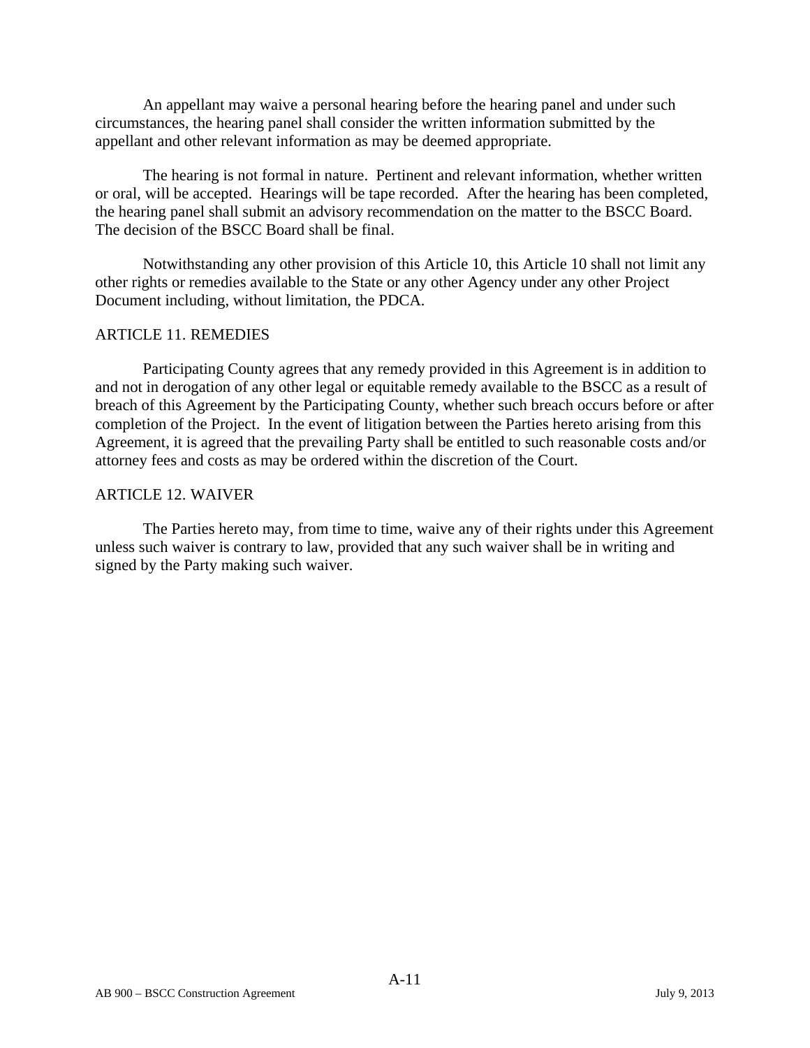An appellant may waive a personal hearing before the hearing panel and under such circumstances, the hearing panel shall consider the written information submitted by the appellant and other relevant information as may be deemed appropriate.

The hearing is not formal in nature. Pertinent and relevant information, whether written or oral, will be accepted. Hearings will be tape recorded. After the hearing has been completed, the hearing panel shall submit an advisory recommendation on the matter to the BSCC Board. The decision of the BSCC Board shall be final.

Notwithstanding any other provision of this Article 10, this Article 10 shall not limit any other rights or remedies available to the State or any other Agency under any other Project Document including, without limitation, the PDCA.

## ARTICLE 11. REMEDIES

Participating County agrees that any remedy provided in this Agreement is in addition to and not in derogation of any other legal or equitable remedy available to the BSCC as a result of breach of this Agreement by the Participating County, whether such breach occurs before or after completion of the Project. In the event of litigation between the Parties hereto arising from this Agreement, it is agreed that the prevailing Party shall be entitled to such reasonable costs and/or attorney fees and costs as may be ordered within the discretion of the Court.

## ARTICLE 12. WAIVER

The Parties hereto may, from time to time, waive any of their rights under this Agreement unless such waiver is contrary to law, provided that any such waiver shall be in writing and signed by the Party making such waiver.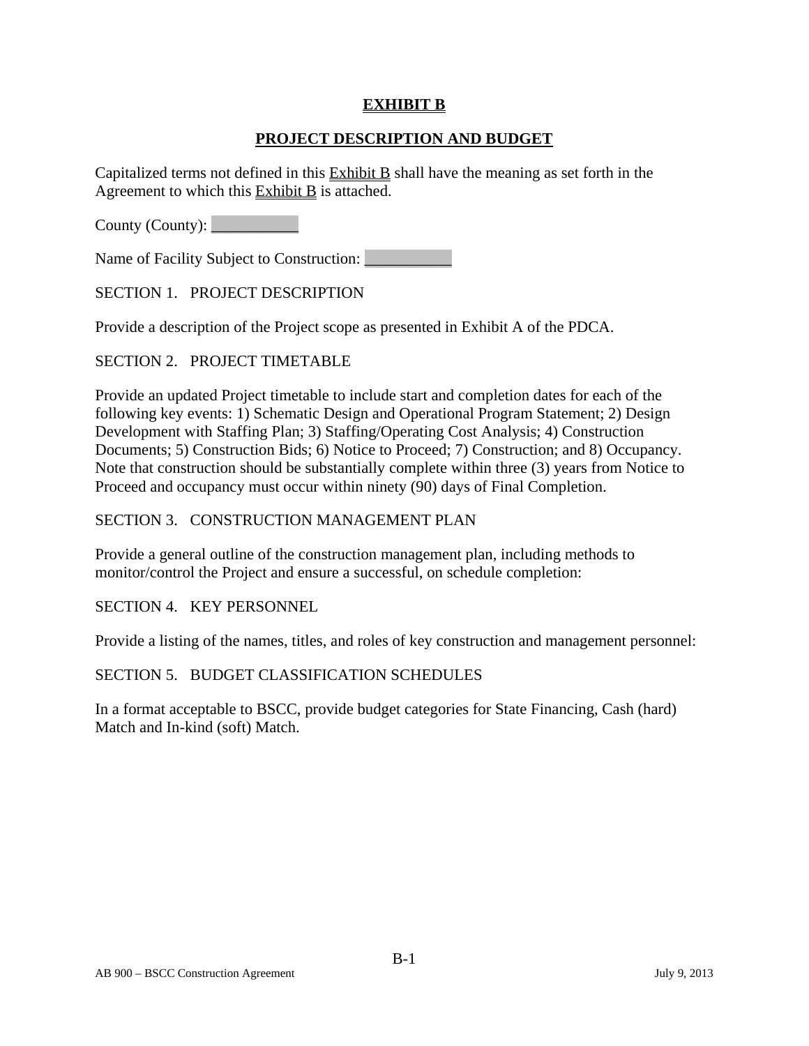# EXHIBIT B

## PROJECT DESCRIPTION AND BUDGET

Capitalized terms not defined in this Exhibit B shall have the meaning as set forth in the Agreement to which this Exhibit B is attached.

County (County): ___________

Name of Facility Subject to Construction: ___________

SECTION 1. PROJECT DESCRIPTION

Provide a description of the Project scope as presented in Exhibit A of the PDCA.

SECTION 2. PROJECT TIMETABLE

Provide an updated Project timetable to include start and completion dates for each of the following key events: 1) Schematic Design and Operational Program Statement; 2) Design Development with Staffing Plan; 3) Staffing/Operating Cost Analysis; 4) Construction Documents; 5) Construction Bids; 6) Notice to Proceed; 7) Construction; and 8) Occupancy. Note that construction should be substantially complete within three (3) years from Notice to Proceed and occupancy must occur within ninety (90) days of Final Completion.

SECTION 3. CONSTRUCTION MANAGEMENT PLAN

Provide a general outline of the construction management plan, including methods to monitor/control the Project and ensure a successful, on schedule completion:

SECTION 4. KEY PERSONNEL

Provide a listing of the names, titles, and roles of key construction and management personnel:

SECTION 5. BUDGET CLASSIFICATION SCHEDULES

In a format acceptable to BSCC, provide budget categories for State Financing, Cash (hard) Match and In-kind (soft) Match.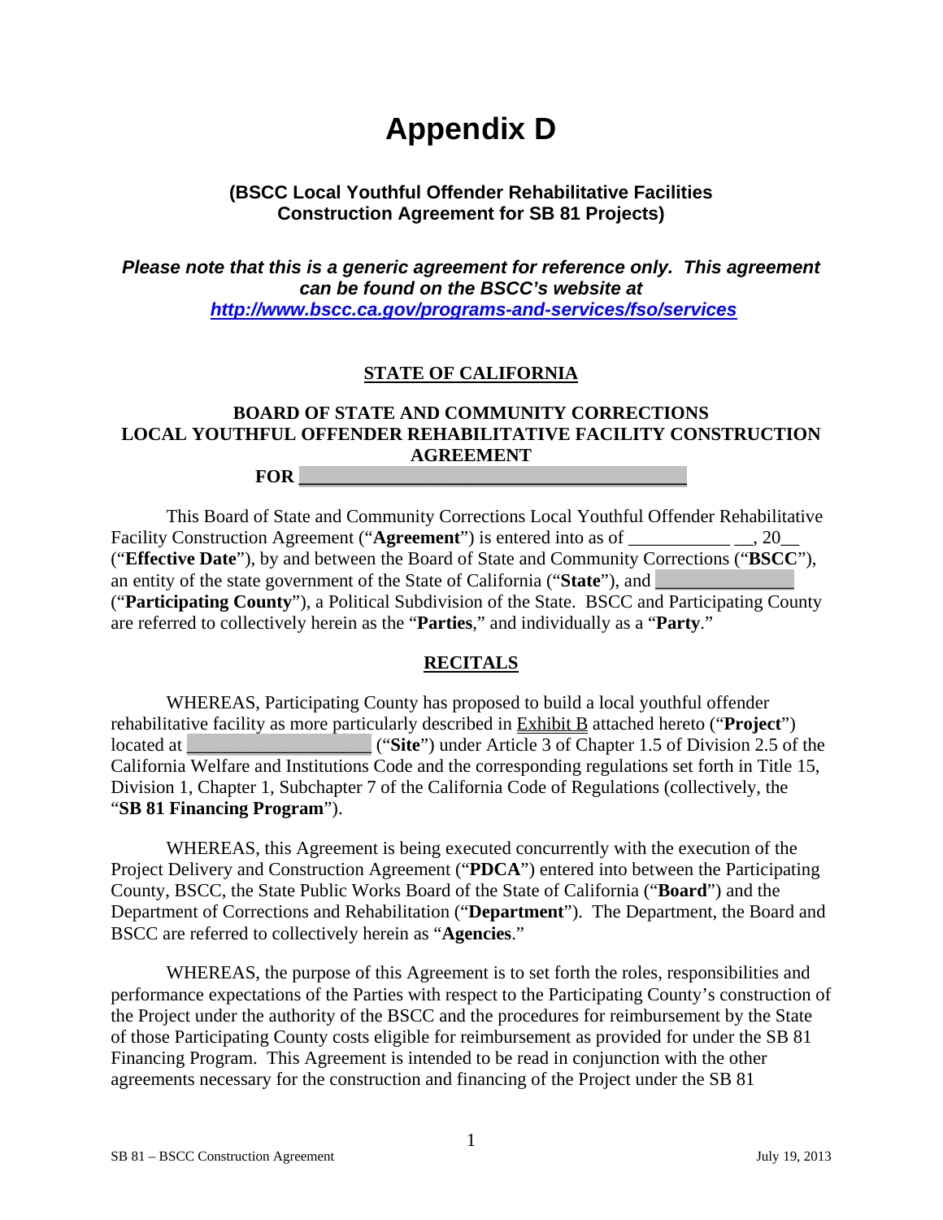# Appendix D

**(BSCC Local Youthful Offender Rehabilitative Facilities Construction Agreement for SB 81 Projects)**

***Please note that this is a generic agreement for reference only. This agreement can be found on the BSCC's website at [http://www.bscc.ca.gov/programs-and-services/fso/services](http://www.bscc.ca.gov/programs-and-services/fso/services)***

**STATE OF CALIFORNIA**

**BOARD OF STATE AND COMMUNITY CORRECTIONS**
**LOCAL YOUTHFUL OFFENDER REHABILITATIVE FACILITY CONSTRUCTION AGREEMENT**
**FOR ________________________________________**

This Board of State and Community Corrections Local Youthful Offender Rehabilitative Facility Construction Agreement ("**Agreement**") is entered into as of ___________ __, 20__ ("**Effective Date**"), by and between the Board of State and Community Corrections ("**BSCC**"), an entity of the state government of the State of California ("**State**"), and _______________ ("**Participating County**"), a Political Subdivision of the State. BSCC and Participating County are referred to collectively herein as the "**Parties**," and individually as a "**Party**."

**RECITALS**

WHEREAS, Participating County has proposed to build a local youthful offender rehabilitative facility as more particularly described in Exhibit B attached hereto ("**Project**") located at ____________________ ("**Site**") under Article 3 of Chapter 1.5 of Division 2.5 of the California Welfare and Institutions Code and the corresponding regulations set forth in Title 15, Division 1, Chapter 1, Subchapter 7 of the California Code of Regulations (collectively, the "**SB 81 Financing Program**").

WHEREAS, this Agreement is being executed concurrently with the execution of the Project Delivery and Construction Agreement ("**PDCA**") entered into between the Participating County, BSCC, the State Public Works Board of the State of California ("**Board**") and the Department of Corrections and Rehabilitation ("**Department**"). The Department, the Board and BSCC are referred to collectively herein as "**Agencies**."

WHEREAS, the purpose of this Agreement is to set forth the roles, responsibilities and performance expectations of the Parties with respect to the Participating County's construction of the Project under the authority of the BSCC and the procedures for reimbursement by the State of those Participating County costs eligible for reimbursement as provided for under the SB 81 Financing Program. This Agreement is intended to be read in conjunction with the other agreements necessary for the construction and financing of the Project under the SB 81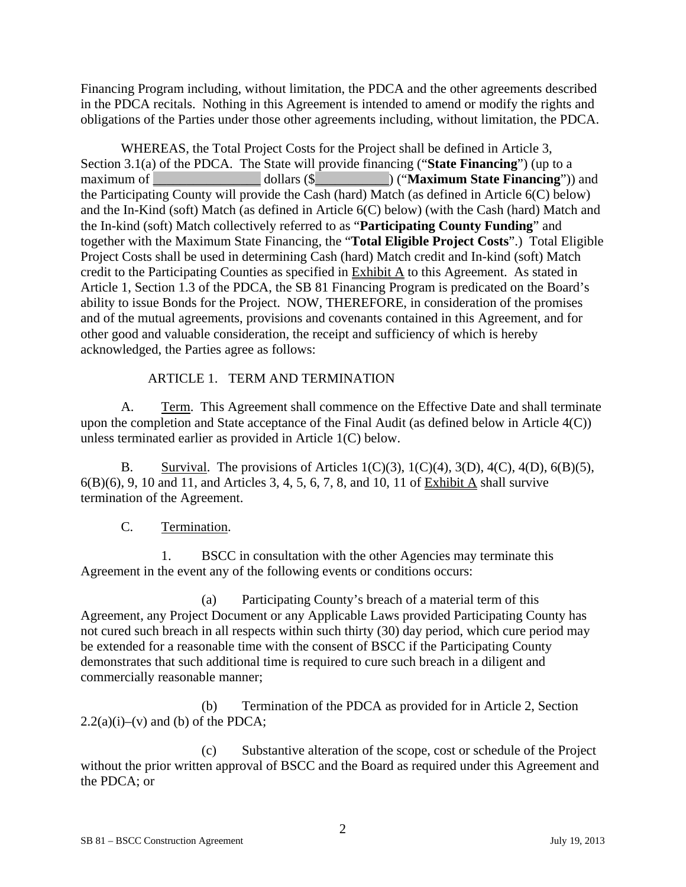Financing Program including, without limitation, the PDCA and the other agreements described in the PDCA recitals. Nothing in this Agreement is intended to amend or modify the rights and obligations of the Parties under those other agreements including, without limitation, the PDCA.

WHEREAS, the Total Project Costs for the Project shall be defined in Article 3, Section 3.1(a) of the PDCA. The State will provide financing ("**State Financing**") (up to a maximum of _______________ dollars ($__________) ("**Maximum State Financing**")) and the Participating County will provide the Cash (hard) Match (as defined in Article 6(C) below) and the In-Kind (soft) Match (as defined in Article 6(C) below) (with the Cash (hard) Match and the In-kind (soft) Match collectively referred to as "**Participating County Funding**" and together with the Maximum State Financing, the "**Total Eligible Project Costs**".) Total Eligible Project Costs shall be used in determining Cash (hard) Match credit and In-kind (soft) Match credit to the Participating Counties as specified in Exhibit A to this Agreement. As stated in Article 1, Section 1.3 of the PDCA, the SB 81 Financing Program is predicated on the Board's ability to issue Bonds for the Project. NOW, THEREFORE, in consideration of the promises and of the mutual agreements, provisions and covenants contained in this Agreement, and for other good and valuable consideration, the receipt and sufficiency of which is hereby acknowledged, the Parties agree as follows:

## ARTICLE 1. TERM AND TERMINATION

A. Term. This Agreement shall commence on the Effective Date and shall terminate upon the completion and State acceptance of the Final Audit (as defined below in Article 4(C)) unless terminated earlier as provided in Article 1(C) below.

B. Survival. The provisions of Articles 1(C)(3), 1(C)(4), 3(D), 4(C), 4(D), 6(B)(5), 6(B)(6), 9, 10 and 11, and Articles 3, 4, 5, 6, 7, 8, and 10, 11 of Exhibit A shall survive termination of the Agreement.

C. Termination.

1. BSCC in consultation with the other Agencies may terminate this Agreement in the event any of the following events or conditions occurs:

(a) Participating County's breach of a material term of this Agreement, any Project Document or any Applicable Laws provided Participating County has not cured such breach in all respects within such thirty (30) day period, which cure period may be extended for a reasonable time with the consent of BSCC if the Participating County demonstrates that such additional time is required to cure such breach in a diligent and commercially reasonable manner;

(b) Termination of the PDCA as provided for in Article 2, Section 2.2(a)(i)–(v) and (b) of the PDCA;

(c) Substantive alteration of the scope, cost or schedule of the Project without the prior written approval of BSCC and the Board as required under this Agreement and the PDCA; or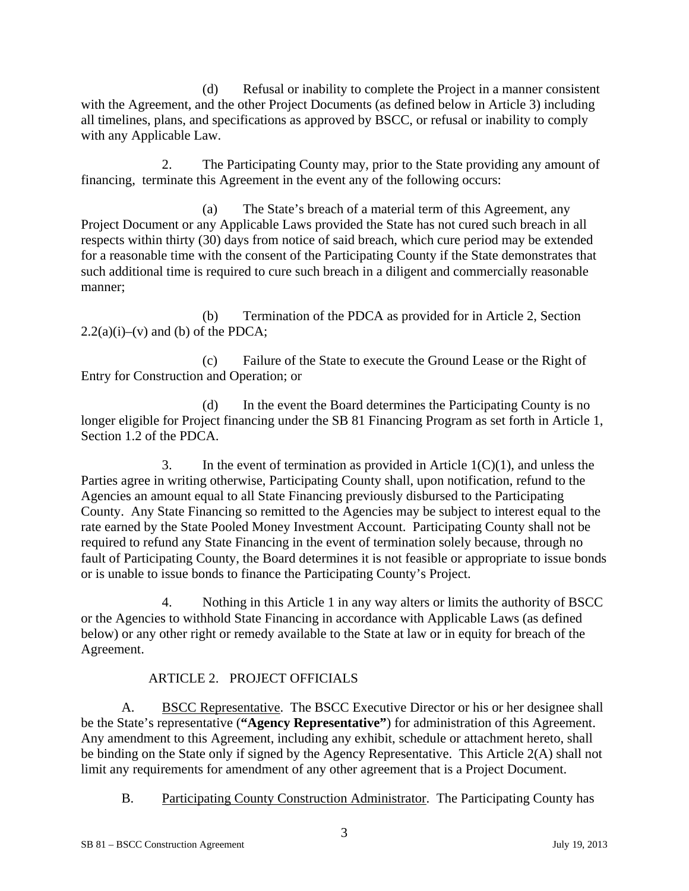(d) Refusal or inability to complete the Project in a manner consistent with the Agreement, and the other Project Documents (as defined below in Article 3) including all timelines, plans, and specifications as approved by BSCC, or refusal or inability to comply with any Applicable Law.

2. The Participating County may, prior to the State providing any amount of financing, terminate this Agreement in the event any of the following occurs:

(a) The State's breach of a material term of this Agreement, any Project Document or any Applicable Laws provided the State has not cured such breach in all respects within thirty (30) days from notice of said breach, which cure period may be extended for a reasonable time with the consent of the Participating County if the State demonstrates that such additional time is required to cure such breach in a diligent and commercially reasonable manner;

(b) Termination of the PDCA as provided for in Article 2, Section 2.2(a)(i)–(v) and (b) of the PDCA;

(c) Failure of the State to execute the Ground Lease or the Right of Entry for Construction and Operation; or

(d) In the event the Board determines the Participating County is no longer eligible for Project financing under the SB 81 Financing Program as set forth in Article 1, Section 1.2 of the PDCA.

3. In the event of termination as provided in Article 1(C)(1), and unless the Parties agree in writing otherwise, Participating County shall, upon notification, refund to the Agencies an amount equal to all State Financing previously disbursed to the Participating County. Any State Financing so remitted to the Agencies may be subject to interest equal to the rate earned by the State Pooled Money Investment Account. Participating County shall not be required to refund any State Financing in the event of termination solely because, through no fault of Participating County, the Board determines it is not feasible or appropriate to issue bonds or is unable to issue bonds to finance the Participating County's Project.

4. Nothing in this Article 1 in any way alters or limits the authority of BSCC or the Agencies to withhold State Financing in accordance with Applicable Laws (as defined below) or any other right or remedy available to the State at law or in equity for breach of the Agreement.

## ARTICLE 2. PROJECT OFFICIALS

A. <u>BSCC Representative</u>. The BSCC Executive Director or his or her designee shall be the State's representative (**"Agency Representative"**) for administration of this Agreement. Any amendment to this Agreement, including any exhibit, schedule or attachment hereto, shall be binding on the State only if signed by the Agency Representative. This Article 2(A) shall not limit any requirements for amendment of any other agreement that is a Project Document.

B. <u>Participating County Construction Administrator</u>. The Participating County has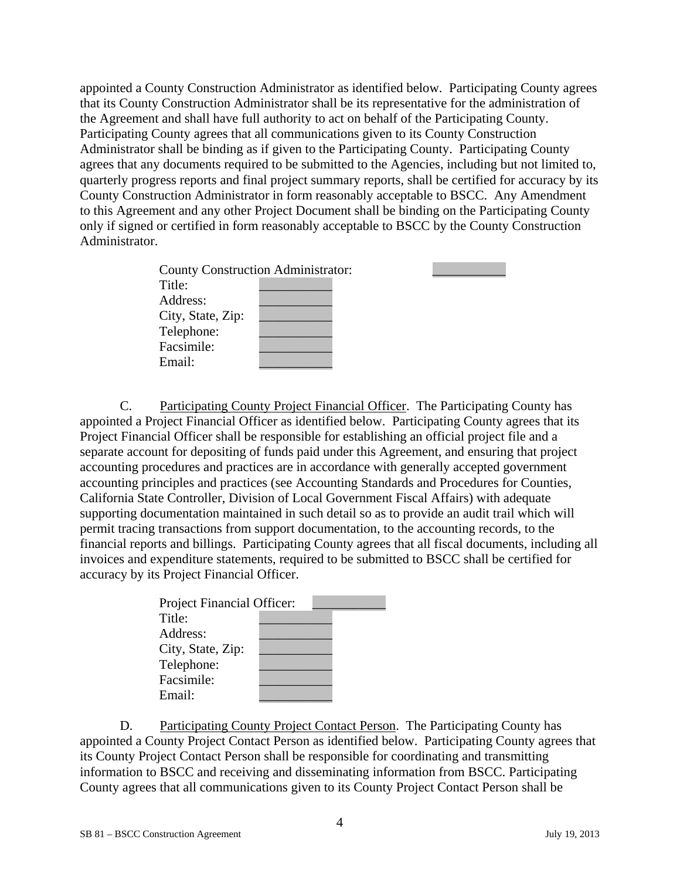appointed a County Construction Administrator as identified below. Participating County agrees that its County Construction Administrator shall be its representative for the administration of the Agreement and shall have full authority to act on behalf of the Participating County. Participating County agrees that all communications given to its County Construction Administrator shall be binding as if given to the Participating County. Participating County agrees that any documents required to be submitted to the Agencies, including but not limited to, quarterly progress reports and final project summary reports, shall be certified for accuracy by its County Construction Administrator in form reasonably acceptable to BSCC. Any Amendment to this Agreement and any other Project Document shall be binding on the Participating County only if signed or certified in form reasonably acceptable to BSCC by the County Construction Administrator.

County Construction Administrator: ___________
Title: ___________
Address: ___________
City, State, Zip: ___________
Telephone: ___________
Facsimile: ___________
Email: ___________

C. Participating County Project Financial Officer. The Participating County has appointed a Project Financial Officer as identified below. Participating County agrees that its Project Financial Officer shall be responsible for establishing an official project file and a separate account for depositing of funds paid under this Agreement, and ensuring that project accounting procedures and practices are in accordance with generally accepted government accounting principles and practices (see Accounting Standards and Procedures for Counties, California State Controller, Division of Local Government Fiscal Affairs) with adequate supporting documentation maintained in such detail so as to provide an audit trail which will permit tracing transactions from support documentation, to the accounting records, to the financial reports and billings. Participating County agrees that all fiscal documents, including all invoices and expenditure statements, required to be submitted to BSCC shall be certified for accuracy by its Project Financial Officer.

Project Financial Officer: ___________
Title: ___________
Address: ___________
City, State, Zip: ___________
Telephone: ___________
Facsimile: ___________
Email: ___________

D. Participating County Project Contact Person. The Participating County has appointed a County Project Contact Person as identified below. Participating County agrees that its County Project Contact Person shall be responsible for coordinating and transmitting information to BSCC and receiving and disseminating information from BSCC. Participating County agrees that all communications given to its County Project Contact Person shall be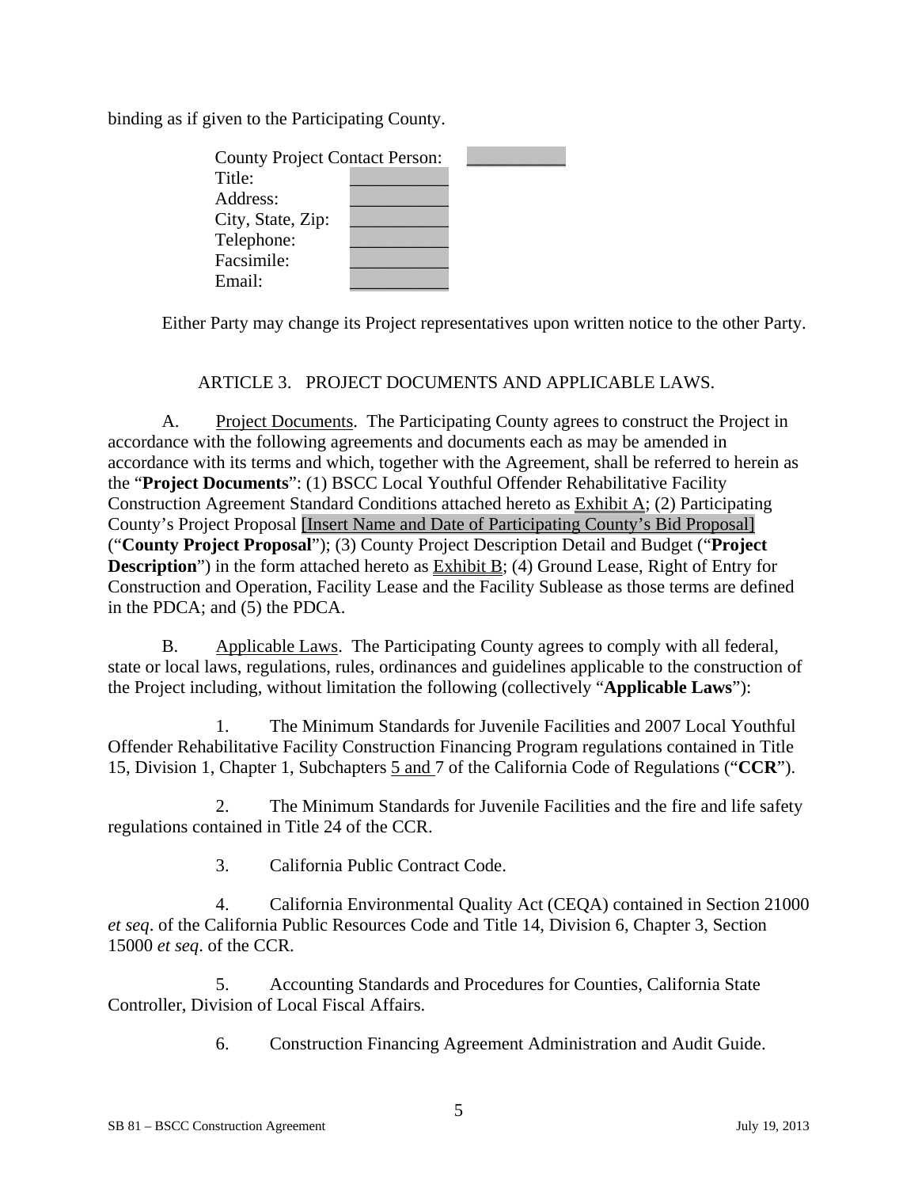binding as if given to the Participating County.

County Project Contact Person: ___________
Title: ___________
Address: ___________
City, State, Zip: ___________
Telephone: ___________
Facsimile: ___________
Email: ___________

Either Party may change its Project representatives upon written notice to the other Party.

## ARTICLE 3. PROJECT DOCUMENTS AND APPLICABLE LAWS.

A. Project Documents. The Participating County agrees to construct the Project in accordance with the following agreements and documents each as may be amended in accordance with its terms and which, together with the Agreement, shall be referred to herein as the "**Project Documents**": (1) BSCC Local Youthful Offender Rehabilitative Facility Construction Agreement Standard Conditions attached hereto as Exhibit A; (2) Participating County's Project Proposal [Insert Name and Date of Participating County's Bid Proposal] ("**County Project Proposal**"); (3) County Project Description Detail and Budget ("**Project Description**") in the form attached hereto as Exhibit B; (4) Ground Lease, Right of Entry for Construction and Operation, Facility Lease and the Facility Sublease as those terms are defined in the PDCA; and (5) the PDCA.

B. Applicable Laws. The Participating County agrees to comply with all federal, state or local laws, regulations, rules, ordinances and guidelines applicable to the construction of the Project including, without limitation the following (collectively "**Applicable Laws**"):

1. The Minimum Standards for Juvenile Facilities and 2007 Local Youthful Offender Rehabilitative Facility Construction Financing Program regulations contained in Title 15, Division 1, Chapter 1, Subchapters 5 and 7 of the California Code of Regulations ("**CCR**").

2. The Minimum Standards for Juvenile Facilities and the fire and life safety regulations contained in Title 24 of the CCR.

3. California Public Contract Code.

4. California Environmental Quality Act (CEQA) contained in Section 21000 *et seq*. of the California Public Resources Code and Title 14, Division 6, Chapter 3, Section 15000 *et seq*. of the CCR.

5. Accounting Standards and Procedures for Counties, California State Controller, Division of Local Fiscal Affairs.

6. Construction Financing Agreement Administration and Audit Guide.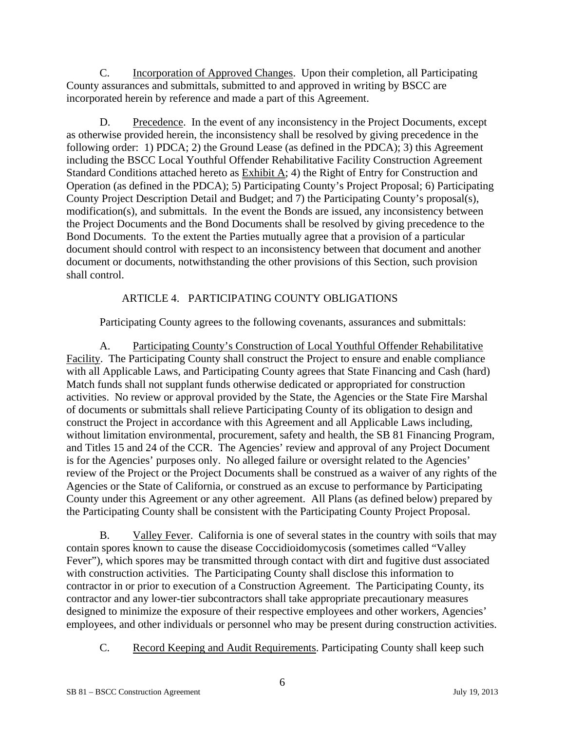C. Incorporation of Approved Changes. Upon their completion, all Participating County assurances and submittals, submitted to and approved in writing by BSCC are incorporated herein by reference and made a part of this Agreement.

D. Precedence. In the event of any inconsistency in the Project Documents, except as otherwise provided herein, the inconsistency shall be resolved by giving precedence in the following order: 1) PDCA; 2) the Ground Lease (as defined in the PDCA); 3) this Agreement including the BSCC Local Youthful Offender Rehabilitative Facility Construction Agreement Standard Conditions attached hereto as Exhibit A; 4) the Right of Entry for Construction and Operation (as defined in the PDCA); 5) Participating County's Project Proposal; 6) Participating County Project Description Detail and Budget; and 7) the Participating County's proposal(s), modification(s), and submittals. In the event the Bonds are issued, any inconsistency between the Project Documents and the Bond Documents shall be resolved by giving precedence to the Bond Documents. To the extent the Parties mutually agree that a provision of a particular document should control with respect to an inconsistency between that document and another document or documents, notwithstanding the other provisions of this Section, such provision shall control.

## ARTICLE 4. PARTICIPATING COUNTY OBLIGATIONS

Participating County agrees to the following covenants, assurances and submittals:

A. Participating County's Construction of Local Youthful Offender Rehabilitative Facility. The Participating County shall construct the Project to ensure and enable compliance with all Applicable Laws, and Participating County agrees that State Financing and Cash (hard) Match funds shall not supplant funds otherwise dedicated or appropriated for construction activities. No review or approval provided by the State, the Agencies or the State Fire Marshal of documents or submittals shall relieve Participating County of its obligation to design and construct the Project in accordance with this Agreement and all Applicable Laws including, without limitation environmental, procurement, safety and health, the SB 81 Financing Program, and Titles 15 and 24 of the CCR. The Agencies' review and approval of any Project Document is for the Agencies' purposes only. No alleged failure or oversight related to the Agencies' review of the Project or the Project Documents shall be construed as a waiver of any rights of the Agencies or the State of California, or construed as an excuse to performance by Participating County under this Agreement or any other agreement. All Plans (as defined below) prepared by the Participating County shall be consistent with the Participating County Project Proposal.

B. Valley Fever. California is one of several states in the country with soils that may contain spores known to cause the disease Coccidioidomycosis (sometimes called "Valley Fever"), which spores may be transmitted through contact with dirt and fugitive dust associated with construction activities. The Participating County shall disclose this information to contractor in or prior to execution of a Construction Agreement. The Participating County, its contractor and any lower-tier subcontractors shall take appropriate precautionary measures designed to minimize the exposure of their respective employees and other workers, Agencies' employees, and other individuals or personnel who may be present during construction activities.

C. Record Keeping and Audit Requirements. Participating County shall keep such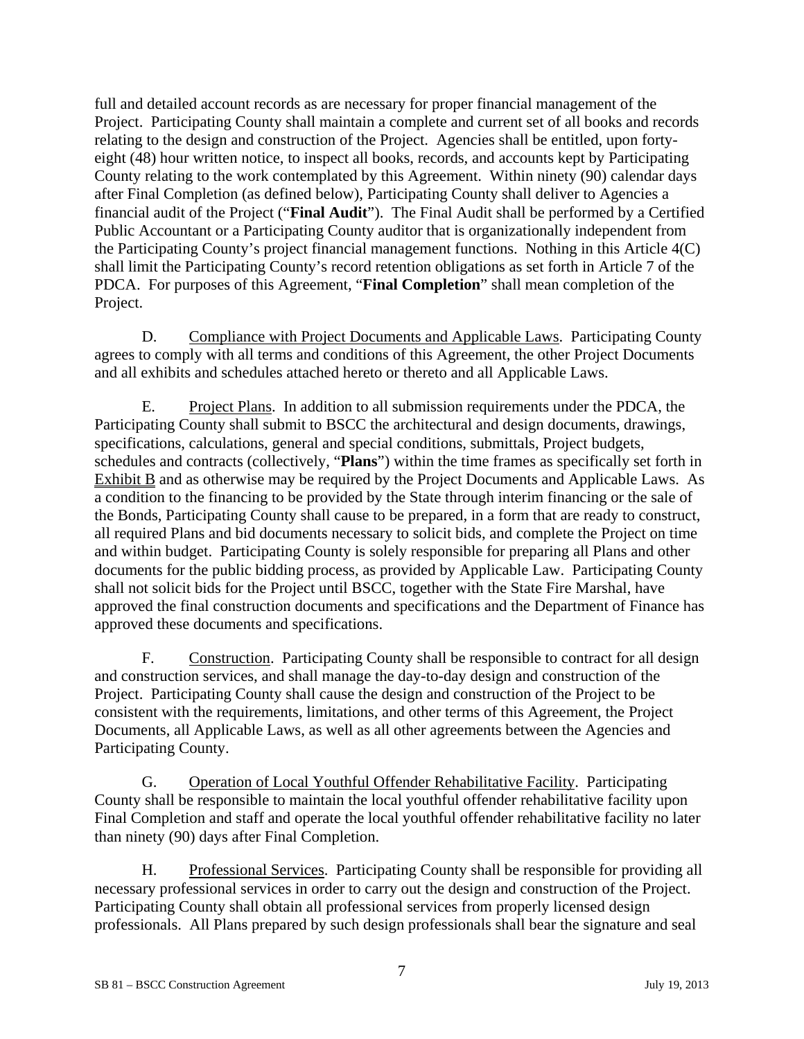full and detailed account records as are necessary for proper financial management of the Project. Participating County shall maintain a complete and current set of all books and records relating to the design and construction of the Project. Agencies shall be entitled, upon forty-eight (48) hour written notice, to inspect all books, records, and accounts kept by Participating County relating to the work contemplated by this Agreement. Within ninety (90) calendar days after Final Completion (as defined below), Participating County shall deliver to Agencies a financial audit of the Project ("**Final Audit**"). The Final Audit shall be performed by a Certified Public Accountant or a Participating County auditor that is organizationally independent from the Participating County's project financial management functions. Nothing in this Article 4(C) shall limit the Participating County's record retention obligations as set forth in Article 7 of the PDCA. For purposes of this Agreement, "**Final Completion**" shall mean completion of the Project.

D. Compliance with Project Documents and Applicable Laws. Participating County agrees to comply with all terms and conditions of this Agreement, the other Project Documents and all exhibits and schedules attached hereto or thereto and all Applicable Laws.

E. Project Plans. In addition to all submission requirements under the PDCA, the Participating County shall submit to BSCC the architectural and design documents, drawings, specifications, calculations, general and special conditions, submittals, Project budgets, schedules and contracts (collectively, "**Plans**") within the time frames as specifically set forth in Exhibit B and as otherwise may be required by the Project Documents and Applicable Laws. As a condition to the financing to be provided by the State through interim financing or the sale of the Bonds, Participating County shall cause to be prepared, in a form that are ready to construct, all required Plans and bid documents necessary to solicit bids, and complete the Project on time and within budget. Participating County is solely responsible for preparing all Plans and other documents for the public bidding process, as provided by Applicable Law. Participating County shall not solicit bids for the Project until BSCC, together with the State Fire Marshal, have approved the final construction documents and specifications and the Department of Finance has approved these documents and specifications.

F. Construction. Participating County shall be responsible to contract for all design and construction services, and shall manage the day-to-day design and construction of the Project. Participating County shall cause the design and construction of the Project to be consistent with the requirements, limitations, and other terms of this Agreement, the Project Documents, all Applicable Laws, as well as all other agreements between the Agencies and Participating County.

G. Operation of Local Youthful Offender Rehabilitative Facility. Participating County shall be responsible to maintain the local youthful offender rehabilitative facility upon Final Completion and staff and operate the local youthful offender rehabilitative facility no later than ninety (90) days after Final Completion.

H. Professional Services. Participating County shall be responsible for providing all necessary professional services in order to carry out the design and construction of the Project. Participating County shall obtain all professional services from properly licensed design professionals. All Plans prepared by such design professionals shall bear the signature and seal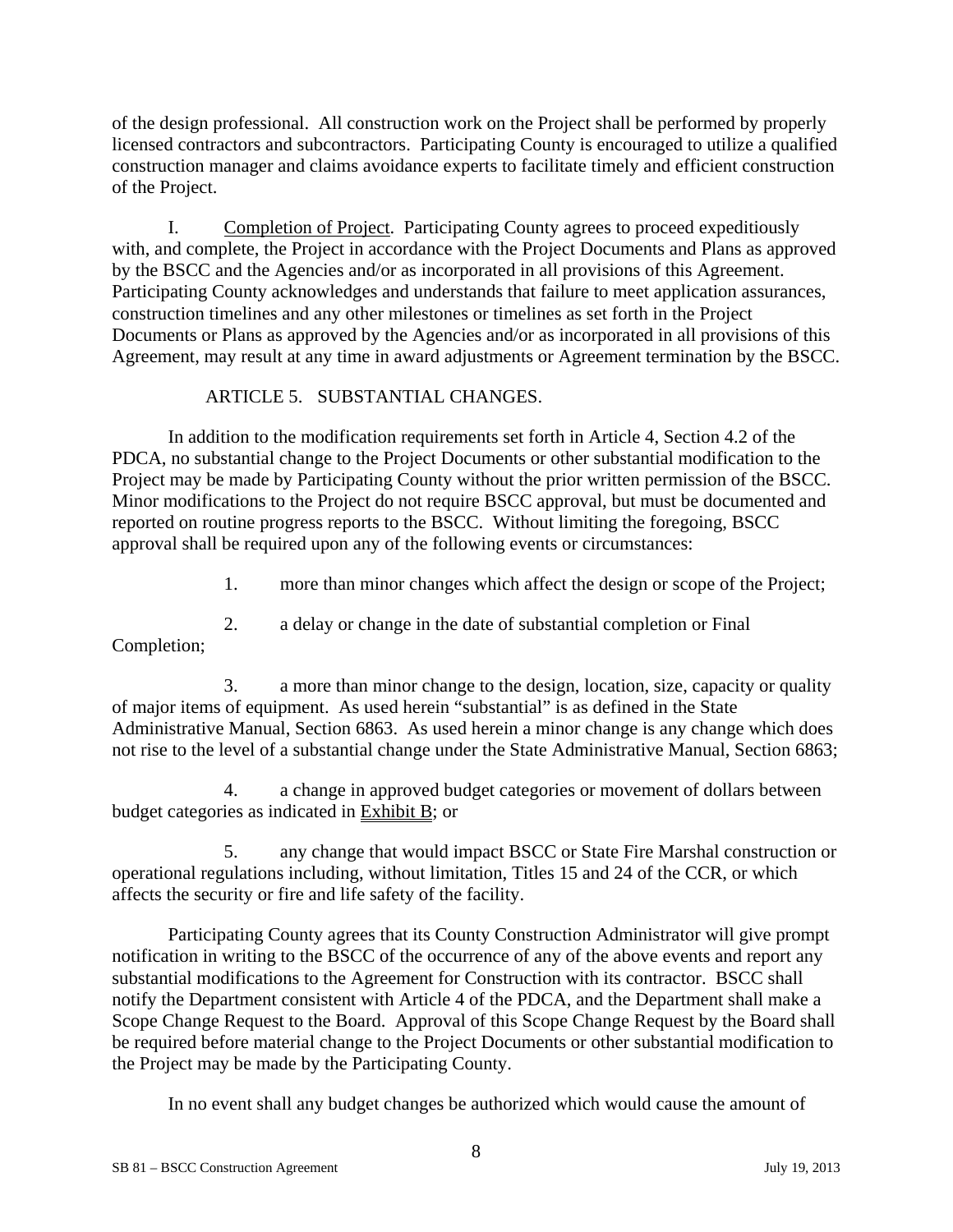of the design professional. All construction work on the Project shall be performed by properly licensed contractors and subcontractors. Participating County is encouraged to utilize a qualified construction manager and claims avoidance experts to facilitate timely and efficient construction of the Project.

I. Completion of Project. Participating County agrees to proceed expeditiously with, and complete, the Project in accordance with the Project Documents and Plans as approved by the BSCC and the Agencies and/or as incorporated in all provisions of this Agreement. Participating County acknowledges and understands that failure to meet application assurances, construction timelines and any other milestones or timelines as set forth in the Project Documents or Plans as approved by the Agencies and/or as incorporated in all provisions of this Agreement, may result at any time in award adjustments or Agreement termination by the BSCC.

ARTICLE 5. SUBSTANTIAL CHANGES.

In addition to the modification requirements set forth in Article 4, Section 4.2 of the PDCA, no substantial change to the Project Documents or other substantial modification to the Project may be made by Participating County without the prior written permission of the BSCC. Minor modifications to the Project do not require BSCC approval, but must be documented and reported on routine progress reports to the BSCC. Without limiting the foregoing, BSCC approval shall be required upon any of the following events or circumstances:

1. more than minor changes which affect the design or scope of the Project;

2. a delay or change in the date of substantial completion or Final Completion;

3. a more than minor change to the design, location, size, capacity or quality of major items of equipment. As used herein "substantial" is as defined in the State Administrative Manual, Section 6863. As used herein a minor change is any change which does not rise to the level of a substantial change under the State Administrative Manual, Section 6863;

4. a change in approved budget categories or movement of dollars between budget categories as indicated in Exhibit B; or

5. any change that would impact BSCC or State Fire Marshal construction or operational regulations including, without limitation, Titles 15 and 24 of the CCR, or which affects the security or fire and life safety of the facility.

Participating County agrees that its County Construction Administrator will give prompt notification in writing to the BSCC of the occurrence of any of the above events and report any substantial modifications to the Agreement for Construction with its contractor. BSCC shall notify the Department consistent with Article 4 of the PDCA, and the Department shall make a Scope Change Request to the Board. Approval of this Scope Change Request by the Board shall be required before material change to the Project Documents or other substantial modification to the Project may be made by the Participating County.

In no event shall any budget changes be authorized which would cause the amount of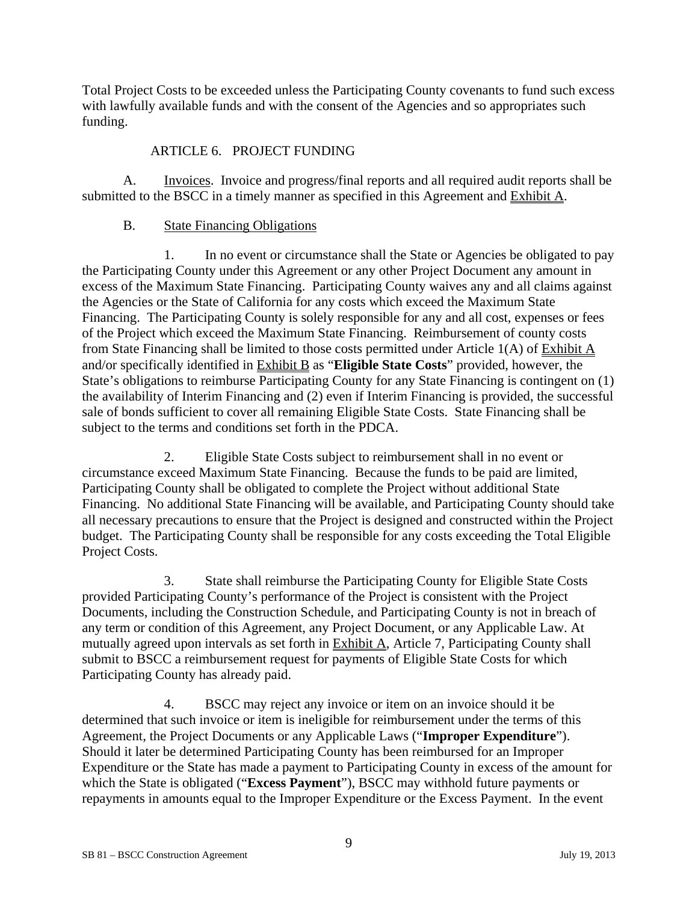Total Project Costs to be exceeded unless the Participating County covenants to fund such excess with lawfully available funds and with the consent of the Agencies and so appropriates such funding.

## ARTICLE 6. PROJECT FUNDING

A. Invoices. Invoice and progress/final reports and all required audit reports shall be submitted to the BSCC in a timely manner as specified in this Agreement and Exhibit A.

B. State Financing Obligations

1. In no event or circumstance shall the State or Agencies be obligated to pay the Participating County under this Agreement or any other Project Document any amount in excess of the Maximum State Financing. Participating County waives any and all claims against the Agencies or the State of California for any costs which exceed the Maximum State Financing. The Participating County is solely responsible for any and all cost, expenses or fees of the Project which exceed the Maximum State Financing. Reimbursement of county costs from State Financing shall be limited to those costs permitted under Article 1(A) of Exhibit A and/or specifically identified in Exhibit B as "**Eligible State Costs**" provided, however, the State's obligations to reimburse Participating County for any State Financing is contingent on (1) the availability of Interim Financing and (2) even if Interim Financing is provided, the successful sale of bonds sufficient to cover all remaining Eligible State Costs. State Financing shall be subject to the terms and conditions set forth in the PDCA.

2. Eligible State Costs subject to reimbursement shall in no event or circumstance exceed Maximum State Financing. Because the funds to be paid are limited, Participating County shall be obligated to complete the Project without additional State Financing. No additional State Financing will be available, and Participating County should take all necessary precautions to ensure that the Project is designed and constructed within the Project budget. The Participating County shall be responsible for any costs exceeding the Total Eligible Project Costs.

3. State shall reimburse the Participating County for Eligible State Costs provided Participating County's performance of the Project is consistent with the Project Documents, including the Construction Schedule, and Participating County is not in breach of any term or condition of this Agreement, any Project Document, or any Applicable Law. At mutually agreed upon intervals as set forth in Exhibit A, Article 7, Participating County shall submit to BSCC a reimbursement request for payments of Eligible State Costs for which Participating County has already paid.

4. BSCC may reject any invoice or item on an invoice should it be determined that such invoice or item is ineligible for reimbursement under the terms of this Agreement, the Project Documents or any Applicable Laws ("**Improper Expenditure**"). Should it later be determined Participating County has been reimbursed for an Improper Expenditure or the State has made a payment to Participating County in excess of the amount for which the State is obligated ("**Excess Payment**"), BSCC may withhold future payments or repayments in amounts equal to the Improper Expenditure or the Excess Payment. In the event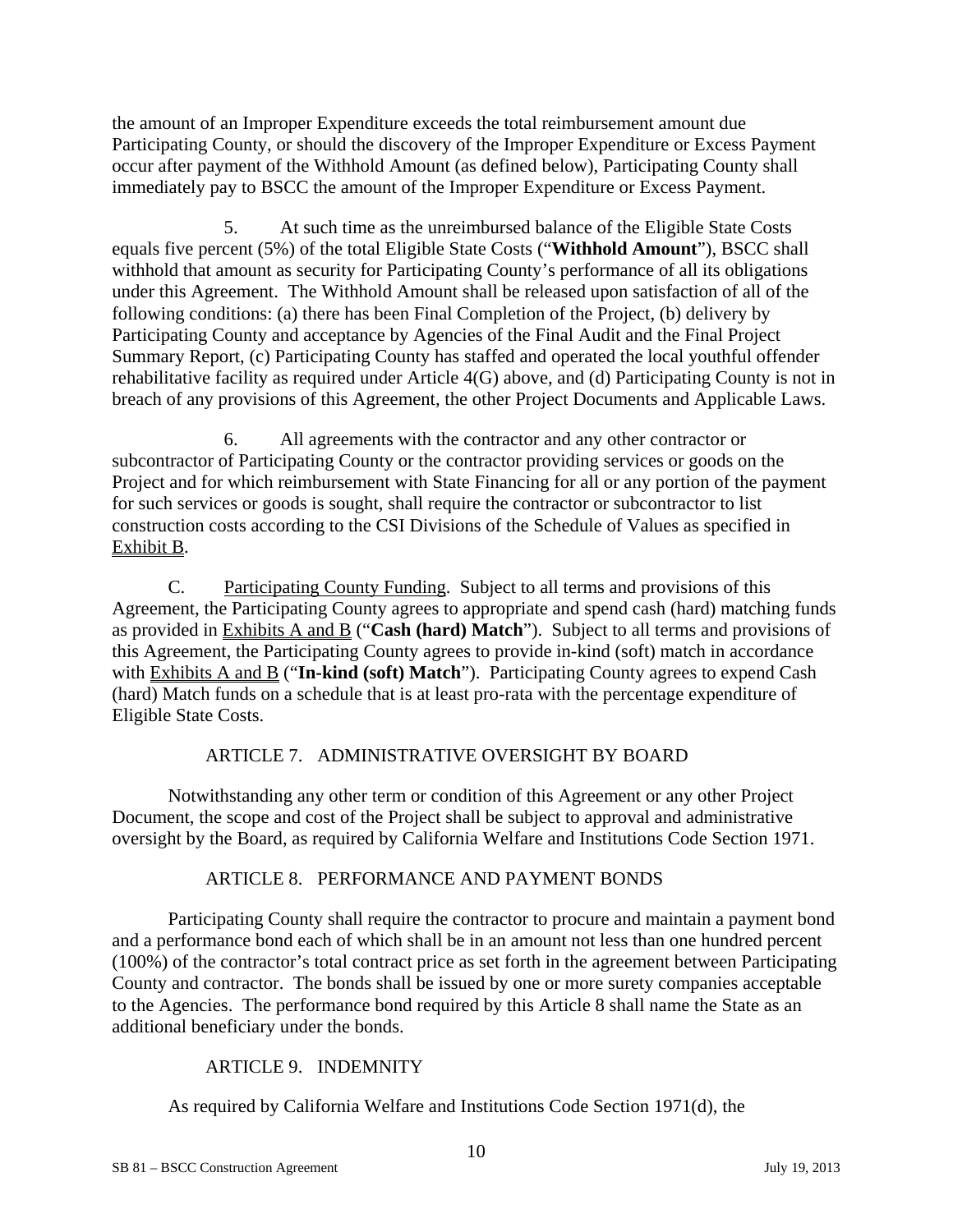the amount of an Improper Expenditure exceeds the total reimbursement amount due Participating County, or should the discovery of the Improper Expenditure or Excess Payment occur after payment of the Withhold Amount (as defined below), Participating County shall immediately pay to BSCC the amount of the Improper Expenditure or Excess Payment.

5. At such time as the unreimbursed balance of the Eligible State Costs equals five percent (5%) of the total Eligible State Costs ("**Withhold Amount**"), BSCC shall withhold that amount as security for Participating County's performance of all its obligations under this Agreement. The Withhold Amount shall be released upon satisfaction of all of the following conditions: (a) there has been Final Completion of the Project, (b) delivery by Participating County and acceptance by Agencies of the Final Audit and the Final Project Summary Report, (c) Participating County has staffed and operated the local youthful offender rehabilitative facility as required under Article 4(G) above, and (d) Participating County is not in breach of any provisions of this Agreement, the other Project Documents and Applicable Laws.

6. All agreements with the contractor and any other contractor or subcontractor of Participating County or the contractor providing services or goods on the Project and for which reimbursement with State Financing for all or any portion of the payment for such services or goods is sought, shall require the contractor or subcontractor to list construction costs according to the CSI Divisions of the Schedule of Values as specified in Exhibit B.

C. Participating County Funding. Subject to all terms and provisions of this Agreement, the Participating County agrees to appropriate and spend cash (hard) matching funds as provided in Exhibits A and B ("**Cash (hard) Match**"). Subject to all terms and provisions of this Agreement, the Participating County agrees to provide in-kind (soft) match in accordance with Exhibits A and B ("**In-kind (soft) Match**"). Participating County agrees to expend Cash (hard) Match funds on a schedule that is at least pro-rata with the percentage expenditure of Eligible State Costs.

## ARTICLE 7. ADMINISTRATIVE OVERSIGHT BY BOARD

Notwithstanding any other term or condition of this Agreement or any other Project Document, the scope and cost of the Project shall be subject to approval and administrative oversight by the Board, as required by California Welfare and Institutions Code Section 1971.

## ARTICLE 8. PERFORMANCE AND PAYMENT BONDS

Participating County shall require the contractor to procure and maintain a payment bond and a performance bond each of which shall be in an amount not less than one hundred percent (100%) of the contractor's total contract price as set forth in the agreement between Participating County and contractor. The bonds shall be issued by one or more surety companies acceptable to the Agencies. The performance bond required by this Article 8 shall name the State as an additional beneficiary under the bonds.

## ARTICLE 9. INDEMNITY

As required by California Welfare and Institutions Code Section 1971(d), the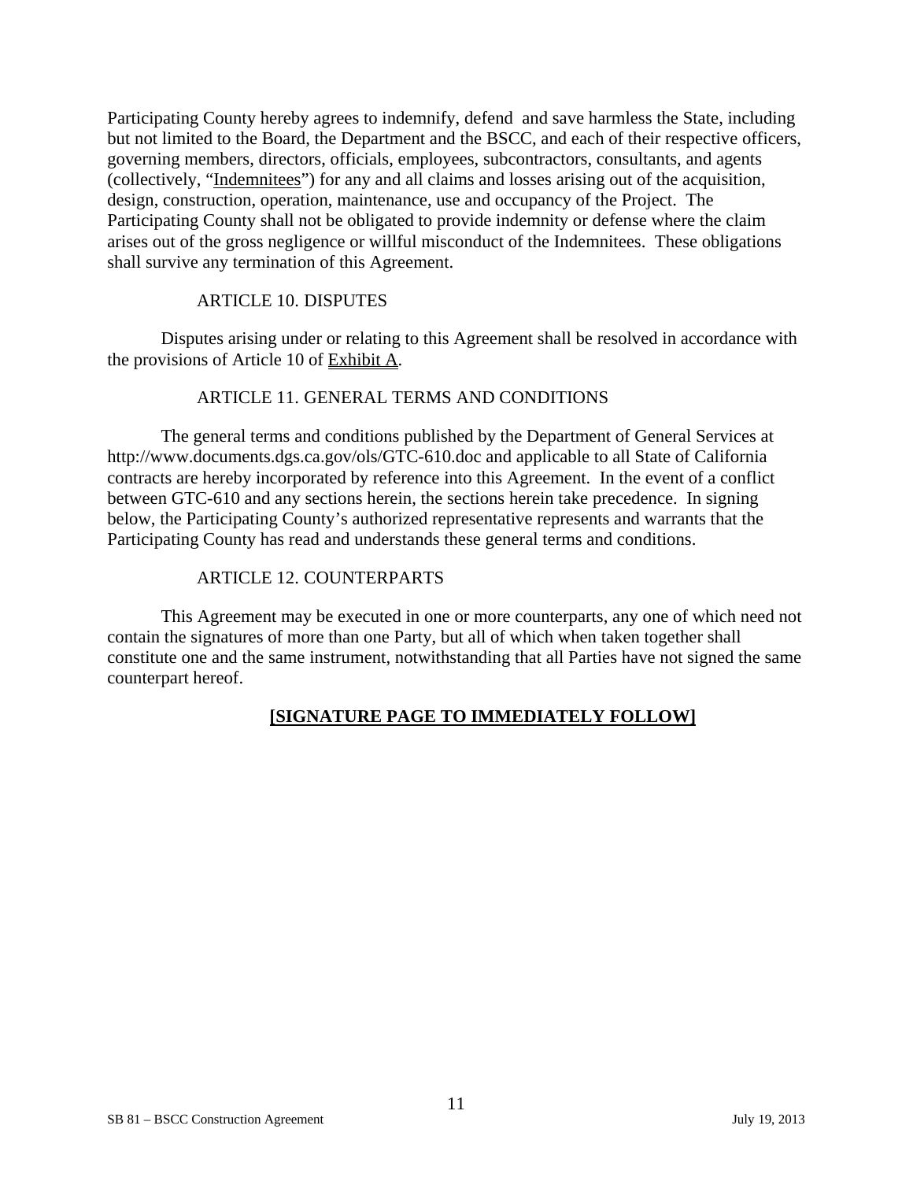Participating County hereby agrees to indemnify, defend and save harmless the State, including but not limited to the Board, the Department and the BSCC, and each of their respective officers, governing members, directors, officials, employees, subcontractors, consultants, and agents (collectively, "Indemnitees") for any and all claims and losses arising out of the acquisition, design, construction, operation, maintenance, use and occupancy of the Project. The Participating County shall not be obligated to provide indemnity or defense where the claim arises out of the gross negligence or willful misconduct of the Indemnitees. These obligations shall survive any termination of this Agreement.

## ARTICLE 10. DISPUTES

Disputes arising under or relating to this Agreement shall be resolved in accordance with the provisions of Article 10 of Exhibit A.

## ARTICLE 11. GENERAL TERMS AND CONDITIONS

The general terms and conditions published by the Department of General Services at http://www.documents.dgs.ca.gov/ols/GTC-610.doc and applicable to all State of California contracts are hereby incorporated by reference into this Agreement. In the event of a conflict between GTC-610 and any sections herein, the sections herein take precedence. In signing below, the Participating County's authorized representative represents and warrants that the Participating County has read and understands these general terms and conditions.

## ARTICLE 12. COUNTERPARTS

This Agreement may be executed in one or more counterparts, any one of which need not contain the signatures of more than one Party, but all of which when taken together shall constitute one and the same instrument, notwithstanding that all Parties have not signed the same counterpart hereof.

**[SIGNATURE PAGE TO IMMEDIATELY FOLLOW]**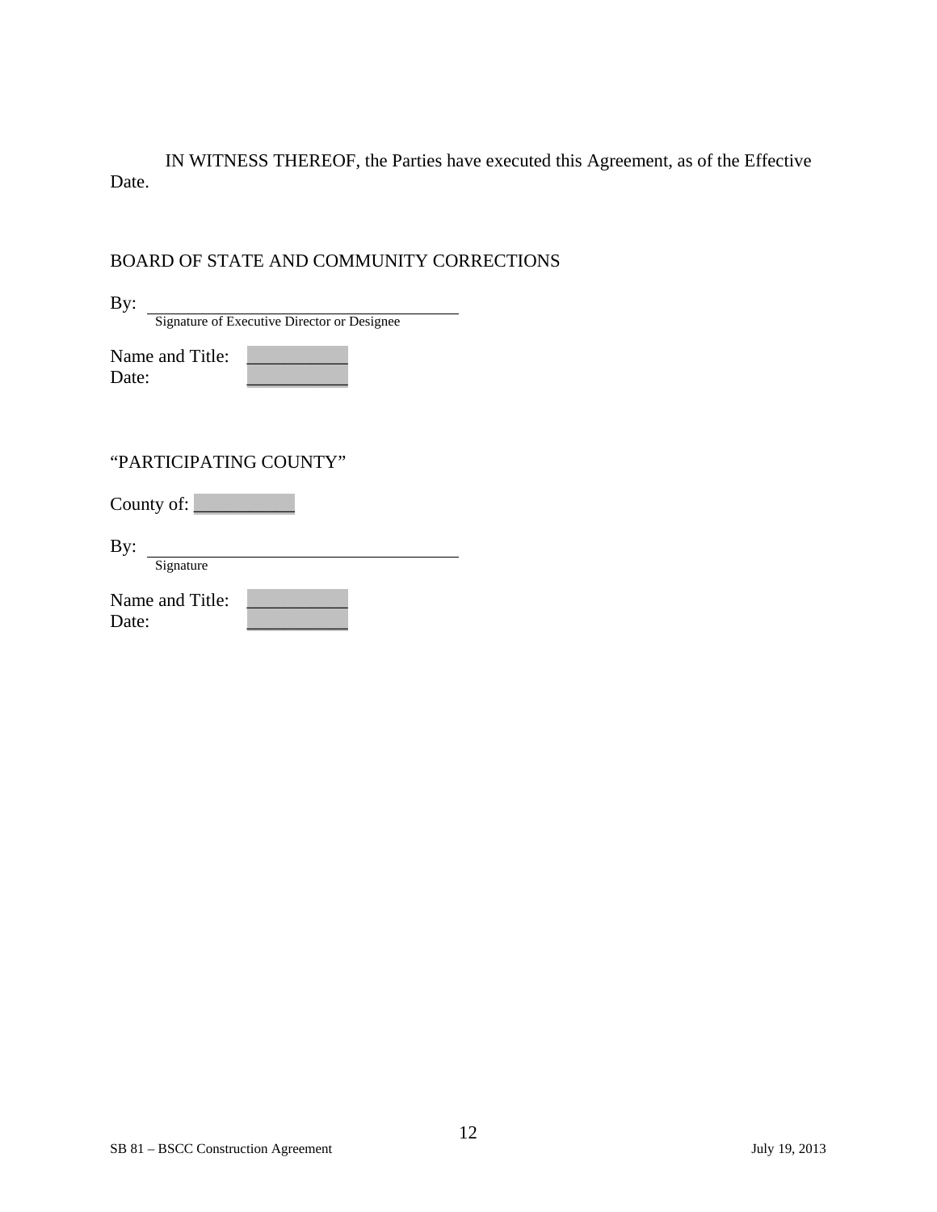IN WITNESS THEREOF, the Parties have executed this Agreement, as of the Effective Date.

BOARD OF STATE AND COMMUNITY CORRECTIONS

By: ______________________________________
Signature of Executive Director or Designee

Name and Title: ___________
Date: ___________

"PARTICIPATING COUNTY"

County of: ___________

By: ______________________________________
Signature

Name and Title: ___________
Date: ___________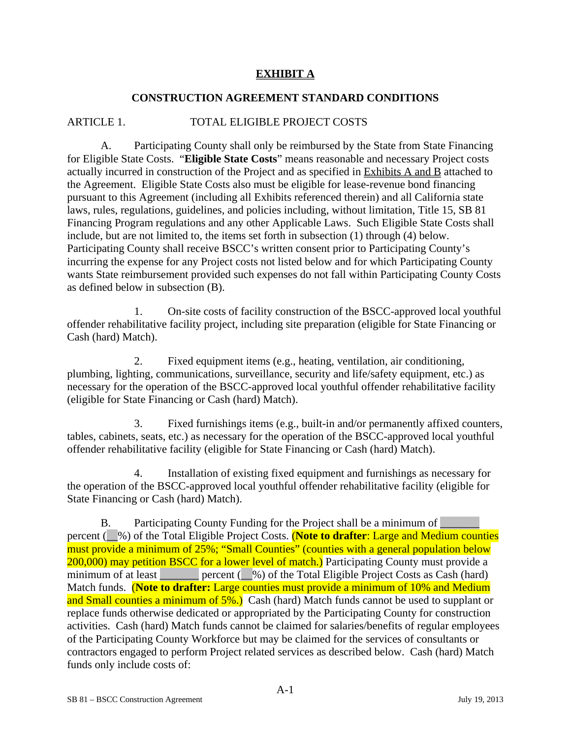# EXHIBIT A

## CONSTRUCTION AGREEMENT STANDARD CONDITIONS

ARTICLE 1. TOTAL ELIGIBLE PROJECT COSTS

A. Participating County shall only be reimbursed by the State from State Financing for Eligible State Costs. "**Eligible State Costs**" means reasonable and necessary Project costs actually incurred in construction of the Project and as specified in Exhibits A and B attached to the Agreement. Eligible State Costs also must be eligible for lease-revenue bond financing pursuant to this Agreement (including all Exhibits referenced therein) and all California state laws, rules, regulations, guidelines, and policies including, without limitation, Title 15, SB 81 Financing Program regulations and any other Applicable Laws. Such Eligible State Costs shall include, but are not limited to, the items set forth in subsection (1) through (4) below. Participating County shall receive BSCC's written consent prior to Participating County's incurring the expense for any Project costs not listed below and for which Participating County wants State reimbursement provided such expenses do not fall within Participating County Costs as defined below in subsection (B).

1. On-site costs of facility construction of the BSCC-approved local youthful offender rehabilitative facility project, including site preparation (eligible for State Financing or Cash (hard) Match).

2. Fixed equipment items (e.g., heating, ventilation, air conditioning, plumbing, lighting, communications, surveillance, security and life/safety equipment, etc.) as necessary for the operation of the BSCC-approved local youthful offender rehabilitative facility (eligible for State Financing or Cash (hard) Match).

3. Fixed furnishings items (e.g., built-in and/or permanently affixed counters, tables, cabinets, seats, etc.) as necessary for the operation of the BSCC-approved local youthful offender rehabilitative facility (eligible for State Financing or Cash (hard) Match).

4. Installation of existing fixed equipment and furnishings as necessary for the operation of the BSCC-approved local youthful offender rehabilitative facility (eligible for State Financing or Cash (hard) Match).

B. Participating County Funding for the Project shall be a minimum of _______ percent (__%) of the Total Eligible Project Costs. (**Note to drafter**: Large and Medium counties must provide a minimum of 25%; "Small Counties" (counties with a general population below 200,000) may petition BSCC for a lower level of match.) Participating County must provide a minimum of at least _______ percent (__%) of the Total Eligible Project Costs as Cash (hard) Match funds. (**Note to drafter:** Large counties must provide a minimum of 10% and Medium and Small counties a minimum of 5%.) Cash (hard) Match funds cannot be used to supplant or replace funds otherwise dedicated or appropriated by the Participating County for construction activities. Cash (hard) Match funds cannot be claimed for salaries/benefits of regular employees of the Participating County Workforce but may be claimed for the services of consultants or contractors engaged to perform Project related services as described below. Cash (hard) Match funds only include costs of: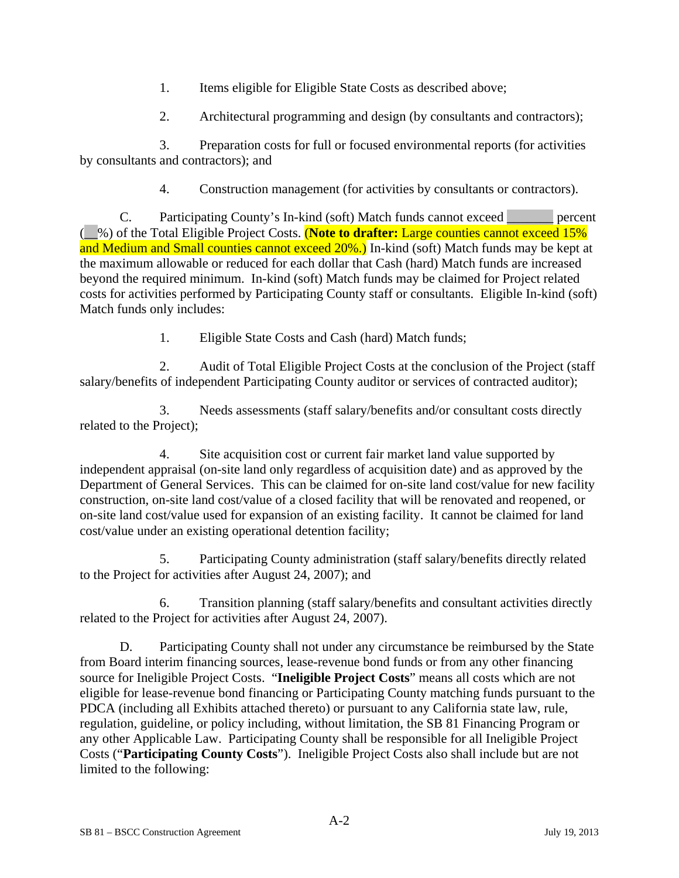1. Items eligible for Eligible State Costs as described above;

2. Architectural programming and design (by consultants and contractors);

3. Preparation costs for full or focused environmental reports (for activities by consultants and contractors); and

4. Construction management (for activities by consultants or contractors).

C. Participating County's In-kind (soft) Match funds cannot exceed _______ percent (__%) of the Total Eligible Project Costs. (**Note to drafter:** Large counties cannot exceed 15% and Medium and Small counties cannot exceed 20%.) In-kind (soft) Match funds may be kept at the maximum allowable or reduced for each dollar that Cash (hard) Match funds are increased beyond the required minimum. In-kind (soft) Match funds may be claimed for Project related costs for activities performed by Participating County staff or consultants. Eligible In-kind (soft) Match funds only includes:

1. Eligible State Costs and Cash (hard) Match funds;

2. Audit of Total Eligible Project Costs at the conclusion of the Project (staff salary/benefits of independent Participating County auditor or services of contracted auditor);

3. Needs assessments (staff salary/benefits and/or consultant costs directly related to the Project);

4. Site acquisition cost or current fair market land value supported by independent appraisal (on-site land only regardless of acquisition date) and as approved by the Department of General Services. This can be claimed for on-site land cost/value for new facility construction, on-site land cost/value of a closed facility that will be renovated and reopened, or on-site land cost/value used for expansion of an existing facility. It cannot be claimed for land cost/value under an existing operational detention facility;

5. Participating County administration (staff salary/benefits directly related to the Project for activities after August 24, 2007); and

6. Transition planning (staff salary/benefits and consultant activities directly related to the Project for activities after August 24, 2007).

D. Participating County shall not under any circumstance be reimbursed by the State from Board interim financing sources, lease-revenue bond funds or from any other financing source for Ineligible Project Costs. "**Ineligible Project Costs**" means all costs which are not eligible for lease-revenue bond financing or Participating County matching funds pursuant to the PDCA (including all Exhibits attached thereto) or pursuant to any California state law, rule, regulation, guideline, or policy including, without limitation, the SB 81 Financing Program or any other Applicable Law. Participating County shall be responsible for all Ineligible Project Costs ("**Participating County Costs**"). Ineligible Project Costs also shall include but are not limited to the following: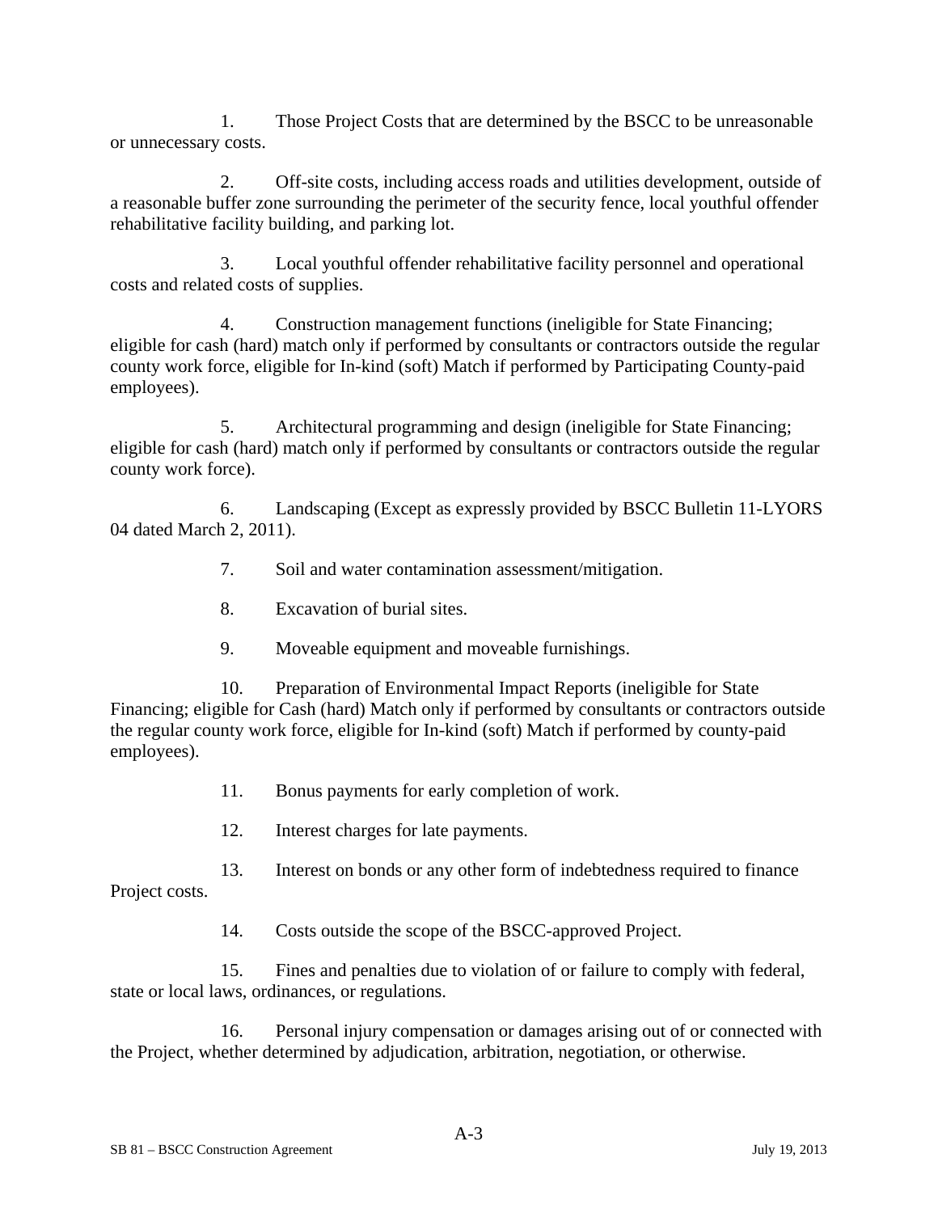1. Those Project Costs that are determined by the BSCC to be unreasonable or unnecessary costs.

2. Off-site costs, including access roads and utilities development, outside of a reasonable buffer zone surrounding the perimeter of the security fence, local youthful offender rehabilitative facility building, and parking lot.

3. Local youthful offender rehabilitative facility personnel and operational costs and related costs of supplies.

4. Construction management functions (ineligible for State Financing; eligible for cash (hard) match only if performed by consultants or contractors outside the regular county work force, eligible for In-kind (soft) Match if performed by Participating County-paid employees).

5. Architectural programming and design (ineligible for State Financing; eligible for cash (hard) match only if performed by consultants or contractors outside the regular county work force).

6. Landscaping (Except as expressly provided by BSCC Bulletin 11-LYORS 04 dated March 2, 2011).

7. Soil and water contamination assessment/mitigation.

8. Excavation of burial sites.

9. Moveable equipment and moveable furnishings.

10. Preparation of Environmental Impact Reports (ineligible for State Financing; eligible for Cash (hard) Match only if performed by consultants or contractors outside the regular county work force, eligible for In-kind (soft) Match if performed by county-paid employees).

11. Bonus payments for early completion of work.

12. Interest charges for late payments.

13. Interest on bonds or any other form of indebtedness required to finance Project costs.

14. Costs outside the scope of the BSCC-approved Project.

15. Fines and penalties due to violation of or failure to comply with federal, state or local laws, ordinances, or regulations.

16. Personal injury compensation or damages arising out of or connected with the Project, whether determined by adjudication, arbitration, negotiation, or otherwise.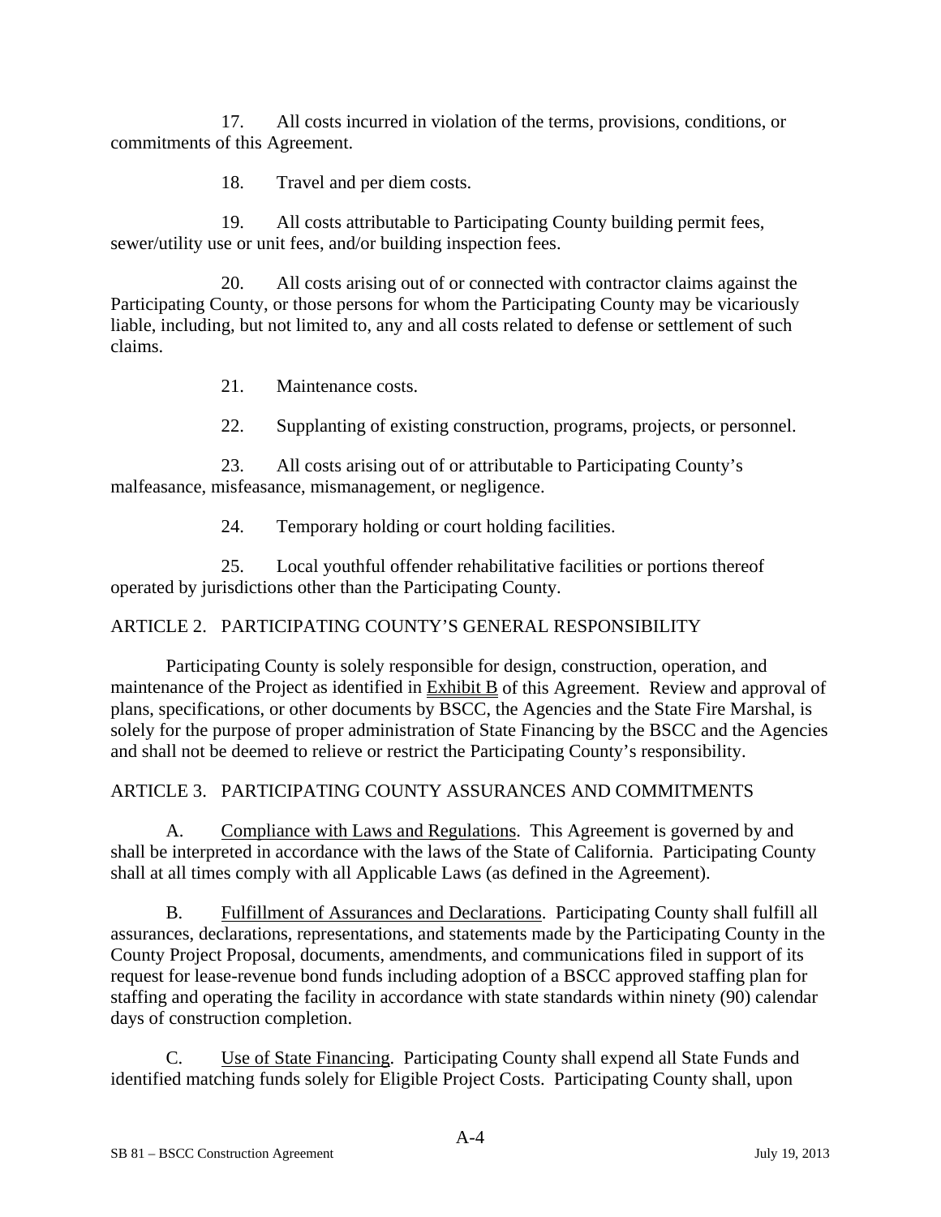17. All costs incurred in violation of the terms, provisions, conditions, or commitments of this Agreement.

18. Travel and per diem costs.

19. All costs attributable to Participating County building permit fees, sewer/utility use or unit fees, and/or building inspection fees.

20. All costs arising out of or connected with contractor claims against the Participating County, or those persons for whom the Participating County may be vicariously liable, including, but not limited to, any and all costs related to defense or settlement of such claims.

21. Maintenance costs.

22. Supplanting of existing construction, programs, projects, or personnel.

23. All costs arising out of or attributable to Participating County's malfeasance, misfeasance, mismanagement, or negligence.

24. Temporary holding or court holding facilities.

25. Local youthful offender rehabilitative facilities or portions thereof operated by jurisdictions other than the Participating County.

## ARTICLE 2. PARTICIPATING COUNTY'S GENERAL RESPONSIBILITY

Participating County is solely responsible for design, construction, operation, and maintenance of the Project as identified in Exhibit B of this Agreement. Review and approval of plans, specifications, or other documents by BSCC, the Agencies and the State Fire Marshal, is solely for the purpose of proper administration of State Financing by the BSCC and the Agencies and shall not be deemed to relieve or restrict the Participating County's responsibility.

## ARTICLE 3. PARTICIPATING COUNTY ASSURANCES AND COMMITMENTS

A. Compliance with Laws and Regulations. This Agreement is governed by and shall be interpreted in accordance with the laws of the State of California. Participating County shall at all times comply with all Applicable Laws (as defined in the Agreement).

B. Fulfillment of Assurances and Declarations. Participating County shall fulfill all assurances, declarations, representations, and statements made by the Participating County in the County Project Proposal, documents, amendments, and communications filed in support of its request for lease-revenue bond funds including adoption of a BSCC approved staffing plan for staffing and operating the facility in accordance with state standards within ninety (90) calendar days of construction completion.

C. Use of State Financing. Participating County shall expend all State Funds and identified matching funds solely for Eligible Project Costs. Participating County shall, upon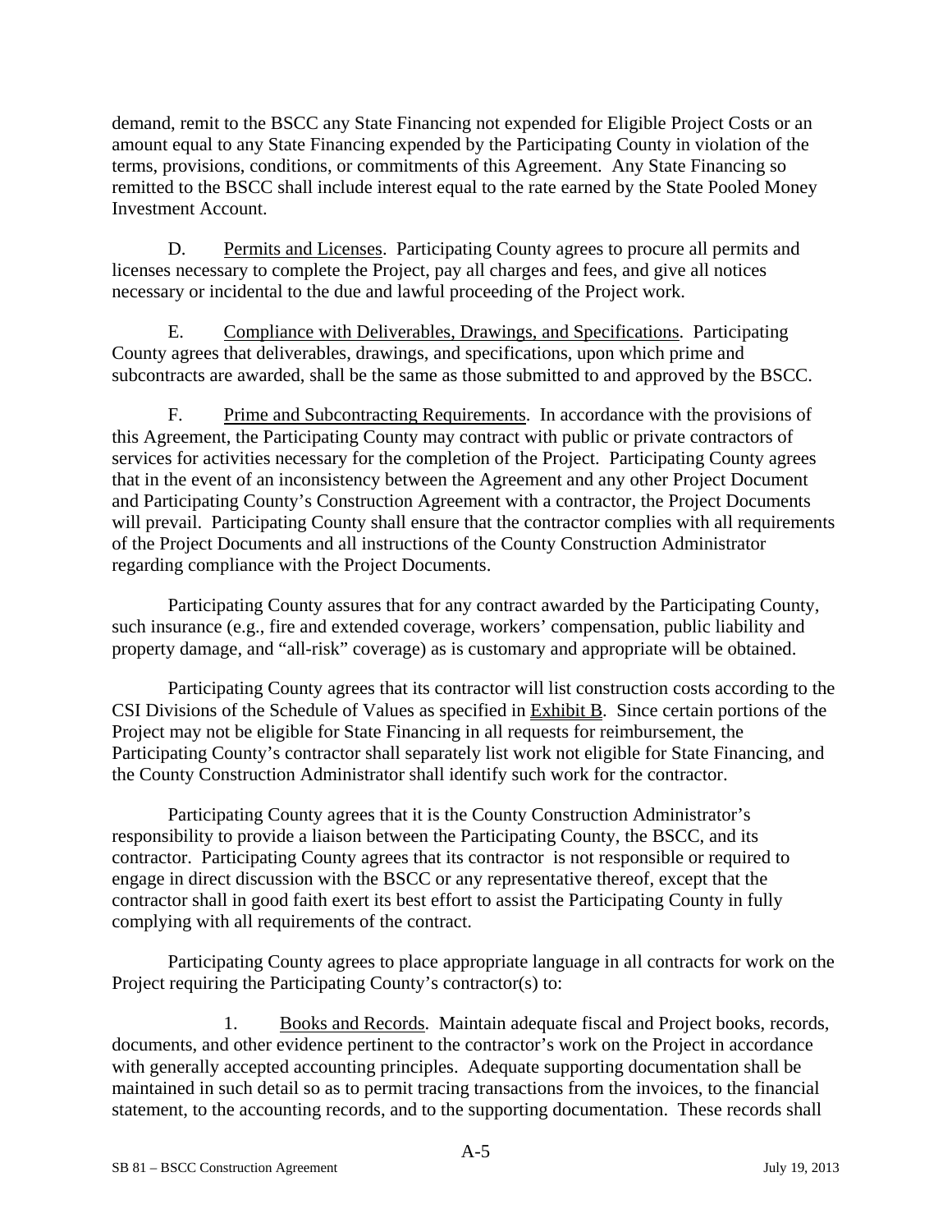demand, remit to the BSCC any State Financing not expended for Eligible Project Costs or an amount equal to any State Financing expended by the Participating County in violation of the terms, provisions, conditions, or commitments of this Agreement. Any State Financing so remitted to the BSCC shall include interest equal to the rate earned by the State Pooled Money Investment Account.

D. Permits and Licenses. Participating County agrees to procure all permits and licenses necessary to complete the Project, pay all charges and fees, and give all notices necessary or incidental to the due and lawful proceeding of the Project work.

E. Compliance with Deliverables, Drawings, and Specifications. Participating County agrees that deliverables, drawings, and specifications, upon which prime and subcontracts are awarded, shall be the same as those submitted to and approved by the BSCC.

F. Prime and Subcontracting Requirements. In accordance with the provisions of this Agreement, the Participating County may contract with public or private contractors of services for activities necessary for the completion of the Project. Participating County agrees that in the event of an inconsistency between the Agreement and any other Project Document and Participating County's Construction Agreement with a contractor, the Project Documents will prevail. Participating County shall ensure that the contractor complies with all requirements of the Project Documents and all instructions of the County Construction Administrator regarding compliance with the Project Documents.

Participating County assures that for any contract awarded by the Participating County, such insurance (e.g., fire and extended coverage, workers' compensation, public liability and property damage, and "all-risk" coverage) as is customary and appropriate will be obtained.

Participating County agrees that its contractor will list construction costs according to the CSI Divisions of the Schedule of Values as specified in Exhibit B. Since certain portions of the Project may not be eligible for State Financing in all requests for reimbursement, the Participating County's contractor shall separately list work not eligible for State Financing, and the County Construction Administrator shall identify such work for the contractor.

Participating County agrees that it is the County Construction Administrator's responsibility to provide a liaison between the Participating County, the BSCC, and its contractor. Participating County agrees that its contractor is not responsible or required to engage in direct discussion with the BSCC or any representative thereof, except that the contractor shall in good faith exert its best effort to assist the Participating County in fully complying with all requirements of the contract.

Participating County agrees to place appropriate language in all contracts for work on the Project requiring the Participating County's contractor(s) to:

1. Books and Records. Maintain adequate fiscal and Project books, records, documents, and other evidence pertinent to the contractor's work on the Project in accordance with generally accepted accounting principles. Adequate supporting documentation shall be maintained in such detail so as to permit tracing transactions from the invoices, to the financial statement, to the accounting records, and to the supporting documentation. These records shall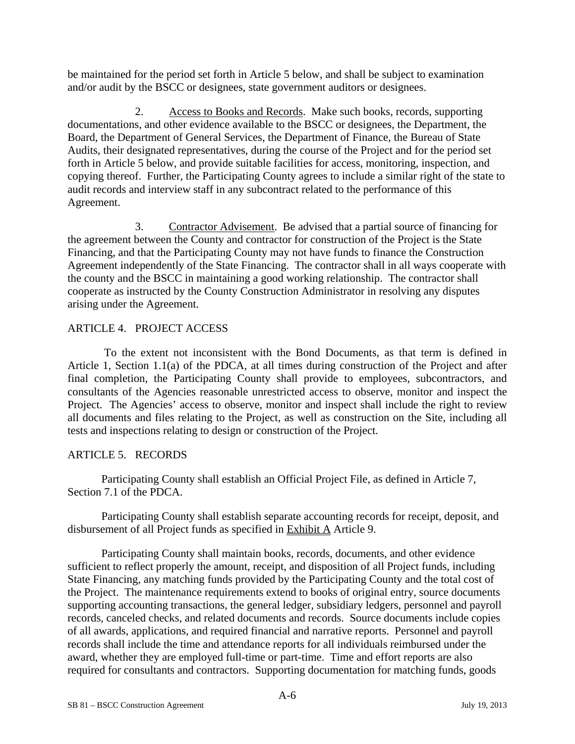be maintained for the period set forth in Article 5 below, and shall be subject to examination and/or audit by the BSCC or designees, state government auditors or designees.

2. Access to Books and Records. Make such books, records, supporting documentations, and other evidence available to the BSCC or designees, the Department, the Board, the Department of General Services, the Department of Finance, the Bureau of State Audits, their designated representatives, during the course of the Project and for the period set forth in Article 5 below, and provide suitable facilities for access, monitoring, inspection, and copying thereof. Further, the Participating County agrees to include a similar right of the state to audit records and interview staff in any subcontract related to the performance of this Agreement.

3. Contractor Advisement. Be advised that a partial source of financing for the agreement between the County and contractor for construction of the Project is the State Financing, and that the Participating County may not have funds to finance the Construction Agreement independently of the State Financing. The contractor shall in all ways cooperate with the county and the BSCC in maintaining a good working relationship. The contractor shall cooperate as instructed by the County Construction Administrator in resolving any disputes arising under the Agreement.

ARTICLE 4. PROJECT ACCESS

To the extent not inconsistent with the Bond Documents, as that term is defined in Article 1, Section 1.1(a) of the PDCA, at all times during construction of the Project and after final completion, the Participating County shall provide to employees, subcontractors, and consultants of the Agencies reasonable unrestricted access to observe, monitor and inspect the Project. The Agencies' access to observe, monitor and inspect shall include the right to review all documents and files relating to the Project, as well as construction on the Site, including all tests and inspections relating to design or construction of the Project.

ARTICLE 5. RECORDS

Participating County shall establish an Official Project File, as defined in Article 7, Section 7.1 of the PDCA.

Participating County shall establish separate accounting records for receipt, deposit, and disbursement of all Project funds as specified in Exhibit A Article 9.

Participating County shall maintain books, records, documents, and other evidence sufficient to reflect properly the amount, receipt, and disposition of all Project funds, including State Financing, any matching funds provided by the Participating County and the total cost of the Project. The maintenance requirements extend to books of original entry, source documents supporting accounting transactions, the general ledger, subsidiary ledgers, personnel and payroll records, canceled checks, and related documents and records. Source documents include copies of all awards, applications, and required financial and narrative reports. Personnel and payroll records shall include the time and attendance reports for all individuals reimbursed under the award, whether they are employed full-time or part-time. Time and effort reports are also required for consultants and contractors. Supporting documentation for matching funds, goods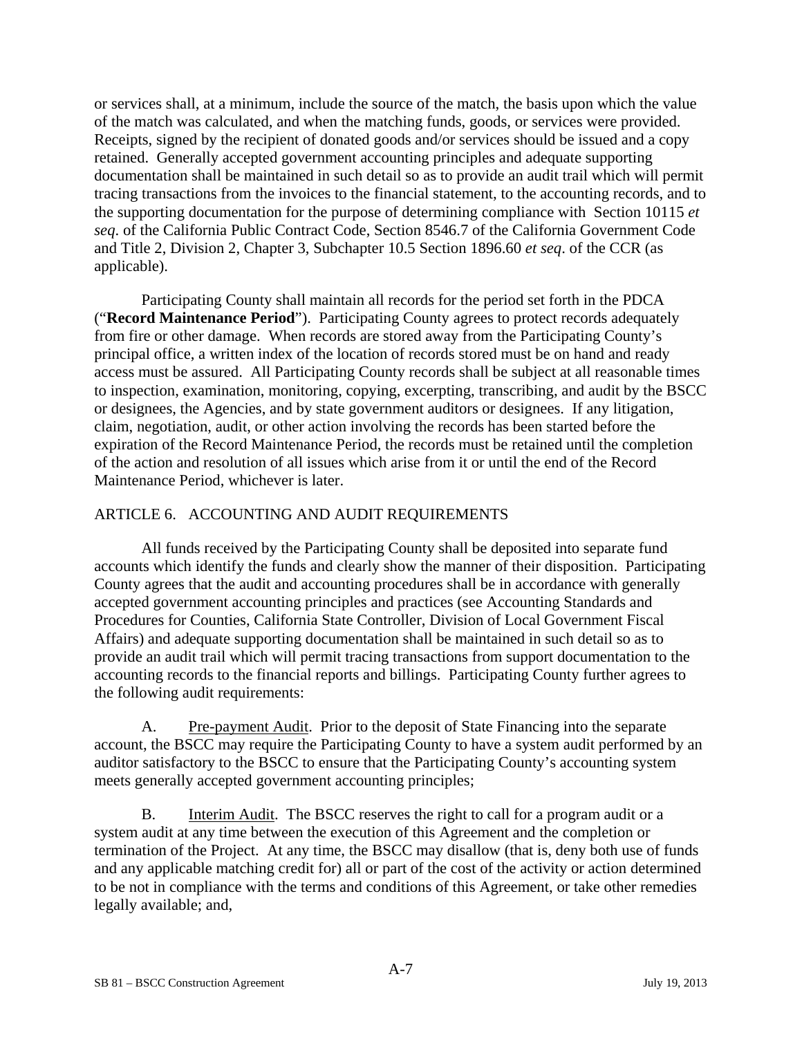or services shall, at a minimum, include the source of the match, the basis upon which the value of the match was calculated, and when the matching funds, goods, or services were provided. Receipts, signed by the recipient of donated goods and/or services should be issued and a copy retained. Generally accepted government accounting principles and adequate supporting documentation shall be maintained in such detail so as to provide an audit trail which will permit tracing transactions from the invoices to the financial statement, to the accounting records, and to the supporting documentation for the purpose of determining compliance with Section 10115 *et seq*. of the California Public Contract Code, Section 8546.7 of the California Government Code and Title 2, Division 2, Chapter 3, Subchapter 10.5 Section 1896.60 *et seq*. of the CCR (as applicable).

Participating County shall maintain all records for the period set forth in the PDCA ("**Record Maintenance Period**"). Participating County agrees to protect records adequately from fire or other damage. When records are stored away from the Participating County's principal office, a written index of the location of records stored must be on hand and ready access must be assured. All Participating County records shall be subject at all reasonable times to inspection, examination, monitoring, copying, excerpting, transcribing, and audit by the BSCC or designees, the Agencies, and by state government auditors or designees. If any litigation, claim, negotiation, audit, or other action involving the records has been started before the expiration of the Record Maintenance Period, the records must be retained until the completion of the action and resolution of all issues which arise from it or until the end of the Record Maintenance Period, whichever is later.

## ARTICLE 6. ACCOUNTING AND AUDIT REQUIREMENTS

All funds received by the Participating County shall be deposited into separate fund accounts which identify the funds and clearly show the manner of their disposition. Participating County agrees that the audit and accounting procedures shall be in accordance with generally accepted government accounting principles and practices (see Accounting Standards and Procedures for Counties, California State Controller, Division of Local Government Fiscal Affairs) and adequate supporting documentation shall be maintained in such detail so as to provide an audit trail which will permit tracing transactions from support documentation to the accounting records to the financial reports and billings. Participating County further agrees to the following audit requirements:

A. Pre-payment Audit. Prior to the deposit of State Financing into the separate account, the BSCC may require the Participating County to have a system audit performed by an auditor satisfactory to the BSCC to ensure that the Participating County's accounting system meets generally accepted government accounting principles;

B. Interim Audit. The BSCC reserves the right to call for a program audit or a system audit at any time between the execution of this Agreement and the completion or termination of the Project. At any time, the BSCC may disallow (that is, deny both use of funds and any applicable matching credit for) all or part of the cost of the activity or action determined to be not in compliance with the terms and conditions of this Agreement, or take other remedies legally available; and,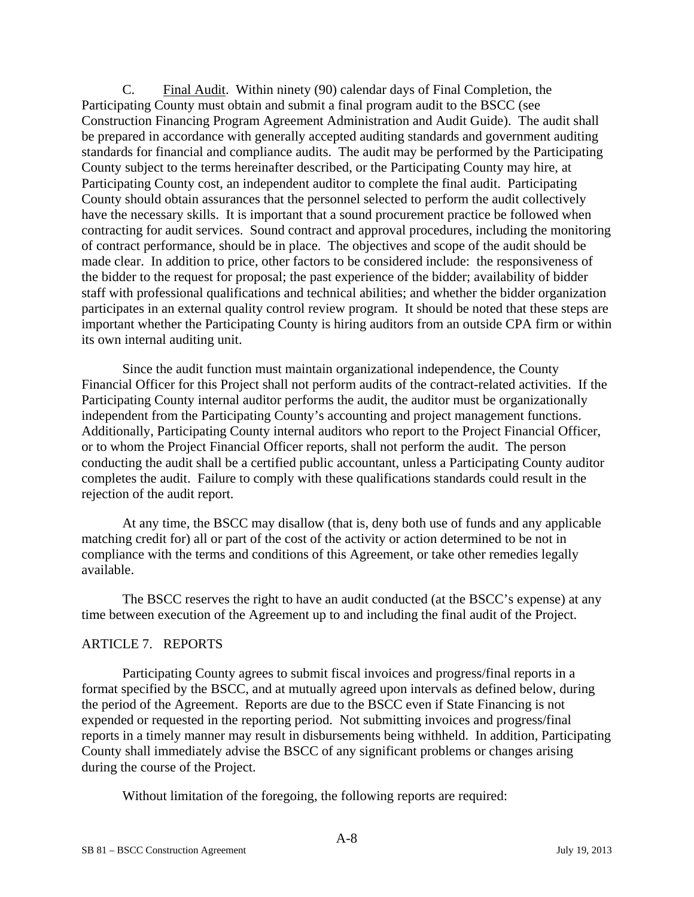C. Final Audit. Within ninety (90) calendar days of Final Completion, the Participating County must obtain and submit a final program audit to the BSCC (see Construction Financing Program Agreement Administration and Audit Guide). The audit shall be prepared in accordance with generally accepted auditing standards and government auditing standards for financial and compliance audits. The audit may be performed by the Participating County subject to the terms hereinafter described, or the Participating County may hire, at Participating County cost, an independent auditor to complete the final audit. Participating County should obtain assurances that the personnel selected to perform the audit collectively have the necessary skills. It is important that a sound procurement practice be followed when contracting for audit services. Sound contract and approval procedures, including the monitoring of contract performance, should be in place. The objectives and scope of the audit should be made clear. In addition to price, other factors to be considered include: the responsiveness of the bidder to the request for proposal; the past experience of the bidder; availability of bidder staff with professional qualifications and technical abilities; and whether the bidder organization participates in an external quality control review program. It should be noted that these steps are important whether the Participating County is hiring auditors from an outside CPA firm or within its own internal auditing unit.

Since the audit function must maintain organizational independence, the County Financial Officer for this Project shall not perform audits of the contract-related activities. If the Participating County internal auditor performs the audit, the auditor must be organizationally independent from the Participating County's accounting and project management functions. Additionally, Participating County internal auditors who report to the Project Financial Officer, or to whom the Project Financial Officer reports, shall not perform the audit. The person conducting the audit shall be a certified public accountant, unless a Participating County auditor completes the audit. Failure to comply with these qualifications standards could result in the rejection of the audit report.

At any time, the BSCC may disallow (that is, deny both use of funds and any applicable matching credit for) all or part of the cost of the activity or action determined to be not in compliance with the terms and conditions of this Agreement, or take other remedies legally available.

The BSCC reserves the right to have an audit conducted (at the BSCC's expense) at any time between execution of the Agreement up to and including the final audit of the Project.

## ARTICLE 7. REPORTS

Participating County agrees to submit fiscal invoices and progress/final reports in a format specified by the BSCC, and at mutually agreed upon intervals as defined below, during the period of the Agreement. Reports are due to the BSCC even if State Financing is not expended or requested in the reporting period. Not submitting invoices and progress/final reports in a timely manner may result in disbursements being withheld. In addition, Participating County shall immediately advise the BSCC of any significant problems or changes arising during the course of the Project.

Without limitation of the foregoing, the following reports are required: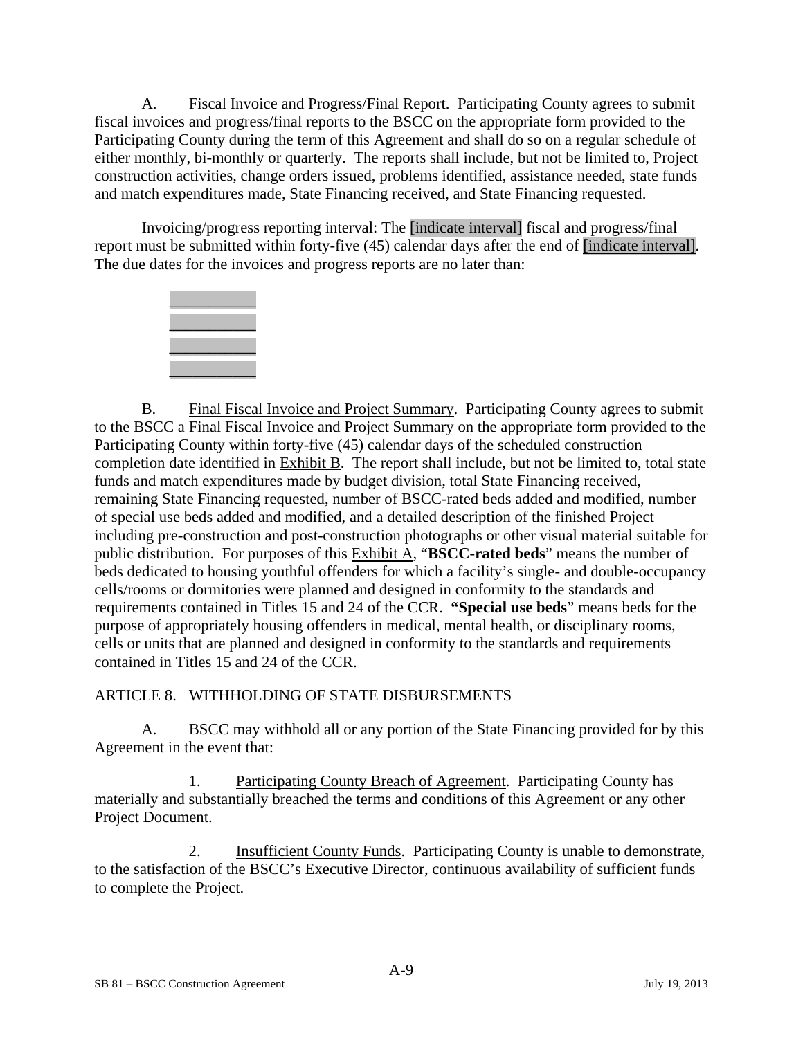A. Fiscal Invoice and Progress/Final Report. Participating County agrees to submit fiscal invoices and progress/final reports to the BSCC on the appropriate form provided to the Participating County during the term of this Agreement and shall do so on a regular schedule of either monthly, bi-monthly or quarterly. The reports shall include, but not be limited to, Project construction activities, change orders issued, problems identified, assistance needed, state funds and match expenditures made, State Financing received, and State Financing requested.

Invoicing/progress reporting interval: The [indicate interval] fiscal and progress/final report must be submitted within forty-five (45) calendar days after the end of [indicate interval]. The due dates for the invoices and progress reports are no later than:

\_\_\_\_\_\_\_\_\_\_\_
\_\_\_\_\_\_\_\_\_\_\_
\_\_\_\_\_\_\_\_\_\_\_
\_\_\_\_\_\_\_\_\_\_\_

B. Final Fiscal Invoice and Project Summary. Participating County agrees to submit to the BSCC a Final Fiscal Invoice and Project Summary on the appropriate form provided to the Participating County within forty-five (45) calendar days of the scheduled construction completion date identified in Exhibit B. The report shall include, but not be limited to, total state funds and match expenditures made by budget division, total State Financing received, remaining State Financing requested, number of BSCC-rated beds added and modified, number of special use beds added and modified, and a detailed description of the finished Project including pre-construction and post-construction photographs or other visual material suitable for public distribution. For purposes of this Exhibit A, "**BSCC-rated beds**" means the number of beds dedicated to housing youthful offenders for which a facility's single- and double-occupancy cells/rooms or dormitories were planned and designed in conformity to the standards and requirements contained in Titles 15 and 24 of the CCR. **"Special use beds**" means beds for the purpose of appropriately housing offenders in medical, mental health, or disciplinary rooms, cells or units that are planned and designed in conformity to the standards and requirements contained in Titles 15 and 24 of the CCR.

## ARTICLE 8. WITHHOLDING OF STATE DISBURSEMENTS

A. BSCC may withhold all or any portion of the State Financing provided for by this Agreement in the event that:

1. Participating County Breach of Agreement. Participating County has materially and substantially breached the terms and conditions of this Agreement or any other Project Document.

2. Insufficient County Funds. Participating County is unable to demonstrate, to the satisfaction of the BSCC's Executive Director, continuous availability of sufficient funds to complete the Project.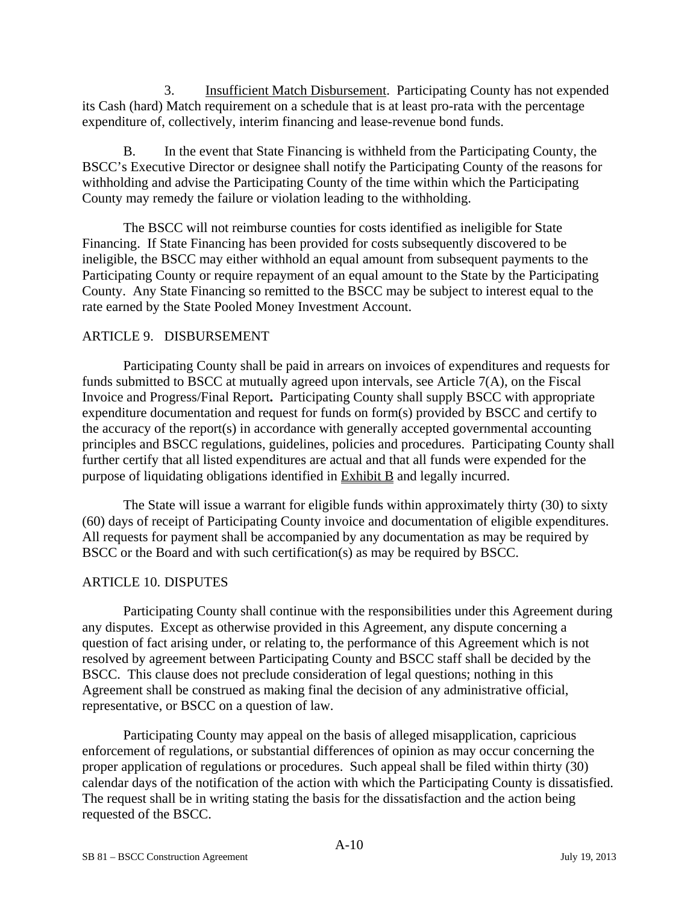3. Insufficient Match Disbursement. Participating County has not expended its Cash (hard) Match requirement on a schedule that is at least pro-rata with the percentage expenditure of, collectively, interim financing and lease-revenue bond funds.

B. In the event that State Financing is withheld from the Participating County, the BSCC's Executive Director or designee shall notify the Participating County of the reasons for withholding and advise the Participating County of the time within which the Participating County may remedy the failure or violation leading to the withholding.

The BSCC will not reimburse counties for costs identified as ineligible for State Financing. If State Financing has been provided for costs subsequently discovered to be ineligible, the BSCC may either withhold an equal amount from subsequent payments to the Participating County or require repayment of an equal amount to the State by the Participating County. Any State Financing so remitted to the BSCC may be subject to interest equal to the rate earned by the State Pooled Money Investment Account.

## ARTICLE 9. DISBURSEMENT

Participating County shall be paid in arrears on invoices of expenditures and requests for funds submitted to BSCC at mutually agreed upon intervals, see Article 7(A), on the Fiscal Invoice and Progress/Final Report**.** Participating County shall supply BSCC with appropriate expenditure documentation and request for funds on form(s) provided by BSCC and certify to the accuracy of the report(s) in accordance with generally accepted governmental accounting principles and BSCC regulations, guidelines, policies and procedures. Participating County shall further certify that all listed expenditures are actual and that all funds were expended for the purpose of liquidating obligations identified in Exhibit B and legally incurred.

The State will issue a warrant for eligible funds within approximately thirty (30) to sixty (60) days of receipt of Participating County invoice and documentation of eligible expenditures. All requests for payment shall be accompanied by any documentation as may be required by BSCC or the Board and with such certification(s) as may be required by BSCC.

## ARTICLE 10. DISPUTES

Participating County shall continue with the responsibilities under this Agreement during any disputes. Except as otherwise provided in this Agreement, any dispute concerning a question of fact arising under, or relating to, the performance of this Agreement which is not resolved by agreement between Participating County and BSCC staff shall be decided by the BSCC. This clause does not preclude consideration of legal questions; nothing in this Agreement shall be construed as making final the decision of any administrative official, representative, or BSCC on a question of law.

Participating County may appeal on the basis of alleged misapplication, capricious enforcement of regulations, or substantial differences of opinion as may occur concerning the proper application of regulations or procedures. Such appeal shall be filed within thirty (30) calendar days of the notification of the action with which the Participating County is dissatisfied. The request shall be in writing stating the basis for the dissatisfaction and the action being requested of the BSCC.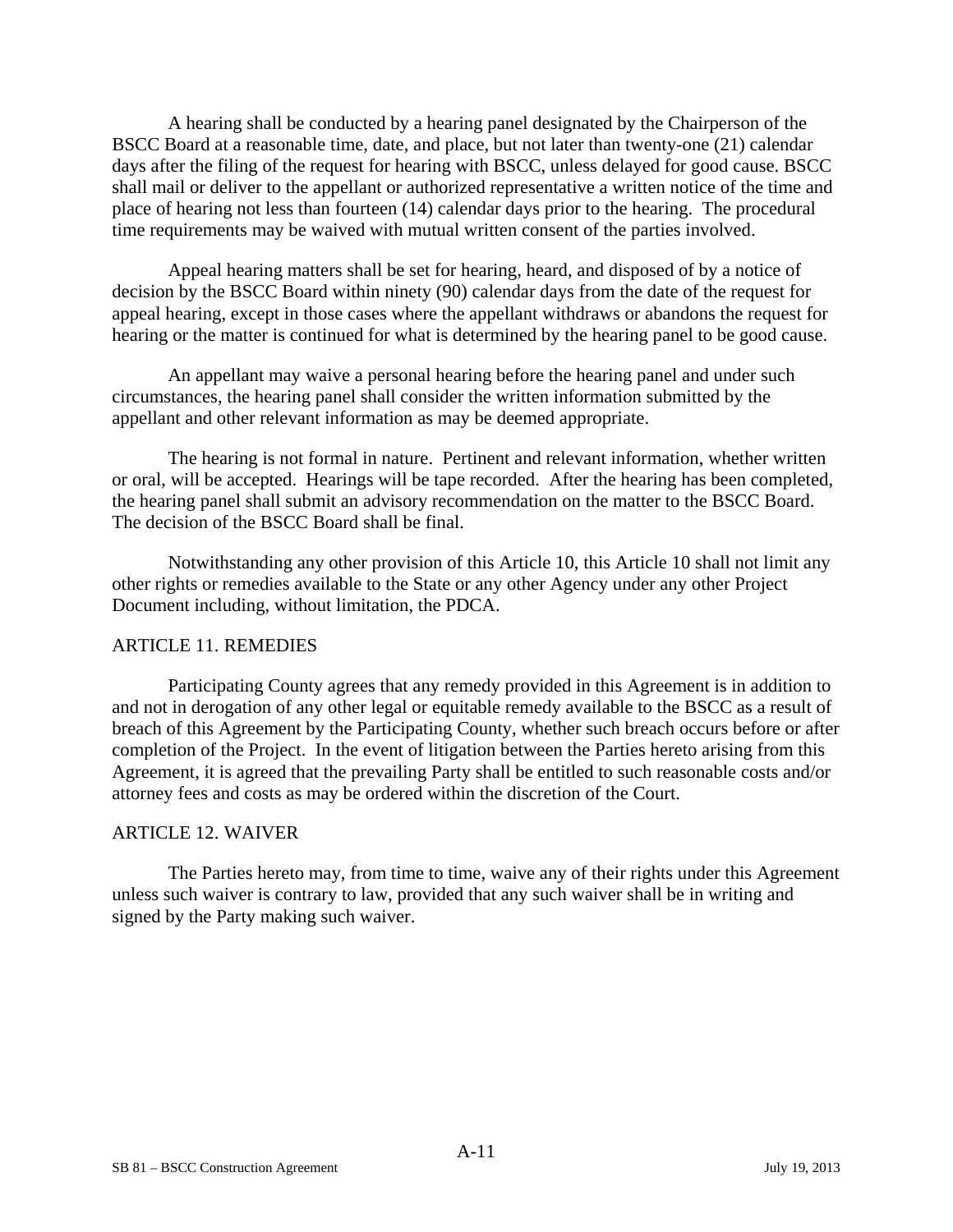A hearing shall be conducted by a hearing panel designated by the Chairperson of the BSCC Board at a reasonable time, date, and place, but not later than twenty-one (21) calendar days after the filing of the request for hearing with BSCC, unless delayed for good cause. BSCC shall mail or deliver to the appellant or authorized representative a written notice of the time and place of hearing not less than fourteen (14) calendar days prior to the hearing. The procedural time requirements may be waived with mutual written consent of the parties involved.

Appeal hearing matters shall be set for hearing, heard, and disposed of by a notice of decision by the BSCC Board within ninety (90) calendar days from the date of the request for appeal hearing, except in those cases where the appellant withdraws or abandons the request for hearing or the matter is continued for what is determined by the hearing panel to be good cause.

An appellant may waive a personal hearing before the hearing panel and under such circumstances, the hearing panel shall consider the written information submitted by the appellant and other relevant information as may be deemed appropriate.

The hearing is not formal in nature. Pertinent and relevant information, whether written or oral, will be accepted. Hearings will be tape recorded. After the hearing has been completed, the hearing panel shall submit an advisory recommendation on the matter to the BSCC Board. The decision of the BSCC Board shall be final.

Notwithstanding any other provision of this Article 10, this Article 10 shall not limit any other rights or remedies available to the State or any other Agency under any other Project Document including, without limitation, the PDCA.

## ARTICLE 11. REMEDIES

Participating County agrees that any remedy provided in this Agreement is in addition to and not in derogation of any other legal or equitable remedy available to the BSCC as a result of breach of this Agreement by the Participating County, whether such breach occurs before or after completion of the Project. In the event of litigation between the Parties hereto arising from this Agreement, it is agreed that the prevailing Party shall be entitled to such reasonable costs and/or attorney fees and costs as may be ordered within the discretion of the Court.

## ARTICLE 12. WAIVER

The Parties hereto may, from time to time, waive any of their rights under this Agreement unless such waiver is contrary to law, provided that any such waiver shall be in writing and signed by the Party making such waiver.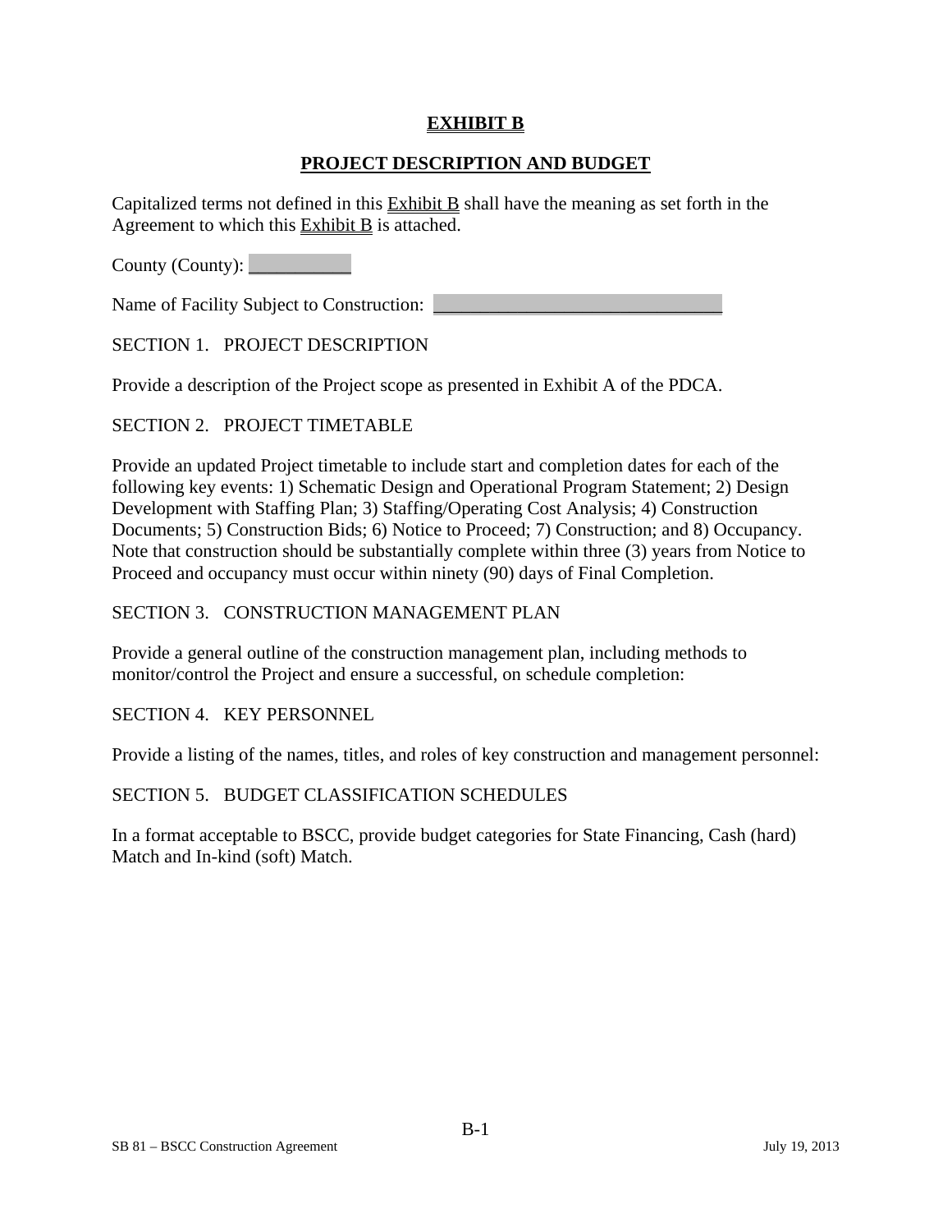# EXHIBIT B

## PROJECT DESCRIPTION AND BUDGET

Capitalized terms not defined in this Exhibit B shall have the meaning as set forth in the Agreement to which this Exhibit B is attached.

County (County): ___________

Name of Facility Subject to Construction: ________________________________

SECTION 1. PROJECT DESCRIPTION

Provide a description of the Project scope as presented in Exhibit A of the PDCA.

SECTION 2. PROJECT TIMETABLE

Provide an updated Project timetable to include start and completion dates for each of the following key events: 1) Schematic Design and Operational Program Statement; 2) Design Development with Staffing Plan; 3) Staffing/Operating Cost Analysis; 4) Construction Documents; 5) Construction Bids; 6) Notice to Proceed; 7) Construction; and 8) Occupancy. Note that construction should be substantially complete within three (3) years from Notice to Proceed and occupancy must occur within ninety (90) days of Final Completion.

SECTION 3. CONSTRUCTION MANAGEMENT PLAN

Provide a general outline of the construction management plan, including methods to monitor/control the Project and ensure a successful, on schedule completion:

SECTION 4. KEY PERSONNEL

Provide a listing of the names, titles, and roles of key construction and management personnel:

SECTION 5. BUDGET CLASSIFICATION SCHEDULES

In a format acceptable to BSCC, provide budget categories for State Financing, Cash (hard) Match and In-kind (soft) Match.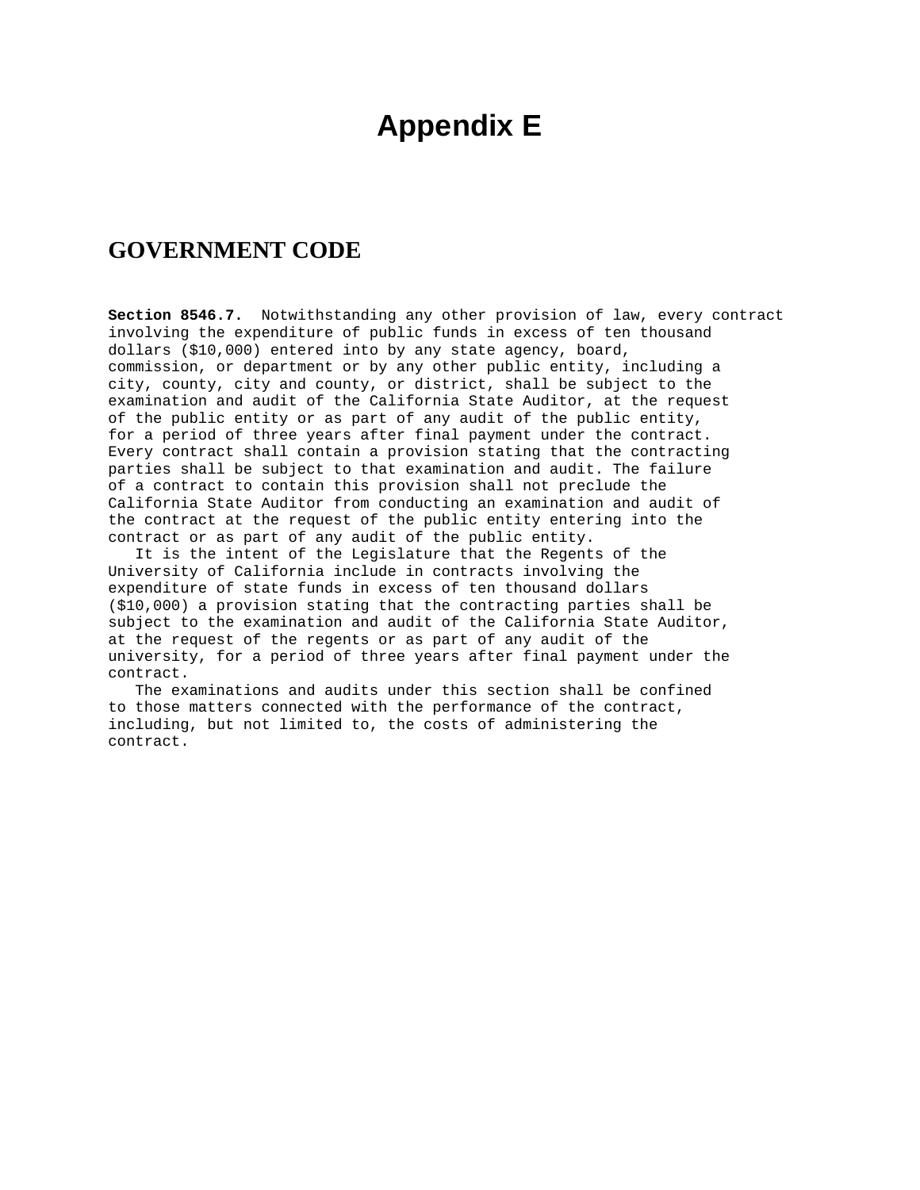# Appendix E

## GOVERNMENT CODE

**Section 8546.7.** Notwithstanding any other provision of law, every contract involving the expenditure of public funds in excess of ten thousand dollars ($10,000) entered into by any state agency, board, commission, or department or by any other public entity, including a city, county, city and county, or district, shall be subject to the examination and audit of the California State Auditor, at the request of the public entity or as part of any audit of the public entity, for a period of three years after final payment under the contract. Every contract shall contain a provision stating that the contracting parties shall be subject to that examination and audit. The failure of a contract to contain this provision shall not preclude the California State Auditor from conducting an examination and audit of the contract at the request of the public entity entering into the contract or as part of any audit of the public entity.

It is the intent of the Legislature that the Regents of the University of California include in contracts involving the expenditure of state funds in excess of ten thousand dollars ($10,000) a provision stating that the contracting parties shall be subject to the examination and audit of the California State Auditor, at the request of the regents or as part of any audit of the university, for a period of three years after final payment under the contract.

The examinations and audits under this section shall be confined to those matters connected with the performance of the contract, including, but not limited to, the costs of administering the contract.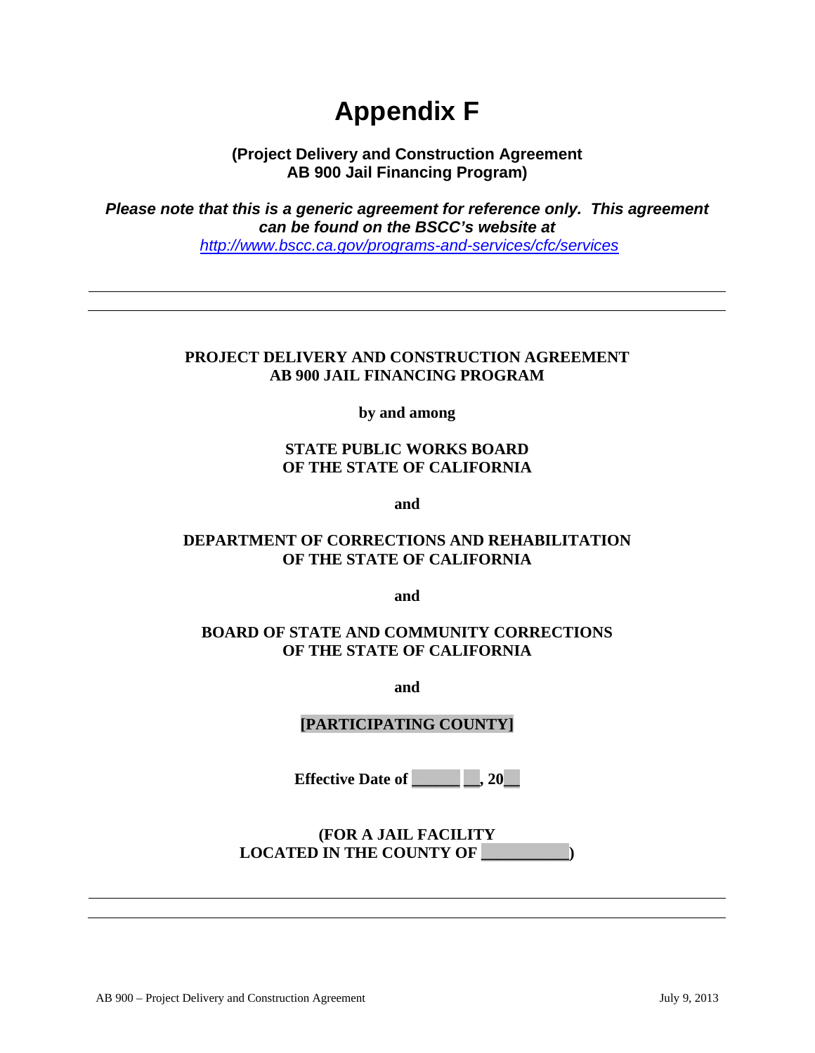# Appendix F

**(Project Delivery and Construction Agreement AB 900 Jail Financing Program)**

***Please note that this is a generic agreement for reference only. This agreement can be found on the BSCC's website at*** *http://www.bscc.ca.gov/programs-and-services/cfc/services*

---

---

**PROJECT DELIVERY AND CONSTRUCTION AGREEMENT**
**AB 900 JAIL FINANCING PROGRAM**

**by and among**

**STATE PUBLIC WORKS BOARD**
**OF THE STATE OF CALIFORNIA**

**and**

**DEPARTMENT OF CORRECTIONS AND REHABILITATION**
**OF THE STATE OF CALIFORNIA**

**and**

**BOARD OF STATE AND COMMUNITY CORRECTIONS**
**OF THE STATE OF CALIFORNIA**

**and**

**[PARTICIPATING COUNTY]**

**Effective Date of ______ __, 20__**

**(FOR A JAIL FACILITY**
**LOCATED IN THE COUNTY OF __________)**

---

---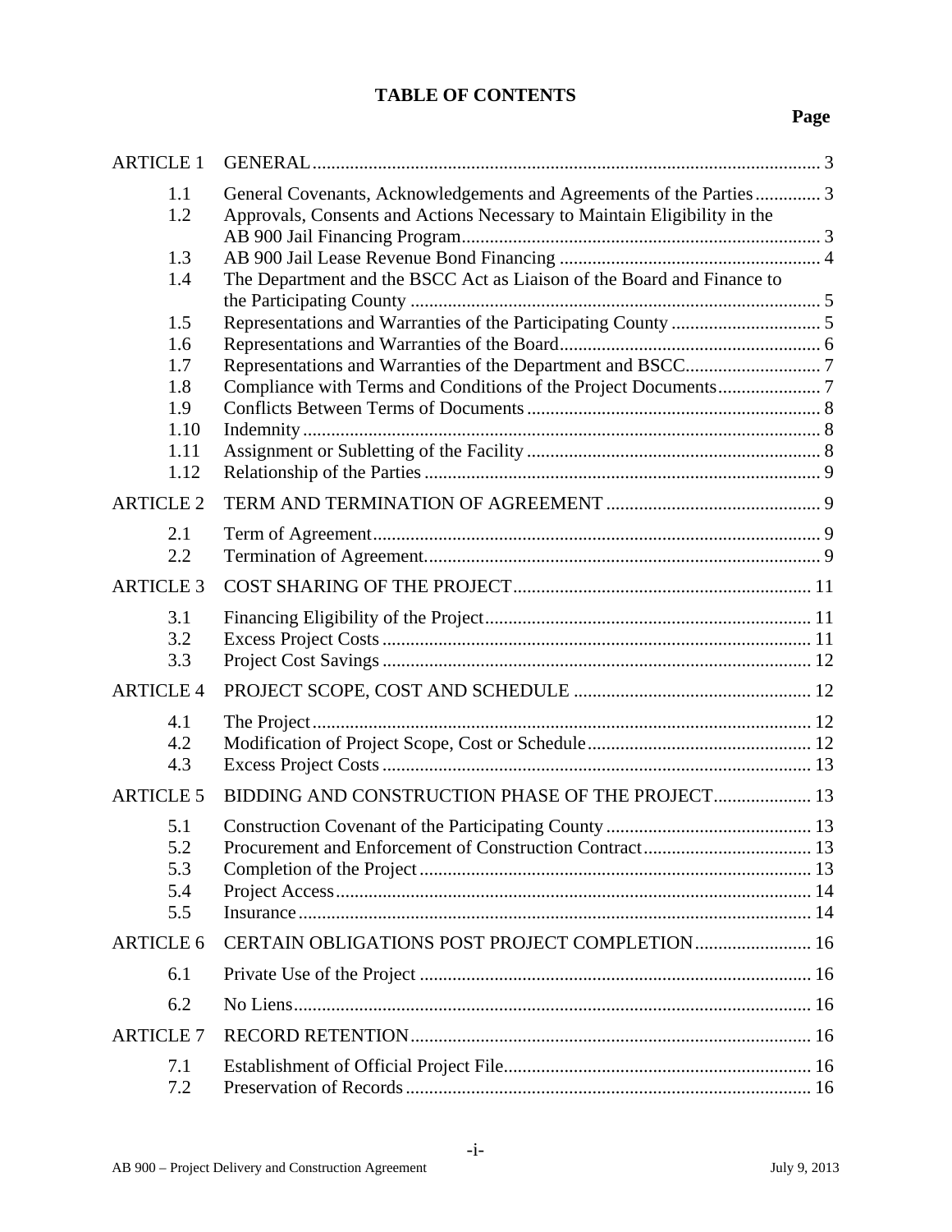# TABLE OF CONTENTS

| | | Page |
|---|---|---|
| ARTICLE 1 | GENERAL | 3 |
| 1.1 | General Covenants, Acknowledgements and Agreements of the Parties | 3 |
| 1.2 | Approvals, Consents and Actions Necessary to Maintain Eligibility in the AB 900 Jail Financing Program | 3 |
| 1.3 | AB 900 Jail Lease Revenue Bond Financing | 4 |
| 1.4 | The Department and the BSCC Act as Liaison of the Board and Finance to the Participating County | 5 |
| 1.5 | Representations and Warranties of the Participating County | 5 |
| 1.6 | Representations and Warranties of the Board | 6 |
| 1.7 | Representations and Warranties of the Department and BSCC | 7 |
| 1.8 | Compliance with Terms and Conditions of the Project Documents | 7 |
| 1.9 | Conflicts Between Terms of Documents | 8 |
| 1.10 | Indemnity | 8 |
| 1.11 | Assignment or Subletting of the Facility | 8 |
| 1.12 | Relationship of the Parties | 9 |
| ARTICLE 2 | TERM AND TERMINATION OF AGREEMENT | 9 |
| 2.1 | Term of Agreement | 9 |
| 2.2 | Termination of Agreement. | 9 |
| ARTICLE 3 | COST SHARING OF THE PROJECT | 11 |
| 3.1 | Financing Eligibility of the Project | 11 |
| 3.2 | Excess Project Costs | 11 |
| 3.3 | Project Cost Savings | 12 |
| ARTICLE 4 | PROJECT SCOPE, COST AND SCHEDULE | 12 |
| 4.1 | The Project | 12 |
| 4.2 | Modification of Project Scope, Cost or Schedule | 12 |
| 4.3 | Excess Project Costs | 13 |
| ARTICLE 5 | BIDDING AND CONSTRUCTION PHASE OF THE PROJECT | 13 |
| 5.1 | Construction Covenant of the Participating County | 13 |
| 5.2 | Procurement and Enforcement of Construction Contract | 13 |
| 5.3 | Completion of the Project | 13 |
| 5.4 | Project Access | 14 |
| 5.5 | Insurance | 14 |
| ARTICLE 6 | CERTAIN OBLIGATIONS POST PROJECT COMPLETION | 16 |
| 6.1 | Private Use of the Project | 16 |
| 6.2 | No Liens | 16 |
| ARTICLE 7 | RECORD RETENTION | 16 |
| 7.1 | Establishment of Official Project File | 16 |
| 7.2 | Preservation of Records | 16 |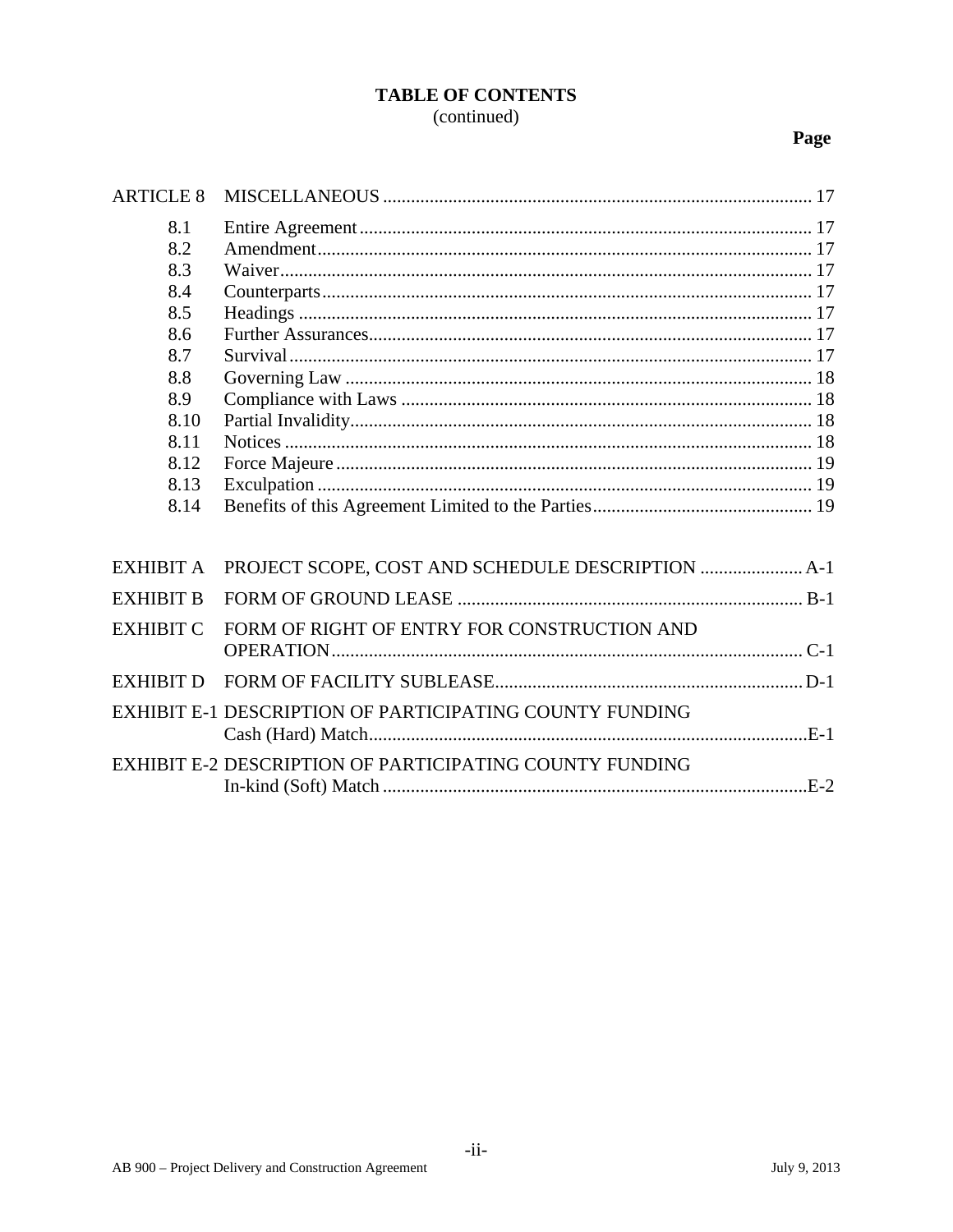**TABLE OF CONTENTS**
(continued)

| | | Page |
|---|---|---|
| ARTICLE 8 | MISCELLANEOUS | 17 |
| 8.1 | Entire Agreement | 17 |
| 8.2 | Amendment | 17 |
| 8.3 | Waiver | 17 |
| 8.4 | Counterparts | 17 |
| 8.5 | Headings | 17 |
| 8.6 | Further Assurances | 17 |
| 8.7 | Survival | 17 |
| 8.8 | Governing Law | 18 |
| 8.9 | Compliance with Laws | 18 |
| 8.10 | Partial Invalidity | 18 |
| 8.11 | Notices | 18 |
| 8.12 | Force Majeure | 19 |
| 8.13 | Exculpation | 19 |
| 8.14 | Benefits of this Agreement Limited to the Parties | 19 |
| EXHIBIT A | PROJECT SCOPE, COST AND SCHEDULE DESCRIPTION | A-1 |
| EXHIBIT B | FORM OF GROUND LEASE | B-1 |
| EXHIBIT C | FORM OF RIGHT OF ENTRY FOR CONSTRUCTION AND OPERATION | C-1 |
| EXHIBIT D | FORM OF FACILITY SUBLEASE | D-1 |
| EXHIBIT E-1 | DESCRIPTION OF PARTICIPATING COUNTY FUNDING Cash (Hard) Match | E-1 |
| EXHIBIT E-2 | DESCRIPTION OF PARTICIPATING COUNTY FUNDING In-kind (Soft) Match | E-2 |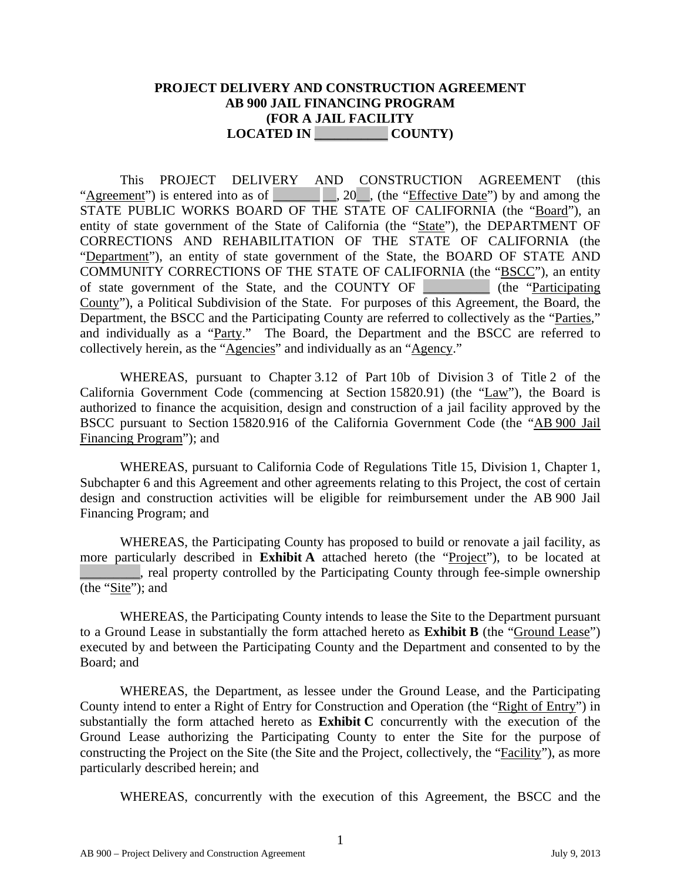# PROJECT DELIVERY AND CONSTRUCTION AGREEMENT
# AB 900 JAIL FINANCING PROGRAM
# (FOR A JAIL FACILITY
# LOCATED IN __________ COUNTY)

This PROJECT DELIVERY AND CONSTRUCTION AGREEMENT (this "Agreement") is entered into as of _______ __, 20__, (the "Effective Date") by and among the STATE PUBLIC WORKS BOARD OF THE STATE OF CALIFORNIA (the "Board"), an entity of state government of the State of California (the "State"), the DEPARTMENT OF CORRECTIONS AND REHABILITATION OF THE STATE OF CALIFORNIA (the "Department"), an entity of state government of the State, the BOARD OF STATE AND COMMUNITY CORRECTIONS OF THE STATE OF CALIFORNIA (the "BSCC"), an entity of state government of the State, and the COUNTY OF __________ (the "Participating County"), a Political Subdivision of the State. For purposes of this Agreement, the Board, the Department, the BSCC and the Participating County are referred to collectively as the "Parties," and individually as a "Party." The Board, the Department and the BSCC are referred to collectively herein, as the "Agencies" and individually as an "Agency."

WHEREAS, pursuant to Chapter 3.12 of Part 10b of Division 3 of Title 2 of the California Government Code (commencing at Section 15820.91) (the "Law"), the Board is authorized to finance the acquisition, design and construction of a jail facility approved by the BSCC pursuant to Section 15820.916 of the California Government Code (the "AB 900 Jail Financing Program"); and

WHEREAS, pursuant to California Code of Regulations Title 15, Division 1, Chapter 1, Subchapter 6 and this Agreement and other agreements relating to this Project, the cost of certain design and construction activities will be eligible for reimbursement under the AB 900 Jail Financing Program; and

WHEREAS, the Participating County has proposed to build or renovate a jail facility, as more particularly described in **Exhibit A** attached hereto (the "Project"), to be located at _________, real property controlled by the Participating County through fee-simple ownership (the "Site"); and

WHEREAS, the Participating County intends to lease the Site to the Department pursuant to a Ground Lease in substantially the form attached hereto as **Exhibit B** (the "Ground Lease") executed by and between the Participating County and the Department and consented to by the Board; and

WHEREAS, the Department, as lessee under the Ground Lease, and the Participating County intend to enter a Right of Entry for Construction and Operation (the "Right of Entry") in substantially the form attached hereto as **Exhibit C** concurrently with the execution of the Ground Lease authorizing the Participating County to enter the Site for the purpose of constructing the Project on the Site (the Site and the Project, collectively, the "Facility"), as more particularly described herein; and

WHEREAS, concurrently with the execution of this Agreement, the BSCC and the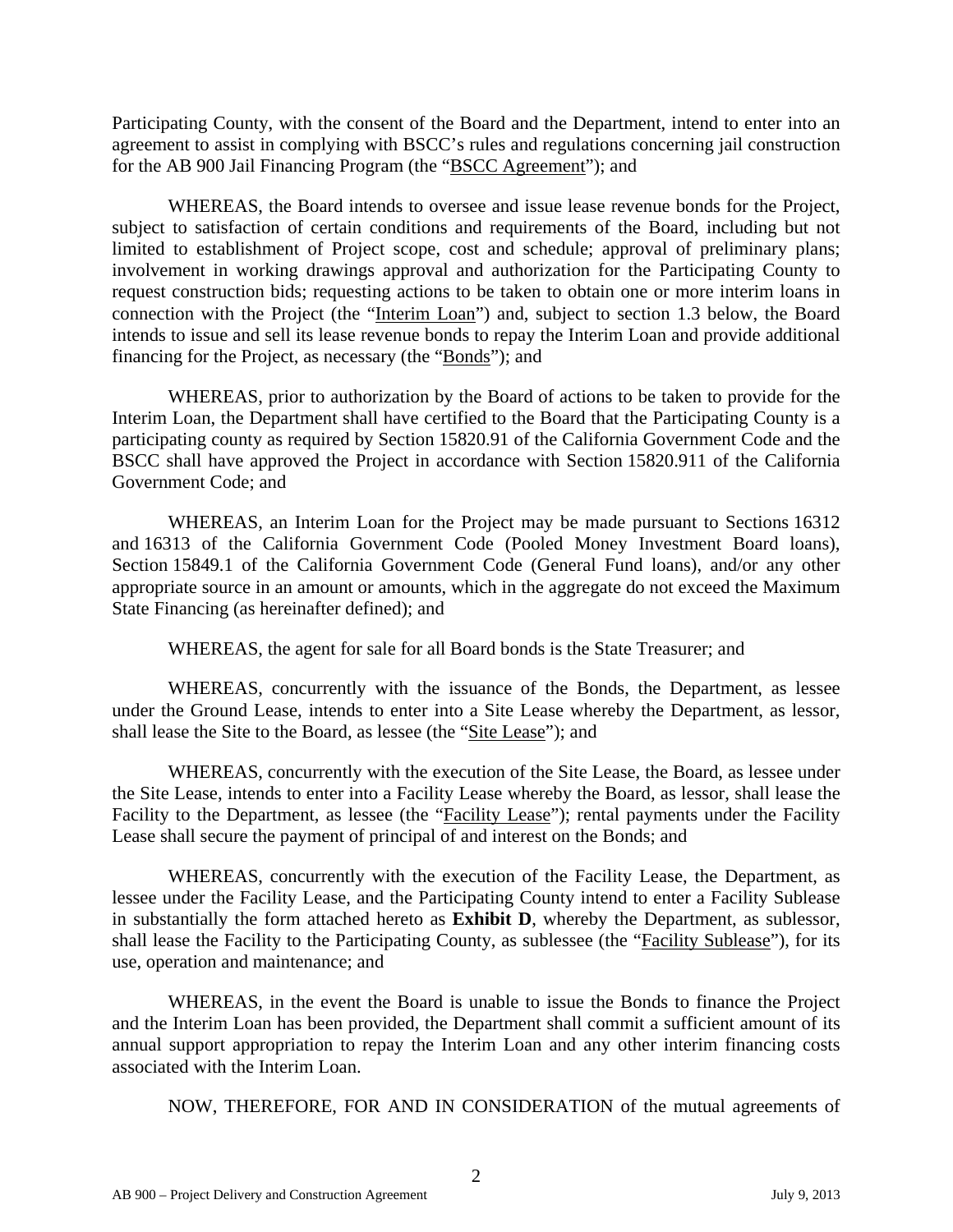Participating County, with the consent of the Board and the Department, intend to enter into an agreement to assist in complying with BSCC's rules and regulations concerning jail construction for the AB 900 Jail Financing Program (the "BSCC Agreement"); and

WHEREAS, the Board intends to oversee and issue lease revenue bonds for the Project, subject to satisfaction of certain conditions and requirements of the Board, including but not limited to establishment of Project scope, cost and schedule; approval of preliminary plans; involvement in working drawings approval and authorization for the Participating County to request construction bids; requesting actions to be taken to obtain one or more interim loans in connection with the Project (the "Interim Loan") and, subject to section 1.3 below, the Board intends to issue and sell its lease revenue bonds to repay the Interim Loan and provide additional financing for the Project, as necessary (the "Bonds"); and

WHEREAS, prior to authorization by the Board of actions to be taken to provide for the Interim Loan, the Department shall have certified to the Board that the Participating County is a participating county as required by Section 15820.91 of the California Government Code and the BSCC shall have approved the Project in accordance with Section 15820.911 of the California Government Code; and

WHEREAS, an Interim Loan for the Project may be made pursuant to Sections 16312 and 16313 of the California Government Code (Pooled Money Investment Board loans), Section 15849.1 of the California Government Code (General Fund loans), and/or any other appropriate source in an amount or amounts, which in the aggregate do not exceed the Maximum State Financing (as hereinafter defined); and

WHEREAS, the agent for sale for all Board bonds is the State Treasurer; and

WHEREAS, concurrently with the issuance of the Bonds, the Department, as lessee under the Ground Lease, intends to enter into a Site Lease whereby the Department, as lessor, shall lease the Site to the Board, as lessee (the "Site Lease"); and

WHEREAS, concurrently with the execution of the Site Lease, the Board, as lessee under the Site Lease, intends to enter into a Facility Lease whereby the Board, as lessor, shall lease the Facility to the Department, as lessee (the "Facility Lease"); rental payments under the Facility Lease shall secure the payment of principal of and interest on the Bonds; and

WHEREAS, concurrently with the execution of the Facility Lease, the Department, as lessee under the Facility Lease, and the Participating County intend to enter a Facility Sublease in substantially the form attached hereto as **Exhibit D**, whereby the Department, as sublessor, shall lease the Facility to the Participating County, as sublessee (the "Facility Sublease"), for its use, operation and maintenance; and

WHEREAS, in the event the Board is unable to issue the Bonds to finance the Project and the Interim Loan has been provided, the Department shall commit a sufficient amount of its annual support appropriation to repay the Interim Loan and any other interim financing costs associated with the Interim Loan.

NOW, THEREFORE, FOR AND IN CONSIDERATION of the mutual agreements of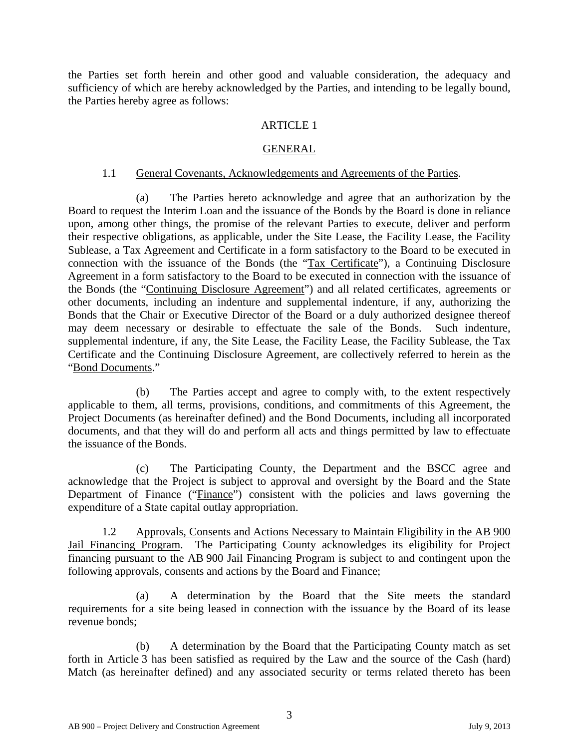the Parties set forth herein and other good and valuable consideration, the adequacy and sufficiency of which are hereby acknowledged by the Parties, and intending to be legally bound, the Parties hereby agree as follows:

## ARTICLE 1

## GENERAL

1.1 General Covenants, Acknowledgements and Agreements of the Parties.

(a) The Parties hereto acknowledge and agree that an authorization by the Board to request the Interim Loan and the issuance of the Bonds by the Board is done in reliance upon, among other things, the promise of the relevant Parties to execute, deliver and perform their respective obligations, as applicable, under the Site Lease, the Facility Lease, the Facility Sublease, a Tax Agreement and Certificate in a form satisfactory to the Board to be executed in connection with the issuance of the Bonds (the "Tax Certificate"), a Continuing Disclosure Agreement in a form satisfactory to the Board to be executed in connection with the issuance of the Bonds (the "Continuing Disclosure Agreement") and all related certificates, agreements or other documents, including an indenture and supplemental indenture, if any, authorizing the Bonds that the Chair or Executive Director of the Board or a duly authorized designee thereof may deem necessary or desirable to effectuate the sale of the Bonds. Such indenture, supplemental indenture, if any, the Site Lease, the Facility Lease, the Facility Sublease, the Tax Certificate and the Continuing Disclosure Agreement, are collectively referred to herein as the "Bond Documents."

(b) The Parties accept and agree to comply with, to the extent respectively applicable to them, all terms, provisions, conditions, and commitments of this Agreement, the Project Documents (as hereinafter defined) and the Bond Documents, including all incorporated documents, and that they will do and perform all acts and things permitted by law to effectuate the issuance of the Bonds.

(c) The Participating County, the Department and the BSCC agree and acknowledge that the Project is subject to approval and oversight by the Board and the State Department of Finance ("Finance") consistent with the policies and laws governing the expenditure of a State capital outlay appropriation.

1.2 Approvals, Consents and Actions Necessary to Maintain Eligibility in the AB 900 Jail Financing Program. The Participating County acknowledges its eligibility for Project financing pursuant to the AB 900 Jail Financing Program is subject to and contingent upon the following approvals, consents and actions by the Board and Finance;

(a) A determination by the Board that the Site meets the standard requirements for a site being leased in connection with the issuance by the Board of its lease revenue bonds;

(b) A determination by the Board that the Participating County match as set forth in Article 3 has been satisfied as required by the Law and the source of the Cash (hard) Match (as hereinafter defined) and any associated security or terms related thereto has been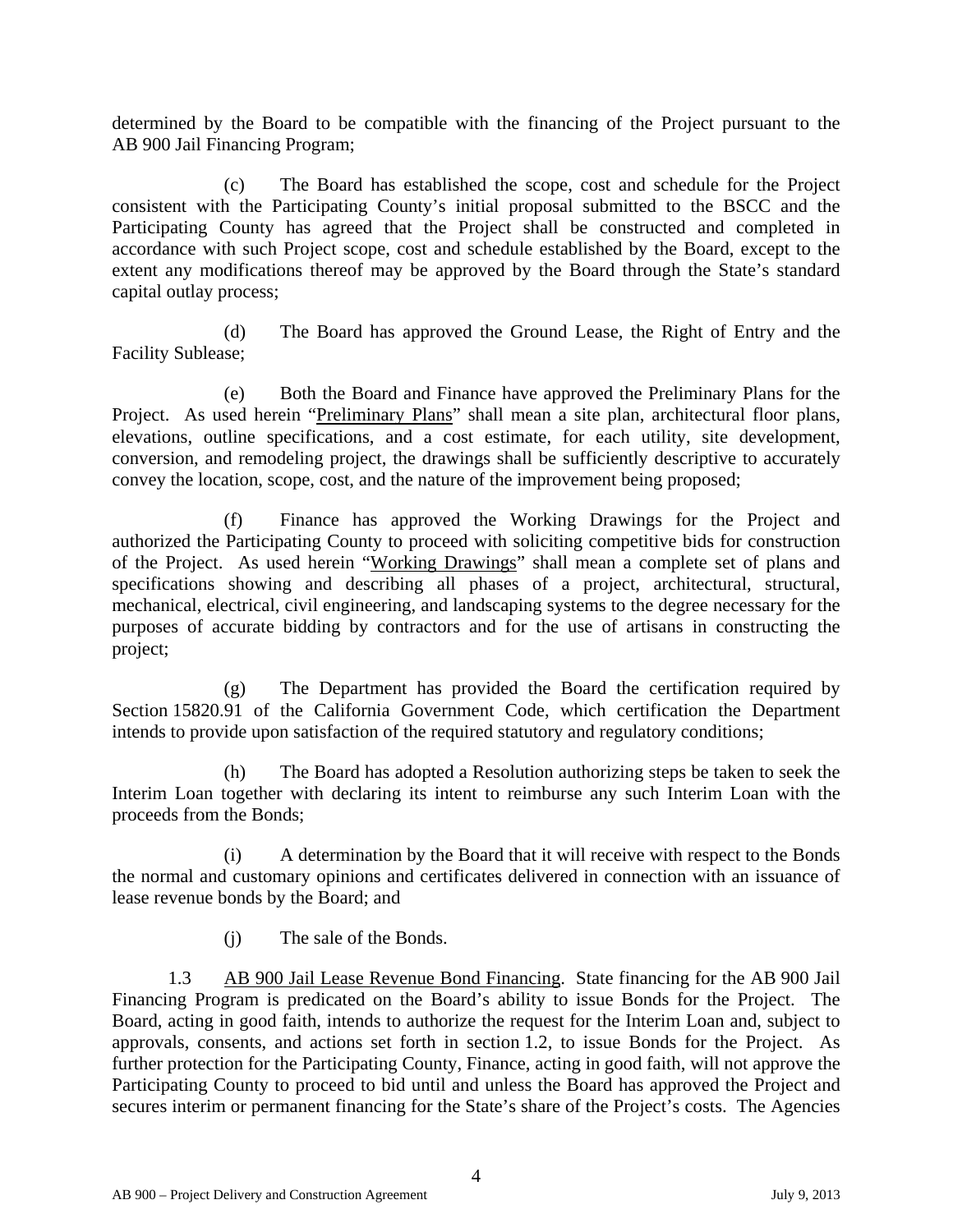determined by the Board to be compatible with the financing of the Project pursuant to the AB 900 Jail Financing Program;

(c) The Board has established the scope, cost and schedule for the Project consistent with the Participating County's initial proposal submitted to the BSCC and the Participating County has agreed that the Project shall be constructed and completed in accordance with such Project scope, cost and schedule established by the Board, except to the extent any modifications thereof may be approved by the Board through the State's standard capital outlay process;

(d) The Board has approved the Ground Lease, the Right of Entry and the Facility Sublease;

(e) Both the Board and Finance have approved the Preliminary Plans for the Project. As used herein "Preliminary Plans" shall mean a site plan, architectural floor plans, elevations, outline specifications, and a cost estimate, for each utility, site development, conversion, and remodeling project, the drawings shall be sufficiently descriptive to accurately convey the location, scope, cost, and the nature of the improvement being proposed;

(f) Finance has approved the Working Drawings for the Project and authorized the Participating County to proceed with soliciting competitive bids for construction of the Project. As used herein "Working Drawings" shall mean a complete set of plans and specifications showing and describing all phases of a project, architectural, structural, mechanical, electrical, civil engineering, and landscaping systems to the degree necessary for the purposes of accurate bidding by contractors and for the use of artisans in constructing the project;

(g) The Department has provided the Board the certification required by Section 15820.91 of the California Government Code, which certification the Department intends to provide upon satisfaction of the required statutory and regulatory conditions;

(h) The Board has adopted a Resolution authorizing steps be taken to seek the Interim Loan together with declaring its intent to reimburse any such Interim Loan with the proceeds from the Bonds;

(i) A determination by the Board that it will receive with respect to the Bonds the normal and customary opinions and certificates delivered in connection with an issuance of lease revenue bonds by the Board; and

(j) The sale of the Bonds.

1.3 AB 900 Jail Lease Revenue Bond Financing. State financing for the AB 900 Jail Financing Program is predicated on the Board's ability to issue Bonds for the Project. The Board, acting in good faith, intends to authorize the request for the Interim Loan and, subject to approvals, consents, and actions set forth in section 1.2, to issue Bonds for the Project. As further protection for the Participating County, Finance, acting in good faith, will not approve the Participating County to proceed to bid until and unless the Board has approved the Project and secures interim or permanent financing for the State's share of the Project's costs. The Agencies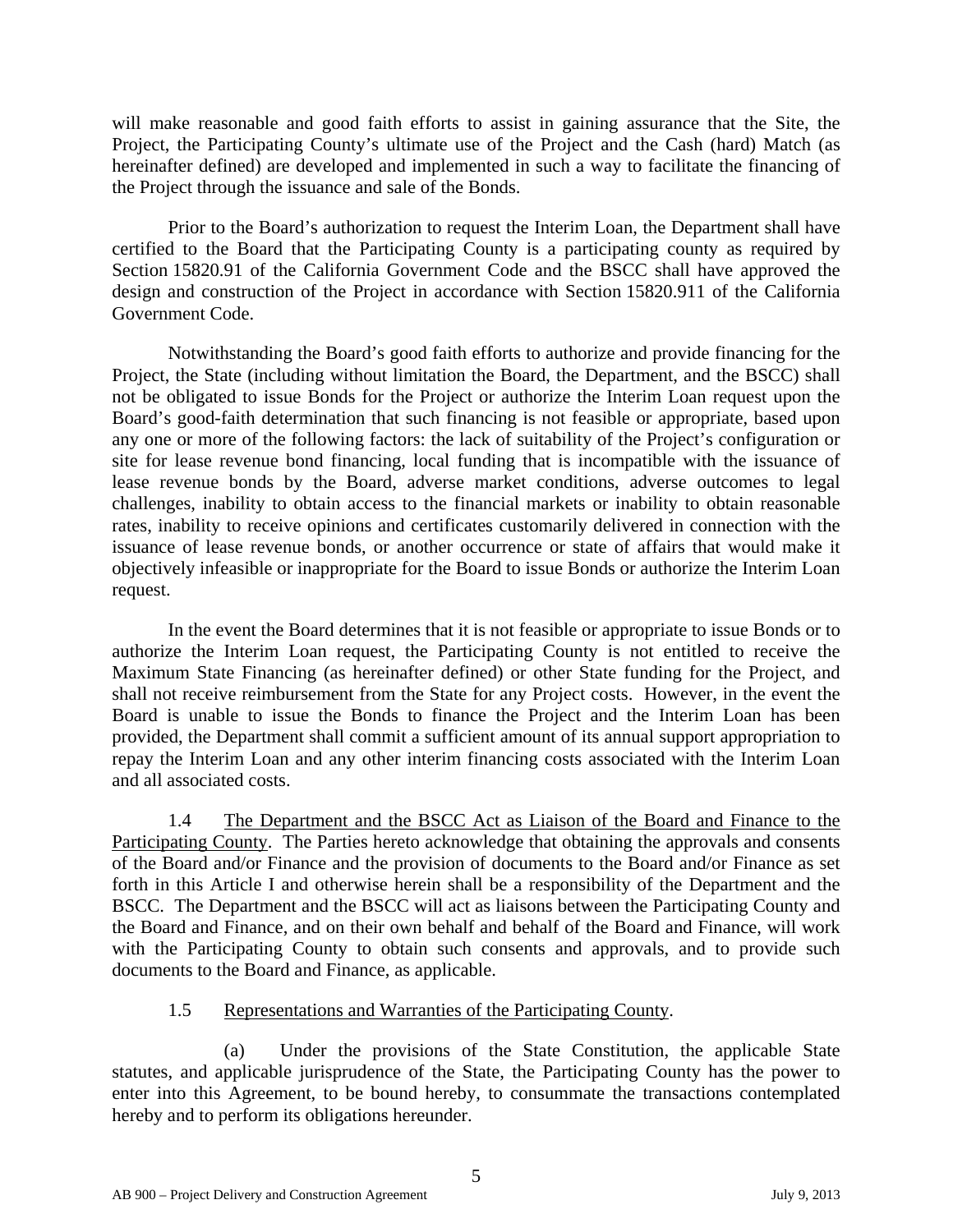will make reasonable and good faith efforts to assist in gaining assurance that the Site, the Project, the Participating County's ultimate use of the Project and the Cash (hard) Match (as hereinafter defined) are developed and implemented in such a way to facilitate the financing of the Project through the issuance and sale of the Bonds.

Prior to the Board's authorization to request the Interim Loan, the Department shall have certified to the Board that the Participating County is a participating county as required by Section 15820.91 of the California Government Code and the BSCC shall have approved the design and construction of the Project in accordance with Section 15820.911 of the California Government Code.

Notwithstanding the Board's good faith efforts to authorize and provide financing for the Project, the State (including without limitation the Board, the Department, and the BSCC) shall not be obligated to issue Bonds for the Project or authorize the Interim Loan request upon the Board's good-faith determination that such financing is not feasible or appropriate, based upon any one or more of the following factors: the lack of suitability of the Project's configuration or site for lease revenue bond financing, local funding that is incompatible with the issuance of lease revenue bonds by the Board, adverse market conditions, adverse outcomes to legal challenges, inability to obtain access to the financial markets or inability to obtain reasonable rates, inability to receive opinions and certificates customarily delivered in connection with the issuance of lease revenue bonds, or another occurrence or state of affairs that would make it objectively infeasible or inappropriate for the Board to issue Bonds or authorize the Interim Loan request.

In the event the Board determines that it is not feasible or appropriate to issue Bonds or to authorize the Interim Loan request, the Participating County is not entitled to receive the Maximum State Financing (as hereinafter defined) or other State funding for the Project, and shall not receive reimbursement from the State for any Project costs. However, in the event the Board is unable to issue the Bonds to finance the Project and the Interim Loan has been provided, the Department shall commit a sufficient amount of its annual support appropriation to repay the Interim Loan and any other interim financing costs associated with the Interim Loan and all associated costs.

1.4 The Department and the BSCC Act as Liaison of the Board and Finance to the Participating County. The Parties hereto acknowledge that obtaining the approvals and consents of the Board and/or Finance and the provision of documents to the Board and/or Finance as set forth in this Article I and otherwise herein shall be a responsibility of the Department and the BSCC. The Department and the BSCC will act as liaisons between the Participating County and the Board and Finance, and on their own behalf and behalf of the Board and Finance, will work with the Participating County to obtain such consents and approvals, and to provide such documents to the Board and Finance, as applicable.

1.5 Representations and Warranties of the Participating County.

(a) Under the provisions of the State Constitution, the applicable State statutes, and applicable jurisprudence of the State, the Participating County has the power to enter into this Agreement, to be bound hereby, to consummate the transactions contemplated hereby and to perform its obligations hereunder.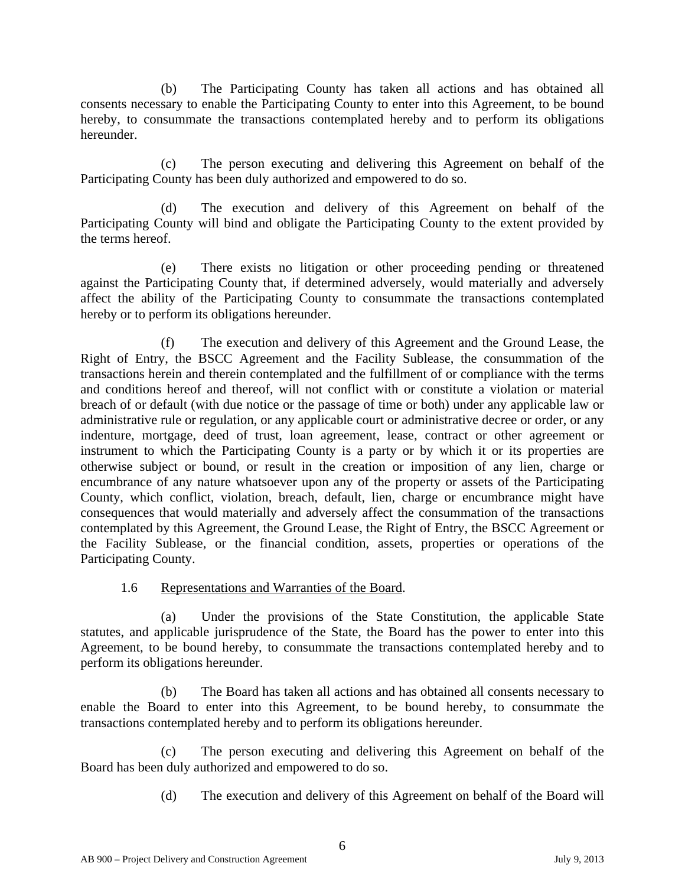(b) The Participating County has taken all actions and has obtained all consents necessary to enable the Participating County to enter into this Agreement, to be bound hereby, to consummate the transactions contemplated hereby and to perform its obligations hereunder.

(c) The person executing and delivering this Agreement on behalf of the Participating County has been duly authorized and empowered to do so.

(d) The execution and delivery of this Agreement on behalf of the Participating County will bind and obligate the Participating County to the extent provided by the terms hereof.

(e) There exists no litigation or other proceeding pending or threatened against the Participating County that, if determined adversely, would materially and adversely affect the ability of the Participating County to consummate the transactions contemplated hereby or to perform its obligations hereunder.

(f) The execution and delivery of this Agreement and the Ground Lease, the Right of Entry, the BSCC Agreement and the Facility Sublease, the consummation of the transactions herein and therein contemplated and the fulfillment of or compliance with the terms and conditions hereof and thereof, will not conflict with or constitute a violation or material breach of or default (with due notice or the passage of time or both) under any applicable law or administrative rule or regulation, or any applicable court or administrative decree or order, or any indenture, mortgage, deed of trust, loan agreement, lease, contract or other agreement or instrument to which the Participating County is a party or by which it or its properties are otherwise subject or bound, or result in the creation or imposition of any lien, charge or encumbrance of any nature whatsoever upon any of the property or assets of the Participating County, which conflict, violation, breach, default, lien, charge or encumbrance might have consequences that would materially and adversely affect the consummation of the transactions contemplated by this Agreement, the Ground Lease, the Right of Entry, the BSCC Agreement or the Facility Sublease, or the financial condition, assets, properties or operations of the Participating County.

1.6 Representations and Warranties of the Board.

(a) Under the provisions of the State Constitution, the applicable State statutes, and applicable jurisprudence of the State, the Board has the power to enter into this Agreement, to be bound hereby, to consummate the transactions contemplated hereby and to perform its obligations hereunder.

(b) The Board has taken all actions and has obtained all consents necessary to enable the Board to enter into this Agreement, to be bound hereby, to consummate the transactions contemplated hereby and to perform its obligations hereunder.

(c) The person executing and delivering this Agreement on behalf of the Board has been duly authorized and empowered to do so.

(d) The execution and delivery of this Agreement on behalf of the Board will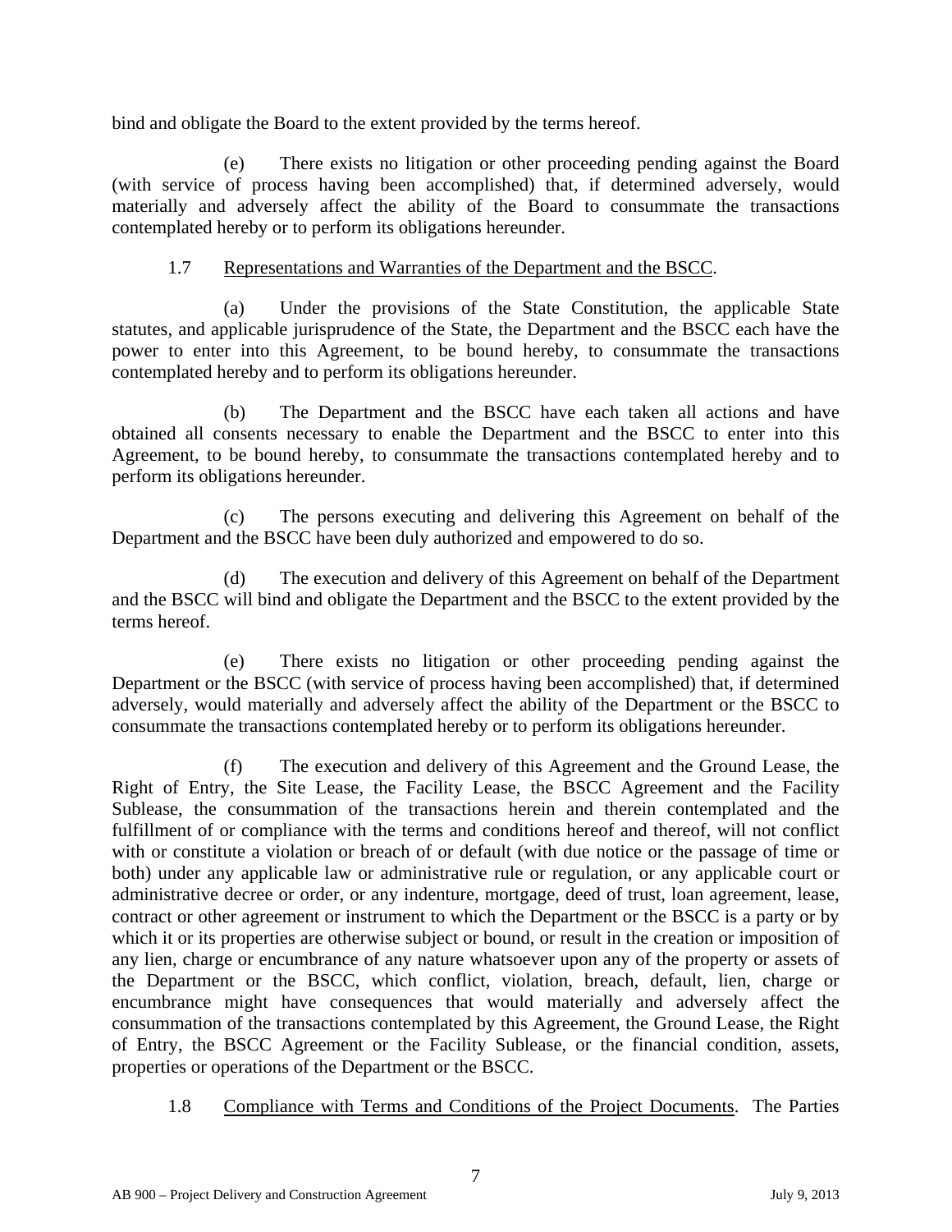bind and obligate the Board to the extent provided by the terms hereof.

(e) There exists no litigation or other proceeding pending against the Board (with service of process having been accomplished) that, if determined adversely, would materially and adversely affect the ability of the Board to consummate the transactions contemplated hereby or to perform its obligations hereunder.

1.7 Representations and Warranties of the Department and the BSCC.

(a) Under the provisions of the State Constitution, the applicable State statutes, and applicable jurisprudence of the State, the Department and the BSCC each have the power to enter into this Agreement, to be bound hereby, to consummate the transactions contemplated hereby and to perform its obligations hereunder.

(b) The Department and the BSCC have each taken all actions and have obtained all consents necessary to enable the Department and the BSCC to enter into this Agreement, to be bound hereby, to consummate the transactions contemplated hereby and to perform its obligations hereunder.

(c) The persons executing and delivering this Agreement on behalf of the Department and the BSCC have been duly authorized and empowered to do so.

(d) The execution and delivery of this Agreement on behalf of the Department and the BSCC will bind and obligate the Department and the BSCC to the extent provided by the terms hereof.

(e) There exists no litigation or other proceeding pending against the Department or the BSCC (with service of process having been accomplished) that, if determined adversely, would materially and adversely affect the ability of the Department or the BSCC to consummate the transactions contemplated hereby or to perform its obligations hereunder.

(f) The execution and delivery of this Agreement and the Ground Lease, the Right of Entry, the Site Lease, the Facility Lease, the BSCC Agreement and the Facility Sublease, the consummation of the transactions herein and therein contemplated and the fulfillment of or compliance with the terms and conditions hereof and thereof, will not conflict with or constitute a violation or breach of or default (with due notice or the passage of time or both) under any applicable law or administrative rule or regulation, or any applicable court or administrative decree or order, or any indenture, mortgage, deed of trust, loan agreement, lease, contract or other agreement or instrument to which the Department or the BSCC is a party or by which it or its properties are otherwise subject or bound, or result in the creation or imposition of any lien, charge or encumbrance of any nature whatsoever upon any of the property or assets of the Department or the BSCC, which conflict, violation, breach, default, lien, charge or encumbrance might have consequences that would materially and adversely affect the consummation of the transactions contemplated by this Agreement, the Ground Lease, the Right of Entry, the BSCC Agreement or the Facility Sublease, or the financial condition, assets, properties or operations of the Department or the BSCC.

1.8 Compliance with Terms and Conditions of the Project Documents. The Parties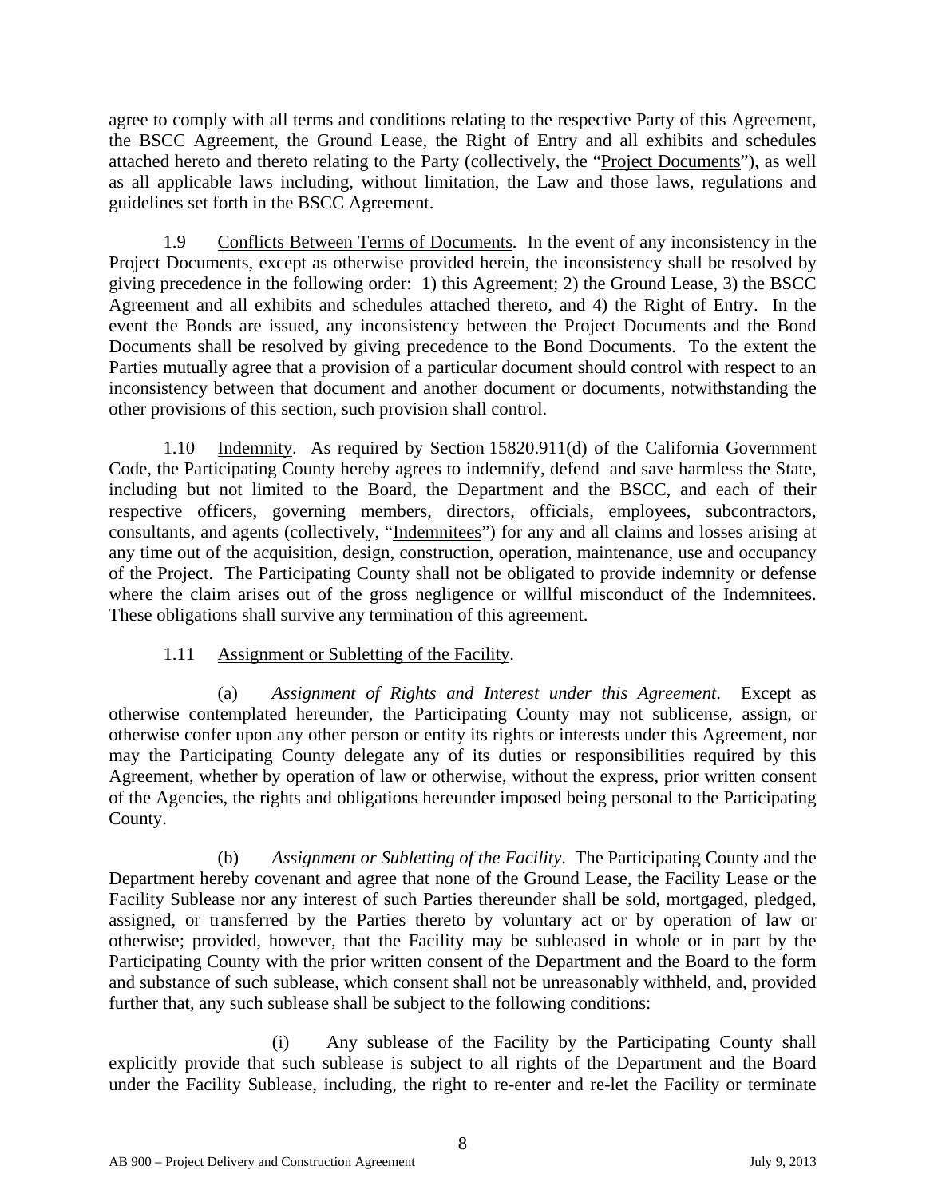agree to comply with all terms and conditions relating to the respective Party of this Agreement, the BSCC Agreement, the Ground Lease, the Right of Entry and all exhibits and schedules attached hereto and thereto relating to the Party (collectively, the "Project Documents"), as well as all applicable laws including, without limitation, the Law and those laws, regulations and guidelines set forth in the BSCC Agreement.

1.9 Conflicts Between Terms of Documents. In the event of any inconsistency in the Project Documents, except as otherwise provided herein, the inconsistency shall be resolved by giving precedence in the following order: 1) this Agreement; 2) the Ground Lease, 3) the BSCC Agreement and all exhibits and schedules attached thereto, and 4) the Right of Entry. In the event the Bonds are issued, any inconsistency between the Project Documents and the Bond Documents shall be resolved by giving precedence to the Bond Documents. To the extent the Parties mutually agree that a provision of a particular document should control with respect to an inconsistency between that document and another document or documents, notwithstanding the other provisions of this section, such provision shall control.

1.10 Indemnity. As required by Section 15820.911(d) of the California Government Code, the Participating County hereby agrees to indemnify, defend and save harmless the State, including but not limited to the Board, the Department and the BSCC, and each of their respective officers, governing members, directors, officials, employees, subcontractors, consultants, and agents (collectively, "Indemnitees") for any and all claims and losses arising at any time out of the acquisition, design, construction, operation, maintenance, use and occupancy of the Project. The Participating County shall not be obligated to provide indemnity or defense where the claim arises out of the gross negligence or willful misconduct of the Indemnitees. These obligations shall survive any termination of this agreement.

1.11 Assignment or Subletting of the Facility.

(a) *Assignment of Rights and Interest under this Agreement*. Except as otherwise contemplated hereunder, the Participating County may not sublicense, assign, or otherwise confer upon any other person or entity its rights or interests under this Agreement, nor may the Participating County delegate any of its duties or responsibilities required by this Agreement, whether by operation of law or otherwise, without the express, prior written consent of the Agencies, the rights and obligations hereunder imposed being personal to the Participating County.

(b) *Assignment or Subletting of the Facility*. The Participating County and the Department hereby covenant and agree that none of the Ground Lease, the Facility Lease or the Facility Sublease nor any interest of such Parties thereunder shall be sold, mortgaged, pledged, assigned, or transferred by the Parties thereto by voluntary act or by operation of law or otherwise; provided, however, that the Facility may be subleased in whole or in part by the Participating County with the prior written consent of the Department and the Board to the form and substance of such sublease, which consent shall not be unreasonably withheld, and, provided further that, any such sublease shall be subject to the following conditions:

(i) Any sublease of the Facility by the Participating County shall explicitly provide that such sublease is subject to all rights of the Department and the Board under the Facility Sublease, including, the right to re-enter and re-let the Facility or terminate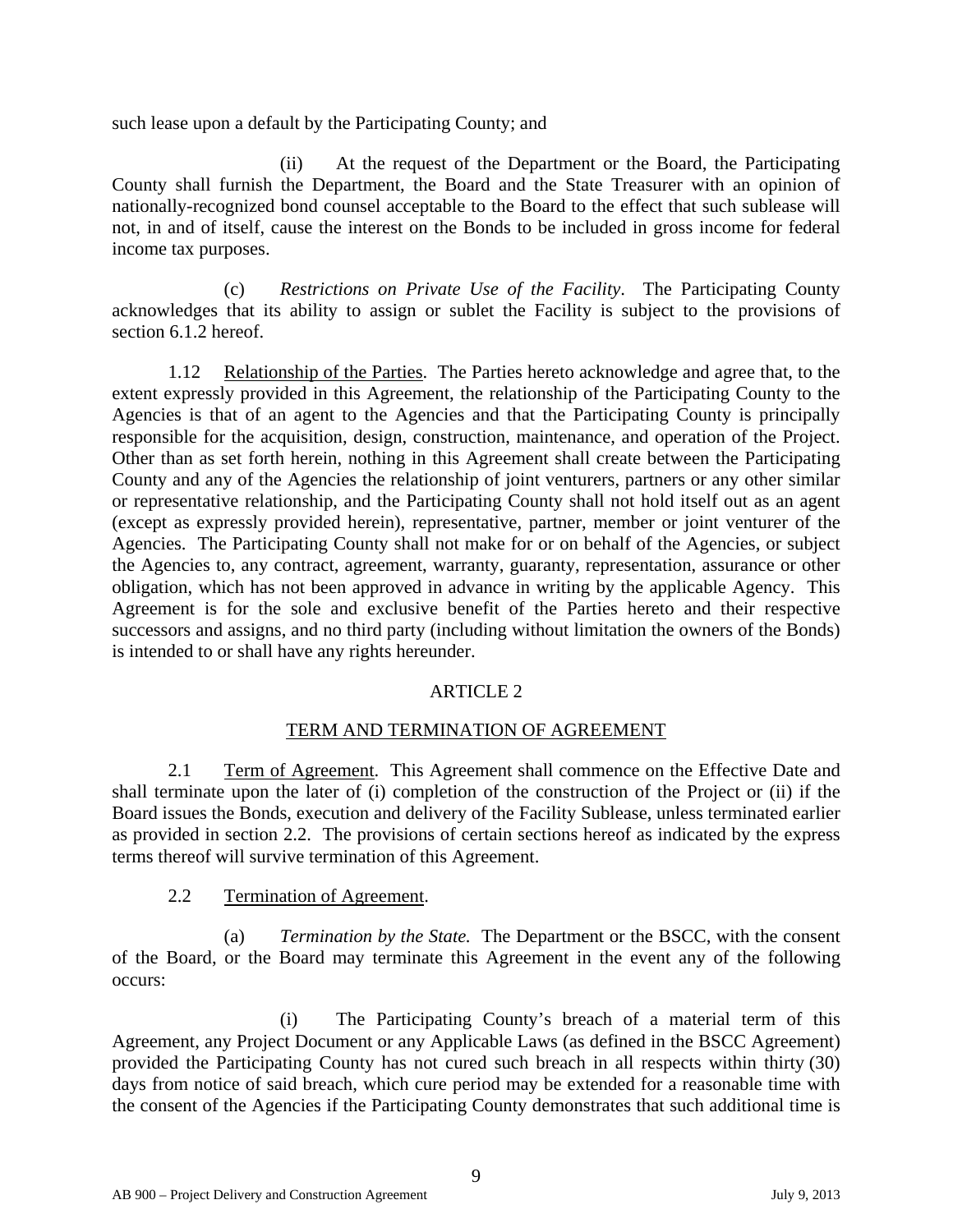such lease upon a default by the Participating County; and

(ii) At the request of the Department or the Board, the Participating County shall furnish the Department, the Board and the State Treasurer with an opinion of nationally-recognized bond counsel acceptable to the Board to the effect that such sublease will not, in and of itself, cause the interest on the Bonds to be included in gross income for federal income tax purposes.

(c) *Restrictions on Private Use of the Facility*. The Participating County acknowledges that its ability to assign or sublet the Facility is subject to the provisions of section 6.1.2 hereof.

1.12 Relationship of the Parties. The Parties hereto acknowledge and agree that, to the extent expressly provided in this Agreement, the relationship of the Participating County to the Agencies is that of an agent to the Agencies and that the Participating County is principally responsible for the acquisition, design, construction, maintenance, and operation of the Project. Other than as set forth herein, nothing in this Agreement shall create between the Participating County and any of the Agencies the relationship of joint venturers, partners or any other similar or representative relationship, and the Participating County shall not hold itself out as an agent (except as expressly provided herein), representative, partner, member or joint venturer of the Agencies. The Participating County shall not make for or on behalf of the Agencies, or subject the Agencies to, any contract, agreement, warranty, guaranty, representation, assurance or other obligation, which has not been approved in advance in writing by the applicable Agency. This Agreement is for the sole and exclusive benefit of the Parties hereto and their respective successors and assigns, and no third party (including without limitation the owners of the Bonds) is intended to or shall have any rights hereunder.

## ARTICLE 2

## TERM AND TERMINATION OF AGREEMENT

2.1 Term of Agreement. This Agreement shall commence on the Effective Date and shall terminate upon the later of (i) completion of the construction of the Project or (ii) if the Board issues the Bonds, execution and delivery of the Facility Sublease, unless terminated earlier as provided in section 2.2. The provisions of certain sections hereof as indicated by the express terms thereof will survive termination of this Agreement.

2.2 Termination of Agreement.

(a) *Termination by the State.* The Department or the BSCC, with the consent of the Board, or the Board may terminate this Agreement in the event any of the following occurs:

(i) The Participating County's breach of a material term of this Agreement, any Project Document or any Applicable Laws (as defined in the BSCC Agreement) provided the Participating County has not cured such breach in all respects within thirty (30) days from notice of said breach, which cure period may be extended for a reasonable time with the consent of the Agencies if the Participating County demonstrates that such additional time is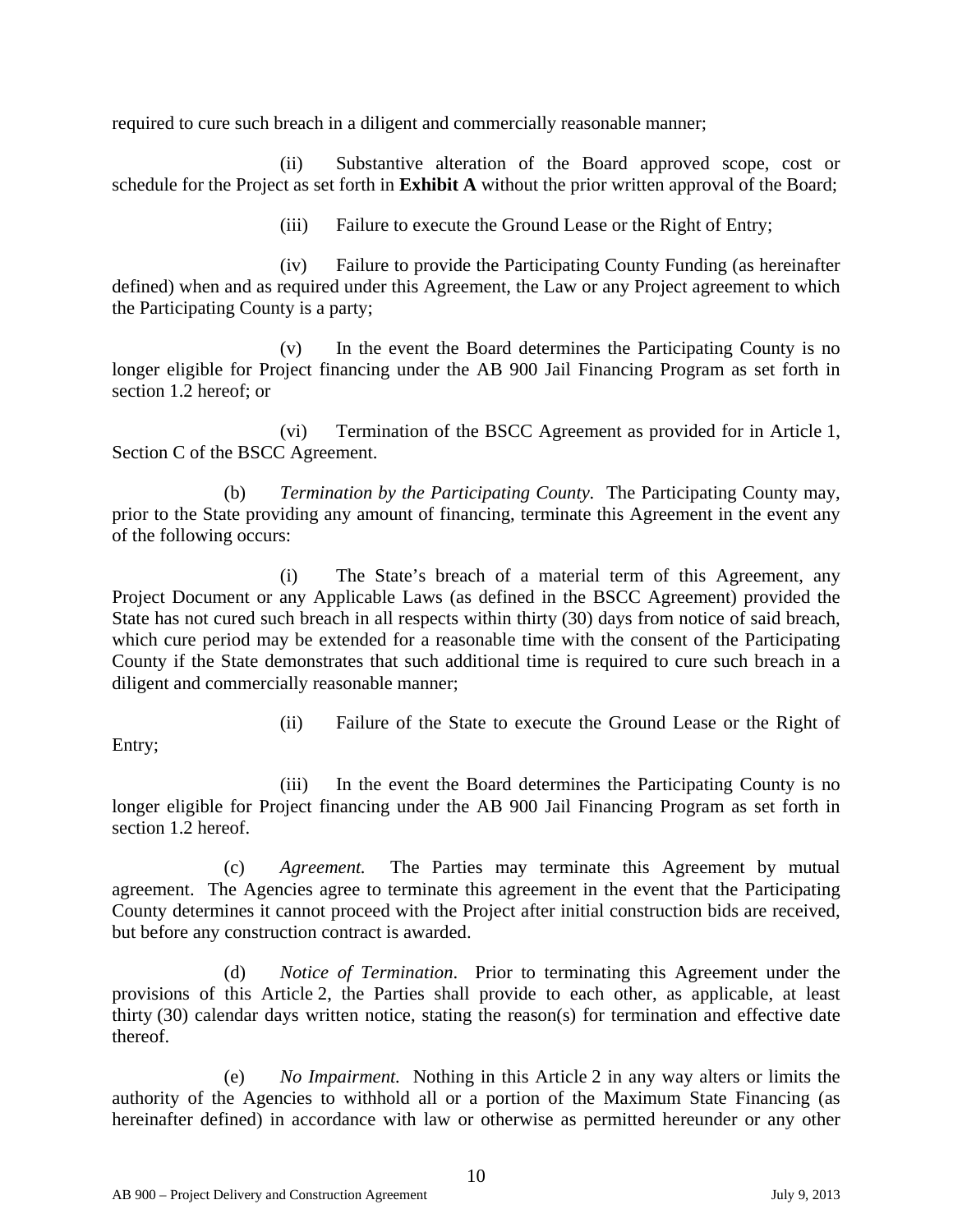required to cure such breach in a diligent and commercially reasonable manner;

(ii) Substantive alteration of the Board approved scope, cost or schedule for the Project as set forth in **Exhibit A** without the prior written approval of the Board;

(iii) Failure to execute the Ground Lease or the Right of Entry;

(iv) Failure to provide the Participating County Funding (as hereinafter defined) when and as required under this Agreement, the Law or any Project agreement to which the Participating County is a party;

(v) In the event the Board determines the Participating County is no longer eligible for Project financing under the AB 900 Jail Financing Program as set forth in section 1.2 hereof; or

(vi) Termination of the BSCC Agreement as provided for in Article 1, Section C of the BSCC Agreement.

(b) *Termination by the Participating County.* The Participating County may, prior to the State providing any amount of financing, terminate this Agreement in the event any of the following occurs:

(i) The State's breach of a material term of this Agreement, any Project Document or any Applicable Laws (as defined in the BSCC Agreement) provided the State has not cured such breach in all respects within thirty (30) days from notice of said breach, which cure period may be extended for a reasonable time with the consent of the Participating County if the State demonstrates that such additional time is required to cure such breach in a diligent and commercially reasonable manner;

(ii) Failure of the State to execute the Ground Lease or the Right of Entry;

(iii) In the event the Board determines the Participating County is no longer eligible for Project financing under the AB 900 Jail Financing Program as set forth in section 1.2 hereof.

(c) *Agreement.* The Parties may terminate this Agreement by mutual agreement. The Agencies agree to terminate this agreement in the event that the Participating County determines it cannot proceed with the Project after initial construction bids are received, but before any construction contract is awarded.

(d) *Notice of Termination.* Prior to terminating this Agreement under the provisions of this Article 2, the Parties shall provide to each other, as applicable, at least thirty (30) calendar days written notice, stating the reason(s) for termination and effective date thereof.

(e) *No Impairment.* Nothing in this Article 2 in any way alters or limits the authority of the Agencies to withhold all or a portion of the Maximum State Financing (as hereinafter defined) in accordance with law or otherwise as permitted hereunder or any other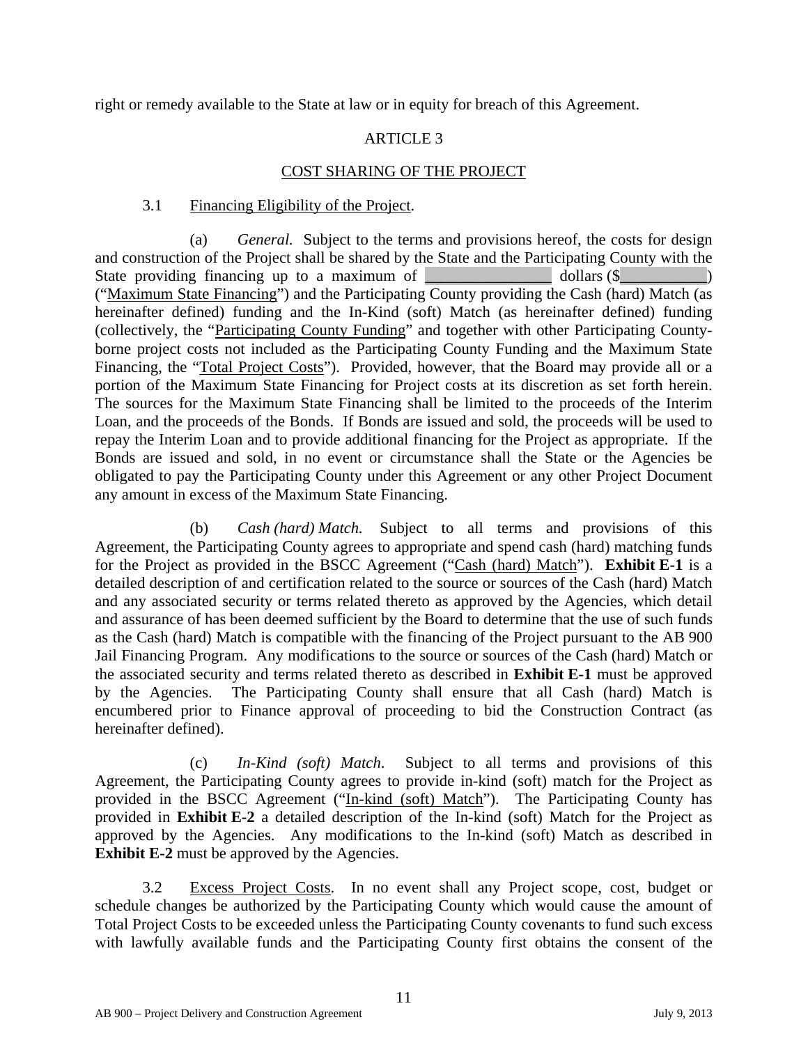right or remedy available to the State at law or in equity for breach of this Agreement.

## ARTICLE 3

## COST SHARING OF THE PROJECT

3.1 Financing Eligibility of the Project.

(a) *General.* Subject to the terms and provisions hereof, the costs for design and construction of the Project shall be shared by the State and the Participating County with the State providing financing up to a maximum of ________________ dollars ($__________) ("Maximum State Financing") and the Participating County providing the Cash (hard) Match (as hereinafter defined) funding and the In-Kind (soft) Match (as hereinafter defined) funding (collectively, the "Participating County Funding" and together with other Participating County-borne project costs not included as the Participating County Funding and the Maximum State Financing, the "Total Project Costs"). Provided, however, that the Board may provide all or a portion of the Maximum State Financing for Project costs at its discretion as set forth herein. The sources for the Maximum State Financing shall be limited to the proceeds of the Interim Loan, and the proceeds of the Bonds. If Bonds are issued and sold, the proceeds will be used to repay the Interim Loan and to provide additional financing for the Project as appropriate. If the Bonds are issued and sold, in no event or circumstance shall the State or the Agencies be obligated to pay the Participating County under this Agreement or any other Project Document any amount in excess of the Maximum State Financing.

(b) *Cash (hard) Match.* Subject to all terms and provisions of this Agreement, the Participating County agrees to appropriate and spend cash (hard) matching funds for the Project as provided in the BSCC Agreement ("Cash (hard) Match"). **Exhibit E-1** is a detailed description of and certification related to the source or sources of the Cash (hard) Match and any associated security or terms related thereto as approved by the Agencies, which detail and assurance of has been deemed sufficient by the Board to determine that the use of such funds as the Cash (hard) Match is compatible with the financing of the Project pursuant to the AB 900 Jail Financing Program. Any modifications to the source or sources of the Cash (hard) Match or the associated security and terms related thereto as described in **Exhibit E-1** must be approved by the Agencies. The Participating County shall ensure that all Cash (hard) Match is encumbered prior to Finance approval of proceeding to bid the Construction Contract (as hereinafter defined).

(c) *In-Kind (soft) Match.* Subject to all terms and provisions of this Agreement, the Participating County agrees to provide in-kind (soft) match for the Project as provided in the BSCC Agreement ("In-kind (soft) Match"). The Participating County has provided in **Exhibit E-2** a detailed description of the In-kind (soft) Match for the Project as approved by the Agencies. Any modifications to the In-kind (soft) Match as described in **Exhibit E-2** must be approved by the Agencies.

3.2 Excess Project Costs. In no event shall any Project scope, cost, budget or schedule changes be authorized by the Participating County which would cause the amount of Total Project Costs to be exceeded unless the Participating County covenants to fund such excess with lawfully available funds and the Participating County first obtains the consent of the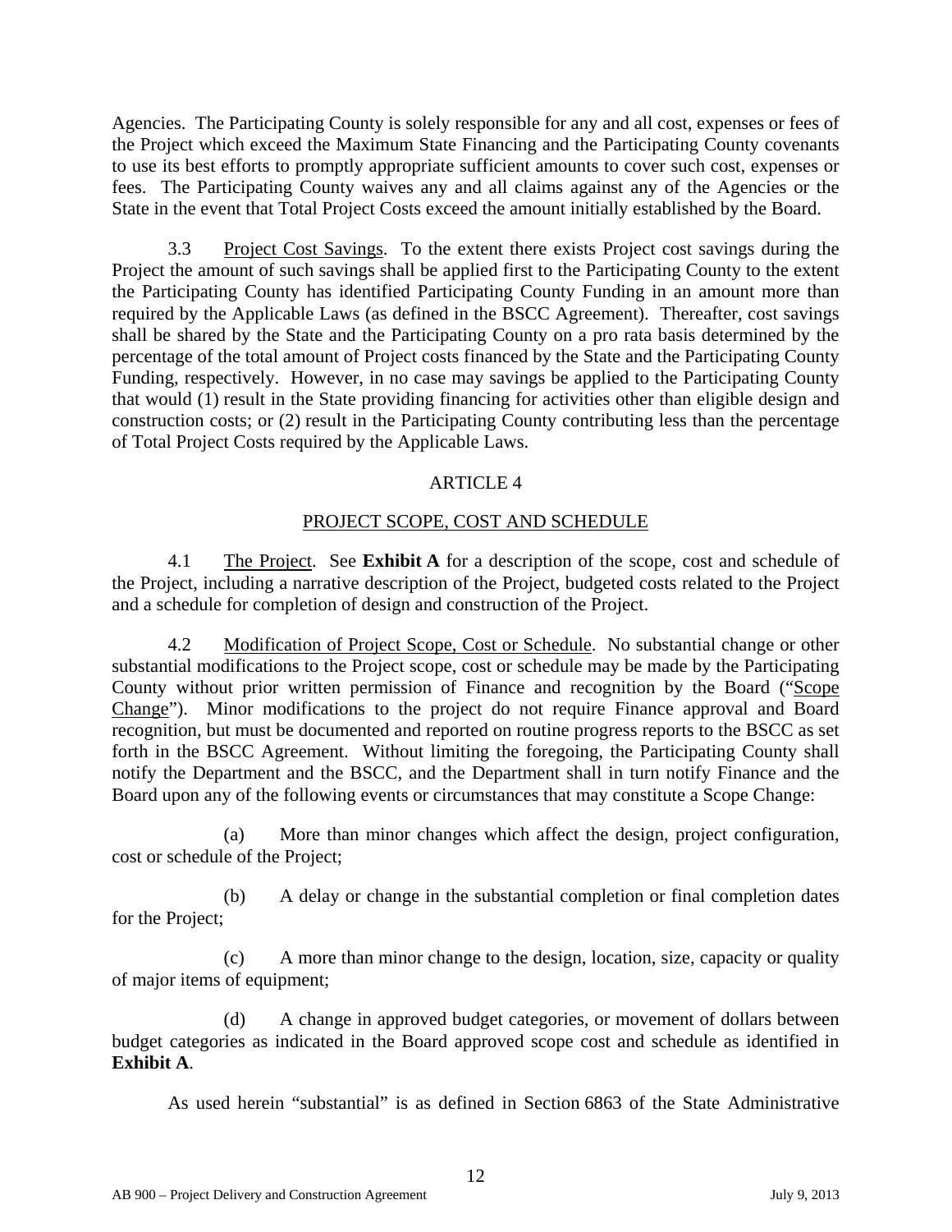Agencies. The Participating County is solely responsible for any and all cost, expenses or fees of the Project which exceed the Maximum State Financing and the Participating County covenants to use its best efforts to promptly appropriate sufficient amounts to cover such cost, expenses or fees. The Participating County waives any and all claims against any of the Agencies or the State in the event that Total Project Costs exceed the amount initially established by the Board.

3.3 Project Cost Savings. To the extent there exists Project cost savings during the Project the amount of such savings shall be applied first to the Participating County to the extent the Participating County has identified Participating County Funding in an amount more than required by the Applicable Laws (as defined in the BSCC Agreement). Thereafter, cost savings shall be shared by the State and the Participating County on a pro rata basis determined by the percentage of the total amount of Project costs financed by the State and the Participating County Funding, respectively. However, in no case may savings be applied to the Participating County that would (1) result in the State providing financing for activities other than eligible design and construction costs; or (2) result in the Participating County contributing less than the percentage of Total Project Costs required by the Applicable Laws.

## ARTICLE 4

## PROJECT SCOPE, COST AND SCHEDULE

4.1 The Project. See **Exhibit A** for a description of the scope, cost and schedule of the Project, including a narrative description of the Project, budgeted costs related to the Project and a schedule for completion of design and construction of the Project.

4.2 Modification of Project Scope, Cost or Schedule. No substantial change or other substantial modifications to the Project scope, cost or schedule may be made by the Participating County without prior written permission of Finance and recognition by the Board ("Scope Change"). Minor modifications to the project do not require Finance approval and Board recognition, but must be documented and reported on routine progress reports to the BSCC as set forth in the BSCC Agreement. Without limiting the foregoing, the Participating County shall notify the Department and the BSCC, and the Department shall in turn notify Finance and the Board upon any of the following events or circumstances that may constitute a Scope Change:

(a) More than minor changes which affect the design, project configuration, cost or schedule of the Project;

(b) A delay or change in the substantial completion or final completion dates for the Project;

(c) A more than minor change to the design, location, size, capacity or quality of major items of equipment;

(d) A change in approved budget categories, or movement of dollars between budget categories as indicated in the Board approved scope cost and schedule as identified in **Exhibit A**.

As used herein "substantial" is as defined in Section 6863 of the State Administrative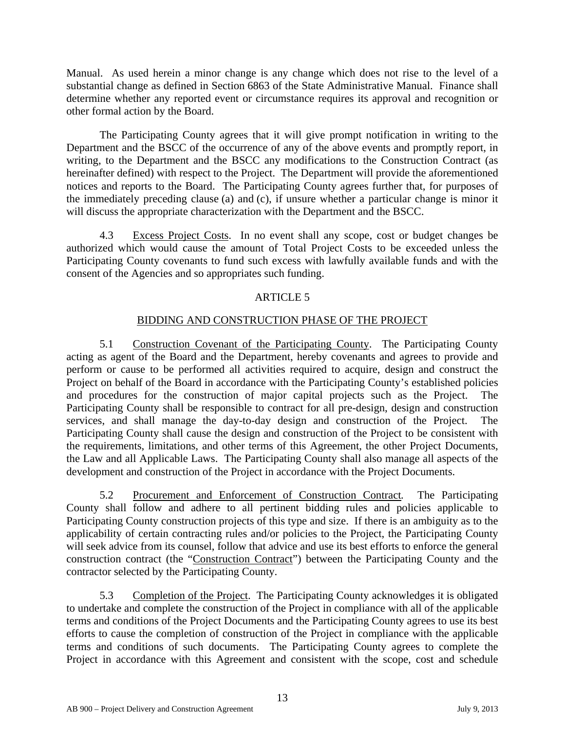Manual. As used herein a minor change is any change which does not rise to the level of a substantial change as defined in Section 6863 of the State Administrative Manual. Finance shall determine whether any reported event or circumstance requires its approval and recognition or other formal action by the Board.

The Participating County agrees that it will give prompt notification in writing to the Department and the BSCC of the occurrence of any of the above events and promptly report, in writing, to the Department and the BSCC any modifications to the Construction Contract (as hereinafter defined) with respect to the Project. The Department will provide the aforementioned notices and reports to the Board. The Participating County agrees further that, for purposes of the immediately preceding clause (a) and (c), if unsure whether a particular change is minor it will discuss the appropriate characterization with the Department and the BSCC.

4.3 Excess Project Costs. In no event shall any scope, cost or budget changes be authorized which would cause the amount of Total Project Costs to be exceeded unless the Participating County covenants to fund such excess with lawfully available funds and with the consent of the Agencies and so appropriates such funding.

## ARTICLE 5

## BIDDING AND CONSTRUCTION PHASE OF THE PROJECT

5.1 Construction Covenant of the Participating County. The Participating County acting as agent of the Board and the Department, hereby covenants and agrees to provide and perform or cause to be performed all activities required to acquire, design and construct the Project on behalf of the Board in accordance with the Participating County's established policies and procedures for the construction of major capital projects such as the Project. The Participating County shall be responsible to contract for all pre-design, design and construction services, and shall manage the day-to-day design and construction of the Project. The Participating County shall cause the design and construction of the Project to be consistent with the requirements, limitations, and other terms of this Agreement, the other Project Documents, the Law and all Applicable Laws. The Participating County shall also manage all aspects of the development and construction of the Project in accordance with the Project Documents.

5.2 Procurement and Enforcement of Construction Contract. The Participating County shall follow and adhere to all pertinent bidding rules and policies applicable to Participating County construction projects of this type and size. If there is an ambiguity as to the applicability of certain contracting rules and/or policies to the Project, the Participating County will seek advice from its counsel, follow that advice and use its best efforts to enforce the general construction contract (the "Construction Contract") between the Participating County and the contractor selected by the Participating County.

5.3 Completion of the Project. The Participating County acknowledges it is obligated to undertake and complete the construction of the Project in compliance with all of the applicable terms and conditions of the Project Documents and the Participating County agrees to use its best efforts to cause the completion of construction of the Project in compliance with the applicable terms and conditions of such documents. The Participating County agrees to complete the Project in accordance with this Agreement and consistent with the scope, cost and schedule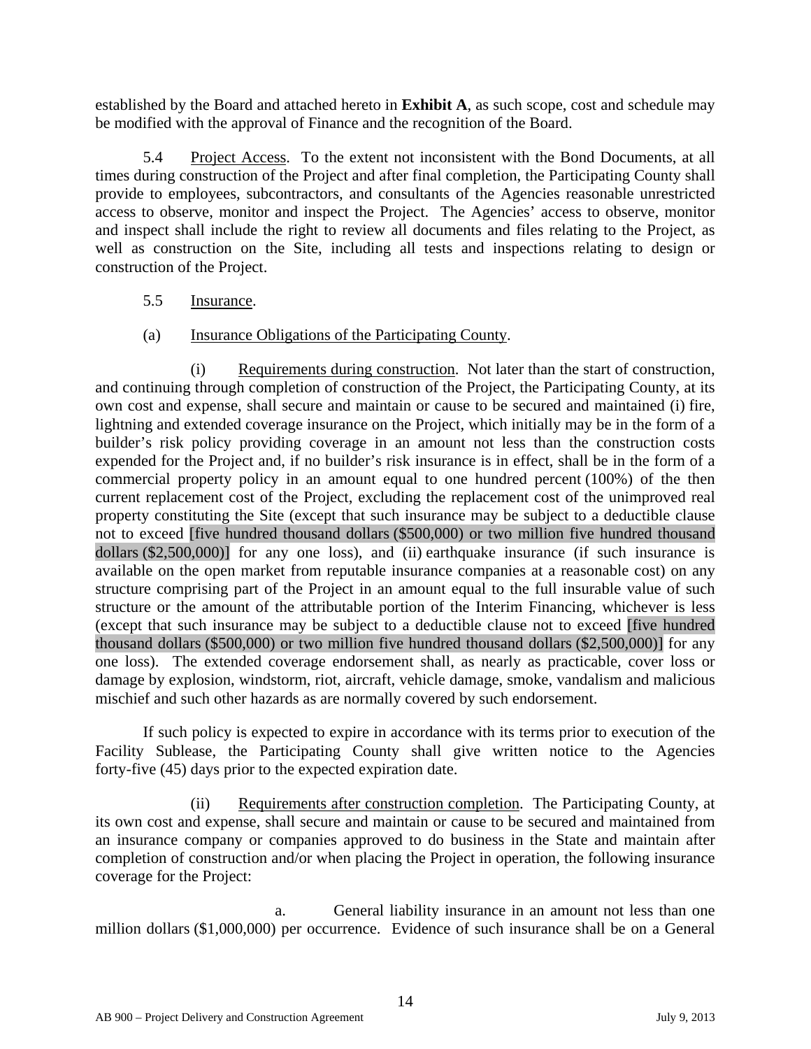established by the Board and attached hereto in **Exhibit A**, as such scope, cost and schedule may be modified with the approval of Finance and the recognition of the Board.

5.4 Project Access. To the extent not inconsistent with the Bond Documents, at all times during construction of the Project and after final completion, the Participating County shall provide to employees, subcontractors, and consultants of the Agencies reasonable unrestricted access to observe, monitor and inspect the Project. The Agencies' access to observe, monitor and inspect shall include the right to review all documents and files relating to the Project, as well as construction on the Site, including all tests and inspections relating to design or construction of the Project.

5.5 Insurance.

(a) Insurance Obligations of the Participating County.

(i) Requirements during construction. Not later than the start of construction, and continuing through completion of construction of the Project, the Participating County, at its own cost and expense, shall secure and maintain or cause to be secured and maintained (i) fire, lightning and extended coverage insurance on the Project, which initially may be in the form of a builder's risk policy providing coverage in an amount not less than the construction costs expended for the Project and, if no builder's risk insurance is in effect, shall be in the form of a commercial property policy in an amount equal to one hundred percent (100%) of the then current replacement cost of the Project, excluding the replacement cost of the unimproved real property constituting the Site (except that such insurance may be subject to a deductible clause not to exceed [five hundred thousand dollars ($500,000) or two million five hundred thousand dollars ($2,500,000)] for any one loss), and (ii) earthquake insurance (if such insurance is available on the open market from reputable insurance companies at a reasonable cost) on any structure comprising part of the Project in an amount equal to the full insurable value of such structure or the amount of the attributable portion of the Interim Financing, whichever is less (except that such insurance may be subject to a deductible clause not to exceed [five hundred thousand dollars ($500,000) or two million five hundred thousand dollars ($2,500,000)] for any one loss). The extended coverage endorsement shall, as nearly as practicable, cover loss or damage by explosion, windstorm, riot, aircraft, vehicle damage, smoke, vandalism and malicious mischief and such other hazards as are normally covered by such endorsement.

If such policy is expected to expire in accordance with its terms prior to execution of the Facility Sublease, the Participating County shall give written notice to the Agencies forty-five (45) days prior to the expected expiration date.

(ii) Requirements after construction completion. The Participating County, at its own cost and expense, shall secure and maintain or cause to be secured and maintained from an insurance company or companies approved to do business in the State and maintain after completion of construction and/or when placing the Project in operation, the following insurance coverage for the Project:

a. General liability insurance in an amount not less than one million dollars ($1,000,000) per occurrence. Evidence of such insurance shall be on a General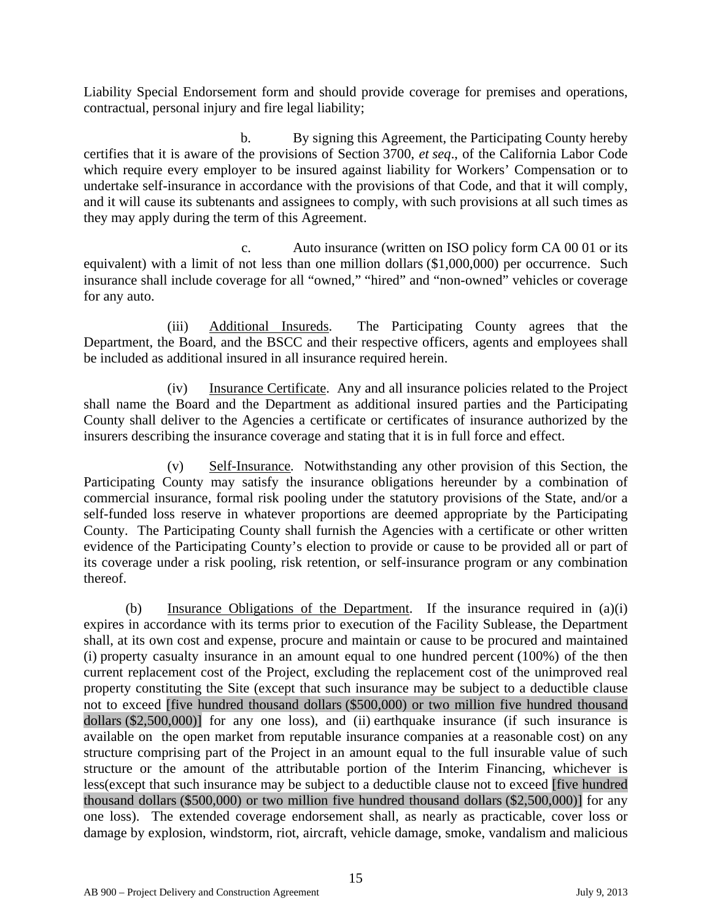Liability Special Endorsement form and should provide coverage for premises and operations, contractual, personal injury and fire legal liability;

b. By signing this Agreement, the Participating County hereby certifies that it is aware of the provisions of Section 3700, *et seq*., of the California Labor Code which require every employer to be insured against liability for Workers' Compensation or to undertake self-insurance in accordance with the provisions of that Code, and that it will comply, and it will cause its subtenants and assignees to comply, with such provisions at all such times as they may apply during the term of this Agreement.

c. Auto insurance (written on ISO policy form CA 00 01 or its equivalent) with a limit of not less than one million dollars ($1,000,000) per occurrence. Such insurance shall include coverage for all "owned," "hired" and "non-owned" vehicles or coverage for any auto.

(iii) Additional Insureds. The Participating County agrees that the Department, the Board, and the BSCC and their respective officers, agents and employees shall be included as additional insured in all insurance required herein.

(iv) Insurance Certificate. Any and all insurance policies related to the Project shall name the Board and the Department as additional insured parties and the Participating County shall deliver to the Agencies a certificate or certificates of insurance authorized by the insurers describing the insurance coverage and stating that it is in full force and effect.

(v) Self-Insurance. Notwithstanding any other provision of this Section, the Participating County may satisfy the insurance obligations hereunder by a combination of commercial insurance, formal risk pooling under the statutory provisions of the State, and/or a self-funded loss reserve in whatever proportions are deemed appropriate by the Participating County. The Participating County shall furnish the Agencies with a certificate or other written evidence of the Participating County's election to provide or cause to be provided all or part of its coverage under a risk pooling, risk retention, or self-insurance program or any combination thereof.

(b) Insurance Obligations of the Department. If the insurance required in (a)(i) expires in accordance with its terms prior to execution of the Facility Sublease, the Department shall, at its own cost and expense, procure and maintain or cause to be procured and maintained (i) property casualty insurance in an amount equal to one hundred percent (100%) of the then current replacement cost of the Project, excluding the replacement cost of the unimproved real property constituting the Site (except that such insurance may be subject to a deductible clause not to exceed [five hundred thousand dollars ($500,000) or two million five hundred thousand dollars ($2,500,000)] for any one loss), and (ii) earthquake insurance (if such insurance is available on the open market from reputable insurance companies at a reasonable cost) on any structure comprising part of the Project in an amount equal to the full insurable value of such structure or the amount of the attributable portion of the Interim Financing, whichever is less(except that such insurance may be subject to a deductible clause not to exceed [five hundred thousand dollars ($500,000) or two million five hundred thousand dollars ($2,500,000)] for any one loss). The extended coverage endorsement shall, as nearly as practicable, cover loss or damage by explosion, windstorm, riot, aircraft, vehicle damage, smoke, vandalism and malicious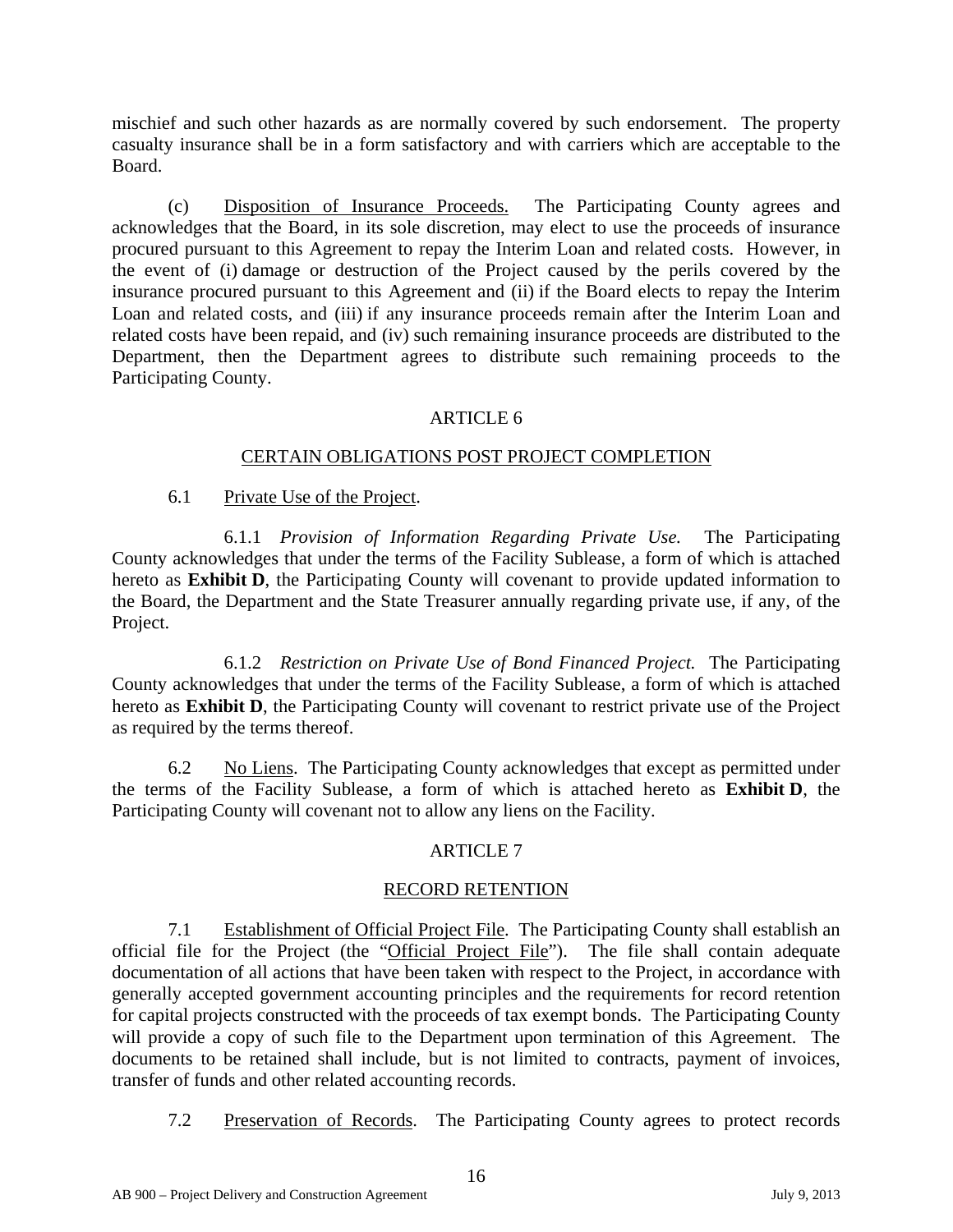mischief and such other hazards as are normally covered by such endorsement. The property casualty insurance shall be in a form satisfactory and with carriers which are acceptable to the Board.

(c) Disposition of Insurance Proceeds. The Participating County agrees and acknowledges that the Board, in its sole discretion, may elect to use the proceeds of insurance procured pursuant to this Agreement to repay the Interim Loan and related costs. However, in the event of (i) damage or destruction of the Project caused by the perils covered by the insurance procured pursuant to this Agreement and (ii) if the Board elects to repay the Interim Loan and related costs, and (iii) if any insurance proceeds remain after the Interim Loan and related costs have been repaid, and (iv) such remaining insurance proceeds are distributed to the Department, then the Department agrees to distribute such remaining proceeds to the Participating County.

## ARTICLE 6

## CERTAIN OBLIGATIONS POST PROJECT COMPLETION

6.1 Private Use of the Project.

6.1.1 *Provision of Information Regarding Private Use.* The Participating County acknowledges that under the terms of the Facility Sublease, a form of which is attached hereto as **Exhibit D**, the Participating County will covenant to provide updated information to the Board, the Department and the State Treasurer annually regarding private use, if any, of the Project.

6.1.2 *Restriction on Private Use of Bond Financed Project.* The Participating County acknowledges that under the terms of the Facility Sublease, a form of which is attached hereto as **Exhibit D**, the Participating County will covenant to restrict private use of the Project as required by the terms thereof.

6.2 No Liens. The Participating County acknowledges that except as permitted under the terms of the Facility Sublease, a form of which is attached hereto as **Exhibit D**, the Participating County will covenant not to allow any liens on the Facility.

## ARTICLE 7

## RECORD RETENTION

7.1 Establishment of Official Project File. The Participating County shall establish an official file for the Project (the "Official Project File"). The file shall contain adequate documentation of all actions that have been taken with respect to the Project, in accordance with generally accepted government accounting principles and the requirements for record retention for capital projects constructed with the proceeds of tax exempt bonds. The Participating County will provide a copy of such file to the Department upon termination of this Agreement. The documents to be retained shall include, but is not limited to contracts, payment of invoices, transfer of funds and other related accounting records.

7.2 Preservation of Records. The Participating County agrees to protect records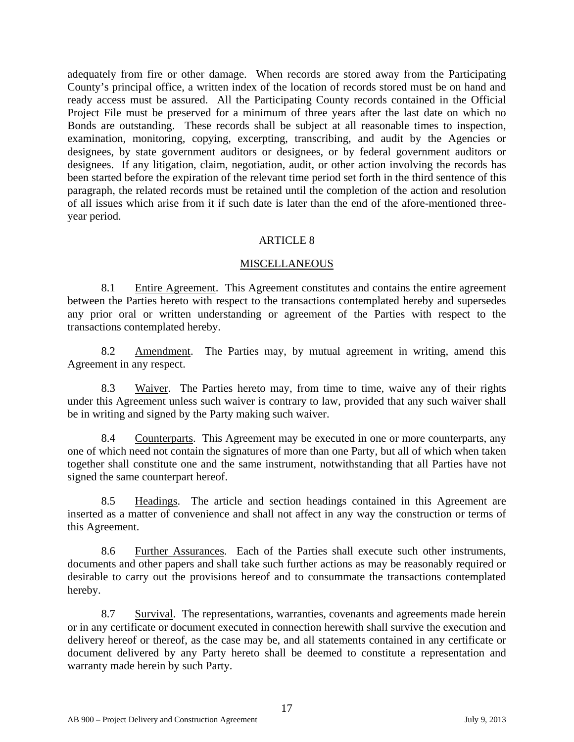adequately from fire or other damage. When records are stored away from the Participating County's principal office, a written index of the location of records stored must be on hand and ready access must be assured. All the Participating County records contained in the Official Project File must be preserved for a minimum of three years after the last date on which no Bonds are outstanding. These records shall be subject at all reasonable times to inspection, examination, monitoring, copying, excerpting, transcribing, and audit by the Agencies or designees, by state government auditors or designees, or by federal government auditors or designees. If any litigation, claim, negotiation, audit, or other action involving the records has been started before the expiration of the relevant time period set forth in the third sentence of this paragraph, the related records must be retained until the completion of the action and resolution of all issues which arise from it if such date is later than the end of the afore-mentioned three-year period.

## ARTICLE 8

## MISCELLANEOUS

8.1 Entire Agreement. This Agreement constitutes and contains the entire agreement between the Parties hereto with respect to the transactions contemplated hereby and supersedes any prior oral or written understanding or agreement of the Parties with respect to the transactions contemplated hereby.

8.2 Amendment. The Parties may, by mutual agreement in writing, amend this Agreement in any respect.

8.3 Waiver. The Parties hereto may, from time to time, waive any of their rights under this Agreement unless such waiver is contrary to law, provided that any such waiver shall be in writing and signed by the Party making such waiver.

8.4 Counterparts. This Agreement may be executed in one or more counterparts, any one of which need not contain the signatures of more than one Party, but all of which when taken together shall constitute one and the same instrument, notwithstanding that all Parties have not signed the same counterpart hereof.

8.5 Headings. The article and section headings contained in this Agreement are inserted as a matter of convenience and shall not affect in any way the construction or terms of this Agreement.

8.6 Further Assurances. Each of the Parties shall execute such other instruments, documents and other papers and shall take such further actions as may be reasonably required or desirable to carry out the provisions hereof and to consummate the transactions contemplated hereby.

8.7 Survival. The representations, warranties, covenants and agreements made herein or in any certificate or document executed in connection herewith shall survive the execution and delivery hereof or thereof, as the case may be, and all statements contained in any certificate or document delivered by any Party hereto shall be deemed to constitute a representation and warranty made herein by such Party.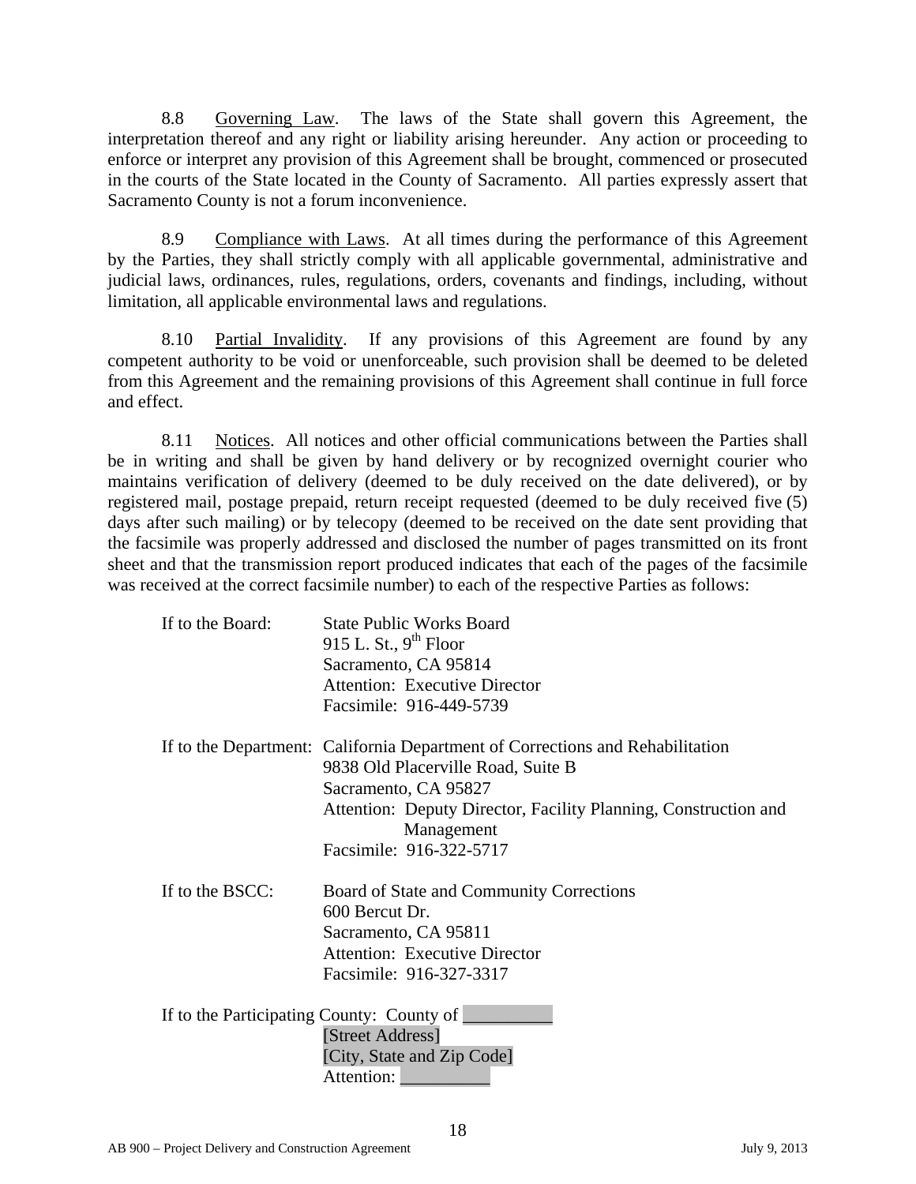8.8 Governing Law. The laws of the State shall govern this Agreement, the interpretation thereof and any right or liability arising hereunder. Any action or proceeding to enforce or interpret any provision of this Agreement shall be brought, commenced or prosecuted in the courts of the State located in the County of Sacramento. All parties expressly assert that Sacramento County is not a forum inconvenience.

8.9 Compliance with Laws. At all times during the performance of this Agreement by the Parties, they shall strictly comply with all applicable governmental, administrative and judicial laws, ordinances, rules, regulations, orders, covenants and findings, including, without limitation, all applicable environmental laws and regulations.

8.10 Partial Invalidity. If any provisions of this Agreement are found by any competent authority to be void or unenforceable, such provision shall be deemed to be deleted from this Agreement and the remaining provisions of this Agreement shall continue in full force and effect.

8.11 Notices. All notices and other official communications between the Parties shall be in writing and shall be given by hand delivery or by recognized overnight courier who maintains verification of delivery (deemed to be duly received on the date delivered), or by registered mail, postage prepaid, return receipt requested (deemed to be duly received five (5) days after such mailing) or by telecopy (deemed to be received on the date sent providing that the facsimile was properly addressed and disclosed the number of pages transmitted on its front sheet and that the transmission report produced indicates that each of the pages of the facsimile was received at the correct facsimile number) to each of the respective Parties as follows:

If to the Board:
State Public Works Board
915 L. St., 9th Floor
Sacramento, CA 95814
Attention: Executive Director
Facsimile: 916-449-5739

If to the Department:
California Department of Corrections and Rehabilitation
9838 Old Placerville Road, Suite B
Sacramento, CA 95827
Attention: Deputy Director, Facility Planning, Construction and Management
Facsimile: 916-322-5717

If to the BSCC:
Board of State and Community Corrections
600 Bercut Dr.
Sacramento, CA 95811
Attention: Executive Director
Facsimile: 916-327-3317

If to the Participating County: County of __________
[Street Address]
[City, State and Zip Code]
Attention: __________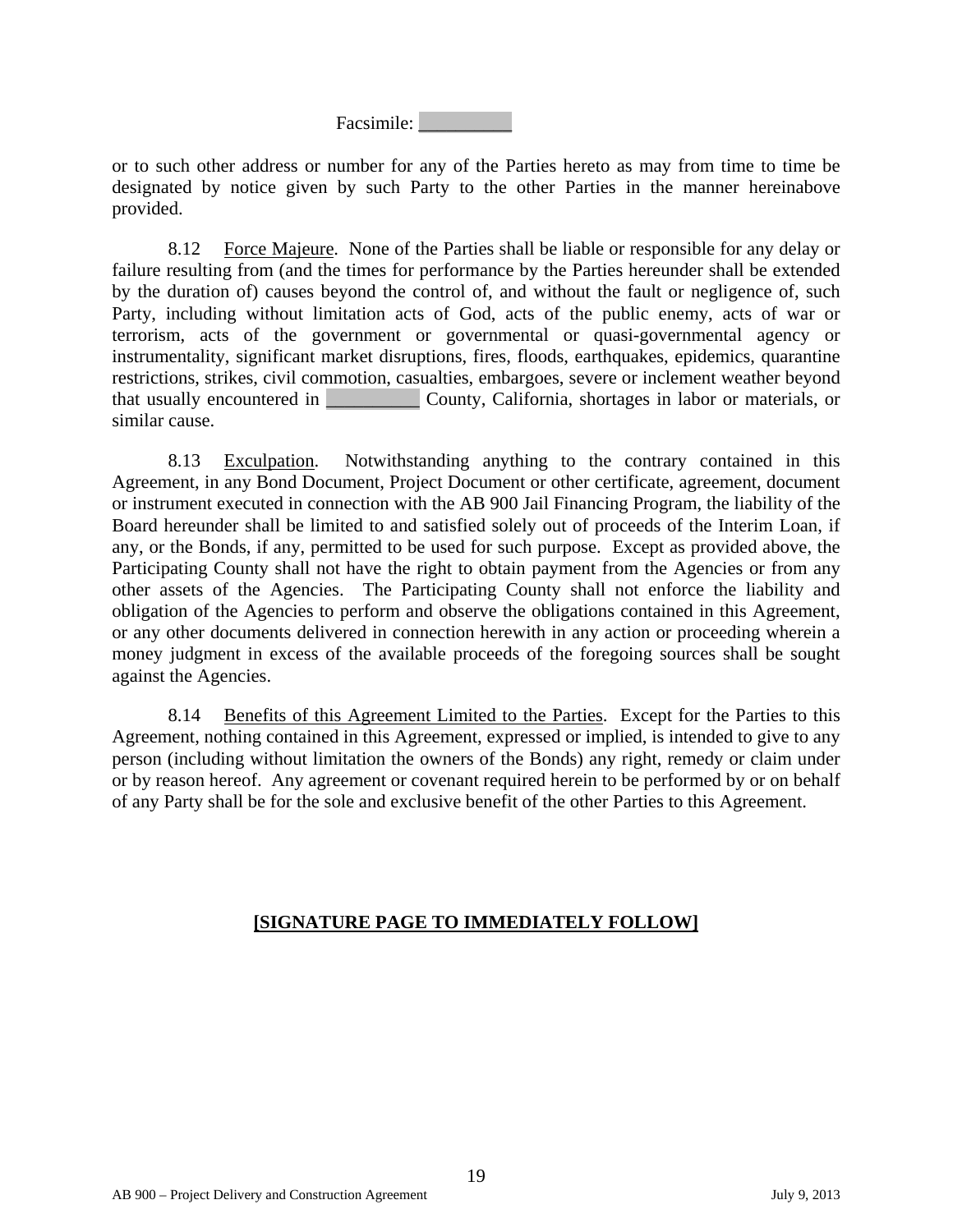Facsimile: __________

or to such other address or number for any of the Parties hereto as may from time to time be designated by notice given by such Party to the other Parties in the manner hereinabove provided.

8.12 Force Majeure. None of the Parties shall be liable or responsible for any delay or failure resulting from (and the times for performance by the Parties hereunder shall be extended by the duration of) causes beyond the control of, and without the fault or negligence of, such Party, including without limitation acts of God, acts of the public enemy, acts of war or terrorism, acts of the government or governmental or quasi-governmental agency or instrumentality, significant market disruptions, fires, floods, earthquakes, epidemics, quarantine restrictions, strikes, civil commotion, casualties, embargoes, severe or inclement weather beyond that usually encountered in __________ County, California, shortages in labor or materials, or similar cause.

8.13 Exculpation. Notwithstanding anything to the contrary contained in this Agreement, in any Bond Document, Project Document or other certificate, agreement, document or instrument executed in connection with the AB 900 Jail Financing Program, the liability of the Board hereunder shall be limited to and satisfied solely out of proceeds of the Interim Loan, if any, or the Bonds, if any, permitted to be used for such purpose. Except as provided above, the Participating County shall not have the right to obtain payment from the Agencies or from any other assets of the Agencies. The Participating County shall not enforce the liability and obligation of the Agencies to perform and observe the obligations contained in this Agreement, or any other documents delivered in connection herewith in any action or proceeding wherein a money judgment in excess of the available proceeds of the foregoing sources shall be sought against the Agencies.

8.14 Benefits of this Agreement Limited to the Parties. Except for the Parties to this Agreement, nothing contained in this Agreement, expressed or implied, is intended to give to any person (including without limitation the owners of the Bonds) any right, remedy or claim under or by reason hereof. Any agreement or covenant required herein to be performed by or on behalf of any Party shall be for the sole and exclusive benefit of the other Parties to this Agreement.

**[SIGNATURE PAGE TO IMMEDIATELY FOLLOW]**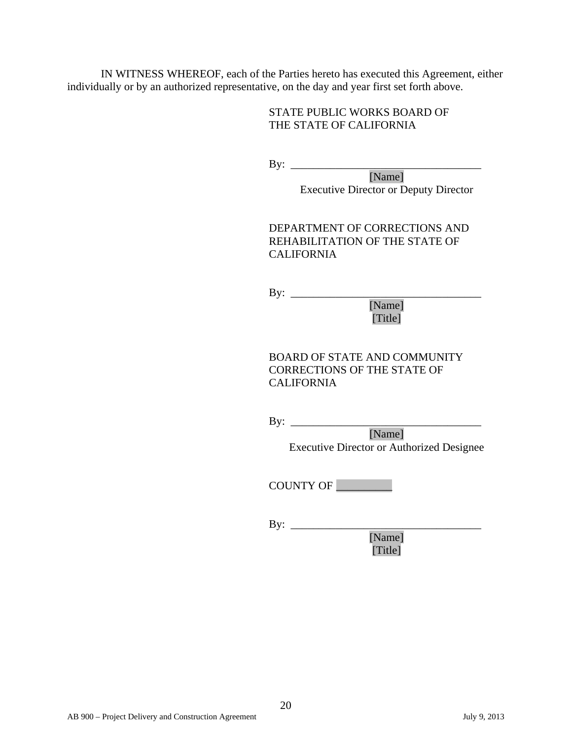IN WITNESS WHEREOF, each of the Parties hereto has executed this Agreement, either individually or by an authorized representative, on the day and year first set forth above.

STATE PUBLIC WORKS BOARD OF THE STATE OF CALIFORNIA

By: ________________________________
[Name]
Executive Director or Deputy Director

DEPARTMENT OF CORRECTIONS AND REHABILITATION OF THE STATE OF CALIFORNIA

By: ________________________________
[Name]
[Title]

BOARD OF STATE AND COMMUNITY CORRECTIONS OF THE STATE OF CALIFORNIA

By: ________________________________
[Name]
Executive Director or Authorized Designee

COUNTY OF __________

By: ________________________________
[Name]
[Title]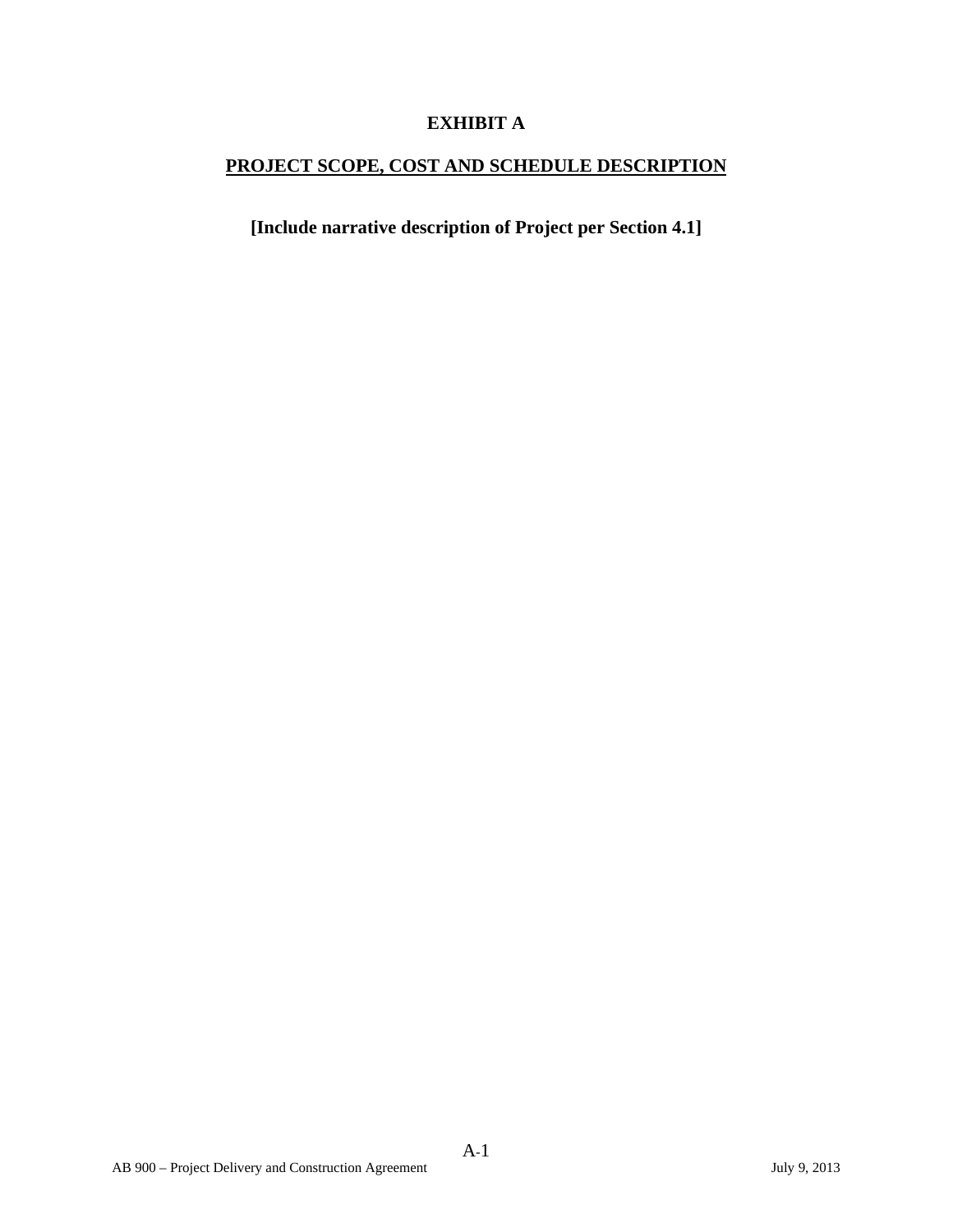# EXHIBIT A

## PROJECT SCOPE, COST AND SCHEDULE DESCRIPTION

**[Include narrative description of Project per Section 4.1]**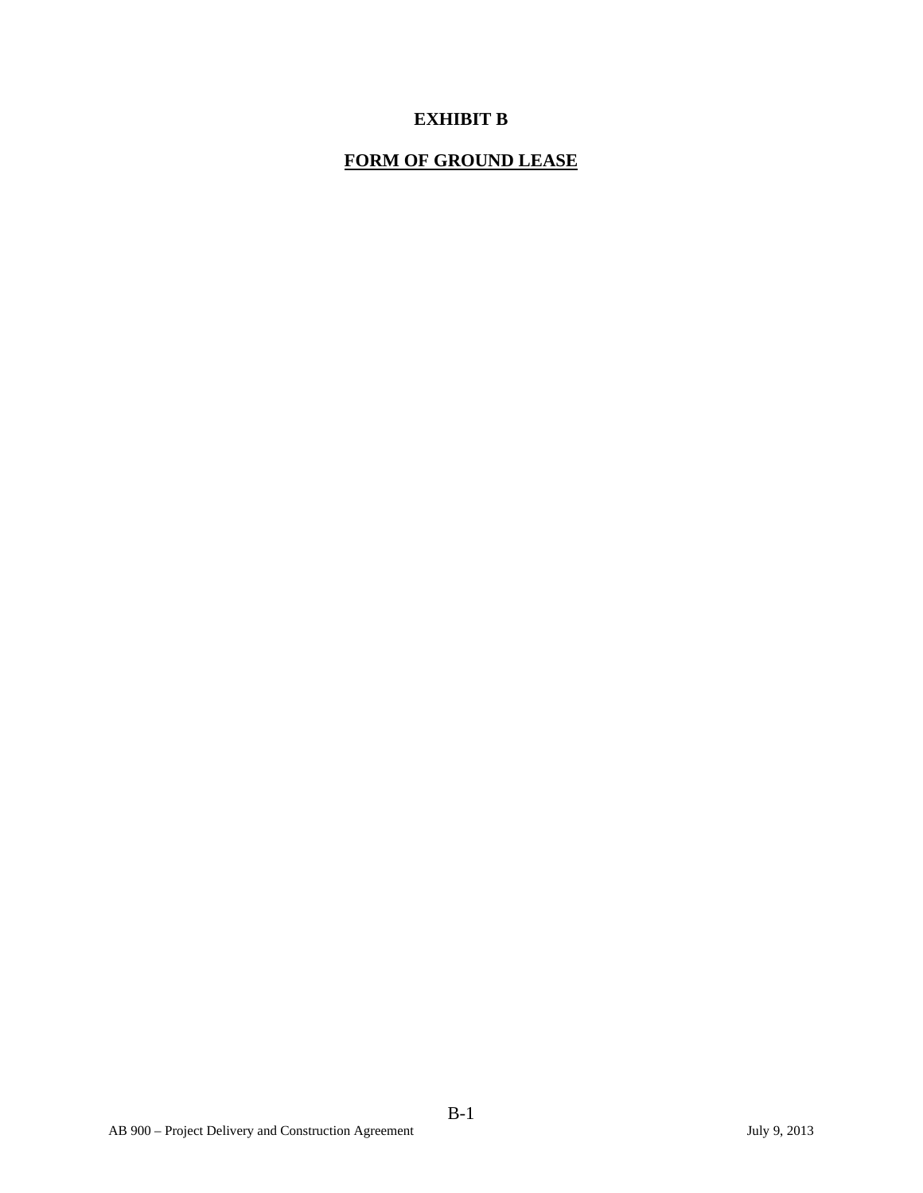# EXHIBIT B

## FORM OF GROUND LEASE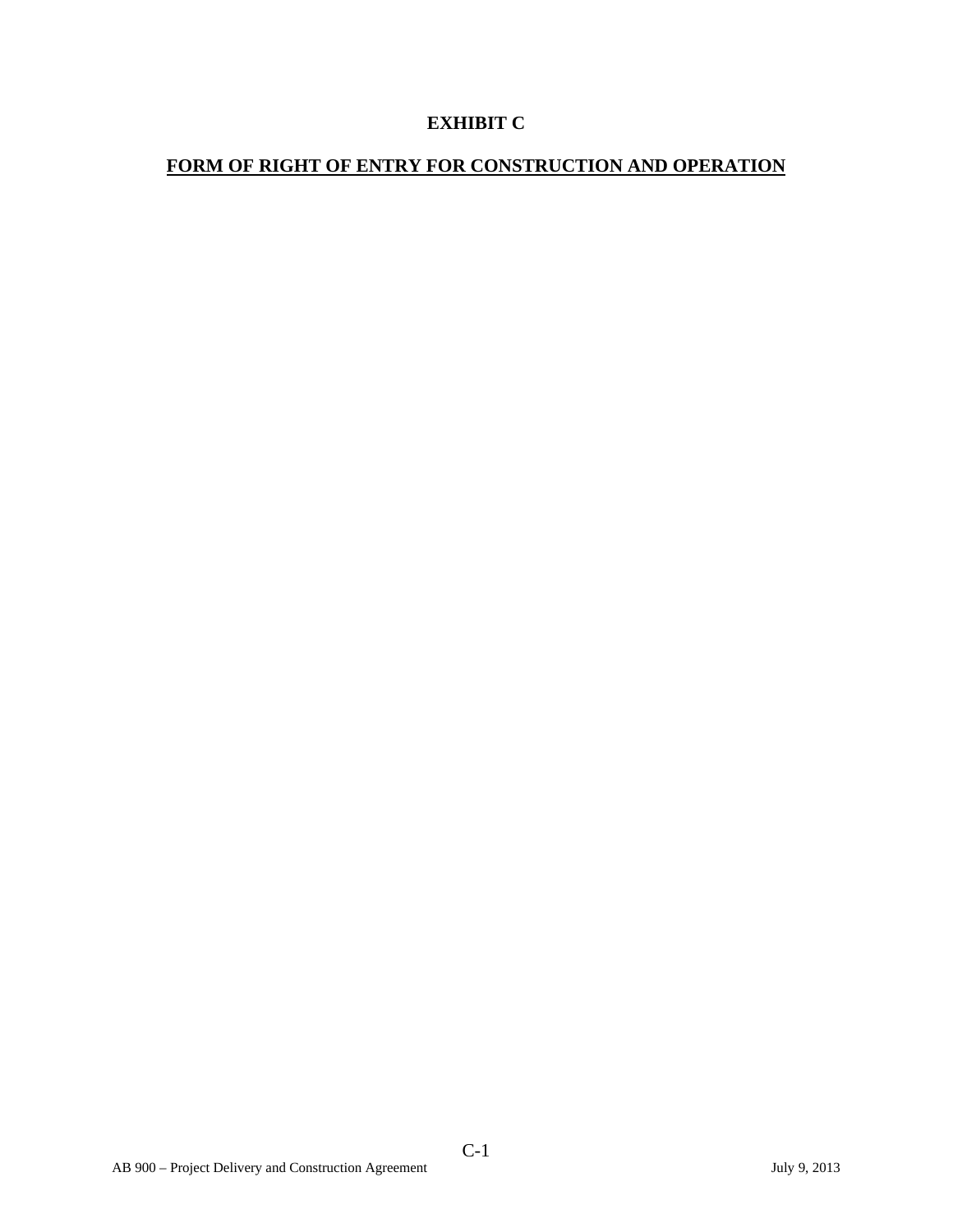# EXHIBIT C

## FORM OF RIGHT OF ENTRY FOR CONSTRUCTION AND OPERATION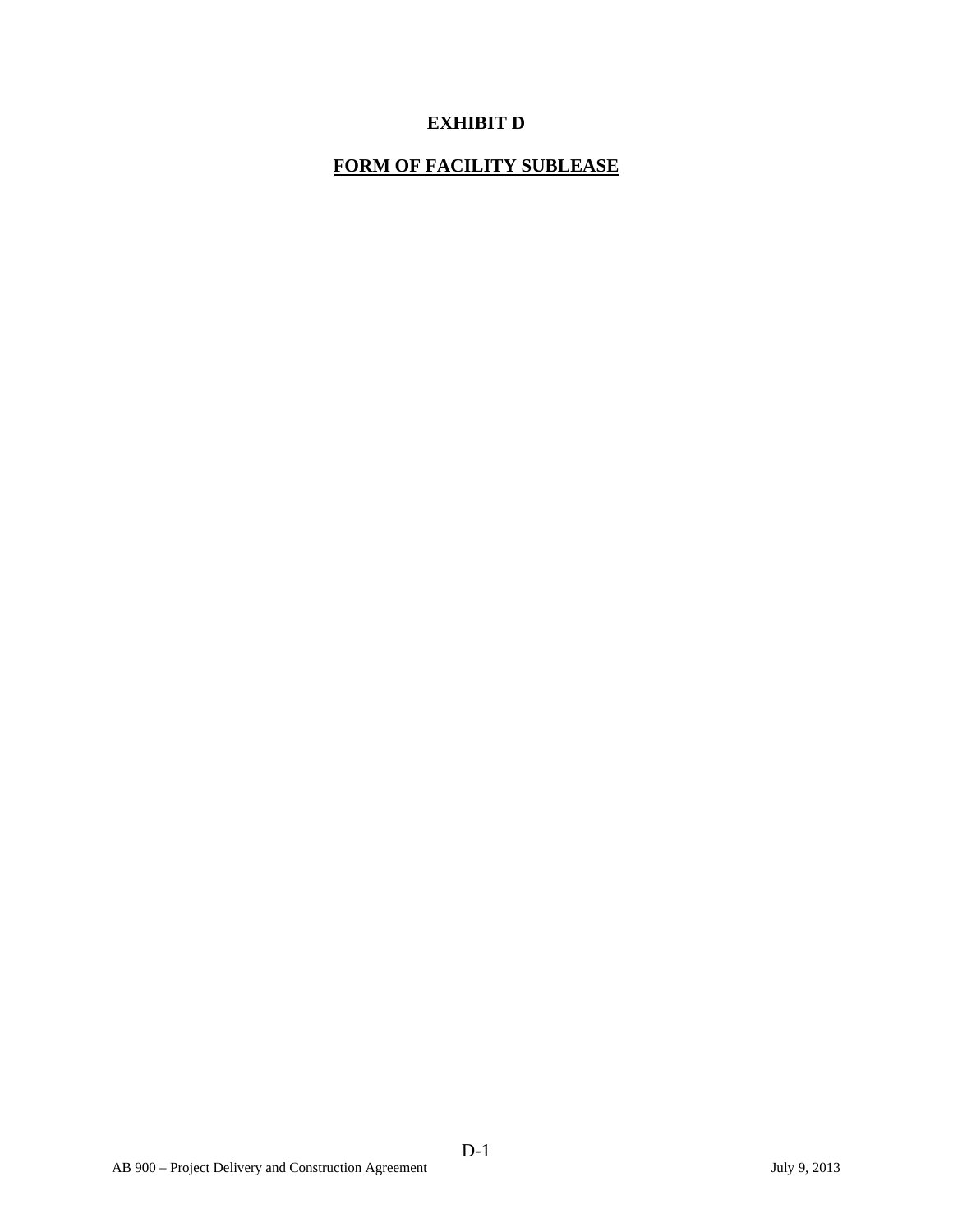# EXHIBIT D

## FORM OF FACILITY SUBLEASE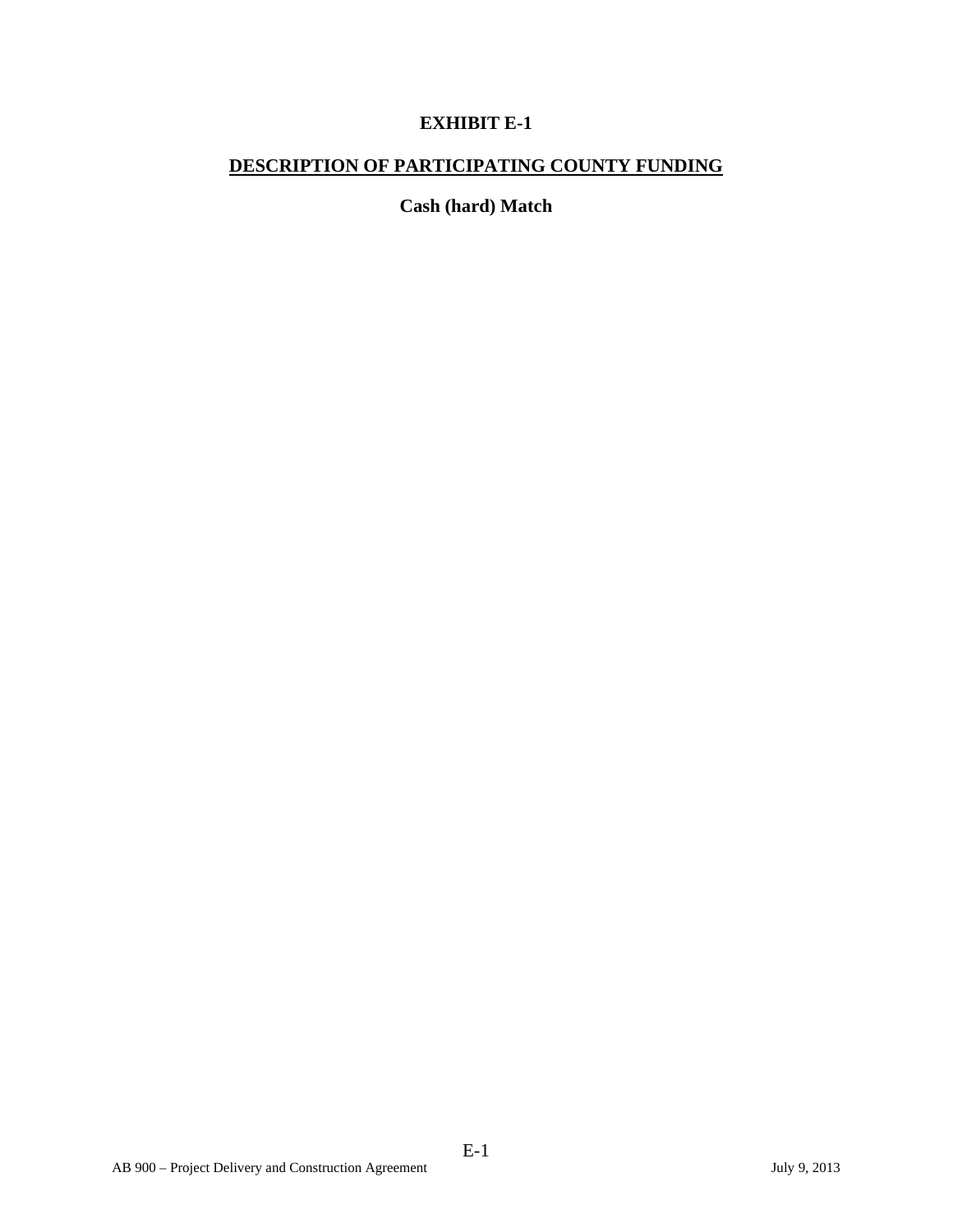# EXHIBIT E-1

## DESCRIPTION OF PARTICIPATING COUNTY FUNDING

### Cash (hard) Match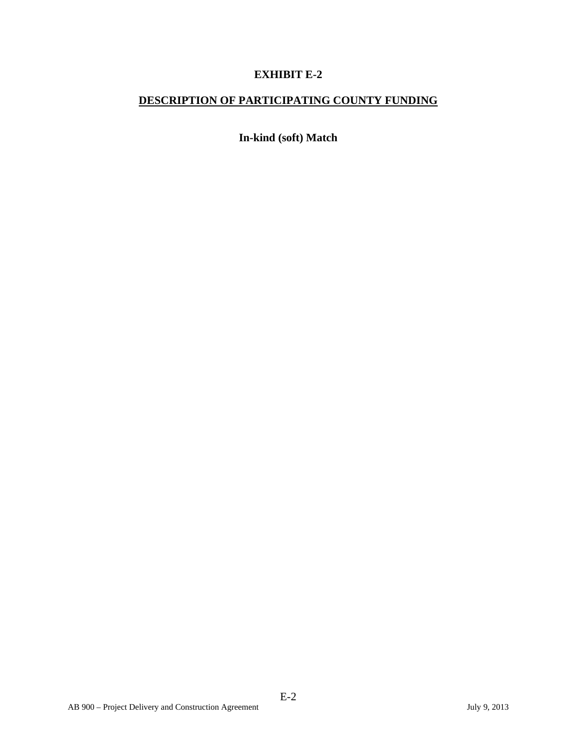# EXHIBIT E-2

## <u>DESCRIPTION OF PARTICIPATING COUNTY FUNDING</u>

### In-kind (soft) Match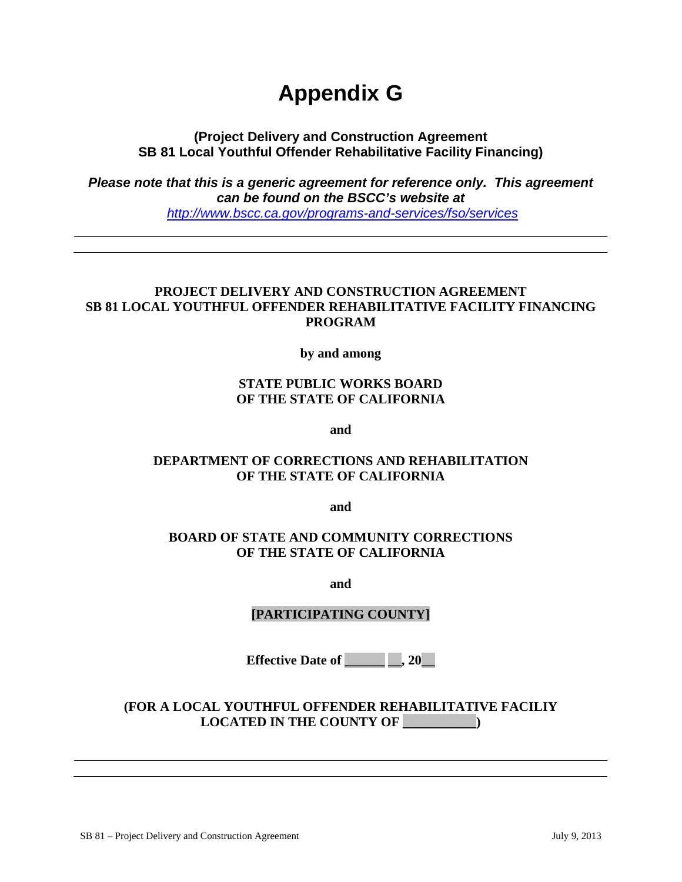# Appendix G

**(Project Delivery and Construction Agreement SB 81 Local Youthful Offender Rehabilitative Facility Financing)**

***Please note that this is a generic agreement for reference only. This agreement can be found on the BSCC's website at*** *http://www.bscc.ca.gov/programs-and-services/fso/services*

---

---

**PROJECT DELIVERY AND CONSTRUCTION AGREEMENT**
**SB 81 LOCAL YOUTHFUL OFFENDER REHABILITATIVE FACILITY FINANCING PROGRAM**

**by and among**

**STATE PUBLIC WORKS BOARD**
**OF THE STATE OF CALIFORNIA**

**and**

**DEPARTMENT OF CORRECTIONS AND REHABILITATION**
**OF THE STATE OF CALIFORNIA**

**and**

**BOARD OF STATE AND COMMUNITY CORRECTIONS**
**OF THE STATE OF CALIFORNIA**

**and**

**[PARTICIPATING COUNTY]**

**Effective Date of ______ __, 20__**

**(FOR A LOCAL YOUTHFUL OFFENDER REHABILITATIVE FACILIY LOCATED IN THE COUNTY OF __________)**

---

---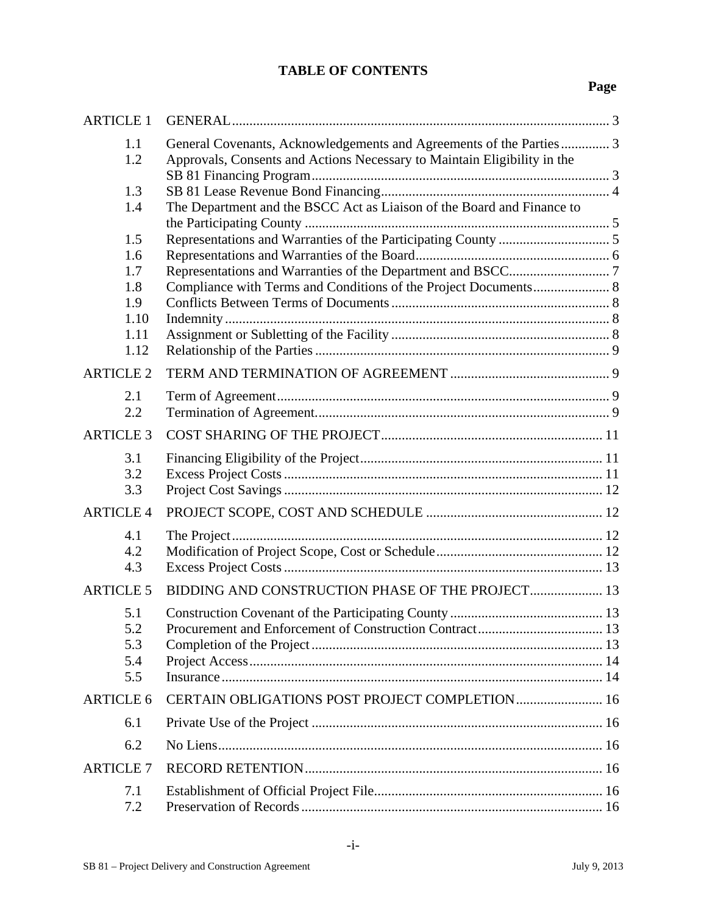# TABLE OF CONTENTS

| | | Page |
|---|---|---|
| ARTICLE 1 | GENERAL | 3 |
| 1.1 | General Covenants, Acknowledgements and Agreements of the Parties | 3 |
| 1.2 | Approvals, Consents and Actions Necessary to Maintain Eligibility in the SB 81 Financing Program | 3 |
| 1.3 | SB 81 Lease Revenue Bond Financing | 4 |
| 1.4 | The Department and the BSCC Act as Liaison of the Board and Finance to the Participating County | 5 |
| 1.5 | Representations and Warranties of the Participating County | 5 |
| 1.6 | Representations and Warranties of the Board | 6 |
| 1.7 | Representations and Warranties of the Department and BSCC | 7 |
| 1.8 | Compliance with Terms and Conditions of the Project Documents | 8 |
| 1.9 | Conflicts Between Terms of Documents | 8 |
| 1.10 | Indemnity | 8 |
| 1.11 | Assignment or Subletting of the Facility | 8 |
| 1.12 | Relationship of the Parties | 9 |
| ARTICLE 2 | TERM AND TERMINATION OF AGREEMENT | 9 |
| 2.1 | Term of Agreement | 9 |
| 2.2 | Termination of Agreement | 9 |
| ARTICLE 3 | COST SHARING OF THE PROJECT | 11 |
| 3.1 | Financing Eligibility of the Project | 11 |
| 3.2 | Excess Project Costs | 11 |
| 3.3 | Project Cost Savings | 12 |
| ARTICLE 4 | PROJECT SCOPE, COST AND SCHEDULE | 12 |
| 4.1 | The Project | 12 |
| 4.2 | Modification of Project Scope, Cost or Schedule | 12 |
| 4.3 | Excess Project Costs | 13 |
| ARTICLE 5 | BIDDING AND CONSTRUCTION PHASE OF THE PROJECT | 13 |
| 5.1 | Construction Covenant of the Participating County | 13 |
| 5.2 | Procurement and Enforcement of Construction Contract | 13 |
| 5.3 | Completion of the Project | 13 |
| 5.4 | Project Access | 14 |
| 5.5 | Insurance | 14 |
| ARTICLE 6 | CERTAIN OBLIGATIONS POST PROJECT COMPLETION | 16 |
| 6.1 | Private Use of the Project | 16 |
| 6.2 | No Liens | 16 |
| ARTICLE 7 | RECORD RETENTION | 16 |
| 7.1 | Establishment of Official Project File | 16 |
| 7.2 | Preservation of Records | 16 |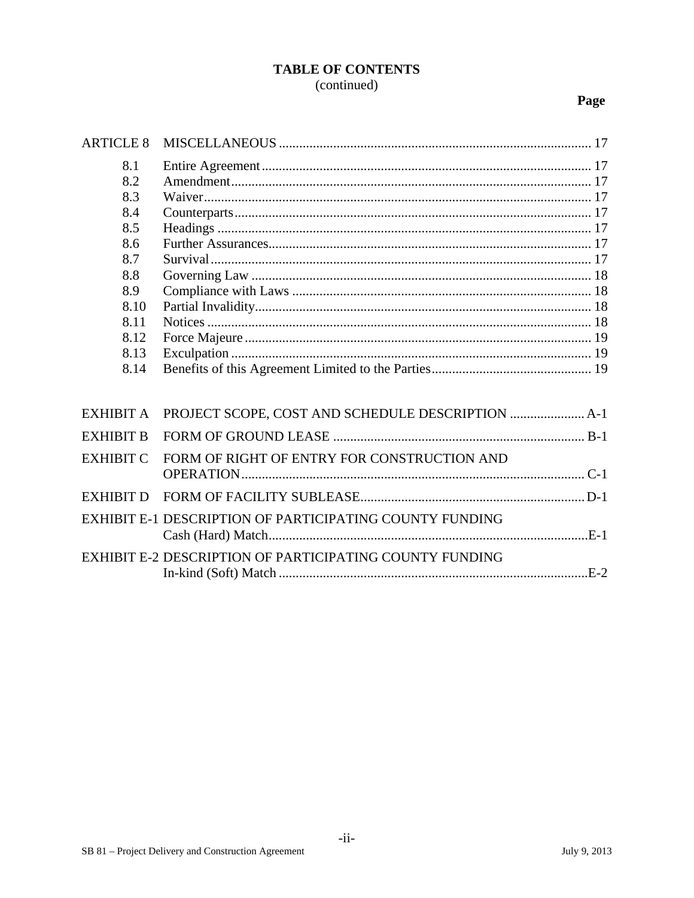**TABLE OF CONTENTS**
(continued)

| | | Page |
|---|---|---|
| ARTICLE 8 | MISCELLANEOUS | 17 |
| 8.1 | Entire Agreement | 17 |
| 8.2 | Amendment | 17 |
| 8.3 | Waiver | 17 |
| 8.4 | Counterparts | 17 |
| 8.5 | Headings | 17 |
| 8.6 | Further Assurances | 17 |
| 8.7 | Survival | 17 |
| 8.8 | Governing Law | 18 |
| 8.9 | Compliance with Laws | 18 |
| 8.10 | Partial Invalidity | 18 |
| 8.11 | Notices | 18 |
| 8.12 | Force Majeure | 19 |
| 8.13 | Exculpation | 19 |
| 8.14 | Benefits of this Agreement Limited to the Parties | 19 |
| EXHIBIT A | PROJECT SCOPE, COST AND SCHEDULE DESCRIPTION | A-1 |
| EXHIBIT B | FORM OF GROUND LEASE | B-1 |
| EXHIBIT C | FORM OF RIGHT OF ENTRY FOR CONSTRUCTION AND OPERATION | C-1 |
| EXHIBIT D | FORM OF FACILITY SUBLEASE | D-1 |
| EXHIBIT E-1 | DESCRIPTION OF PARTICIPATING COUNTY FUNDING Cash (Hard) Match | E-1 |
| EXHIBIT E-2 | DESCRIPTION OF PARTICIPATING COUNTY FUNDING In-kind (Soft) Match | E-2 |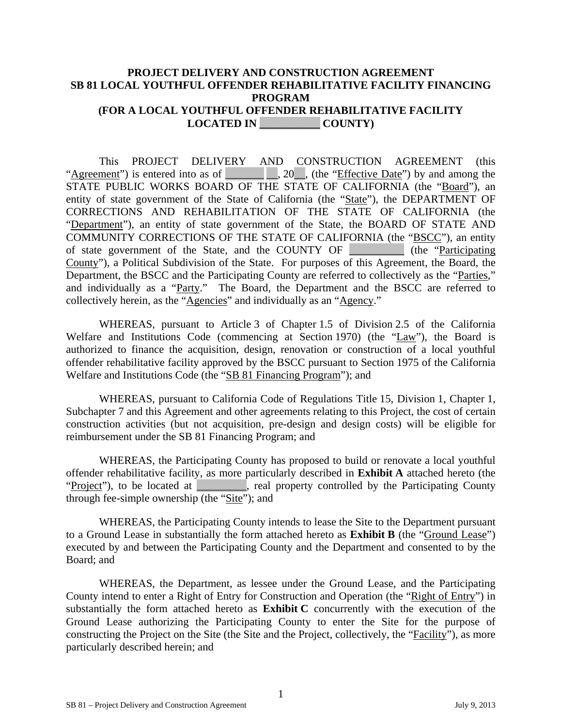# PROJECT DELIVERY AND CONSTRUCTION AGREEMENT
# SB 81 LOCAL YOUTHFUL OFFENDER REHABILITATIVE FACILITY FINANCING PROGRAM
# (FOR A LOCAL YOUTHFUL OFFENDER REHABILITATIVE FACILITY LOCATED IN __________ COUNTY)

This PROJECT DELIVERY AND CONSTRUCTION AGREEMENT (this "Agreement") is entered into as of _______ __, 20__, (the "Effective Date") by and among the STATE PUBLIC WORKS BOARD OF THE STATE OF CALIFORNIA (the "Board"), an entity of state government of the State of California (the "State"), the DEPARTMENT OF CORRECTIONS AND REHABILITATION OF THE STATE OF CALIFORNIA (the "Department"), an entity of state government of the State, the BOARD OF STATE AND COMMUNITY CORRECTIONS OF THE STATE OF CALIFORNIA (the "BSCC"), an entity of state government of the State, and the COUNTY OF __________ (the "Participating County"), a Political Subdivision of the State. For purposes of this Agreement, the Board, the Department, the BSCC and the Participating County are referred to collectively as the "Parties," and individually as a "Party." The Board, the Department and the BSCC are referred to collectively herein, as the "Agencies" and individually as an "Agency."

WHEREAS, pursuant to Article 3 of Chapter 1.5 of Division 2.5 of the California Welfare and Institutions Code (commencing at Section 1970) (the "Law"), the Board is authorized to finance the acquisition, design, renovation or construction of a local youthful offender rehabilitative facility approved by the BSCC pursuant to Section 1975 of the California Welfare and Institutions Code (the "SB 81 Financing Program"); and

WHEREAS, pursuant to California Code of Regulations Title 15, Division 1, Chapter 1, Subchapter 7 and this Agreement and other agreements relating to this Project, the cost of certain construction activities (but not acquisition, pre-design and design costs) will be eligible for reimbursement under the SB 81 Financing Program; and

WHEREAS, the Participating County has proposed to build or renovate a local youthful offender rehabilitative facility, as more particularly described in **Exhibit A** attached hereto (the "Project"), to be located at _________, real property controlled by the Participating County through fee-simple ownership (the "Site"); and

WHEREAS, the Participating County intends to lease the Site to the Department pursuant to a Ground Lease in substantially the form attached hereto as **Exhibit B** (the "Ground Lease") executed by and between the Participating County and the Department and consented to by the Board; and

WHEREAS, the Department, as lessee under the Ground Lease, and the Participating County intend to enter a Right of Entry for Construction and Operation (the "Right of Entry") in substantially the form attached hereto as **Exhibit C** concurrently with the execution of the Ground Lease authorizing the Participating County to enter the Site for the purpose of constructing the Project on the Site (the Site and the Project, collectively, the "Facility"), as more particularly described herein; and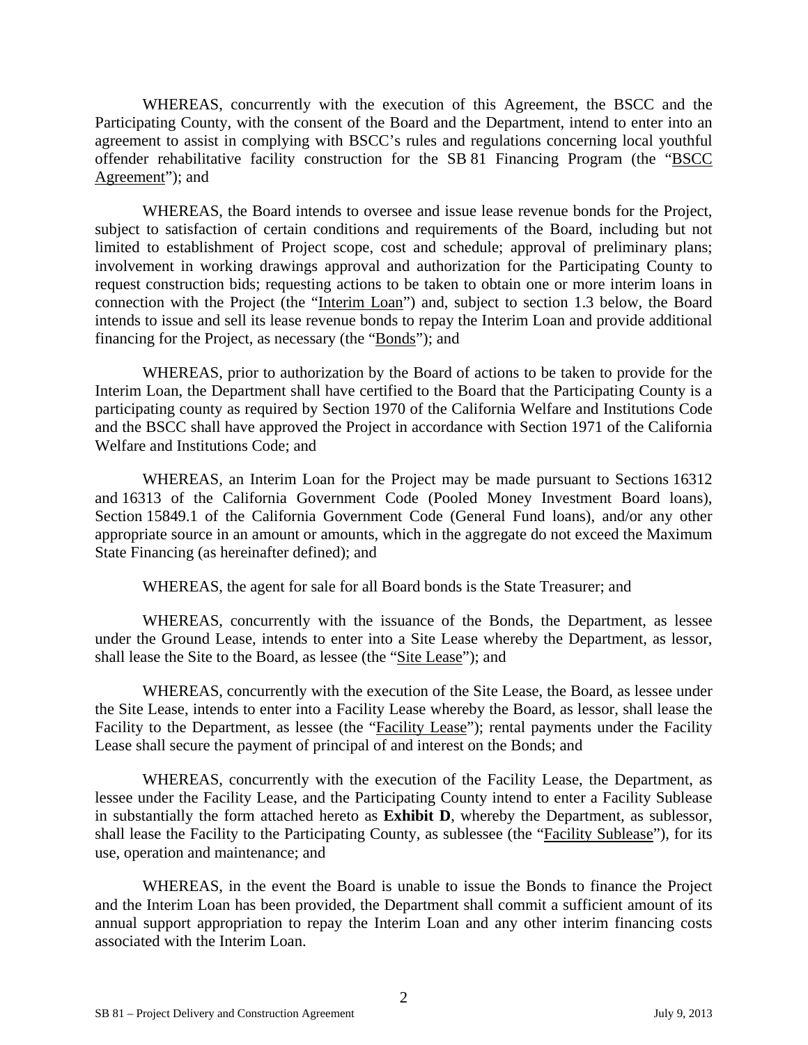WHEREAS, concurrently with the execution of this Agreement, the BSCC and the Participating County, with the consent of the Board and the Department, intend to enter into an agreement to assist in complying with BSCC's rules and regulations concerning local youthful offender rehabilitative facility construction for the SB 81 Financing Program (the "BSCC Agreement"); and

WHEREAS, the Board intends to oversee and issue lease revenue bonds for the Project, subject to satisfaction of certain conditions and requirements of the Board, including but not limited to establishment of Project scope, cost and schedule; approval of preliminary plans; involvement in working drawings approval and authorization for the Participating County to request construction bids; requesting actions to be taken to obtain one or more interim loans in connection with the Project (the "Interim Loan") and, subject to section 1.3 below, the Board intends to issue and sell its lease revenue bonds to repay the Interim Loan and provide additional financing for the Project, as necessary (the "Bonds"); and

WHEREAS, prior to authorization by the Board of actions to be taken to provide for the Interim Loan, the Department shall have certified to the Board that the Participating County is a participating county as required by Section 1970 of the California Welfare and Institutions Code and the BSCC shall have approved the Project in accordance with Section 1971 of the California Welfare and Institutions Code; and

WHEREAS, an Interim Loan for the Project may be made pursuant to Sections 16312 and 16313 of the California Government Code (Pooled Money Investment Board loans), Section 15849.1 of the California Government Code (General Fund loans), and/or any other appropriate source in an amount or amounts, which in the aggregate do not exceed the Maximum State Financing (as hereinafter defined); and

WHEREAS, the agent for sale for all Board bonds is the State Treasurer; and

WHEREAS, concurrently with the issuance of the Bonds, the Department, as lessee under the Ground Lease, intends to enter into a Site Lease whereby the Department, as lessor, shall lease the Site to the Board, as lessee (the "Site Lease"); and

WHEREAS, concurrently with the execution of the Site Lease, the Board, as lessee under the Site Lease, intends to enter into a Facility Lease whereby the Board, as lessor, shall lease the Facility to the Department, as lessee (the "Facility Lease"); rental payments under the Facility Lease shall secure the payment of principal of and interest on the Bonds; and

WHEREAS, concurrently with the execution of the Facility Lease, the Department, as lessee under the Facility Lease, and the Participating County intend to enter a Facility Sublease in substantially the form attached hereto as **Exhibit D**, whereby the Department, as sublessor, shall lease the Facility to the Participating County, as sublessee (the "Facility Sublease"), for its use, operation and maintenance; and

WHEREAS, in the event the Board is unable to issue the Bonds to finance the Project and the Interim Loan has been provided, the Department shall commit a sufficient amount of its annual support appropriation to repay the Interim Loan and any other interim financing costs associated with the Interim Loan.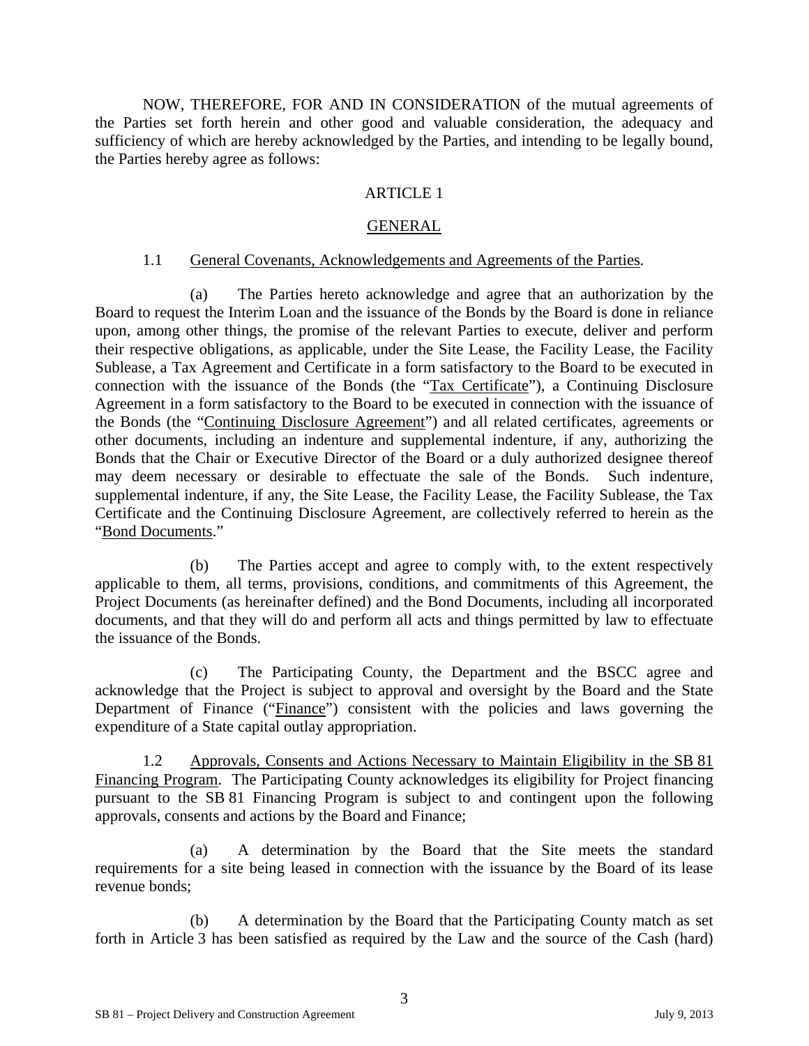NOW, THEREFORE, FOR AND IN CONSIDERATION of the mutual agreements of the Parties set forth herein and other good and valuable consideration, the adequacy and sufficiency of which are hereby acknowledged by the Parties, and intending to be legally bound, the Parties hereby agree as follows:

## ARTICLE 1

## GENERAL

1.1 General Covenants, Acknowledgements and Agreements of the Parties.

(a) The Parties hereto acknowledge and agree that an authorization by the Board to request the Interim Loan and the issuance of the Bonds by the Board is done in reliance upon, among other things, the promise of the relevant Parties to execute, deliver and perform their respective obligations, as applicable, under the Site Lease, the Facility Lease, the Facility Sublease, a Tax Agreement and Certificate in a form satisfactory to the Board to be executed in connection with the issuance of the Bonds (the "Tax Certificate"), a Continuing Disclosure Agreement in a form satisfactory to the Board to be executed in connection with the issuance of the Bonds (the "Continuing Disclosure Agreement") and all related certificates, agreements or other documents, including an indenture and supplemental indenture, if any, authorizing the Bonds that the Chair or Executive Director of the Board or a duly authorized designee thereof may deem necessary or desirable to effectuate the sale of the Bonds. Such indenture, supplemental indenture, if any, the Site Lease, the Facility Lease, the Facility Sublease, the Tax Certificate and the Continuing Disclosure Agreement, are collectively referred to herein as the "Bond Documents."

(b) The Parties accept and agree to comply with, to the extent respectively applicable to them, all terms, provisions, conditions, and commitments of this Agreement, the Project Documents (as hereinafter defined) and the Bond Documents, including all incorporated documents, and that they will do and perform all acts and things permitted by law to effectuate the issuance of the Bonds.

(c) The Participating County, the Department and the BSCC agree and acknowledge that the Project is subject to approval and oversight by the Board and the State Department of Finance ("Finance") consistent with the policies and laws governing the expenditure of a State capital outlay appropriation.

1.2 Approvals, Consents and Actions Necessary to Maintain Eligibility in the SB 81 Financing Program. The Participating County acknowledges its eligibility for Project financing pursuant to the SB 81 Financing Program is subject to and contingent upon the following approvals, consents and actions by the Board and Finance;

(a) A determination by the Board that the Site meets the standard requirements for a site being leased in connection with the issuance by the Board of its lease revenue bonds;

(b) A determination by the Board that the Participating County match as set forth in Article 3 has been satisfied as required by the Law and the source of the Cash (hard)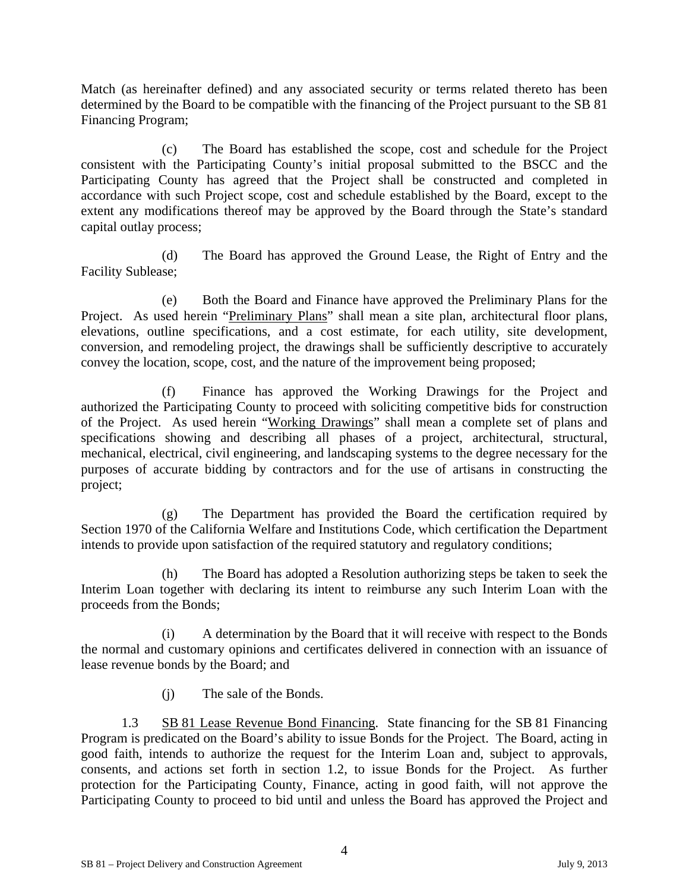Match (as hereinafter defined) and any associated security or terms related thereto has been determined by the Board to be compatible with the financing of the Project pursuant to the SB 81 Financing Program;

(c) The Board has established the scope, cost and schedule for the Project consistent with the Participating County's initial proposal submitted to the BSCC and the Participating County has agreed that the Project shall be constructed and completed in accordance with such Project scope, cost and schedule established by the Board, except to the extent any modifications thereof may be approved by the Board through the State's standard capital outlay process;

(d) The Board has approved the Ground Lease, the Right of Entry and the Facility Sublease;

(e) Both the Board and Finance have approved the Preliminary Plans for the Project. As used herein "Preliminary Plans" shall mean a site plan, architectural floor plans, elevations, outline specifications, and a cost estimate, for each utility, site development, conversion, and remodeling project, the drawings shall be sufficiently descriptive to accurately convey the location, scope, cost, and the nature of the improvement being proposed;

(f) Finance has approved the Working Drawings for the Project and authorized the Participating County to proceed with soliciting competitive bids for construction of the Project. As used herein "Working Drawings" shall mean a complete set of plans and specifications showing and describing all phases of a project, architectural, structural, mechanical, electrical, civil engineering, and landscaping systems to the degree necessary for the purposes of accurate bidding by contractors and for the use of artisans in constructing the project;

(g) The Department has provided the Board the certification required by Section 1970 of the California Welfare and Institutions Code, which certification the Department intends to provide upon satisfaction of the required statutory and regulatory conditions;

(h) The Board has adopted a Resolution authorizing steps be taken to seek the Interim Loan together with declaring its intent to reimburse any such Interim Loan with the proceeds from the Bonds;

(i) A determination by the Board that it will receive with respect to the Bonds the normal and customary opinions and certificates delivered in connection with an issuance of lease revenue bonds by the Board; and

(j) The sale of the Bonds.

1.3 SB 81 Lease Revenue Bond Financing. State financing for the SB 81 Financing Program is predicated on the Board's ability to issue Bonds for the Project. The Board, acting in good faith, intends to authorize the request for the Interim Loan and, subject to approvals, consents, and actions set forth in section 1.2, to issue Bonds for the Project. As further protection for the Participating County, Finance, acting in good faith, will not approve the Participating County to proceed to bid until and unless the Board has approved the Project and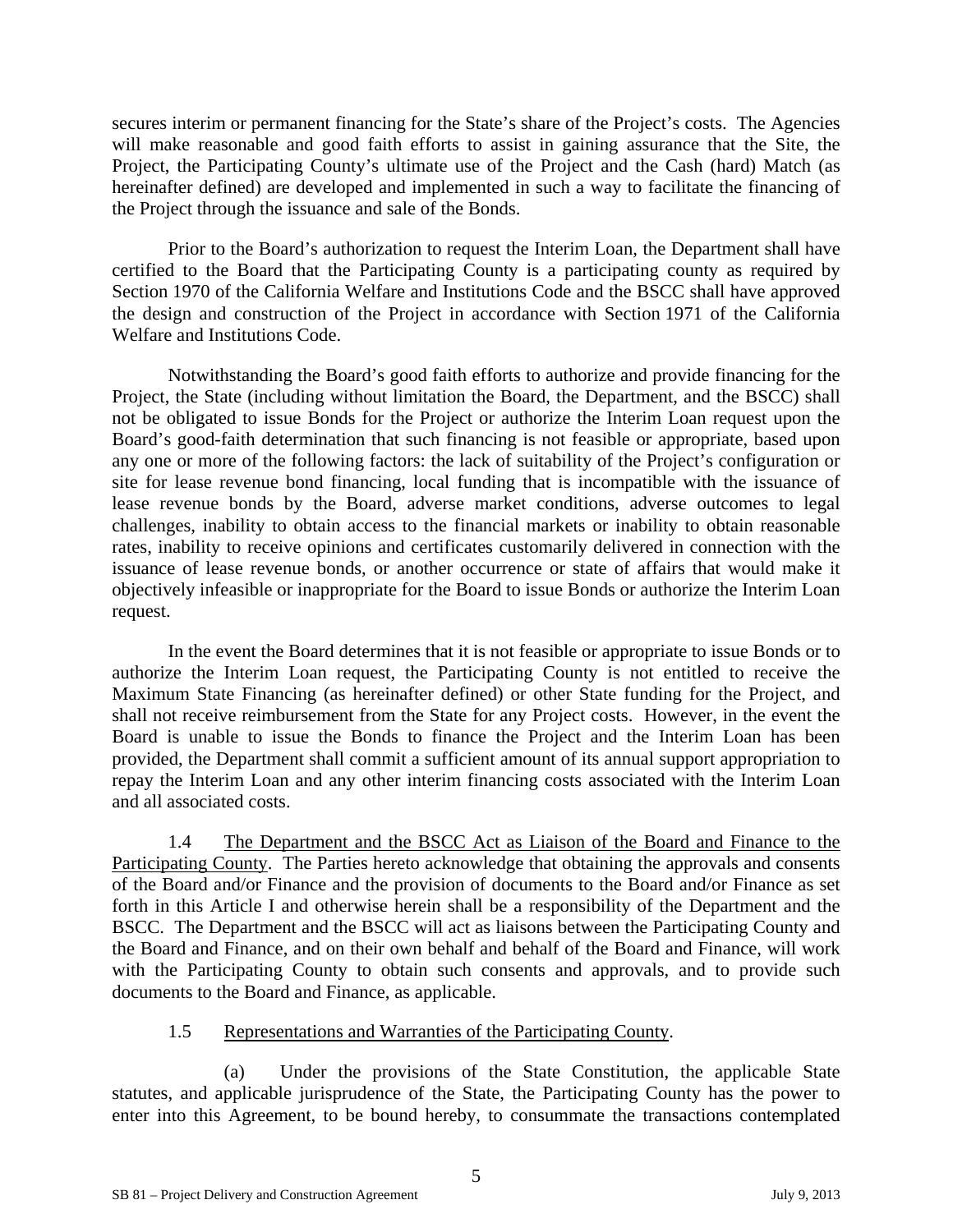secures interim or permanent financing for the State's share of the Project's costs. The Agencies will make reasonable and good faith efforts to assist in gaining assurance that the Site, the Project, the Participating County's ultimate use of the Project and the Cash (hard) Match (as hereinafter defined) are developed and implemented in such a way to facilitate the financing of the Project through the issuance and sale of the Bonds.

Prior to the Board's authorization to request the Interim Loan, the Department shall have certified to the Board that the Participating County is a participating county as required by Section 1970 of the California Welfare and Institutions Code and the BSCC shall have approved the design and construction of the Project in accordance with Section 1971 of the California Welfare and Institutions Code.

Notwithstanding the Board's good faith efforts to authorize and provide financing for the Project, the State (including without limitation the Board, the Department, and the BSCC) shall not be obligated to issue Bonds for the Project or authorize the Interim Loan request upon the Board's good-faith determination that such financing is not feasible or appropriate, based upon any one or more of the following factors: the lack of suitability of the Project's configuration or site for lease revenue bond financing, local funding that is incompatible with the issuance of lease revenue bonds by the Board, adverse market conditions, adverse outcomes to legal challenges, inability to obtain access to the financial markets or inability to obtain reasonable rates, inability to receive opinions and certificates customarily delivered in connection with the issuance of lease revenue bonds, or another occurrence or state of affairs that would make it objectively infeasible or inappropriate for the Board to issue Bonds or authorize the Interim Loan request.

In the event the Board determines that it is not feasible or appropriate to issue Bonds or to authorize the Interim Loan request, the Participating County is not entitled to receive the Maximum State Financing (as hereinafter defined) or other State funding for the Project, and shall not receive reimbursement from the State for any Project costs. However, in the event the Board is unable to issue the Bonds to finance the Project and the Interim Loan has been provided, the Department shall commit a sufficient amount of its annual support appropriation to repay the Interim Loan and any other interim financing costs associated with the Interim Loan and all associated costs.

1.4 The Department and the BSCC Act as Liaison of the Board and Finance to the Participating County. The Parties hereto acknowledge that obtaining the approvals and consents of the Board and/or Finance and the provision of documents to the Board and/or Finance as set forth in this Article I and otherwise herein shall be a responsibility of the Department and the BSCC. The Department and the BSCC will act as liaisons between the Participating County and the Board and Finance, and on their own behalf and behalf of the Board and Finance, will work with the Participating County to obtain such consents and approvals, and to provide such documents to the Board and Finance, as applicable.

1.5 Representations and Warranties of the Participating County.

(a) Under the provisions of the State Constitution, the applicable State statutes, and applicable jurisprudence of the State, the Participating County has the power to enter into this Agreement, to be bound hereby, to consummate the transactions contemplated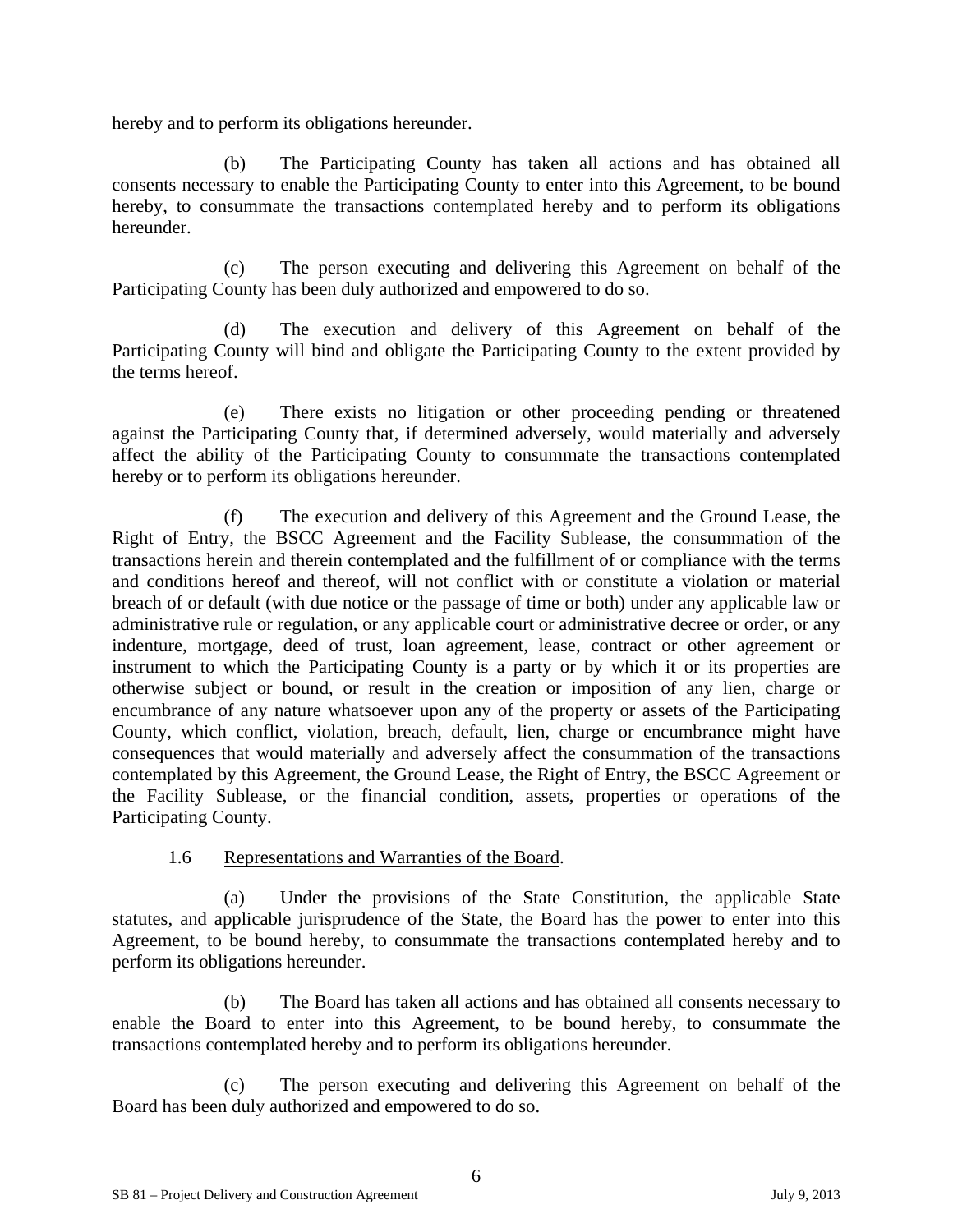hereby and to perform its obligations hereunder.

(b) The Participating County has taken all actions and has obtained all consents necessary to enable the Participating County to enter into this Agreement, to be bound hereby, to consummate the transactions contemplated hereby and to perform its obligations hereunder.

(c) The person executing and delivering this Agreement on behalf of the Participating County has been duly authorized and empowered to do so.

(d) The execution and delivery of this Agreement on behalf of the Participating County will bind and obligate the Participating County to the extent provided by the terms hereof.

(e) There exists no litigation or other proceeding pending or threatened against the Participating County that, if determined adversely, would materially and adversely affect the ability of the Participating County to consummate the transactions contemplated hereby or to perform its obligations hereunder.

(f) The execution and delivery of this Agreement and the Ground Lease, the Right of Entry, the BSCC Agreement and the Facility Sublease, the consummation of the transactions herein and therein contemplated and the fulfillment of or compliance with the terms and conditions hereof and thereof, will not conflict with or constitute a violation or material breach of or default (with due notice or the passage of time or both) under any applicable law or administrative rule or regulation, or any applicable court or administrative decree or order, or any indenture, mortgage, deed of trust, loan agreement, lease, contract or other agreement or instrument to which the Participating County is a party or by which it or its properties are otherwise subject or bound, or result in the creation or imposition of any lien, charge or encumbrance of any nature whatsoever upon any of the property or assets of the Participating County, which conflict, violation, breach, default, lien, charge or encumbrance might have consequences that would materially and adversely affect the consummation of the transactions contemplated by this Agreement, the Ground Lease, the Right of Entry, the BSCC Agreement or the Facility Sublease, or the financial condition, assets, properties or operations of the Participating County.

1.6 Representations and Warranties of the Board.

(a) Under the provisions of the State Constitution, the applicable State statutes, and applicable jurisprudence of the State, the Board has the power to enter into this Agreement, to be bound hereby, to consummate the transactions contemplated hereby and to perform its obligations hereunder.

(b) The Board has taken all actions and has obtained all consents necessary to enable the Board to enter into this Agreement, to be bound hereby, to consummate the transactions contemplated hereby and to perform its obligations hereunder.

(c) The person executing and delivering this Agreement on behalf of the Board has been duly authorized and empowered to do so.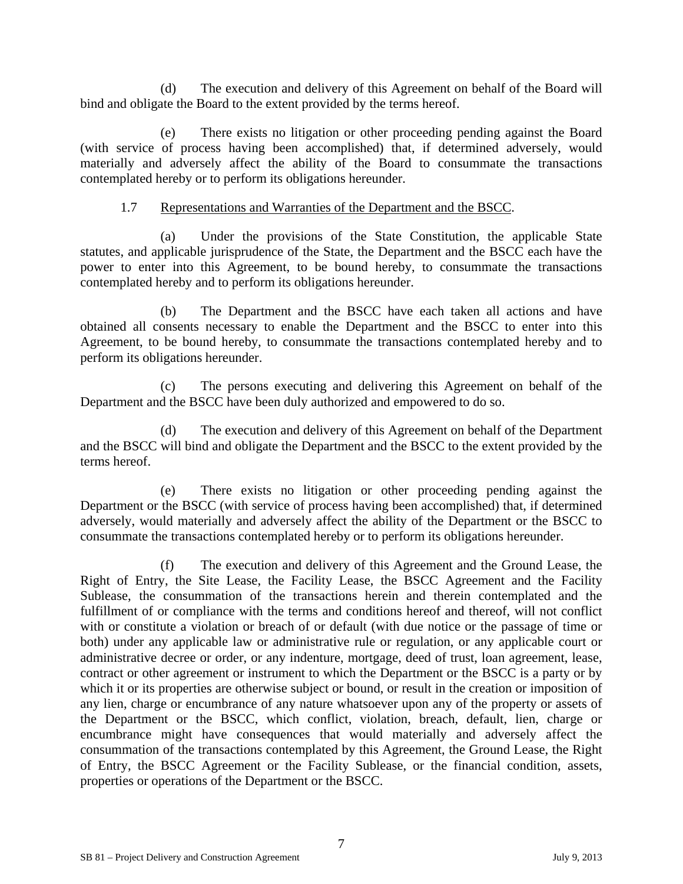(d) The execution and delivery of this Agreement on behalf of the Board will bind and obligate the Board to the extent provided by the terms hereof.

(e) There exists no litigation or other proceeding pending against the Board (with service of process having been accomplished) that, if determined adversely, would materially and adversely affect the ability of the Board to consummate the transactions contemplated hereby or to perform its obligations hereunder.

1.7 Representations and Warranties of the Department and the BSCC.

(a) Under the provisions of the State Constitution, the applicable State statutes, and applicable jurisprudence of the State, the Department and the BSCC each have the power to enter into this Agreement, to be bound hereby, to consummate the transactions contemplated hereby and to perform its obligations hereunder.

(b) The Department and the BSCC have each taken all actions and have obtained all consents necessary to enable the Department and the BSCC to enter into this Agreement, to be bound hereby, to consummate the transactions contemplated hereby and to perform its obligations hereunder.

(c) The persons executing and delivering this Agreement on behalf of the Department and the BSCC have been duly authorized and empowered to do so.

(d) The execution and delivery of this Agreement on behalf of the Department and the BSCC will bind and obligate the Department and the BSCC to the extent provided by the terms hereof.

(e) There exists no litigation or other proceeding pending against the Department or the BSCC (with service of process having been accomplished) that, if determined adversely, would materially and adversely affect the ability of the Department or the BSCC to consummate the transactions contemplated hereby or to perform its obligations hereunder.

(f) The execution and delivery of this Agreement and the Ground Lease, the Right of Entry, the Site Lease, the Facility Lease, the BSCC Agreement and the Facility Sublease, the consummation of the transactions herein and therein contemplated and the fulfillment of or compliance with the terms and conditions hereof and thereof, will not conflict with or constitute a violation or breach of or default (with due notice or the passage of time or both) under any applicable law or administrative rule or regulation, or any applicable court or administrative decree or order, or any indenture, mortgage, deed of trust, loan agreement, lease, contract or other agreement or instrument to which the Department or the BSCC is a party or by which it or its properties are otherwise subject or bound, or result in the creation or imposition of any lien, charge or encumbrance of any nature whatsoever upon any of the property or assets of the Department or the BSCC, which conflict, violation, breach, default, lien, charge or encumbrance might have consequences that would materially and adversely affect the consummation of the transactions contemplated by this Agreement, the Ground Lease, the Right of Entry, the BSCC Agreement or the Facility Sublease, or the financial condition, assets, properties or operations of the Department or the BSCC.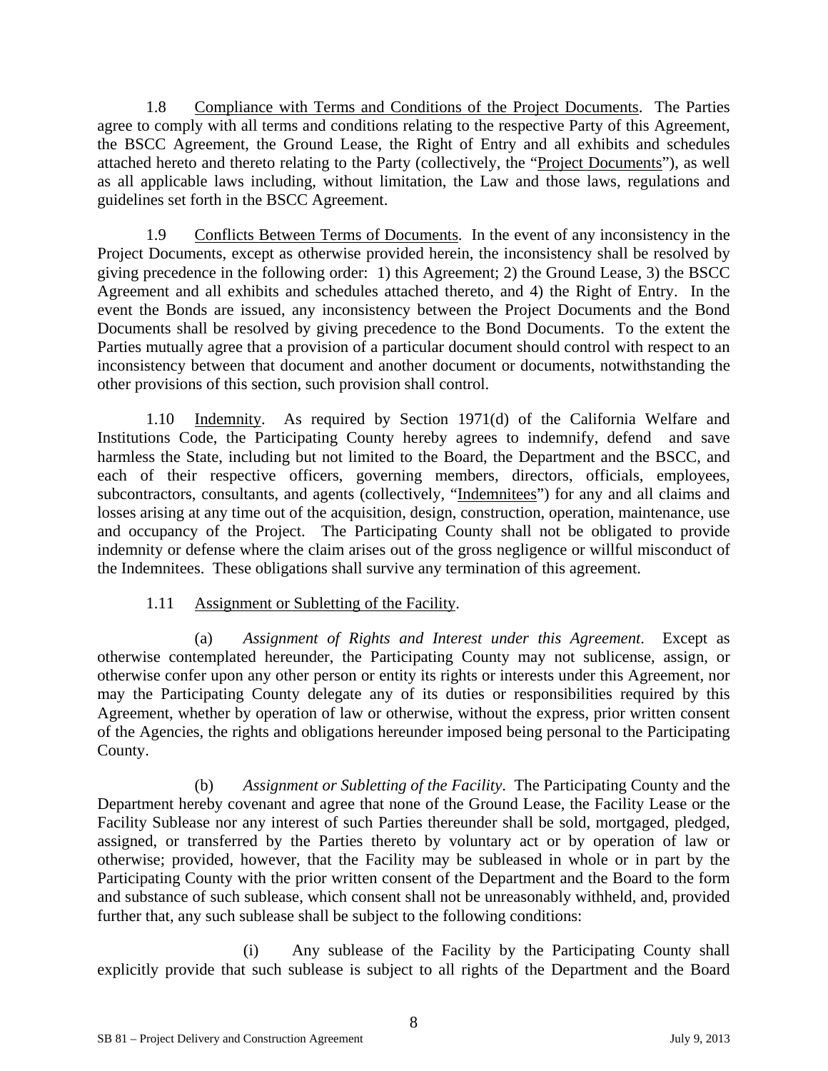1.8 Compliance with Terms and Conditions of the Project Documents. The Parties agree to comply with all terms and conditions relating to the respective Party of this Agreement, the BSCC Agreement, the Ground Lease, the Right of Entry and all exhibits and schedules attached hereto and thereto relating to the Party (collectively, the "Project Documents"), as well as all applicable laws including, without limitation, the Law and those laws, regulations and guidelines set forth in the BSCC Agreement.

1.9 Conflicts Between Terms of Documents. In the event of any inconsistency in the Project Documents, except as otherwise provided herein, the inconsistency shall be resolved by giving precedence in the following order: 1) this Agreement; 2) the Ground Lease, 3) the BSCC Agreement and all exhibits and schedules attached thereto, and 4) the Right of Entry. In the event the Bonds are issued, any inconsistency between the Project Documents and the Bond Documents shall be resolved by giving precedence to the Bond Documents. To the extent the Parties mutually agree that a provision of a particular document should control with respect to an inconsistency between that document and another document or documents, notwithstanding the other provisions of this section, such provision shall control.

1.10 Indemnity. As required by Section 1971(d) of the California Welfare and Institutions Code, the Participating County hereby agrees to indemnify, defend and save harmless the State, including but not limited to the Board, the Department and the BSCC, and each of their respective officers, governing members, directors, officials, employees, subcontractors, consultants, and agents (collectively, "Indemnitees") for any and all claims and losses arising at any time out of the acquisition, design, construction, operation, maintenance, use and occupancy of the Project. The Participating County shall not be obligated to provide indemnity or defense where the claim arises out of the gross negligence or willful misconduct of the Indemnitees. These obligations shall survive any termination of this agreement.

1.11 Assignment or Subletting of the Facility.

(a) *Assignment of Rights and Interest under this Agreement*. Except as otherwise contemplated hereunder, the Participating County may not sublicense, assign, or otherwise confer upon any other person or entity its rights or interests under this Agreement, nor may the Participating County delegate any of its duties or responsibilities required by this Agreement, whether by operation of law or otherwise, without the express, prior written consent of the Agencies, the rights and obligations hereunder imposed being personal to the Participating County.

(b) *Assignment or Subletting of the Facility*. The Participating County and the Department hereby covenant and agree that none of the Ground Lease, the Facility Lease or the Facility Sublease nor any interest of such Parties thereunder shall be sold, mortgaged, pledged, assigned, or transferred by the Parties thereto by voluntary act or by operation of law or otherwise; provided, however, that the Facility may be subleased in whole or in part by the Participating County with the prior written consent of the Department and the Board to the form and substance of such sublease, which consent shall not be unreasonably withheld, and, provided further that, any such sublease shall be subject to the following conditions:

(i) Any sublease of the Facility by the Participating County shall explicitly provide that such sublease is subject to all rights of the Department and the Board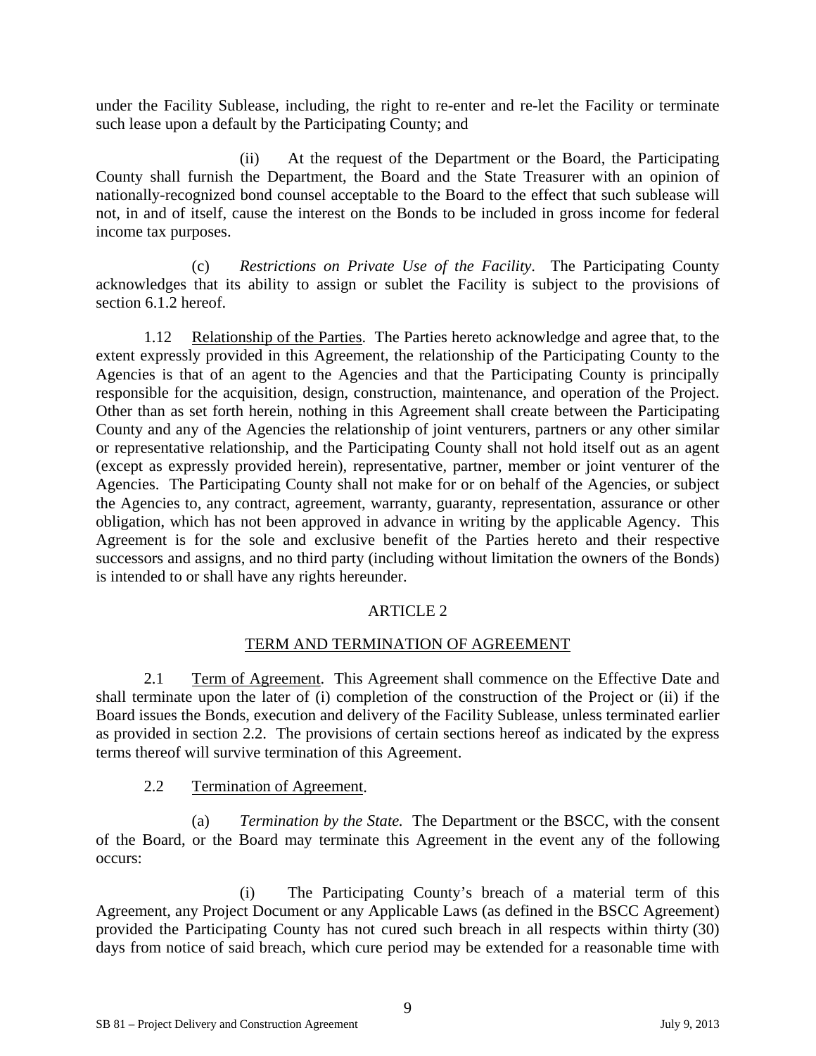under the Facility Sublease, including, the right to re-enter and re-let the Facility or terminate such lease upon a default by the Participating County; and

(ii) At the request of the Department or the Board, the Participating County shall furnish the Department, the Board and the State Treasurer with an opinion of nationally-recognized bond counsel acceptable to the Board to the effect that such sublease will not, in and of itself, cause the interest on the Bonds to be included in gross income for federal income tax purposes.

(c) *Restrictions on Private Use of the Facility*. The Participating County acknowledges that its ability to assign or sublet the Facility is subject to the provisions of section 6.1.2 hereof.

1.12 Relationship of the Parties. The Parties hereto acknowledge and agree that, to the extent expressly provided in this Agreement, the relationship of the Participating County to the Agencies is that of an agent to the Agencies and that the Participating County is principally responsible for the acquisition, design, construction, maintenance, and operation of the Project. Other than as set forth herein, nothing in this Agreement shall create between the Participating County and any of the Agencies the relationship of joint venturers, partners or any other similar or representative relationship, and the Participating County shall not hold itself out as an agent (except as expressly provided herein), representative, partner, member or joint venturer of the Agencies. The Participating County shall not make for or on behalf of the Agencies, or subject the Agencies to, any contract, agreement, warranty, guaranty, representation, assurance or other obligation, which has not been approved in advance in writing by the applicable Agency. This Agreement is for the sole and exclusive benefit of the Parties hereto and their respective successors and assigns, and no third party (including without limitation the owners of the Bonds) is intended to or shall have any rights hereunder.

## ARTICLE 2

## TERM AND TERMINATION OF AGREEMENT

2.1 Term of Agreement. This Agreement shall commence on the Effective Date and shall terminate upon the later of (i) completion of the construction of the Project or (ii) if the Board issues the Bonds, execution and delivery of the Facility Sublease, unless terminated earlier as provided in section 2.2. The provisions of certain sections hereof as indicated by the express terms thereof will survive termination of this Agreement.

2.2 Termination of Agreement.

(a) *Termination by the State.* The Department or the BSCC, with the consent of the Board, or the Board may terminate this Agreement in the event any of the following occurs:

(i) The Participating County's breach of a material term of this Agreement, any Project Document or any Applicable Laws (as defined in the BSCC Agreement) provided the Participating County has not cured such breach in all respects within thirty (30) days from notice of said breach, which cure period may be extended for a reasonable time with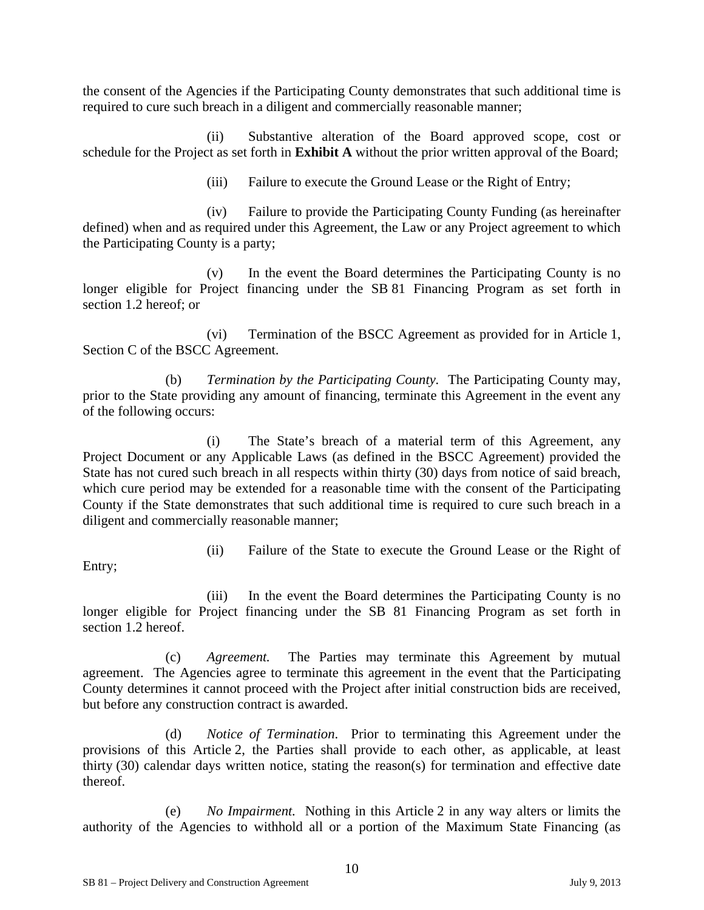the consent of the Agencies if the Participating County demonstrates that such additional time is required to cure such breach in a diligent and commercially reasonable manner;

(ii) Substantive alteration of the Board approved scope, cost or schedule for the Project as set forth in **Exhibit A** without the prior written approval of the Board;

(iii) Failure to execute the Ground Lease or the Right of Entry;

(iv) Failure to provide the Participating County Funding (as hereinafter defined) when and as required under this Agreement, the Law or any Project agreement to which the Participating County is a party;

(v) In the event the Board determines the Participating County is no longer eligible for Project financing under the SB 81 Financing Program as set forth in section 1.2 hereof; or

(vi) Termination of the BSCC Agreement as provided for in Article 1, Section C of the BSCC Agreement.

(b) *Termination by the Participating County.* The Participating County may, prior to the State providing any amount of financing, terminate this Agreement in the event any of the following occurs:

(i) The State's breach of a material term of this Agreement, any Project Document or any Applicable Laws (as defined in the BSCC Agreement) provided the State has not cured such breach in all respects within thirty (30) days from notice of said breach, which cure period may be extended for a reasonable time with the consent of the Participating County if the State demonstrates that such additional time is required to cure such breach in a diligent and commercially reasonable manner;

(ii) Failure of the State to execute the Ground Lease or the Right of Entry;

(iii) In the event the Board determines the Participating County is no longer eligible for Project financing under the SB 81 Financing Program as set forth in section 1.2 hereof.

(c) *Agreement.* The Parties may terminate this Agreement by mutual agreement. The Agencies agree to terminate this agreement in the event that the Participating County determines it cannot proceed with the Project after initial construction bids are received, but before any construction contract is awarded.

(d) *Notice of Termination.* Prior to terminating this Agreement under the provisions of this Article 2, the Parties shall provide to each other, as applicable, at least thirty (30) calendar days written notice, stating the reason(s) for termination and effective date thereof.

(e) *No Impairment.* Nothing in this Article 2 in any way alters or limits the authority of the Agencies to withhold all or a portion of the Maximum State Financing (as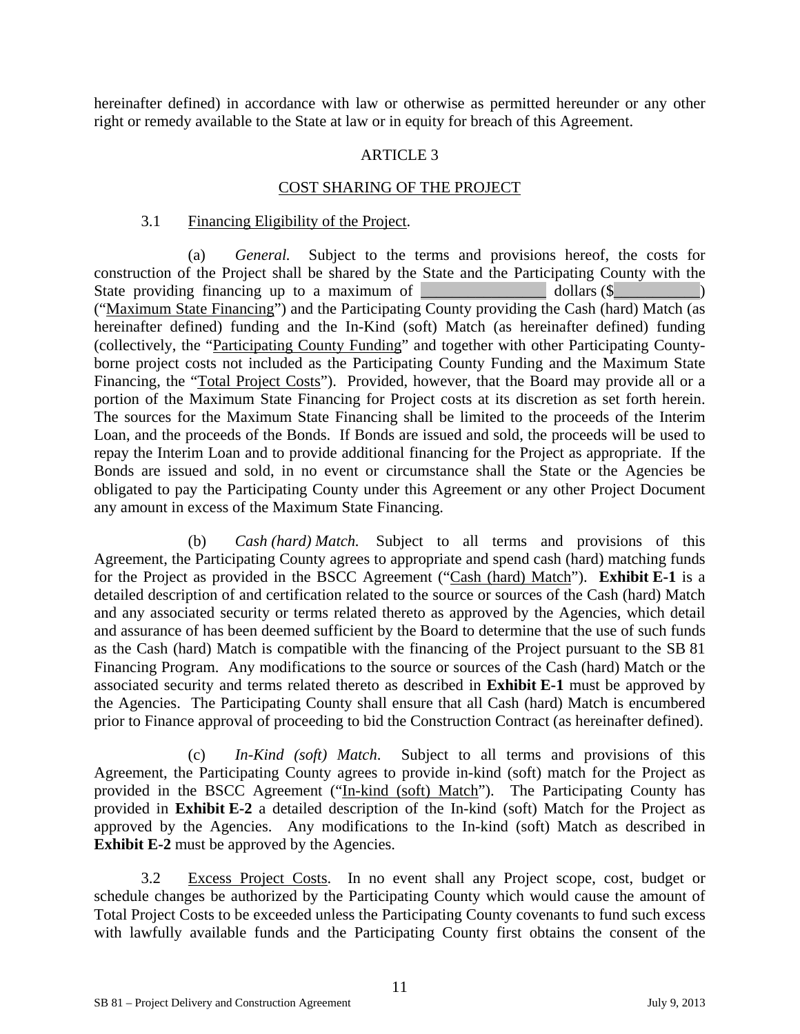hereinafter defined) in accordance with law or otherwise as permitted hereunder or any other right or remedy available to the State at law or in equity for breach of this Agreement.

## ARTICLE 3

## COST SHARING OF THE PROJECT

3.1 Financing Eligibility of the Project.

(a) *General.* Subject to the terms and provisions hereof, the costs for construction of the Project shall be shared by the State and the Participating County with the State providing financing up to a maximum of ________________ dollars ($___________) ("Maximum State Financing") and the Participating County providing the Cash (hard) Match (as hereinafter defined) funding and the In-Kind (soft) Match (as hereinafter defined) funding (collectively, the "Participating County Funding" and together with other Participating County-borne project costs not included as the Participating County Funding and the Maximum State Financing, the "Total Project Costs"). Provided, however, that the Board may provide all or a portion of the Maximum State Financing for Project costs at its discretion as set forth herein. The sources for the Maximum State Financing shall be limited to the proceeds of the Interim Loan, and the proceeds of the Bonds. If Bonds are issued and sold, the proceeds will be used to repay the Interim Loan and to provide additional financing for the Project as appropriate. If the Bonds are issued and sold, in no event or circumstance shall the State or the Agencies be obligated to pay the Participating County under this Agreement or any other Project Document any amount in excess of the Maximum State Financing.

(b) *Cash (hard) Match.* Subject to all terms and provisions of this Agreement, the Participating County agrees to appropriate and spend cash (hard) matching funds for the Project as provided in the BSCC Agreement ("Cash (hard) Match"). **Exhibit E-1** is a detailed description of and certification related to the source or sources of the Cash (hard) Match and any associated security or terms related thereto as approved by the Agencies, which detail and assurance of has been deemed sufficient by the Board to determine that the use of such funds as the Cash (hard) Match is compatible with the financing of the Project pursuant to the SB 81 Financing Program. Any modifications to the source or sources of the Cash (hard) Match or the associated security and terms related thereto as described in **Exhibit E-1** must be approved by the Agencies. The Participating County shall ensure that all Cash (hard) Match is encumbered prior to Finance approval of proceeding to bid the Construction Contract (as hereinafter defined).

(c) *In-Kind (soft) Match*. Subject to all terms and provisions of this Agreement, the Participating County agrees to provide in-kind (soft) match for the Project as provided in the BSCC Agreement ("In-kind (soft) Match"). The Participating County has provided in **Exhibit E-2** a detailed description of the In-kind (soft) Match for the Project as approved by the Agencies. Any modifications to the In-kind (soft) Match as described in **Exhibit E-2** must be approved by the Agencies.

3.2 Excess Project Costs. In no event shall any Project scope, cost, budget or schedule changes be authorized by the Participating County which would cause the amount of Total Project Costs to be exceeded unless the Participating County covenants to fund such excess with lawfully available funds and the Participating County first obtains the consent of the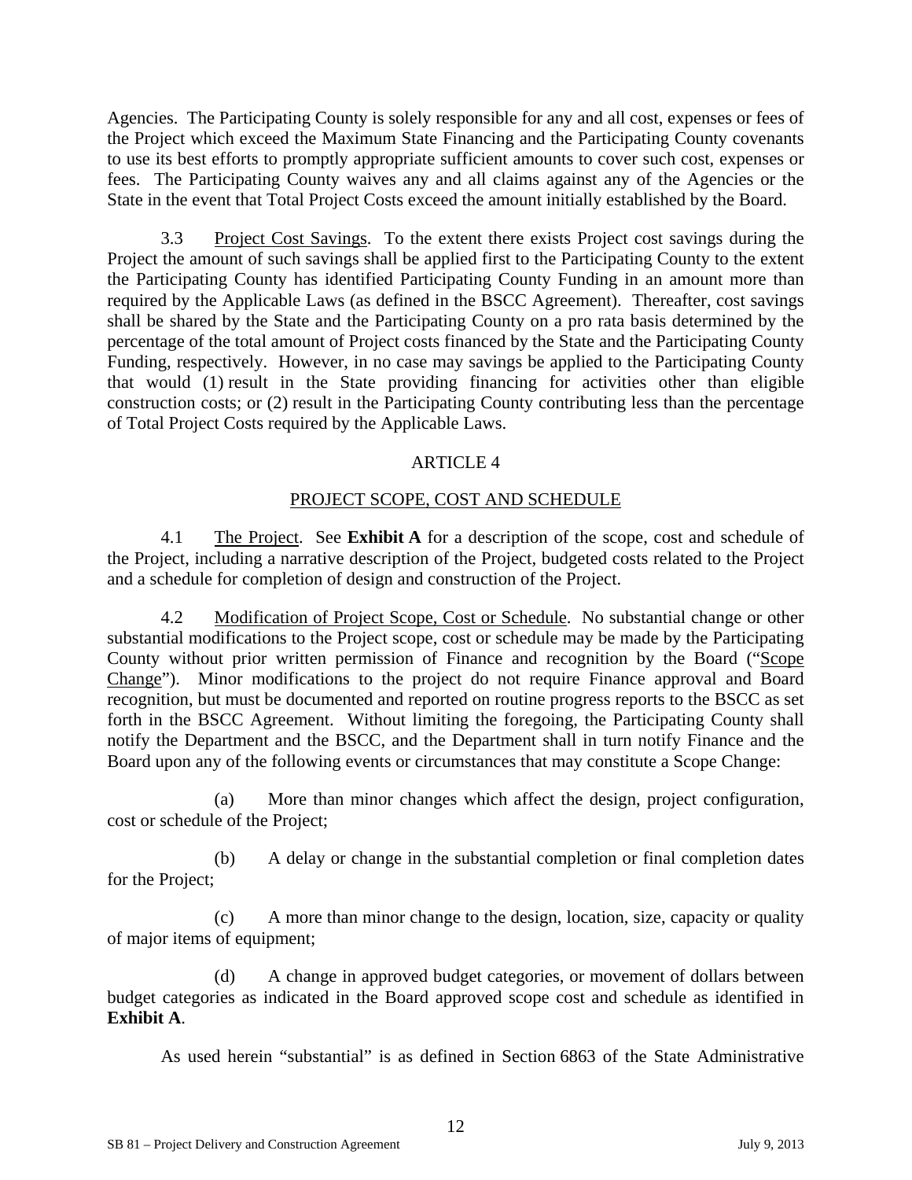Agencies. The Participating County is solely responsible for any and all cost, expenses or fees of the Project which exceed the Maximum State Financing and the Participating County covenants to use its best efforts to promptly appropriate sufficient amounts to cover such cost, expenses or fees. The Participating County waives any and all claims against any of the Agencies or the State in the event that Total Project Costs exceed the amount initially established by the Board.

3.3 Project Cost Savings. To the extent there exists Project cost savings during the Project the amount of such savings shall be applied first to the Participating County to the extent the Participating County has identified Participating County Funding in an amount more than required by the Applicable Laws (as defined in the BSCC Agreement). Thereafter, cost savings shall be shared by the State and the Participating County on a pro rata basis determined by the percentage of the total amount of Project costs financed by the State and the Participating County Funding, respectively. However, in no case may savings be applied to the Participating County that would (1) result in the State providing financing for activities other than eligible construction costs; or (2) result in the Participating County contributing less than the percentage of Total Project Costs required by the Applicable Laws.

## ARTICLE 4

## PROJECT SCOPE, COST AND SCHEDULE

4.1 The Project. See **Exhibit A** for a description of the scope, cost and schedule of the Project, including a narrative description of the Project, budgeted costs related to the Project and a schedule for completion of design and construction of the Project.

4.2 Modification of Project Scope, Cost or Schedule. No substantial change or other substantial modifications to the Project scope, cost or schedule may be made by the Participating County without prior written permission of Finance and recognition by the Board ("Scope Change"). Minor modifications to the project do not require Finance approval and Board recognition, but must be documented and reported on routine progress reports to the BSCC as set forth in the BSCC Agreement. Without limiting the foregoing, the Participating County shall notify the Department and the BSCC, and the Department shall in turn notify Finance and the Board upon any of the following events or circumstances that may constitute a Scope Change:

(a) More than minor changes which affect the design, project configuration, cost or schedule of the Project;

(b) A delay or change in the substantial completion or final completion dates for the Project;

(c) A more than minor change to the design, location, size, capacity or quality of major items of equipment;

(d) A change in approved budget categories, or movement of dollars between budget categories as indicated in the Board approved scope cost and schedule as identified in **Exhibit A**.

As used herein "substantial" is as defined in Section 6863 of the State Administrative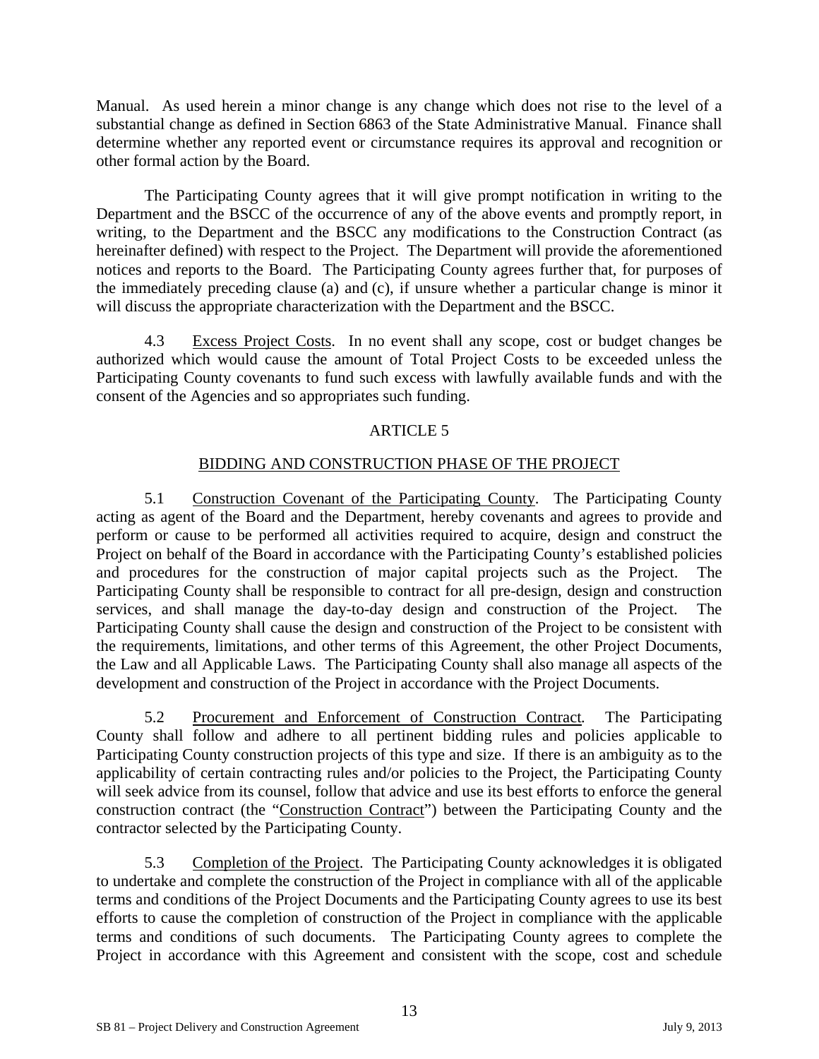Manual. As used herein a minor change is any change which does not rise to the level of a substantial change as defined in Section 6863 of the State Administrative Manual. Finance shall determine whether any reported event or circumstance requires its approval and recognition or other formal action by the Board.

The Participating County agrees that it will give prompt notification in writing to the Department and the BSCC of the occurrence of any of the above events and promptly report, in writing, to the Department and the BSCC any modifications to the Construction Contract (as hereinafter defined) with respect to the Project. The Department will provide the aforementioned notices and reports to the Board. The Participating County agrees further that, for purposes of the immediately preceding clause (a) and (c), if unsure whether a particular change is minor it will discuss the appropriate characterization with the Department and the BSCC.

4.3 Excess Project Costs. In no event shall any scope, cost or budget changes be authorized which would cause the amount of Total Project Costs to be exceeded unless the Participating County covenants to fund such excess with lawfully available funds and with the consent of the Agencies and so appropriates such funding.

## ARTICLE 5

## BIDDING AND CONSTRUCTION PHASE OF THE PROJECT

5.1 Construction Covenant of the Participating County. The Participating County acting as agent of the Board and the Department, hereby covenants and agrees to provide and perform or cause to be performed all activities required to acquire, design and construct the Project on behalf of the Board in accordance with the Participating County's established policies and procedures for the construction of major capital projects such as the Project. The Participating County shall be responsible to contract for all pre-design, design and construction services, and shall manage the day-to-day design and construction of the Project. The Participating County shall cause the design and construction of the Project to be consistent with the requirements, limitations, and other terms of this Agreement, the other Project Documents, the Law and all Applicable Laws. The Participating County shall also manage all aspects of the development and construction of the Project in accordance with the Project Documents.

5.2 Procurement and Enforcement of Construction Contract. The Participating County shall follow and adhere to all pertinent bidding rules and policies applicable to Participating County construction projects of this type and size. If there is an ambiguity as to the applicability of certain contracting rules and/or policies to the Project, the Participating County will seek advice from its counsel, follow that advice and use its best efforts to enforce the general construction contract (the "Construction Contract") between the Participating County and the contractor selected by the Participating County.

5.3 Completion of the Project. The Participating County acknowledges it is obligated to undertake and complete the construction of the Project in compliance with all of the applicable terms and conditions of the Project Documents and the Participating County agrees to use its best efforts to cause the completion of construction of the Project in compliance with the applicable terms and conditions of such documents. The Participating County agrees to complete the Project in accordance with this Agreement and consistent with the scope, cost and schedule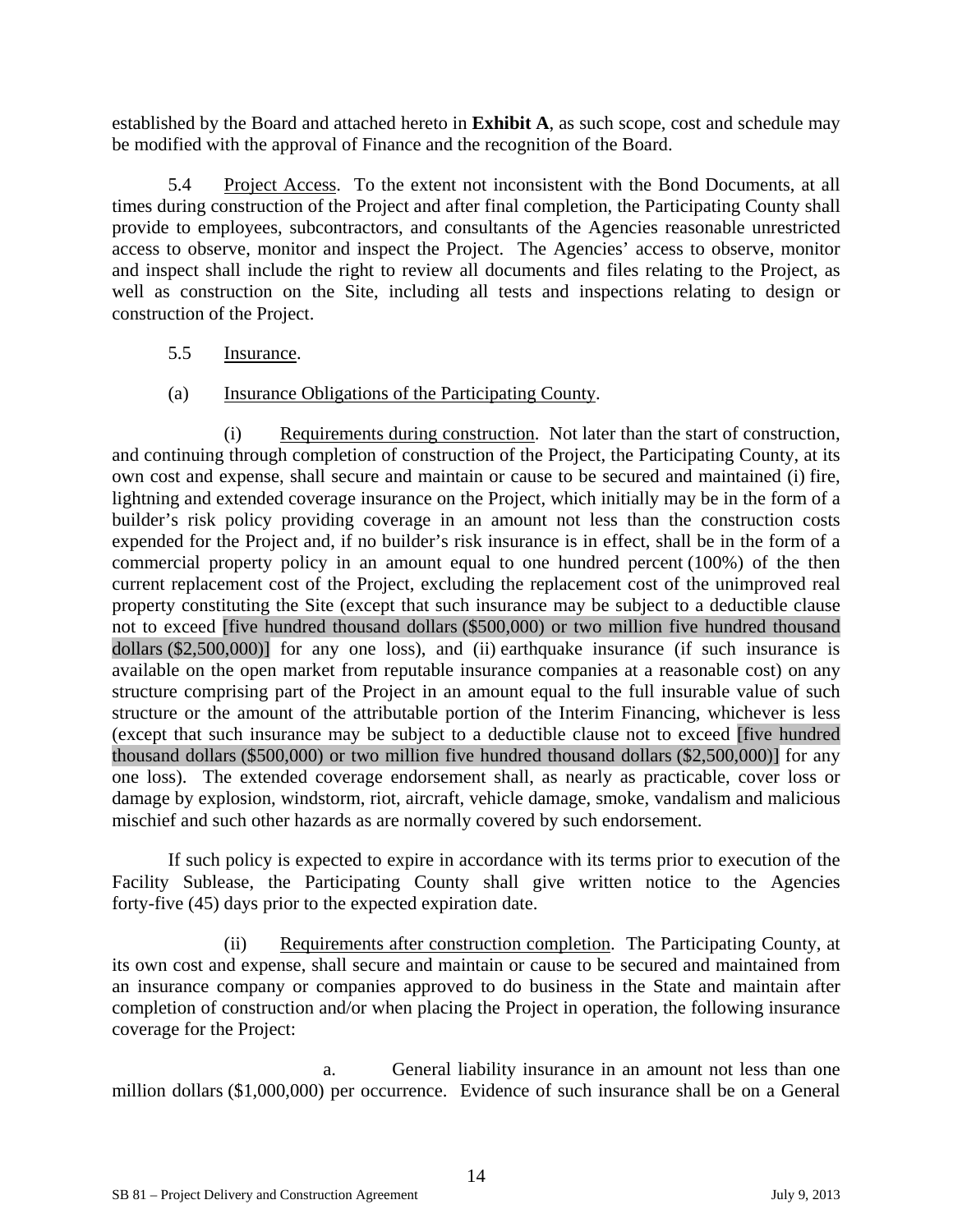established by the Board and attached hereto in **Exhibit A**, as such scope, cost and schedule may be modified with the approval of Finance and the recognition of the Board.

5.4 Project Access. To the extent not inconsistent with the Bond Documents, at all times during construction of the Project and after final completion, the Participating County shall provide to employees, subcontractors, and consultants of the Agencies reasonable unrestricted access to observe, monitor and inspect the Project. The Agencies' access to observe, monitor and inspect shall include the right to review all documents and files relating to the Project, as well as construction on the Site, including all tests and inspections relating to design or construction of the Project.

5.5 Insurance.

(a) Insurance Obligations of the Participating County.

(i) Requirements during construction. Not later than the start of construction, and continuing through completion of construction of the Project, the Participating County, at its own cost and expense, shall secure and maintain or cause to be secured and maintained (i) fire, lightning and extended coverage insurance on the Project, which initially may be in the form of a builder's risk policy providing coverage in an amount not less than the construction costs expended for the Project and, if no builder's risk insurance is in effect, shall be in the form of a commercial property policy in an amount equal to one hundred percent (100%) of the then current replacement cost of the Project, excluding the replacement cost of the unimproved real property constituting the Site (except that such insurance may be subject to a deductible clause not to exceed [five hundred thousand dollars ($500,000) or two million five hundred thousand dollars ($2,500,000)] for any one loss), and (ii) earthquake insurance (if such insurance is available on the open market from reputable insurance companies at a reasonable cost) on any structure comprising part of the Project in an amount equal to the full insurable value of such structure or the amount of the attributable portion of the Interim Financing, whichever is less (except that such insurance may be subject to a deductible clause not to exceed [five hundred thousand dollars ($500,000) or two million five hundred thousand dollars ($2,500,000)] for any one loss). The extended coverage endorsement shall, as nearly as practicable, cover loss or damage by explosion, windstorm, riot, aircraft, vehicle damage, smoke, vandalism and malicious mischief and such other hazards as are normally covered by such endorsement.

If such policy is expected to expire in accordance with its terms prior to execution of the Facility Sublease, the Participating County shall give written notice to the Agencies forty-five (45) days prior to the expected expiration date.

(ii) Requirements after construction completion. The Participating County, at its own cost and expense, shall secure and maintain or cause to be secured and maintained from an insurance company or companies approved to do business in the State and maintain after completion of construction and/or when placing the Project in operation, the following insurance coverage for the Project:

a. General liability insurance in an amount not less than one million dollars ($1,000,000) per occurrence. Evidence of such insurance shall be on a General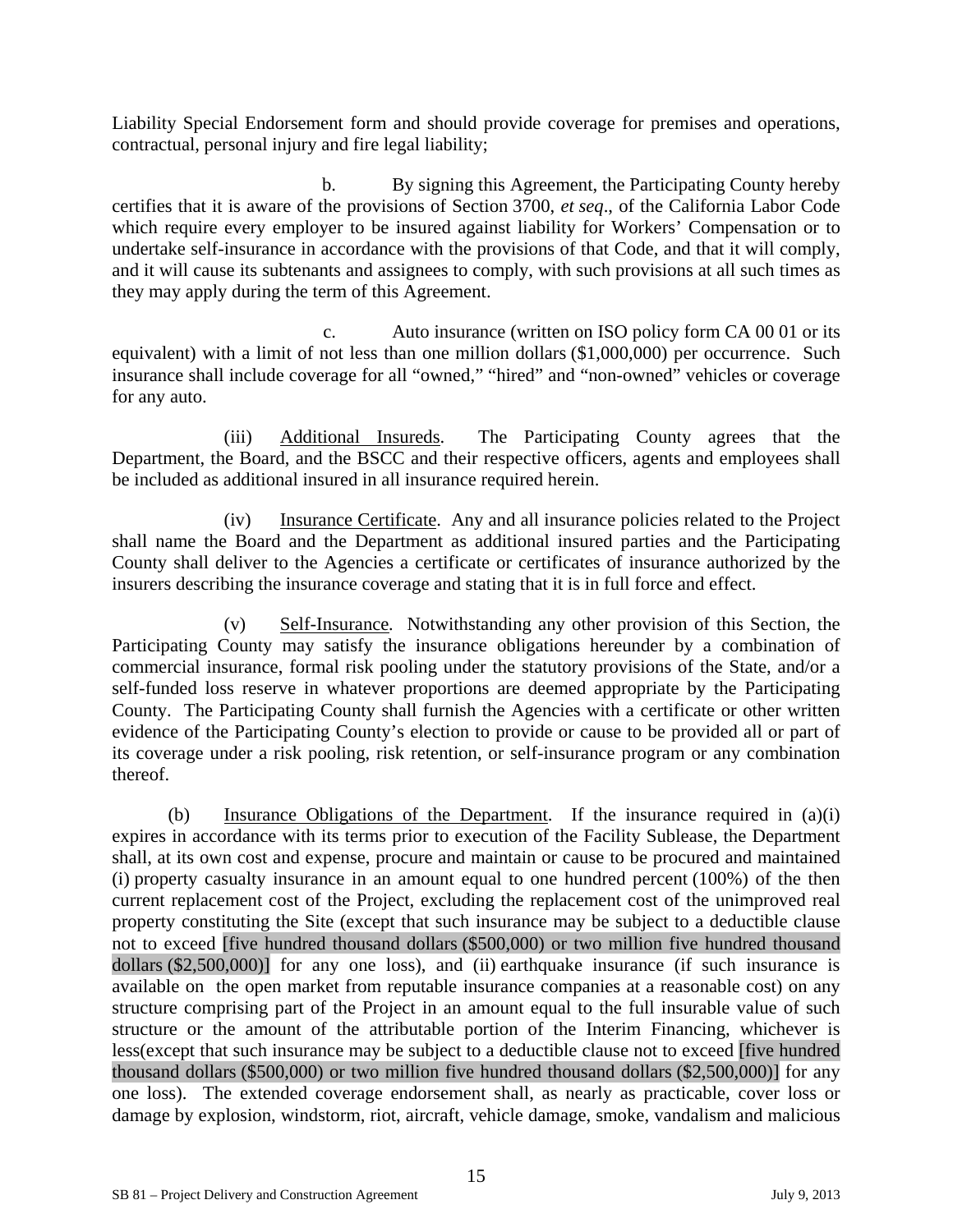Liability Special Endorsement form and should provide coverage for premises and operations, contractual, personal injury and fire legal liability;

b. By signing this Agreement, the Participating County hereby certifies that it is aware of the provisions of Section 3700, *et seq*., of the California Labor Code which require every employer to be insured against liability for Workers' Compensation or to undertake self-insurance in accordance with the provisions of that Code, and that it will comply, and it will cause its subtenants and assignees to comply, with such provisions at all such times as they may apply during the term of this Agreement.

c. Auto insurance (written on ISO policy form CA 00 01 or its equivalent) with a limit of not less than one million dollars ($1,000,000) per occurrence. Such insurance shall include coverage for all "owned," "hired" and "non-owned" vehicles or coverage for any auto.

(iii) Additional Insureds. The Participating County agrees that the Department, the Board, and the BSCC and their respective officers, agents and employees shall be included as additional insured in all insurance required herein.

(iv) Insurance Certificate. Any and all insurance policies related to the Project shall name the Board and the Department as additional insured parties and the Participating County shall deliver to the Agencies a certificate or certificates of insurance authorized by the insurers describing the insurance coverage and stating that it is in full force and effect.

(v) Self-Insurance. Notwithstanding any other provision of this Section, the Participating County may satisfy the insurance obligations hereunder by a combination of commercial insurance, formal risk pooling under the statutory provisions of the State, and/or a self-funded loss reserve in whatever proportions are deemed appropriate by the Participating County. The Participating County shall furnish the Agencies with a certificate or other written evidence of the Participating County's election to provide or cause to be provided all or part of its coverage under a risk pooling, risk retention, or self-insurance program or any combination thereof.

(b) Insurance Obligations of the Department. If the insurance required in (a)(i) expires in accordance with its terms prior to execution of the Facility Sublease, the Department shall, at its own cost and expense, procure and maintain or cause to be procured and maintained (i) property casualty insurance in an amount equal to one hundred percent (100%) of the then current replacement cost of the Project, excluding the replacement cost of the unimproved real property constituting the Site (except that such insurance may be subject to a deductible clause not to exceed [five hundred thousand dollars ($500,000) or two million five hundred thousand dollars ($2,500,000)] for any one loss), and (ii) earthquake insurance (if such insurance is available on the open market from reputable insurance companies at a reasonable cost) on any structure comprising part of the Project in an amount equal to the full insurable value of such structure or the amount of the attributable portion of the Interim Financing, whichever is less(except that such insurance may be subject to a deductible clause not to exceed [five hundred thousand dollars ($500,000) or two million five hundred thousand dollars ($2,500,000)] for any one loss). The extended coverage endorsement shall, as nearly as practicable, cover loss or damage by explosion, windstorm, riot, aircraft, vehicle damage, smoke, vandalism and malicious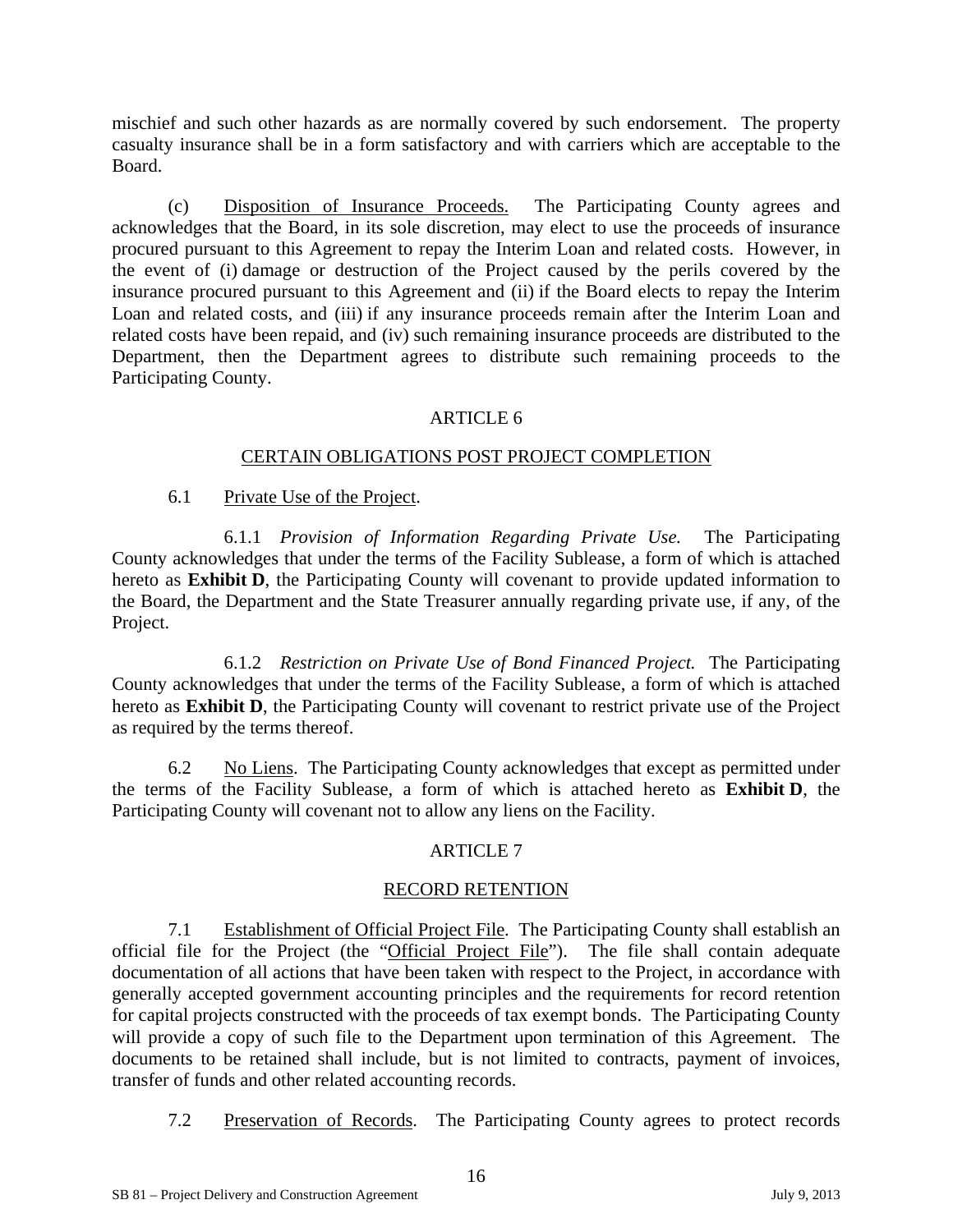mischief and such other hazards as are normally covered by such endorsement. The property casualty insurance shall be in a form satisfactory and with carriers which are acceptable to the Board.

(c) Disposition of Insurance Proceeds. The Participating County agrees and acknowledges that the Board, in its sole discretion, may elect to use the proceeds of insurance procured pursuant to this Agreement to repay the Interim Loan and related costs. However, in the event of (i) damage or destruction of the Project caused by the perils covered by the insurance procured pursuant to this Agreement and (ii) if the Board elects to repay the Interim Loan and related costs, and (iii) if any insurance proceeds remain after the Interim Loan and related costs have been repaid, and (iv) such remaining insurance proceeds are distributed to the Department, then the Department agrees to distribute such remaining proceeds to the Participating County.

## ARTICLE 6

## CERTAIN OBLIGATIONS POST PROJECT COMPLETION

6.1 Private Use of the Project.

6.1.1 *Provision of Information Regarding Private Use.* The Participating County acknowledges that under the terms of the Facility Sublease, a form of which is attached hereto as **Exhibit D**, the Participating County will covenant to provide updated information to the Board, the Department and the State Treasurer annually regarding private use, if any, of the Project.

6.1.2 *Restriction on Private Use of Bond Financed Project.* The Participating County acknowledges that under the terms of the Facility Sublease, a form of which is attached hereto as **Exhibit D**, the Participating County will covenant to restrict private use of the Project as required by the terms thereof.

6.2 No Liens. The Participating County acknowledges that except as permitted under the terms of the Facility Sublease, a form of which is attached hereto as **Exhibit D**, the Participating County will covenant not to allow any liens on the Facility.

## ARTICLE 7

## RECORD RETENTION

7.1 Establishment of Official Project File. The Participating County shall establish an official file for the Project (the "Official Project File"). The file shall contain adequate documentation of all actions that have been taken with respect to the Project, in accordance with generally accepted government accounting principles and the requirements for record retention for capital projects constructed with the proceeds of tax exempt bonds. The Participating County will provide a copy of such file to the Department upon termination of this Agreement. The documents to be retained shall include, but is not limited to contracts, payment of invoices, transfer of funds and other related accounting records.

7.2 Preservation of Records. The Participating County agrees to protect records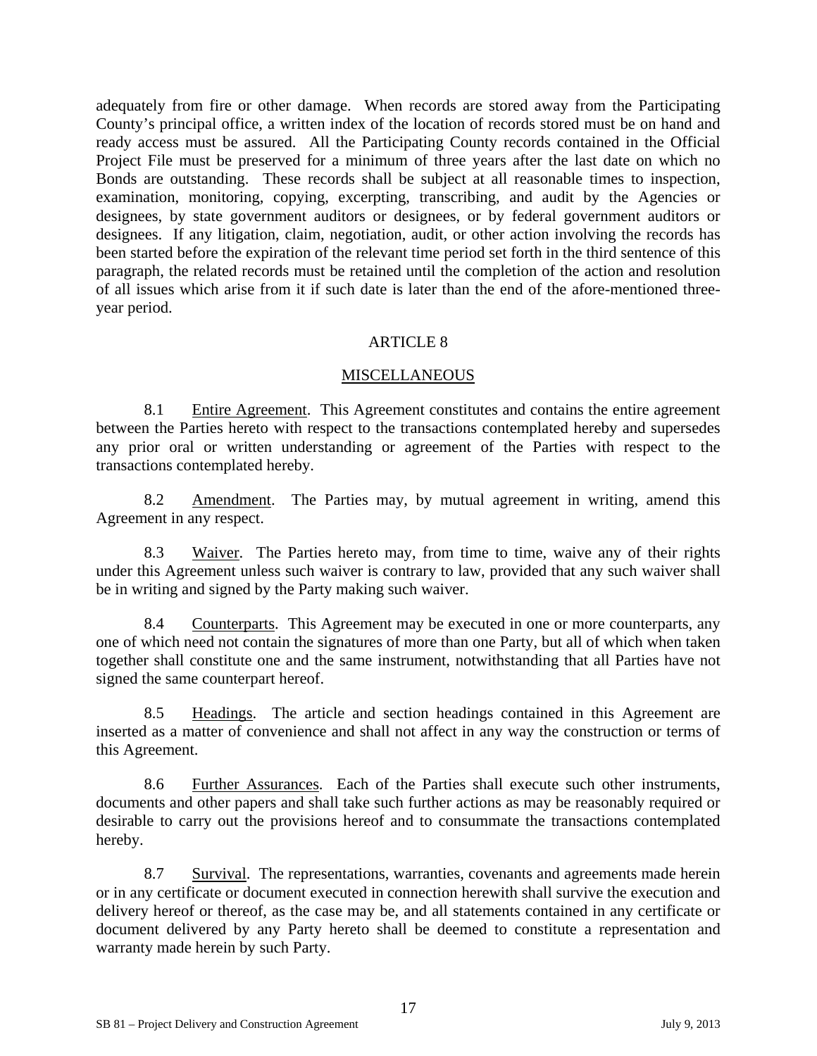adequately from fire or other damage. When records are stored away from the Participating County's principal office, a written index of the location of records stored must be on hand and ready access must be assured. All the Participating County records contained in the Official Project File must be preserved for a minimum of three years after the last date on which no Bonds are outstanding. These records shall be subject at all reasonable times to inspection, examination, monitoring, copying, excerpting, transcribing, and audit by the Agencies or designees, by state government auditors or designees, or by federal government auditors or designees. If any litigation, claim, negotiation, audit, or other action involving the records has been started before the expiration of the relevant time period set forth in the third sentence of this paragraph, the related records must be retained until the completion of the action and resolution of all issues which arise from it if such date is later than the end of the afore-mentioned three-year period.

## ARTICLE 8

## MISCELLANEOUS

8.1 Entire Agreement. This Agreement constitutes and contains the entire agreement between the Parties hereto with respect to the transactions contemplated hereby and supersedes any prior oral or written understanding or agreement of the Parties with respect to the transactions contemplated hereby.

8.2 Amendment. The Parties may, by mutual agreement in writing, amend this Agreement in any respect.

8.3 Waiver. The Parties hereto may, from time to time, waive any of their rights under this Agreement unless such waiver is contrary to law, provided that any such waiver shall be in writing and signed by the Party making such waiver.

8.4 Counterparts. This Agreement may be executed in one or more counterparts, any one of which need not contain the signatures of more than one Party, but all of which when taken together shall constitute one and the same instrument, notwithstanding that all Parties have not signed the same counterpart hereof.

8.5 Headings. The article and section headings contained in this Agreement are inserted as a matter of convenience and shall not affect in any way the construction or terms of this Agreement.

8.6 Further Assurances. Each of the Parties shall execute such other instruments, documents and other papers and shall take such further actions as may be reasonably required or desirable to carry out the provisions hereof and to consummate the transactions contemplated hereby.

8.7 Survival. The representations, warranties, covenants and agreements made herein or in any certificate or document executed in connection herewith shall survive the execution and delivery hereof or thereof, as the case may be, and all statements contained in any certificate or document delivered by any Party hereto shall be deemed to constitute a representation and warranty made herein by such Party.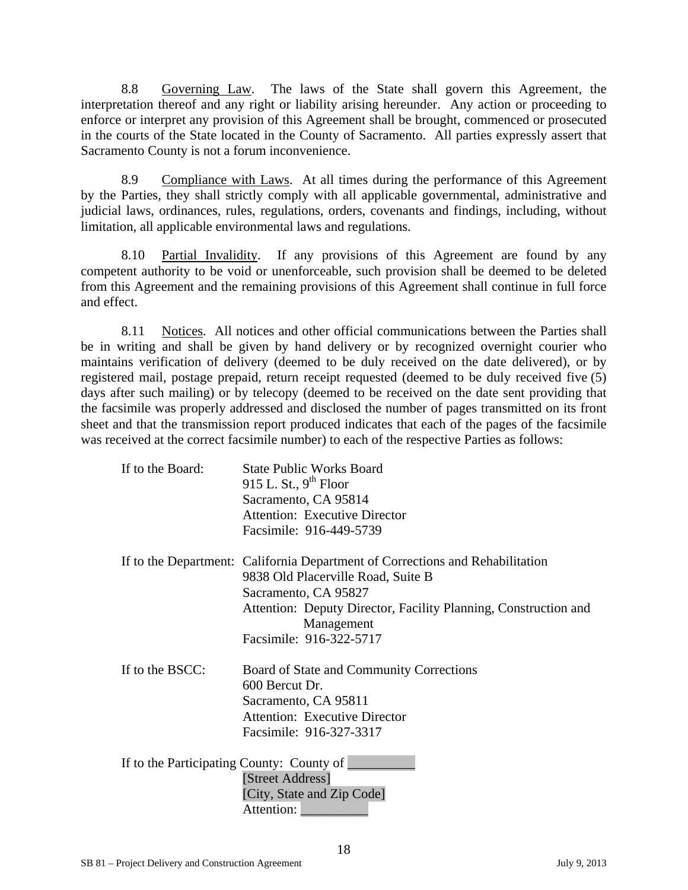8.8 Governing Law. The laws of the State shall govern this Agreement, the interpretation thereof and any right or liability arising hereunder. Any action or proceeding to enforce or interpret any provision of this Agreement shall be brought, commenced or prosecuted in the courts of the State located in the County of Sacramento. All parties expressly assert that Sacramento County is not a forum inconvenience.

8.9 Compliance with Laws. At all times during the performance of this Agreement by the Parties, they shall strictly comply with all applicable governmental, administrative and judicial laws, ordinances, rules, regulations, orders, covenants and findings, including, without limitation, all applicable environmental laws and regulations.

8.10 Partial Invalidity. If any provisions of this Agreement are found by any competent authority to be void or unenforceable, such provision shall be deemed to be deleted from this Agreement and the remaining provisions of this Agreement shall continue in full force and effect.

8.11 Notices. All notices and other official communications between the Parties shall be in writing and shall be given by hand delivery or by recognized overnight courier who maintains verification of delivery (deemed to be duly received on the date delivered), or by registered mail, postage prepaid, return receipt requested (deemed to be duly received five (5) days after such mailing) or by telecopy (deemed to be received on the date sent providing that the facsimile was properly addressed and disclosed the number of pages transmitted on its front sheet and that the transmission report produced indicates that each of the pages of the facsimile was received at the correct facsimile number) to each of the respective Parties as follows:

If to the Board:
State Public Works Board
915 L. St., 9th Floor
Sacramento, CA 95814
Attention: Executive Director
Facsimile: 916-449-5739

If to the Department:
California Department of Corrections and Rehabilitation
9838 Old Placerville Road, Suite B
Sacramento, CA 95827
Attention: Deputy Director, Facility Planning, Construction and Management
Facsimile: 916-322-5717

If to the BSCC:
Board of State and Community Corrections
600 Bercut Dr.
Sacramento, CA 95811
Attention: Executive Director
Facsimile: 916-327-3317

If to the Participating County: County of __________
[Street Address]
[City, State and Zip Code]
Attention: __________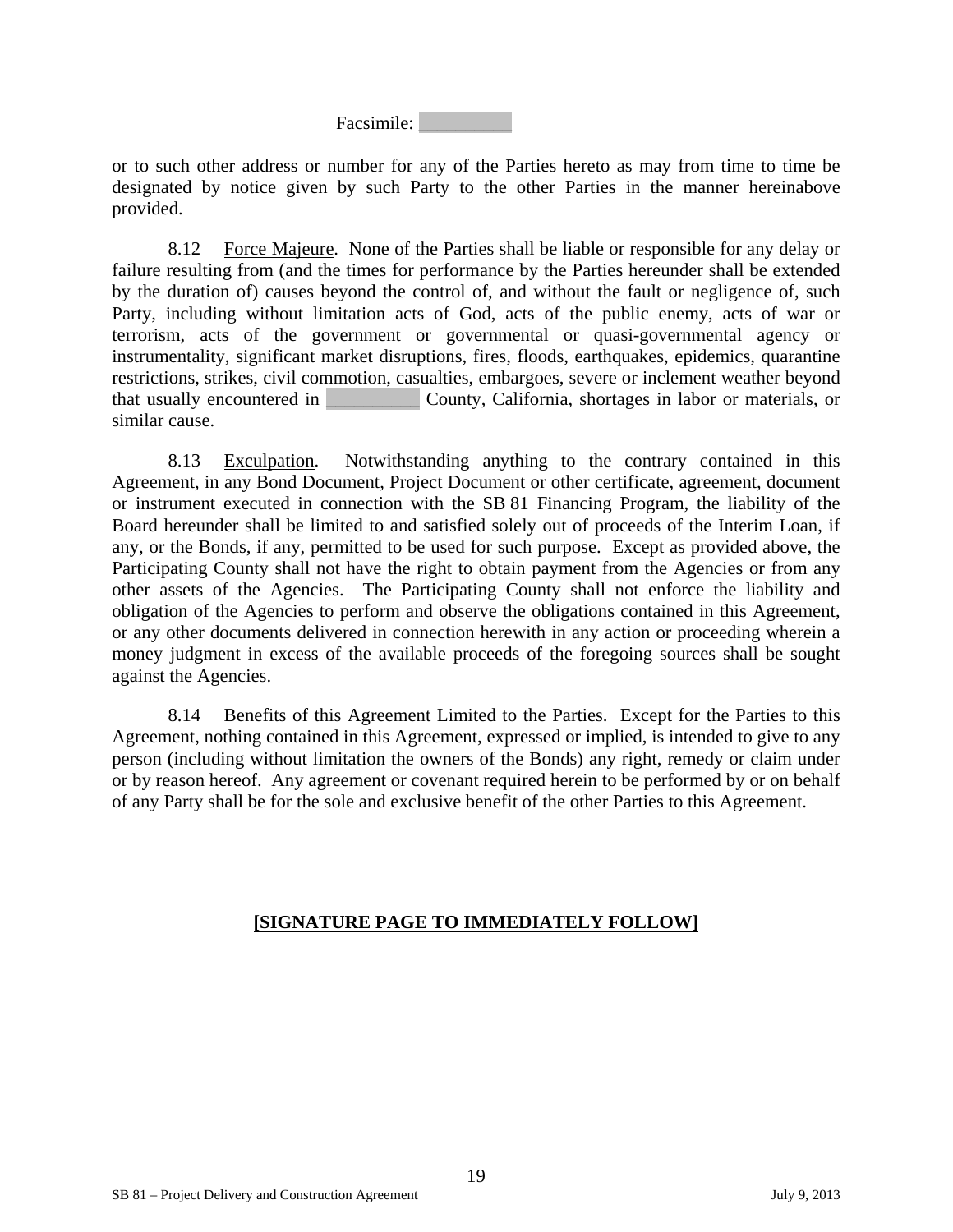Facsimile: __________

or to such other address or number for any of the Parties hereto as may from time to time be designated by notice given by such Party to the other Parties in the manner hereinabove provided.

8.12 Force Majeure. None of the Parties shall be liable or responsible for any delay or failure resulting from (and the times for performance by the Parties hereunder shall be extended by the duration of) causes beyond the control of, and without the fault or negligence of, such Party, including without limitation acts of God, acts of the public enemy, acts of war or terrorism, acts of the government or governmental or quasi-governmental agency or instrumentality, significant market disruptions, fires, floods, earthquakes, epidemics, quarantine restrictions, strikes, civil commotion, casualties, embargoes, severe or inclement weather beyond that usually encountered in __________ County, California, shortages in labor or materials, or similar cause.

8.13 Exculpation. Notwithstanding anything to the contrary contained in this Agreement, in any Bond Document, Project Document or other certificate, agreement, document or instrument executed in connection with the SB 81 Financing Program, the liability of the Board hereunder shall be limited to and satisfied solely out of proceeds of the Interim Loan, if any, or the Bonds, if any, permitted to be used for such purpose. Except as provided above, the Participating County shall not have the right to obtain payment from the Agencies or from any other assets of the Agencies. The Participating County shall not enforce the liability and obligation of the Agencies to perform and observe the obligations contained in this Agreement, or any other documents delivered in connection herewith in any action or proceeding wherein a money judgment in excess of the available proceeds of the foregoing sources shall be sought against the Agencies.

8.14 Benefits of this Agreement Limited to the Parties. Except for the Parties to this Agreement, nothing contained in this Agreement, expressed or implied, is intended to give to any person (including without limitation the owners of the Bonds) any right, remedy or claim under or by reason hereof. Any agreement or covenant required herein to be performed by or on behalf of any Party shall be for the sole and exclusive benefit of the other Parties to this Agreement.

**[SIGNATURE PAGE TO IMMEDIATELY FOLLOW]**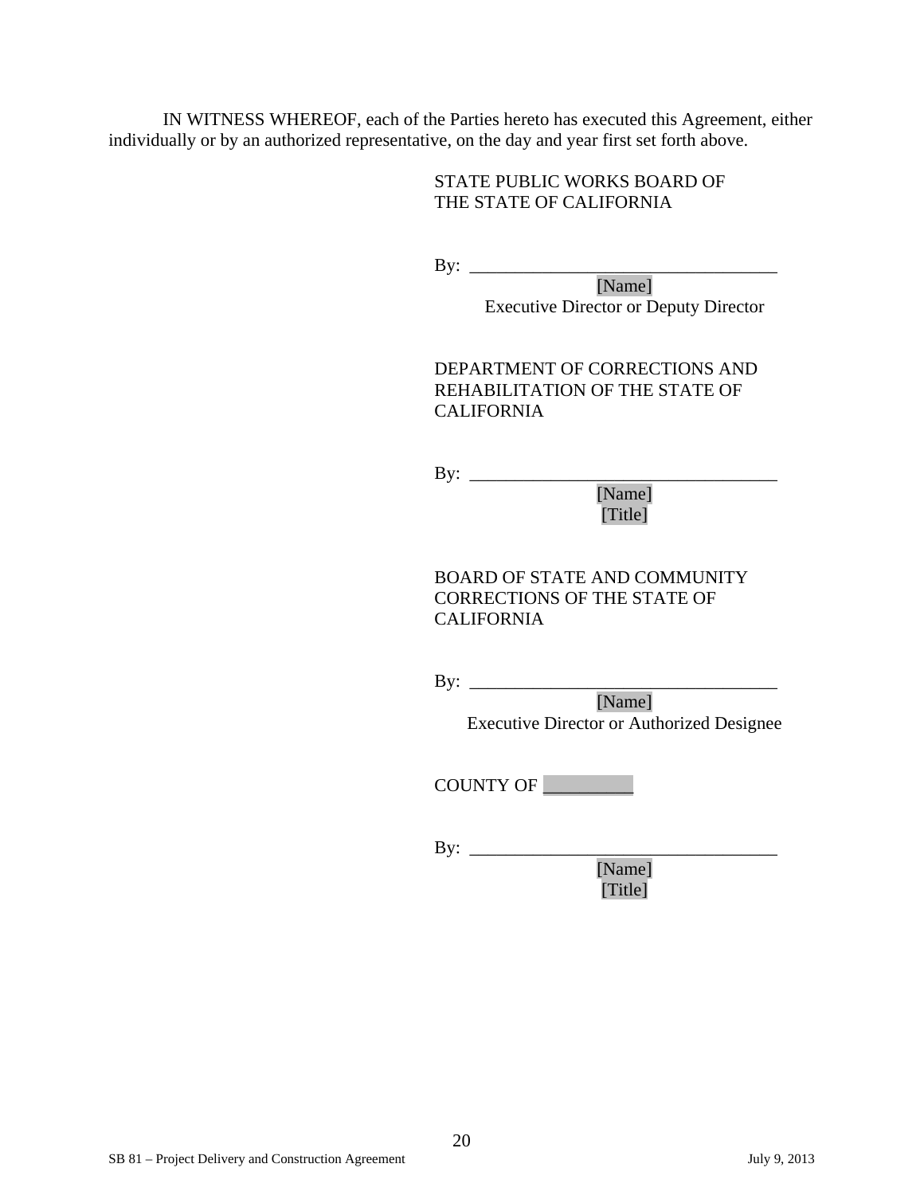IN WITNESS WHEREOF, each of the Parties hereto has executed this Agreement, either individually or by an authorized representative, on the day and year first set forth above.

STATE PUBLIC WORKS BOARD OF THE STATE OF CALIFORNIA

By: ________________________________
[Name]
Executive Director or Deputy Director

DEPARTMENT OF CORRECTIONS AND REHABILITATION OF THE STATE OF CALIFORNIA

By: ________________________________
[Name]
[Title]

BOARD OF STATE AND COMMUNITY CORRECTIONS OF THE STATE OF CALIFORNIA

By: ________________________________
[Name]
Executive Director or Authorized Designee

COUNTY OF __________

By: ________________________________
[Name]
[Title]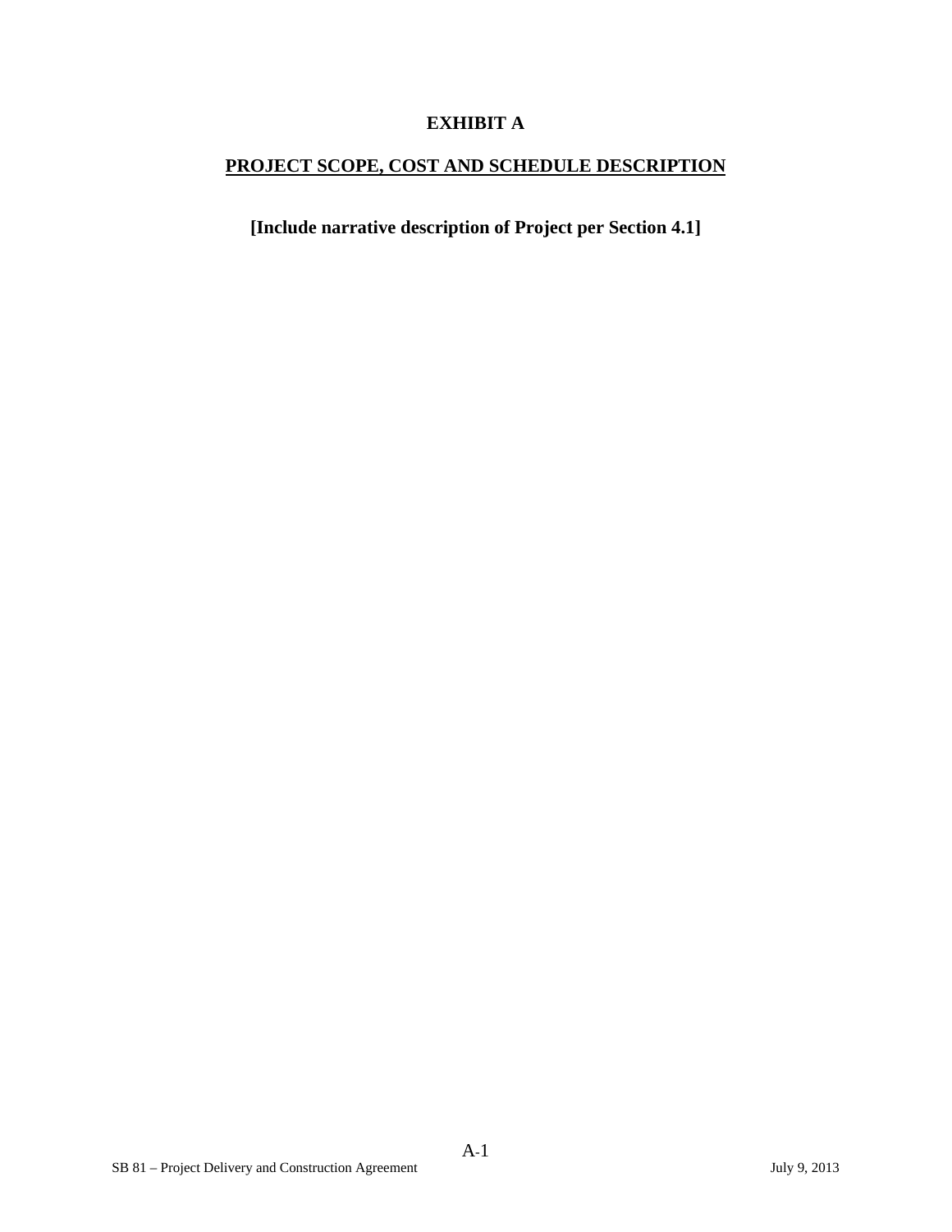# EXHIBIT A

## PROJECT SCOPE, COST AND SCHEDULE DESCRIPTION

**[Include narrative description of Project per Section 4.1]**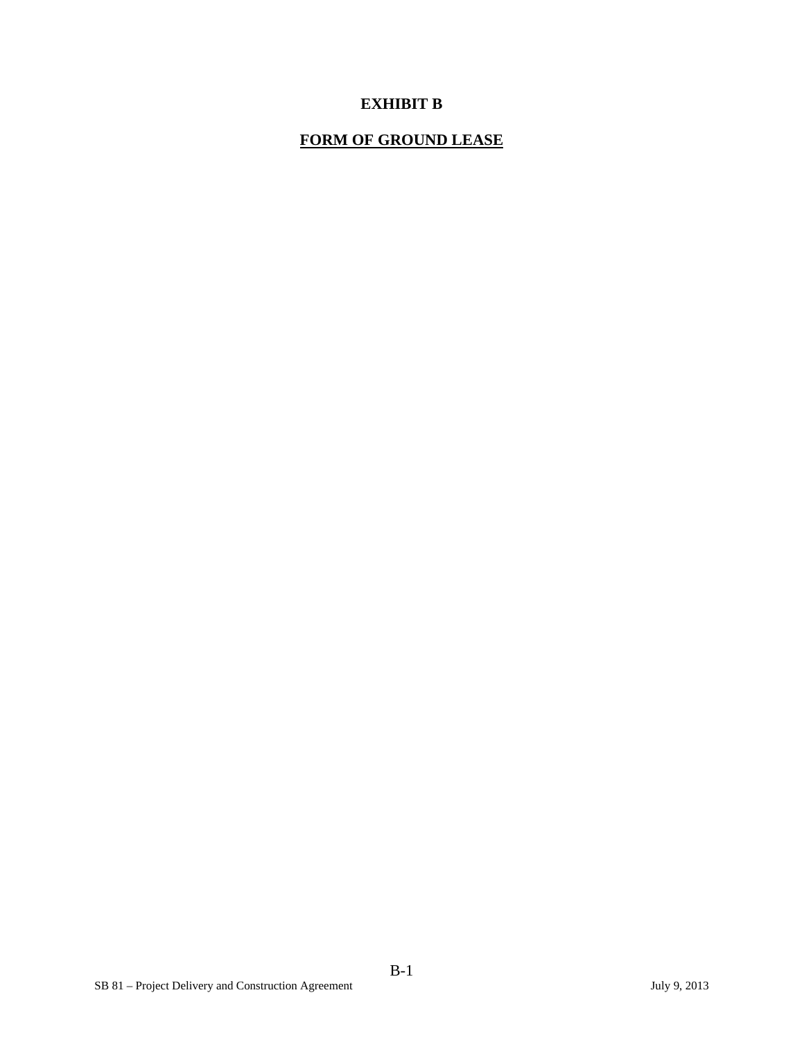# EXHIBIT B

## <u>FORM OF GROUND LEASE</u>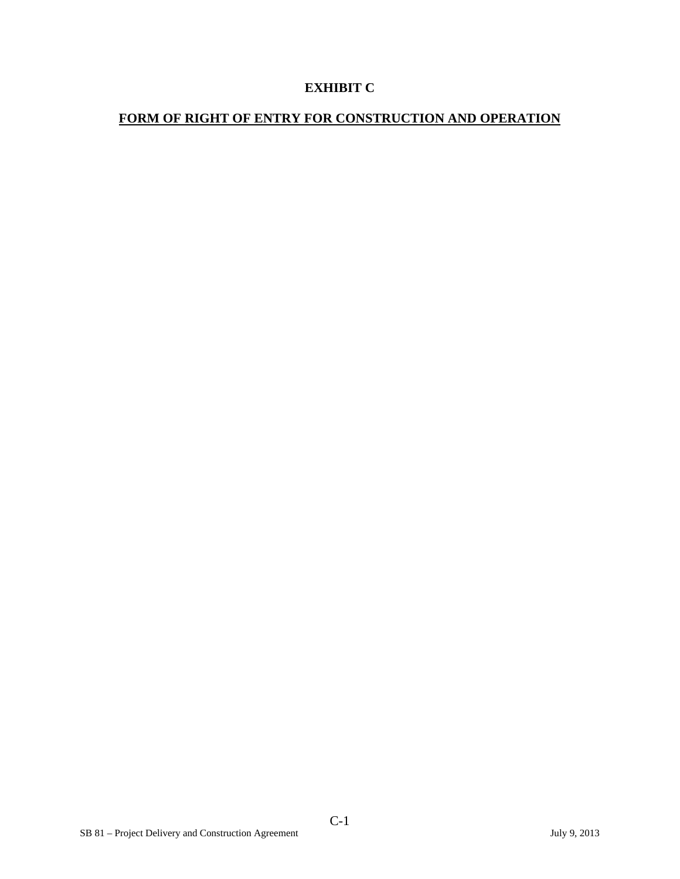# EXHIBIT C

## FORM OF RIGHT OF ENTRY FOR CONSTRUCTION AND OPERATION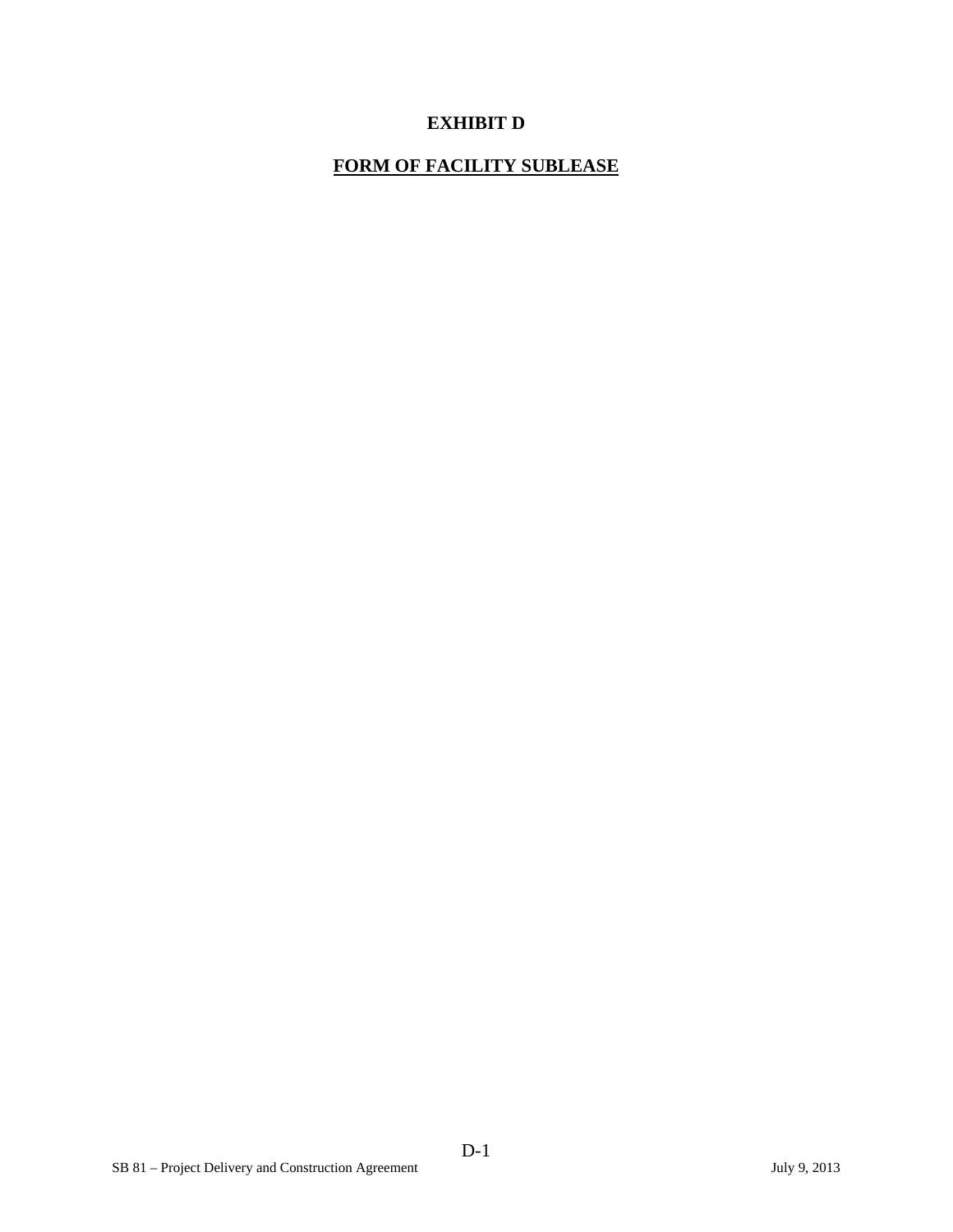# EXHIBIT D

## FORM OF FACILITY SUBLEASE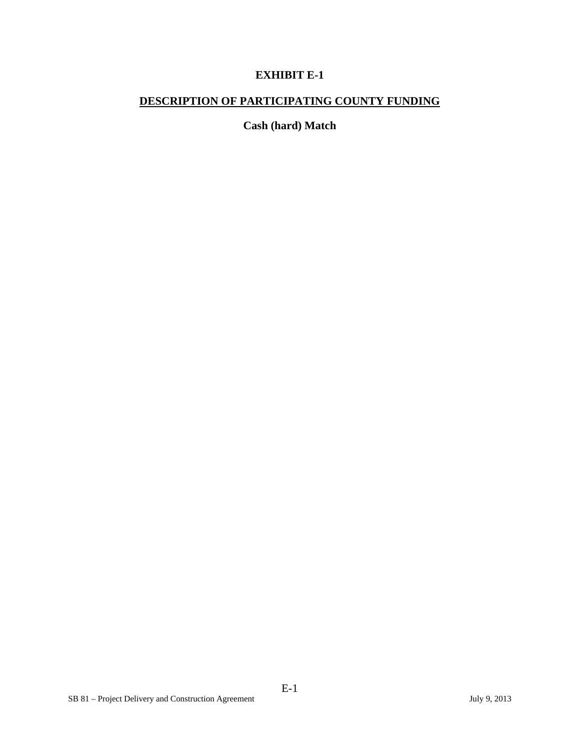# EXHIBIT E-1

## DESCRIPTION OF PARTICIPATING COUNTY FUNDING

### Cash (hard) Match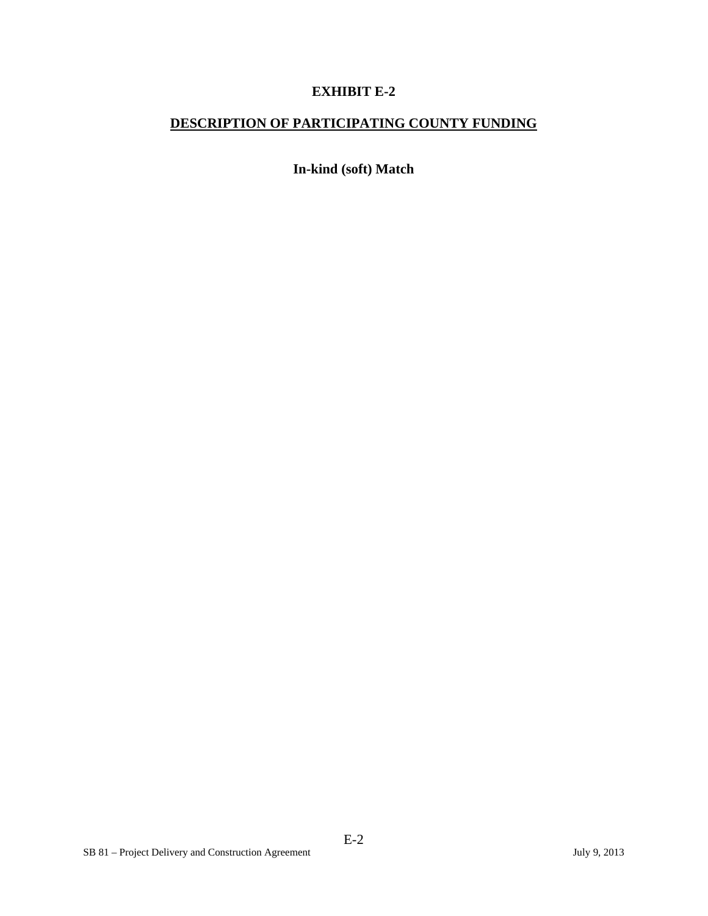# EXHIBIT E-2

## DESCRIPTION OF PARTICIPATING COUNTY FUNDING

**In-kind (soft) Match**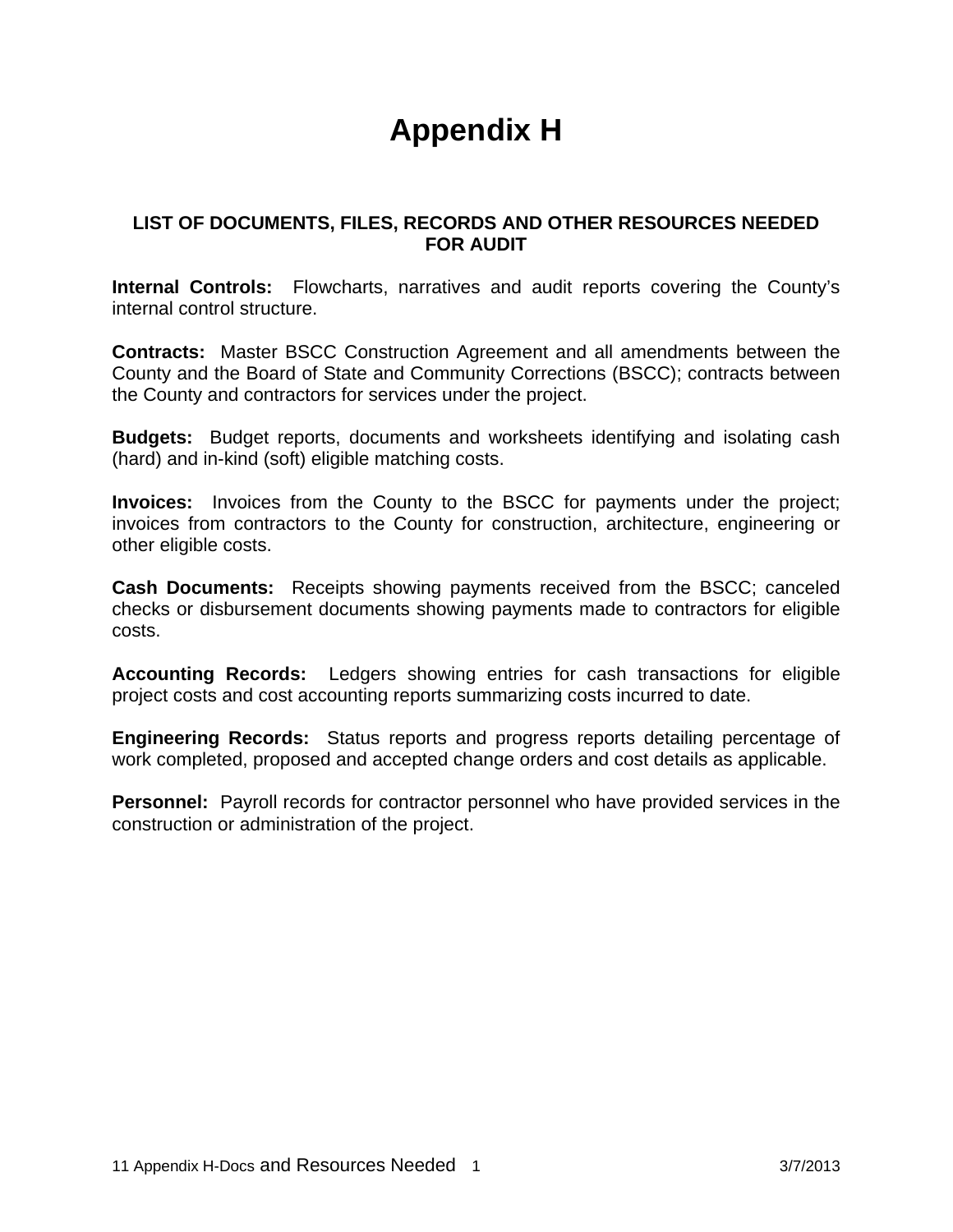# Appendix H

## LIST OF DOCUMENTS, FILES, RECORDS AND OTHER RESOURCES NEEDED FOR AUDIT

**Internal Controls:** Flowcharts, narratives and audit reports covering the County's internal control structure.

**Contracts:** Master BSCC Construction Agreement and all amendments between the County and the Board of State and Community Corrections (BSCC); contracts between the County and contractors for services under the project.

**Budgets:** Budget reports, documents and worksheets identifying and isolating cash (hard) and in-kind (soft) eligible matching costs.

**Invoices:** Invoices from the County to the BSCC for payments under the project; invoices from contractors to the County for construction, architecture, engineering or other eligible costs.

**Cash Documents:** Receipts showing payments received from the BSCC; canceled checks or disbursement documents showing payments made to contractors for eligible costs.

**Accounting Records:** Ledgers showing entries for cash transactions for eligible project costs and cost accounting reports summarizing costs incurred to date.

**Engineering Records:** Status reports and progress reports detailing percentage of work completed, proposed and accepted change orders and cost details as applicable.

**Personnel:** Payroll records for contractor personnel who have provided services in the construction or administration of the project.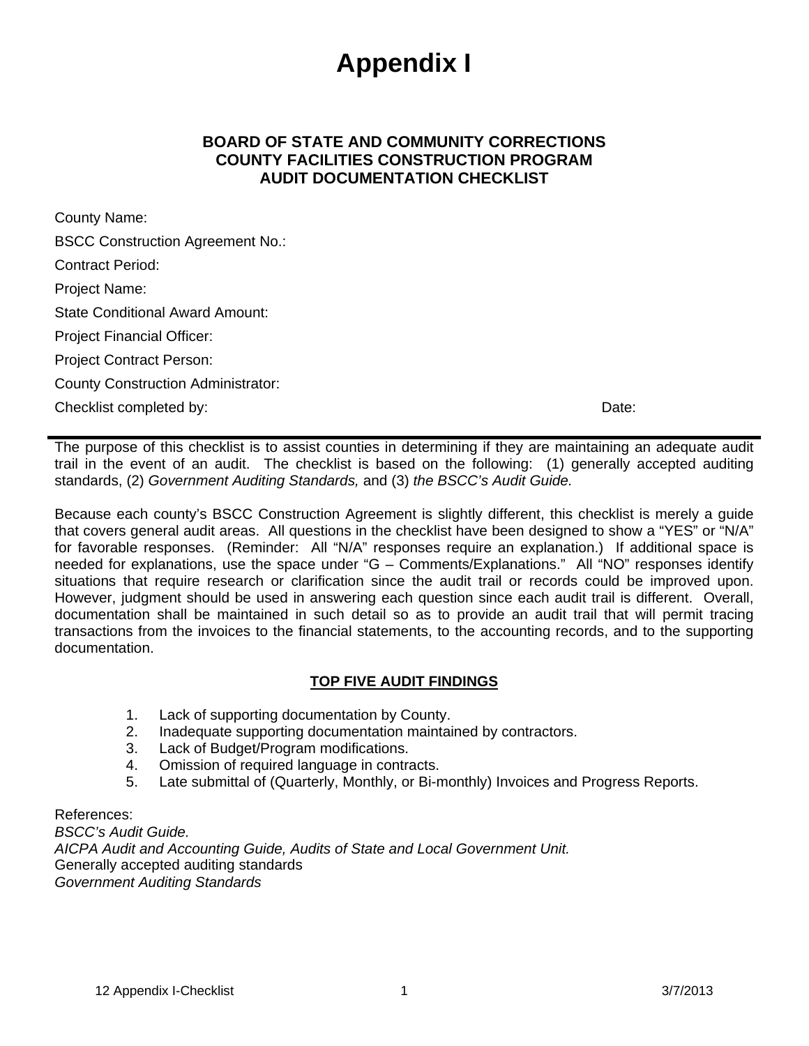# Appendix I

### BOARD OF STATE AND COMMUNITY CORRECTIONS
### COUNTY FACILITIES CONSTRUCTION PROGRAM
### AUDIT DOCUMENTATION CHECKLIST

County Name:

BSCC Construction Agreement No.:

Contract Period:

Project Name:

State Conditional Award Amount:

Project Financial Officer:

Project Contract Person:

County Construction Administrator:

Checklist completed by: Date:

---

The purpose of this checklist is to assist counties in determining if they are maintaining an adequate audit trail in the event of an audit. The checklist is based on the following: (1) generally accepted auditing standards, (2) *Government Auditing Standards,* and (3) *the BSCC's Audit Guide.*

Because each county's BSCC Construction Agreement is slightly different, this checklist is merely a guide that covers general audit areas. All questions in the checklist have been designed to show a "YES" or "N/A" for favorable responses. (Reminder: All "N/A" responses require an explanation.) If additional space is needed for explanations, use the space under "G – Comments/Explanations." All "NO" responses identify situations that require research or clarification since the audit trail or records could be improved upon. However, judgment should be used in answering each question since each audit trail is different. Overall, documentation shall be maintained in such detail so as to provide an audit trail that will permit tracing transactions from the invoices to the financial statements, to the accounting records, and to the supporting documentation.

**TOP FIVE AUDIT FINDINGS**

1. Lack of supporting documentation by County.
2. Inadequate supporting documentation maintained by contractors.
3. Lack of Budget/Program modifications.
4. Omission of required language in contracts.
5. Late submittal of (Quarterly, Monthly, or Bi-monthly) Invoices and Progress Reports.

References:
*BSCC's Audit Guide.*
*AICPA Audit and Accounting Guide, Audits of State and Local Government Unit.*
Generally accepted auditing standards
*Government Auditing Standards*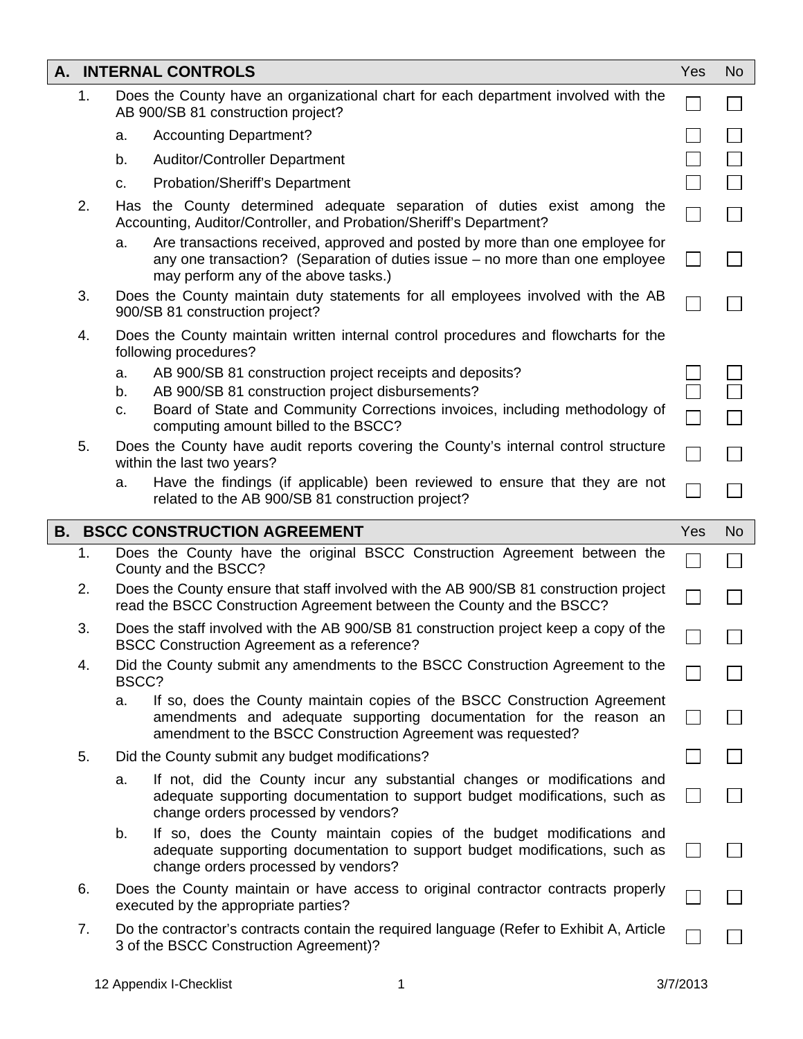| A. | INTERNAL CONTROLS | Yes | No |
|---|---|---|---|
| 1. | Does the County have an organizational chart for each department involved with the AB 900/SB 81 construction project? | ☐ | ☐ |
| | a. Accounting Department? | ☐ | ☐ |
| | b. Auditor/Controller Department | ☐ | ☐ |
| | c. Probation/Sheriff's Department | ☐ | ☐ |
| 2. | Has the County determined adequate separation of duties exist among the Accounting, Auditor/Controller, and Probation/Sheriff's Department? | ☐ | ☐ |
| | a. Are transactions received, approved and posted by more than one employee for any one transaction? (Separation of duties issue – no more than one employee may perform any of the above tasks.) | ☐ | ☐ |
| 3. | Does the County maintain duty statements for all employees involved with the AB 900/SB 81 construction project? | ☐ | ☐ |
| 4. | Does the County maintain written internal control procedures and flowcharts for the following procedures? | | |
| | a. AB 900/SB 81 construction project receipts and deposits? | ☐ | ☐ |
| | b. AB 900/SB 81 construction project disbursements? | ☐ | ☐ |
| | c. Board of State and Community Corrections invoices, including methodology of computing amount billed to the BSCC? | ☐ | ☐ |
| 5. | Does the County have audit reports covering the County's internal control structure within the last two years? | ☐ | ☐ |
| | a. Have the findings (if applicable) been reviewed to ensure that they are not related to the AB 900/SB 81 construction project? | ☐ | ☐ |

| B. | BSCC CONSTRUCTION AGREEMENT | Yes | No |
|---|---|---|---|
| 1. | Does the County have the original BSCC Construction Agreement between the County and the BSCC? | ☐ | ☐ |
| 2. | Does the County ensure that staff involved with the AB 900/SB 81 construction project read the BSCC Construction Agreement between the County and the BSCC? | ☐ | ☐ |
| 3. | Does the staff involved with the AB 900/SB 81 construction project keep a copy of the BSCC Construction Agreement as a reference? | ☐ | ☐ |
| 4. | Did the County submit any amendments to the BSCC Construction Agreement to the BSCC? | ☐ | ☐ |
| | a. If so, does the County maintain copies of the BSCC Construction Agreement amendments and adequate supporting documentation for the reason an amendment to the BSCC Construction Agreement was requested? | ☐ | ☐ |
| 5. | Did the County submit any budget modifications? | ☐ | ☐ |
| | a. If not, did the County incur any substantial changes or modifications and adequate supporting documentation to support budget modifications, such as change orders processed by vendors? | ☐ | ☐ |
| | b. If so, does the County maintain copies of the budget modifications and adequate supporting documentation to support budget modifications, such as change orders processed by vendors? | ☐ | ☐ |
| 6. | Does the County maintain or have access to original contractor contracts properly executed by the appropriate parties? | ☐ | ☐ |
| 7. | Do the contractor's contracts contain the required language (Refer to Exhibit A, Article 3 of the BSCC Construction Agreement)? | ☐ | ☐ |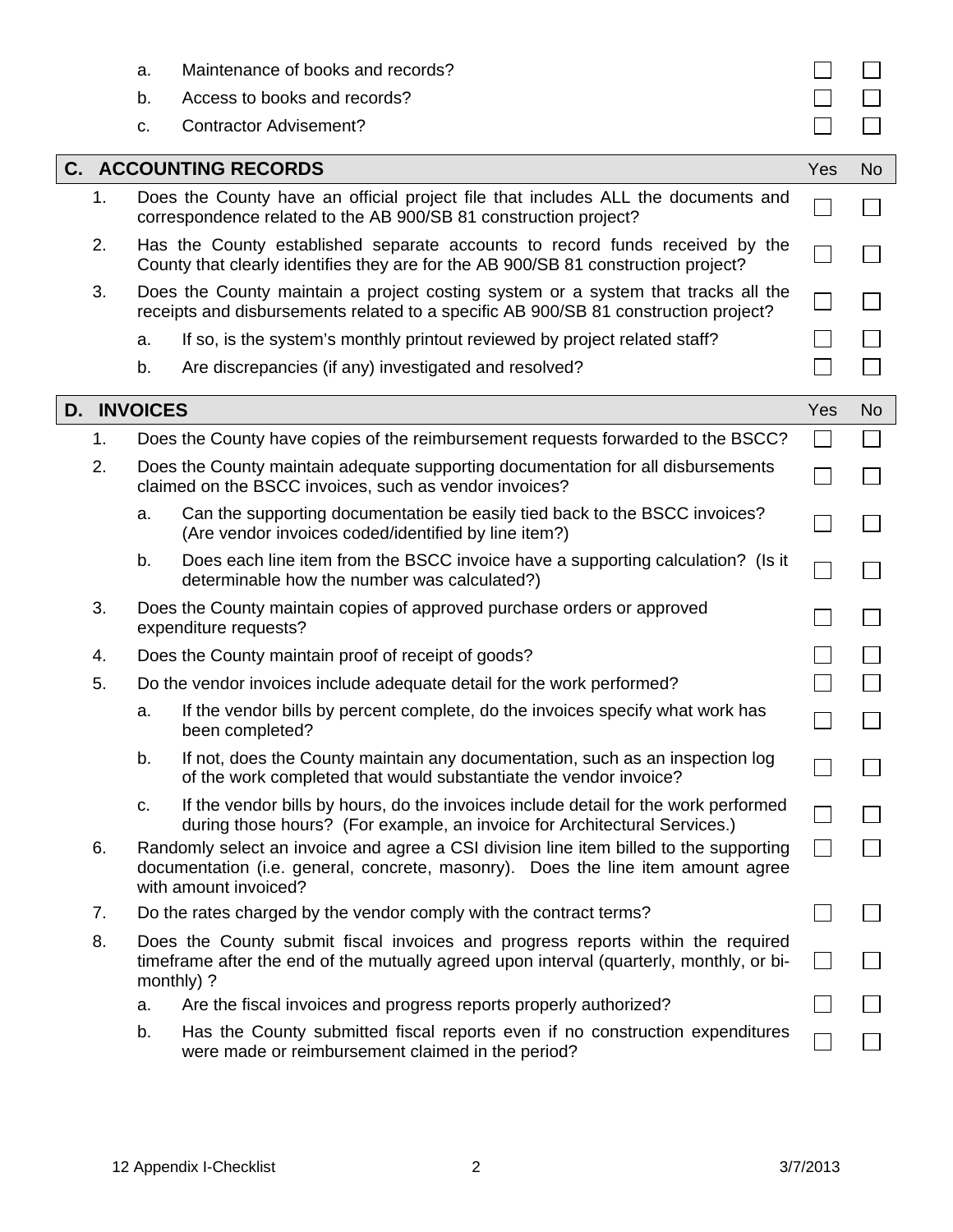| | | | Yes | No |
|---|---|---|---|---|
| | a. | Maintenance of books and records? | ☐ | ☐ |
| | b. | Access to books and records? | ☐ | ☐ |
| | c. | Contractor Advisement? | ☐ | ☐ |

| **C. ACCOUNTING RECORDS** | | | Yes | No |
|---|---|---|---|---|
| 1. | | Does the County have an official project file that includes ALL the documents and correspondence related to the AB 900/SB 81 construction project? | ☐ | ☐ |
| 2. | | Has the County established separate accounts to record funds received by the County that clearly identifies they are for the AB 900/SB 81 construction project? | ☐ | ☐ |
| 3. | | Does the County maintain a project costing system or a system that tracks all the receipts and disbursements related to a specific AB 900/SB 81 construction project? | ☐ | ☐ |
| | a. | If so, is the system's monthly printout reviewed by project related staff? | ☐ | ☐ |
| | b. | Are discrepancies (if any) investigated and resolved? | ☐ | ☐ |

| **D. INVOICES** | | | Yes | No |
|---|---|---|---|---|
| 1. | | Does the County have copies of the reimbursement requests forwarded to the BSCC? | ☐ | ☐ |
| 2. | | Does the County maintain adequate supporting documentation for all disbursements claimed on the BSCC invoices, such as vendor invoices? | ☐ | ☐ |
| | a. | Can the supporting documentation be easily tied back to the BSCC invoices? (Are vendor invoices coded/identified by line item?) | ☐ | ☐ |
| | b. | Does each line item from the BSCC invoice have a supporting calculation? (Is it determinable how the number was calculated?) | ☐ | ☐ |
| 3. | | Does the County maintain copies of approved purchase orders or approved expenditure requests? | ☐ | ☐ |
| 4. | | Does the County maintain proof of receipt of goods? | ☐ | ☐ |
| 5. | | Do the vendor invoices include adequate detail for the work performed? | ☐ | ☐ |
| | a. | If the vendor bills by percent complete, do the invoices specify what work has been completed? | ☐ | ☐ |
| | b. | If not, does the County maintain any documentation, such as an inspection log of the work completed that would substantiate the vendor invoice? | ☐ | ☐ |
| | c. | If the vendor bills by hours, do the invoices include detail for the work performed during those hours? (For example, an invoice for Architectural Services.) | ☐ | ☐ |
| 6. | | Randomly select an invoice and agree a CSI division line item billed to the supporting documentation (i.e. general, concrete, masonry). Does the line item amount agree with amount invoiced? | ☐ | ☐ |
| 7. | | Do the rates charged by the vendor comply with the contract terms? | ☐ | ☐ |
| 8. | | Does the County submit fiscal invoices and progress reports within the required timeframe after the end of the mutually agreed upon interval (quarterly, monthly, or bi-monthly) ? | ☐ | ☐ |
| | a. | Are the fiscal invoices and progress reports properly authorized? | ☐ | ☐ |
| | b. | Has the County submitted fiscal reports even if no construction expenditures were made or reimbursement claimed in the period? | ☐ | ☐ |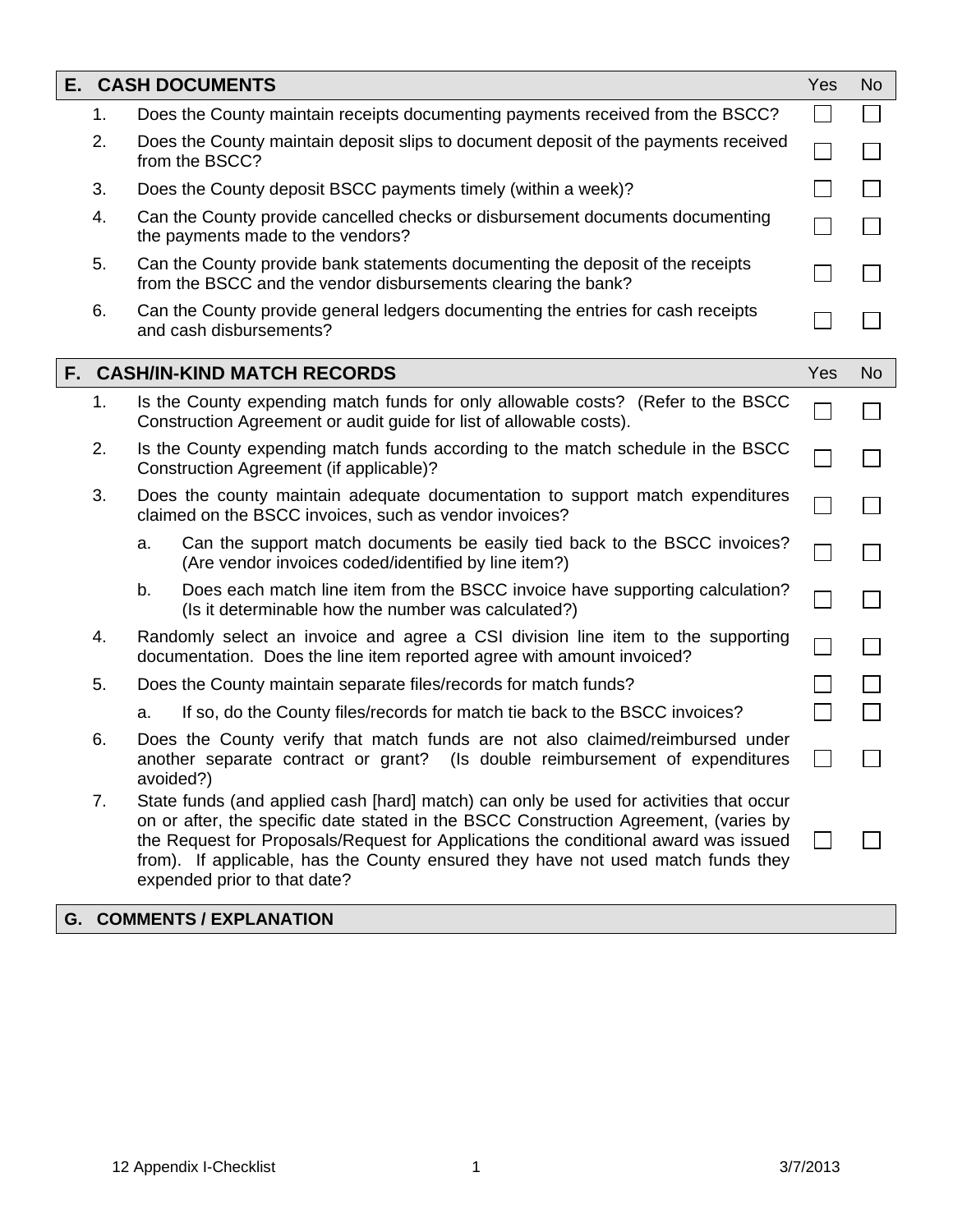| E. | CASH DOCUMENTS | Yes | No |
| --- | --- | --- | --- |
| 1. | Does the County maintain receipts documenting payments received from the BSCC? | ☐ | ☐ |
| 2. | Does the County maintain deposit slips to document deposit of the payments received from the BSCC? | ☐ | ☐ |
| 3. | Does the County deposit BSCC payments timely (within a week)? | ☐ | ☐ |
| 4. | Can the County provide cancelled checks or disbursement documents documenting the payments made to the vendors? | ☐ | ☐ |
| 5. | Can the County provide bank statements documenting the deposit of the receipts from the BSCC and the vendor disbursements clearing the bank? | ☐ | ☐ |
| 6. | Can the County provide general ledgers documenting the entries for cash receipts and cash disbursements? | ☐ | ☐ |

| F. | CASH/IN-KIND MATCH RECORDS | Yes | No |
| --- | --- | --- | --- |
| 1. | Is the County expending match funds for only allowable costs? (Refer to the BSCC Construction Agreement or audit guide for list of allowable costs). | ☐ | ☐ |
| 2. | Is the County expending match funds according to the match schedule in the BSCC Construction Agreement (if applicable)? | ☐ | ☐ |
| 3. | Does the county maintain adequate documentation to support match expenditures claimed on the BSCC invoices, such as vendor invoices? | ☐ | ☐ |
| | a. Can the support match documents be easily tied back to the BSCC invoices? (Are vendor invoices coded/identified by line item?) | ☐ | ☐ |
| | b. Does each match line item from the BSCC invoice have supporting calculation? (Is it determinable how the number was calculated?) | ☐ | ☐ |
| 4. | Randomly select an invoice and agree a CSI division line item to the supporting documentation. Does the line item reported agree with amount invoiced? | ☐ | ☐ |
| 5. | Does the County maintain separate files/records for match funds? | ☐ | ☐ |
| | a. If so, do the County files/records for match tie back to the BSCC invoices? | ☐ | ☐ |
| 6. | Does the County verify that match funds are not also claimed/reimbursed under another separate contract or grant? (Is double reimbursement of expenditures avoided?) | ☐ | ☐ |
| 7. | State funds (and applied cash [hard] match) can only be used for activities that occur on or after, the specific date stated in the BSCC Construction Agreement, (varies by the Request for Proposals/Request for Applications the conditional award was issued from). If applicable, has the County ensured they have not used match funds they expended prior to that date? | ☐ | ☐ |

## G. COMMENTS / EXPLANATION